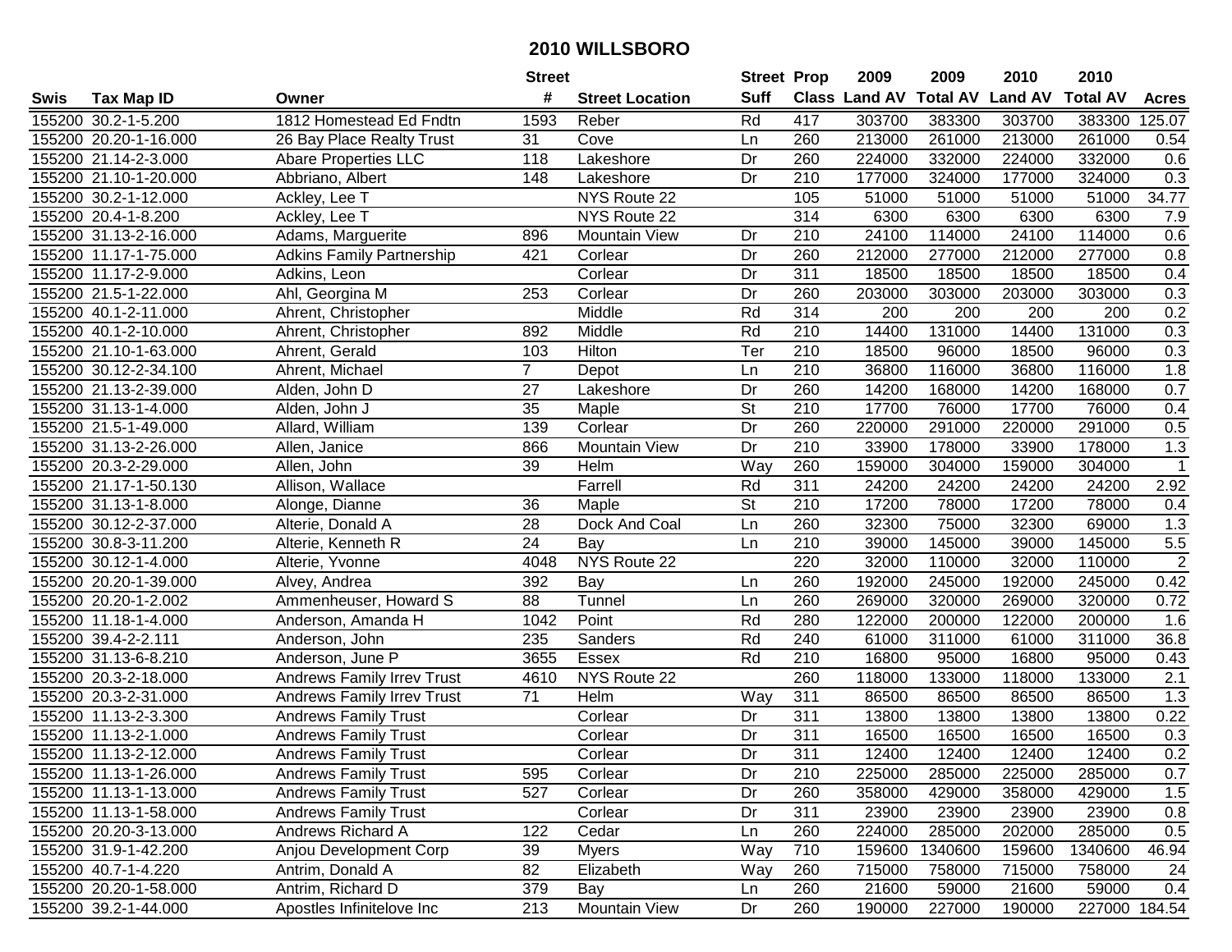# 2010 WILLSBORO

| Swis | Tax Map ID | Owner | Street # | Street Location | Street Suff | Prop Class | 2009 Land AV | 2009 Total AV | 2010 Land AV | 2010 Total AV | Acres |
|---|---|---|---|---|---|---|---|---|---|---|---|
| 155200 | 30.2-1-5.200 | 1812 Homestead Ed Fndtn | 1593 | Reber | Rd | 417 | 303700 | 383300 | 303700 | 383300 | 125.07 |
| 155200 | 20.20-1-16.000 | 26 Bay Place Realty Trust | 31 | Cove | Ln | 260 | 213000 | 261000 | 213000 | 261000 | 0.54 |
| 155200 | 21.14-2-3.000 | Abare Properties LLC | 118 | Lakeshore | Dr | 260 | 224000 | 332000 | 224000 | 332000 | 0.6 |
| 155200 | 21.10-1-20.000 | Abbriano, Albert | 148 | Lakeshore | Dr | 210 | 177000 | 324000 | 177000 | 324000 | 0.3 |
| 155200 | 30.2-1-12.000 | Ackley, Lee T | | NYS Route 22 | | 105 | 51000 | 51000 | 51000 | 51000 | 34.77 |
| 155200 | 20.4-1-8.200 | Ackley, Lee T | | NYS Route 22 | | 314 | 6300 | 6300 | 6300 | 6300 | 7.9 |
| 155200 | 31.13-2-16.000 | Adams, Marguerite | 896 | Mountain View | Dr | 210 | 24100 | 114000 | 24100 | 114000 | 0.6 |
| 155200 | 11.17-1-75.000 | Adkins Family Partnership | 421 | Corlear | Dr | 260 | 212000 | 277000 | 212000 | 277000 | 0.8 |
| 155200 | 11.17-2-9.000 | Adkins, Leon | | Corlear | Dr | 311 | 18500 | 18500 | 18500 | 18500 | 0.4 |
| 155200 | 21.5-1-22.000 | Ahl, Georgina M | 253 | Corlear | Dr | 260 | 203000 | 303000 | 203000 | 303000 | 0.3 |
| 155200 | 40.1-2-11.000 | Ahrent, Christopher | | Middle | Rd | 314 | 200 | 200 | 200 | 200 | 0.2 |
| 155200 | 40.1-2-10.000 | Ahrent, Christopher | 892 | Middle | Rd | 210 | 14400 | 131000 | 14400 | 131000 | 0.3 |
| 155200 | 21.10-1-63.000 | Ahrent, Gerald | 103 | Hilton | Ter | 210 | 18500 | 96000 | 18500 | 96000 | 0.3 |
| 155200 | 30.12-2-34.100 | Ahrent, Michael | 7 | Depot | Ln | 210 | 36800 | 116000 | 36800 | 116000 | 1.8 |
| 155200 | 21.13-2-39.000 | Alden, John D | 27 | Lakeshore | Dr | 260 | 14200 | 168000 | 14200 | 168000 | 0.7 |
| 155200 | 31.13-1-4.000 | Alden, John J | 35 | Maple | St | 210 | 17700 | 76000 | 17700 | 76000 | 0.4 |
| 155200 | 21.5-1-49.000 | Allard, William | 139 | Corlear | Dr | 260 | 220000 | 291000 | 220000 | 291000 | 0.5 |
| 155200 | 31.13-2-26.000 | Allen, Janice | 866 | Mountain View | Dr | 210 | 33900 | 178000 | 33900 | 178000 | 1.3 |
| 155200 | 20.3-2-29.000 | Allen, John | 39 | Helm | Way | 260 | 159000 | 304000 | 159000 | 304000 | 1 |
| 155200 | 21.17-1-50.130 | Allison, Wallace | | Farrell | Rd | 311 | 24200 | 24200 | 24200 | 24200 | 2.92 |
| 155200 | 31.13-1-8.000 | Alonge, Dianne | 36 | Maple | St | 210 | 17200 | 78000 | 17200 | 78000 | 0.4 |
| 155200 | 30.12-2-37.000 | Alterie, Donald A | 28 | Dock And Coal | Ln | 260 | 32300 | 75000 | 32300 | 69000 | 1.3 |
| 155200 | 30.8-3-11.200 | Alterie, Kenneth R | 24 | Bay | Ln | 210 | 39000 | 145000 | 39000 | 145000 | 5.5 |
| 155200 | 30.12-1-4.000 | Alterie, Yvonne | 4048 | NYS Route 22 | | 220 | 32000 | 110000 | 32000 | 110000 | 2 |
| 155200 | 20.20-1-39.000 | Alvey, Andrea | 392 | Bay | Ln | 260 | 192000 | 245000 | 192000 | 245000 | 0.42 |
| 155200 | 20.20-1-2.002 | Ammenheuser, Howard S | 88 | Tunnel | Ln | 260 | 269000 | 320000 | 269000 | 320000 | 0.72 |
| 155200 | 11.18-1-4.000 | Anderson, Amanda H | 1042 | Point | Rd | 280 | 122000 | 200000 | 122000 | 200000 | 1.6 |
| 155200 | 39.4-2-2.111 | Anderson, John | 235 | Sanders | Rd | 240 | 61000 | 311000 | 61000 | 311000 | 36.8 |
| 155200 | 31.13-6-8.210 | Anderson, June P | 3655 | Essex | Rd | 210 | 16800 | 95000 | 16800 | 95000 | 0.43 |
| 155200 | 20.3-2-18.000 | Andrews Family Irrev Trust | 4610 | NYS Route 22 | | 260 | 118000 | 133000 | 118000 | 133000 | 2.1 |
| 155200 | 20.3-2-31.000 | Andrews Family Irrev Trust | 71 | Helm | Way | 311 | 86500 | 86500 | 86500 | 86500 | 1.3 |
| 155200 | 11.13-2-3.300 | Andrews Family Trust | | Corlear | Dr | 311 | 13800 | 13800 | 13800 | 13800 | 0.22 |
| 155200 | 11.13-2-1.000 | Andrews Family Trust | | Corlear | Dr | 311 | 16500 | 16500 | 16500 | 16500 | 0.3 |
| 155200 | 11.13-2-12.000 | Andrews Family Trust | | Corlear | Dr | 311 | 12400 | 12400 | 12400 | 12400 | 0.2 |
| 155200 | 11.13-1-26.000 | Andrews Family Trust | 595 | Corlear | Dr | 210 | 225000 | 285000 | 225000 | 285000 | 0.7 |
| 155200 | 11.13-1-13.000 | Andrews Family Trust | 527 | Corlear | Dr | 260 | 358000 | 429000 | 358000 | 429000 | 1.5 |
| 155200 | 11.13-1-58.000 | Andrews Family Trust | | Corlear | Dr | 311 | 23900 | 23900 | 23900 | 23900 | 0.8 |
| 155200 | 20.20-3-13.000 | Andrews Richard A | 122 | Cedar | Ln | 260 | 224000 | 285000 | 202000 | 285000 | 0.5 |
| 155200 | 31.9-1-42.200 | Anjou Development Corp | 39 | Myers | Way | 710 | 159600 | 1340600 | 159600 | 1340600 | 46.94 |
| 155200 | 40.7-1-4.220 | Antrim, Donald A | 82 | Elizabeth | Way | 260 | 715000 | 758000 | 715000 | 758000 | 24 |
| 155200 | 20.20-1-58.000 | Antrim, Richard D | 379 | Bay | Ln | 260 | 21600 | 59000 | 21600 | 59000 | 0.4 |
| 155200 | 39.2-1-44.000 | Apostles Infinitelove Inc | 213 | Mountain View | Dr | 260 | 190000 | 227000 | 190000 | 227000 | 184.54 |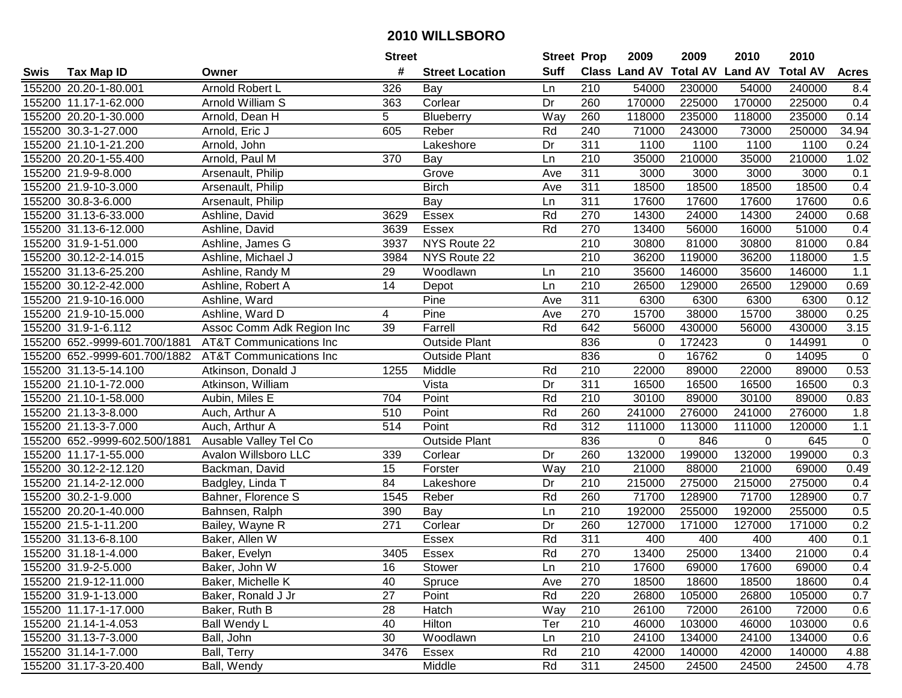# 2010 WILLSBORO

| Swis | Tax Map ID | Owner | Street # | Street Location | Street Suff | Prop Class | 2009 Land AV | 2009 Total AV | 2010 Land AV | 2010 Total AV | Acres |
|---|---|---|---|---|---|---|---|---|---|---|---|
| 155200 | 20.20-1-80.001 | Arnold Robert L | 326 | Bay | Ln | 210 | 54000 | 230000 | 54000 | 240000 | 8.4 |
| 155200 | 11.17-1-62.000 | Arnold William S | 363 | Corlear | Dr | 260 | 170000 | 225000 | 170000 | 225000 | 0.4 |
| 155200 | 20.20-1-30.000 | Arnold, Dean H | 5 | Blueberry | Way | 260 | 118000 | 235000 | 118000 | 235000 | 0.14 |
| 155200 | 30.3-1-27.000 | Arnold, Eric J | 605 | Reber | Rd | 240 | 71000 | 243000 | 73000 | 250000 | 34.94 |
| 155200 | 21.10-1-21.200 | Arnold, John | | Lakeshore | Dr | 311 | 1100 | 1100 | 1100 | 1100 | 0.24 |
| 155200 | 20.20-1-55.400 | Arnold, Paul M | 370 | Bay | Ln | 210 | 35000 | 210000 | 35000 | 210000 | 1.02 |
| 155200 | 21.9-9-8.000 | Arsenault, Philip | | Grove | Ave | 311 | 3000 | 3000 | 3000 | 3000 | 0.1 |
| 155200 | 21.9-10-3.000 | Arsenault, Philip | | Birch | Ave | 311 | 18500 | 18500 | 18500 | 18500 | 0.4 |
| 155200 | 30.8-3-6.000 | Arsenault, Philip | | Bay | Ln | 311 | 17600 | 17600 | 17600 | 17600 | 0.6 |
| 155200 | 31.13-6-33.000 | Ashline, David | 3629 | Essex | Rd | 270 | 14300 | 24000 | 14300 | 24000 | 0.68 |
| 155200 | 31.13-6-12.000 | Ashline, David | 3639 | Essex | Rd | 270 | 13400 | 56000 | 16000 | 51000 | 0.4 |
| 155200 | 31.9-1-51.000 | Ashline, James G | 3937 | NYS Route 22 | | 210 | 30800 | 81000 | 30800 | 81000 | 0.84 |
| 155200 | 30.12-2-14.015 | Ashline, Michael J | 3984 | NYS Route 22 | | 210 | 36200 | 119000 | 36200 | 118000 | 1.5 |
| 155200 | 31.13-6-25.200 | Ashline, Randy M | 29 | Woodlawn | Ln | 210 | 35600 | 146000 | 35600 | 146000 | 1.1 |
| 155200 | 30.12-2-42.000 | Ashline, Robert A | 14 | Depot | Ln | 210 | 26500 | 129000 | 26500 | 129000 | 0.69 |
| 155200 | 21.9-10-16.000 | Ashline, Ward | | Pine | Ave | 311 | 6300 | 6300 | 6300 | 6300 | 0.12 |
| 155200 | 21.9-10-15.000 | Ashline, Ward D | 4 | Pine | Ave | 270 | 15700 | 38000 | 15700 | 38000 | 0.25 |
| 155200 | 31.9-1-6.112 | Assoc Comm Adk Region Inc | 39 | Farrell | Rd | 642 | 56000 | 430000 | 56000 | 430000 | 3.15 |
| 155200 | 652.-9999-601.700/1881 | AT&T Communications Inc | | Outside Plant | | 836 | 0 | 172423 | 0 | 144991 | 0 |
| 155200 | 652.-9999-601.700/1882 | AT&T Communications Inc | | Outside Plant | | 836 | 0 | 16762 | 0 | 14095 | 0 |
| 155200 | 31.13-5-14.100 | Atkinson, Donald J | 1255 | Middle | Rd | 210 | 22000 | 89000 | 22000 | 89000 | 0.53 |
| 155200 | 21.10-1-72.000 | Atkinson, William | | Vista | Dr | 311 | 16500 | 16500 | 16500 | 16500 | 0.3 |
| 155200 | 21.10-1-58.000 | Aubin, Miles E | 704 | Point | Rd | 210 | 30100 | 89000 | 30100 | 89000 | 0.83 |
| 155200 | 21.13-3-8.000 | Auch, Arthur A | 510 | Point | Rd | 260 | 241000 | 276000 | 241000 | 276000 | 1.8 |
| 155200 | 21.13-3-7.000 | Auch, Arthur A | 514 | Point | Rd | 312 | 111000 | 113000 | 111000 | 120000 | 1.1 |
| 155200 | 652.-9999-602.500/1881 | Ausable Valley Tel Co | | Outside Plant | | 836 | 0 | 846 | 0 | 645 | 0 |
| 155200 | 11.17-1-55.000 | Avalon Willsboro LLC | 339 | Corlear | Dr | 260 | 132000 | 199000 | 132000 | 199000 | 0.3 |
| 155200 | 30.12-2-12.120 | Backman, David | 15 | Forster | Way | 210 | 21000 | 88000 | 21000 | 69000 | 0.49 |
| 155200 | 21.14-2-12.000 | Badgley, Linda T | 84 | Lakeshore | Dr | 210 | 215000 | 275000 | 215000 | 275000 | 0.4 |
| 155200 | 30.2-1-9.000 | Bahner, Florence S | 1545 | Reber | Rd | 260 | 71700 | 128900 | 71700 | 128900 | 0.7 |
| 155200 | 20.20-1-40.000 | Bahnsen, Ralph | 390 | Bay | Ln | 210 | 192000 | 255000 | 192000 | 255000 | 0.5 |
| 155200 | 21.5-1-11.200 | Bailey, Wayne R | 271 | Corlear | Dr | 260 | 127000 | 171000 | 127000 | 171000 | 0.2 |
| 155200 | 31.13-6-8.100 | Baker, Allen W | | Essex | Rd | 311 | 400 | 400 | 400 | 400 | 0.1 |
| 155200 | 31.18-1-4.000 | Baker, Evelyn | 3405 | Essex | Rd | 270 | 13400 | 25000 | 13400 | 21000 | 0.4 |
| 155200 | 31.9-2-5.000 | Baker, John W | 16 | Stower | Ln | 210 | 17600 | 69000 | 17600 | 69000 | 0.4 |
| 155200 | 21.9-12-11.000 | Baker, Michelle K | 40 | Spruce | Ave | 270 | 18500 | 18600 | 18500 | 18600 | 0.4 |
| 155200 | 31.9-1-13.000 | Baker, Ronald J Jr | 27 | Point | Rd | 220 | 26800 | 105000 | 26800 | 105000 | 0.7 |
| 155200 | 11.17-1-17.000 | Baker, Ruth B | 28 | Hatch | Way | 210 | 26100 | 72000 | 26100 | 72000 | 0.6 |
| 155200 | 21.14-1-4.053 | Ball Wendy L | 40 | Hilton | Ter | 210 | 46000 | 103000 | 46000 | 103000 | 0.6 |
| 155200 | 31.13-7-3.000 | Ball, John | 30 | Woodlawn | Ln | 210 | 24100 | 134000 | 24100 | 134000 | 0.6 |
| 155200 | 31.14-1-7.000 | Ball, Terry | 3476 | Essex | Rd | 210 | 42000 | 140000 | 42000 | 140000 | 4.88 |
| 155200 | 31.17-3-20.400 | Ball, Wendy | | Middle | Rd | 311 | 24500 | 24500 | 24500 | 24500 | 4.78 |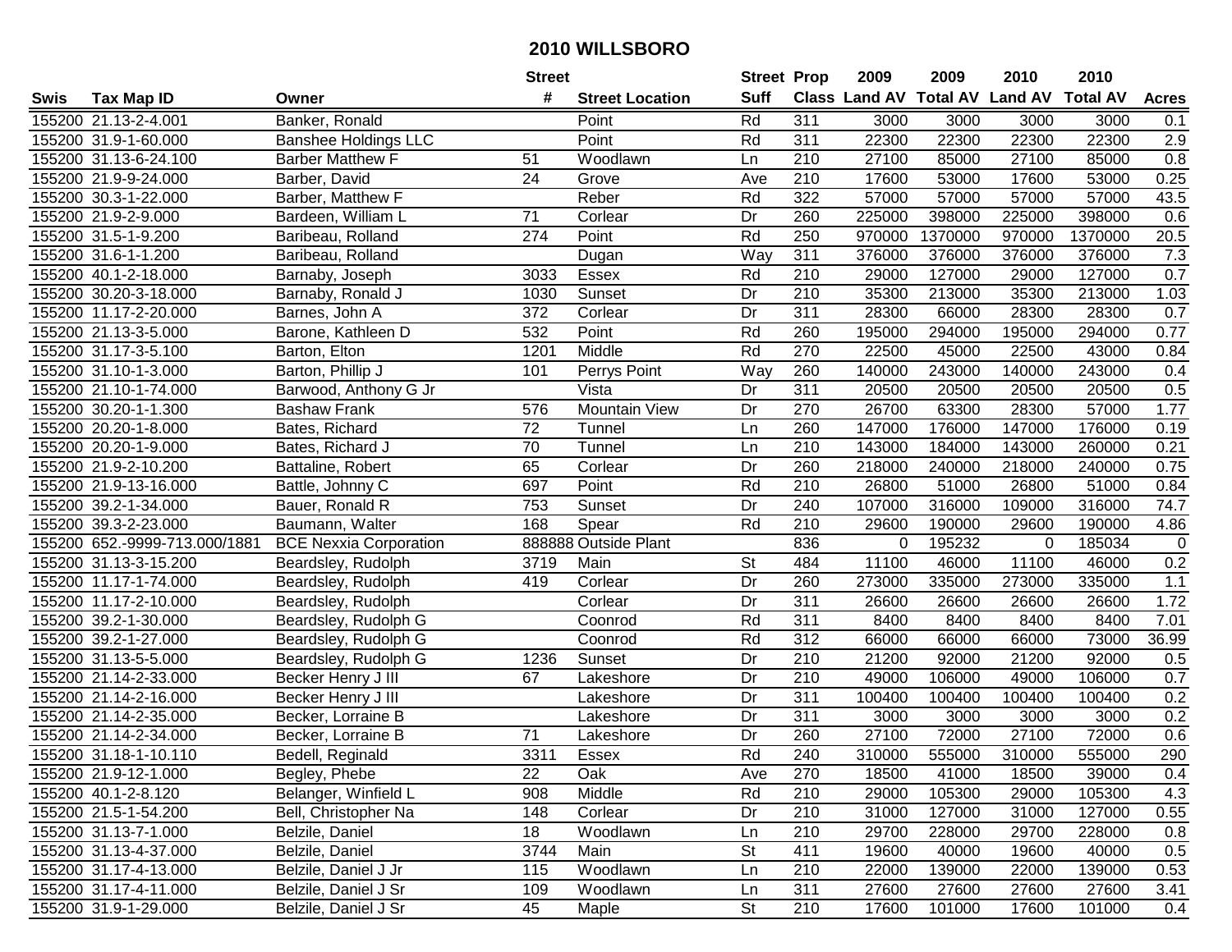# 2010 WILLSBORO

| Swis | Tax Map ID | Owner | Street # | Street Location | Street Suff | Prop Class | 2009 Land AV | 2009 Total AV | 2010 Land AV | 2010 Total AV | Acres |
|---|---|---|---|---|---|---|---|---|---|---|---|
| 155200 | 21.13-2-4.001 | Banker, Ronald | | Point | Rd | 311 | 3000 | 3000 | 3000 | 3000 | 0.1 |
| 155200 | 31.9-1-60.000 | Banshee Holdings LLC | | Point | Rd | 311 | 22300 | 22300 | 22300 | 22300 | 2.9 |
| 155200 | 31.13-6-24.100 | Barber Matthew F | 51 | Woodlawn | Ln | 210 | 27100 | 85000 | 27100 | 85000 | 0.8 |
| 155200 | 21.9-9-24.000 | Barber, David | 24 | Grove | Ave | 210 | 17600 | 53000 | 17600 | 53000 | 0.25 |
| 155200 | 30.3-1-22.000 | Barber, Matthew F | | Reber | Rd | 322 | 57000 | 57000 | 57000 | 57000 | 43.5 |
| 155200 | 21.9-2-9.000 | Bardeen, William L | 71 | Corlear | Dr | 260 | 225000 | 398000 | 225000 | 398000 | 0.6 |
| 155200 | 31.5-1-9.200 | Baribeau, Rolland | 274 | Point | Rd | 250 | 970000 | 1370000 | 970000 | 1370000 | 20.5 |
| 155200 | 31.6-1-1.200 | Baribeau, Rolland | | Dugan | Way | 311 | 376000 | 376000 | 376000 | 376000 | 7.3 |
| 155200 | 40.1-2-18.000 | Barnaby, Joseph | 3033 | Essex | Rd | 210 | 29000 | 127000 | 29000 | 127000 | 0.7 |
| 155200 | 30.20-3-18.000 | Barnaby, Ronald J | 1030 | Sunset | Dr | 210 | 35300 | 213000 | 35300 | 213000 | 1.03 |
| 155200 | 11.17-2-20.000 | Barnes, John A | 372 | Corlear | Dr | 311 | 28300 | 66000 | 28300 | 28300 | 0.7 |
| 155200 | 21.13-3-5.000 | Barone, Kathleen D | 532 | Point | Rd | 260 | 195000 | 294000 | 195000 | 294000 | 0.77 |
| 155200 | 31.17-3-5.100 | Barton, Elton | 1201 | Middle | Rd | 270 | 22500 | 45000 | 22500 | 43000 | 0.84 |
| 155200 | 31.10-1-3.000 | Barton, Phillip J | 101 | Perrys Point | Way | 260 | 140000 | 243000 | 140000 | 243000 | 0.4 |
| 155200 | 21.10-1-74.000 | Barwood, Anthony G Jr | | Vista | Dr | 311 | 20500 | 20500 | 20500 | 20500 | 0.5 |
| 155200 | 30.20-1-1.300 | Bashaw Frank | 576 | Mountain View | Dr | 270 | 26700 | 63300 | 28300 | 57000 | 1.77 |
| 155200 | 20.20-1-8.000 | Bates, Richard | 72 | Tunnel | Ln | 260 | 147000 | 176000 | 147000 | 176000 | 0.19 |
| 155200 | 20.20-1-9.000 | Bates, Richard J | 70 | Tunnel | Ln | 210 | 143000 | 184000 | 143000 | 260000 | 0.21 |
| 155200 | 21.9-2-10.200 | Battaline, Robert | 65 | Corlear | Dr | 260 | 218000 | 240000 | 218000 | 240000 | 0.75 |
| 155200 | 21.9-13-16.000 | Battle, Johnny C | 697 | Point | Rd | 210 | 26800 | 51000 | 26800 | 51000 | 0.84 |
| 155200 | 39.2-1-34.000 | Bauer, Ronald R | 753 | Sunset | Dr | 240 | 107000 | 316000 | 109000 | 316000 | 74.7 |
| 155200 | 39.3-2-23.000 | Baumann, Walter | 168 | Spear | Rd | 210 | 29600 | 190000 | 29600 | 190000 | 4.86 |
| 155200 | 652.-9999-713.000/1881 | BCE Nexxia Corporation | 888888 | Outside Plant | | 836 | 0 | 195232 | 0 | 185034 | 0 |
| 155200 | 31.13-3-15.200 | Beardsley, Rudolph | 3719 | Main | St | 484 | 11100 | 46000 | 11100 | 46000 | 0.2 |
| 155200 | 11.17-1-74.000 | Beardsley, Rudolph | 419 | Corlear | Dr | 260 | 273000 | 335000 | 273000 | 335000 | 1.1 |
| 155200 | 11.17-2-10.000 | Beardsley, Rudolph | | Corlear | Dr | 311 | 26600 | 26600 | 26600 | 26600 | 1.72 |
| 155200 | 39.2-1-30.000 | Beardsley, Rudolph G | | Coonrod | Rd | 311 | 8400 | 8400 | 8400 | 8400 | 7.01 |
| 155200 | 39.2-1-27.000 | Beardsley, Rudolph G | | Coonrod | Rd | 312 | 66000 | 66000 | 66000 | 73000 | 36.99 |
| 155200 | 31.13-5-5.000 | Beardsley, Rudolph G | 1236 | Sunset | Dr | 210 | 21200 | 92000 | 21200 | 92000 | 0.5 |
| 155200 | 21.14-2-33.000 | Becker Henry J III | 67 | Lakeshore | Dr | 210 | 49000 | 106000 | 49000 | 106000 | 0.7 |
| 155200 | 21.14-2-16.000 | Becker Henry J III | | Lakeshore | Dr | 311 | 100400 | 100400 | 100400 | 100400 | 0.2 |
| 155200 | 21.14-2-35.000 | Becker, Lorraine B | | Lakeshore | Dr | 311 | 3000 | 3000 | 3000 | 3000 | 0.2 |
| 155200 | 21.14-2-34.000 | Becker, Lorraine B | 71 | Lakeshore | Dr | 260 | 27100 | 72000 | 27100 | 72000 | 0.6 |
| 155200 | 31.18-1-10.110 | Bedell, Reginald | 3311 | Essex | Rd | 240 | 310000 | 555000 | 310000 | 555000 | 290 |
| 155200 | 21.9-12-1.000 | Begley, Phebe | 22 | Oak | Ave | 270 | 18500 | 41000 | 18500 | 39000 | 0.4 |
| 155200 | 40.1-2-8.120 | Belanger, Winfield L | 908 | Middle | Rd | 210 | 29000 | 105300 | 29000 | 105300 | 4.3 |
| 155200 | 21.5-1-54.200 | Bell, Christopher Na | 148 | Corlear | Dr | 210 | 31000 | 127000 | 31000 | 127000 | 0.55 |
| 155200 | 31.13-7-1.000 | Belzile, Daniel | 18 | Woodlawn | Ln | 210 | 29700 | 228000 | 29700 | 228000 | 0.8 |
| 155200 | 31.13-4-37.000 | Belzile, Daniel | 3744 | Main | St | 411 | 19600 | 40000 | 19600 | 40000 | 0.5 |
| 155200 | 31.17-4-13.000 | Belzile, Daniel J Jr | 115 | Woodlawn | Ln | 210 | 22000 | 139000 | 22000 | 139000 | 0.53 |
| 155200 | 31.17-4-11.000 | Belzile, Daniel J Sr | 109 | Woodlawn | Ln | 311 | 27600 | 27600 | 27600 | 27600 | 3.41 |
| 155200 | 31.9-1-29.000 | Belzile, Daniel J Sr | 45 | Maple | St | 210 | 17600 | 101000 | 17600 | 101000 | 0.4 |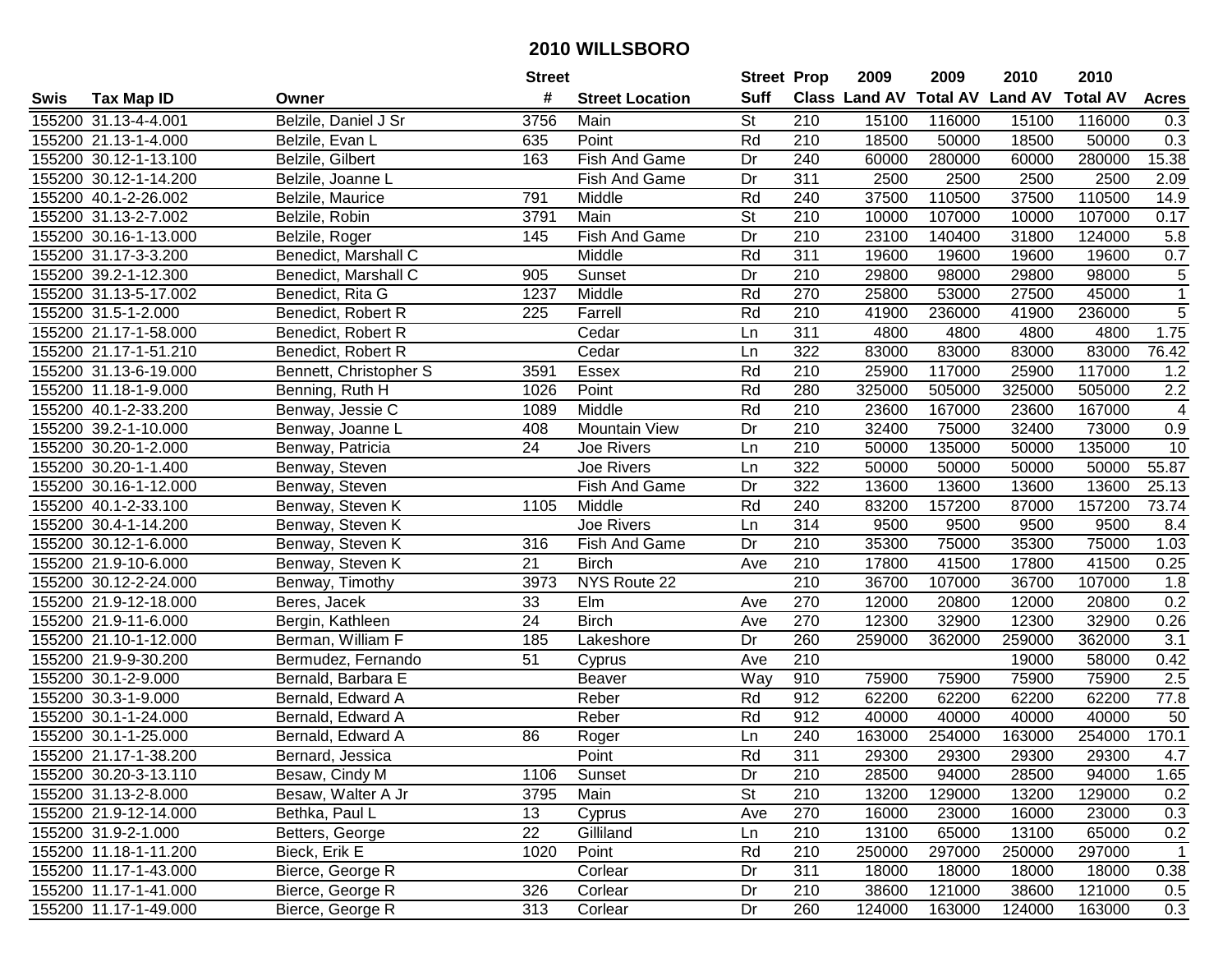# 2010 WILLSBORO

| Swis | Tax Map ID | Owner | Street # | Street Location | Street Suff | Prop Class | 2009 Land AV | 2009 Total AV | 2010 Land AV | 2010 Total AV | Acres |
|---|---|---|---|---|---|---|---|---|---|---|---|
| 155200 | 31.13-4-4.001 | Belzile, Daniel J Sr | 3756 | Main | St | 210 | 15100 | 116000 | 15100 | 116000 | 0.3 |
| 155200 | 21.13-1-4.000 | Belzile, Evan L | 635 | Point | Rd | 210 | 18500 | 50000 | 18500 | 50000 | 0.3 |
| 155200 | 30.12-1-13.100 | Belzile, Gilbert | 163 | Fish And Game | Dr | 240 | 60000 | 280000 | 60000 | 280000 | 15.38 |
| 155200 | 30.12-1-14.200 | Belzile, Joanne L | | Fish And Game | Dr | 311 | 2500 | 2500 | 2500 | 2500 | 2.09 |
| 155200 | 40.1-2-26.002 | Belzile, Maurice | 791 | Middle | Rd | 240 | 37500 | 110500 | 37500 | 110500 | 14.9 |
| 155200 | 31.13-2-7.002 | Belzile, Robin | 3791 | Main | St | 210 | 10000 | 107000 | 10000 | 107000 | 0.17 |
| 155200 | 30.16-1-13.000 | Belzile, Roger | 145 | Fish And Game | Dr | 210 | 23100 | 140400 | 31800 | 124000 | 5.8 |
| 155200 | 31.17-3-3.200 | Benedict, Marshall C | | Middle | Rd | 311 | 19600 | 19600 | 19600 | 19600 | 0.7 |
| 155200 | 39.2-1-12.300 | Benedict, Marshall C | 905 | Sunset | Dr | 210 | 29800 | 98000 | 29800 | 98000 | 5 |
| 155200 | 31.13-5-17.002 | Benedict, Rita G | 1237 | Middle | Rd | 270 | 25800 | 53000 | 27500 | 45000 | 1 |
| 155200 | 31.5-1-2.000 | Benedict, Robert R | 225 | Farrell | Rd | 210 | 41900 | 236000 | 41900 | 236000 | 5 |
| 155200 | 21.17-1-58.000 | Benedict, Robert R | | Cedar | Ln | 311 | 4800 | 4800 | 4800 | 4800 | 1.75 |
| 155200 | 21.17-1-51.210 | Benedict, Robert R | | Cedar | Ln | 322 | 83000 | 83000 | 83000 | 83000 | 76.42 |
| 155200 | 31.13-6-19.000 | Bennett, Christopher S | 3591 | Essex | Rd | 210 | 25900 | 117000 | 25900 | 117000 | 1.2 |
| 155200 | 11.18-1-9.000 | Benning, Ruth H | 1026 | Point | Rd | 280 | 325000 | 505000 | 325000 | 505000 | 2.2 |
| 155200 | 40.1-2-33.200 | Benway, Jessie C | 1089 | Middle | Rd | 210 | 23600 | 167000 | 23600 | 167000 | 4 |
| 155200 | 39.2-1-10.000 | Benway, Joanne L | 408 | Mountain View | Dr | 210 | 32400 | 75000 | 32400 | 73000 | 0.9 |
| 155200 | 30.20-1-2.000 | Benway, Patricia | 24 | Joe Rivers | Ln | 210 | 50000 | 135000 | 50000 | 135000 | 10 |
| 155200 | 30.20-1-1.400 | Benway, Steven | | Joe Rivers | Ln | 322 | 50000 | 50000 | 50000 | 50000 | 55.87 |
| 155200 | 30.16-1-12.000 | Benway, Steven | | Fish And Game | Dr | 322 | 13600 | 13600 | 13600 | 13600 | 25.13 |
| 155200 | 40.1-2-33.100 | Benway, Steven K | 1105 | Middle | Rd | 240 | 83200 | 157200 | 87000 | 157200 | 73.74 |
| 155200 | 30.4-1-14.200 | Benway, Steven K | | Joe Rivers | Ln | 314 | 9500 | 9500 | 9500 | 9500 | 8.4 |
| 155200 | 30.12-1-6.000 | Benway, Steven K | 316 | Fish And Game | Dr | 210 | 35300 | 75000 | 35300 | 75000 | 1.03 |
| 155200 | 21.9-10-6.000 | Benway, Steven K | 21 | Birch | Ave | 210 | 17800 | 41500 | 17800 | 41500 | 0.25 |
| 155200 | 30.12-2-24.000 | Benway, Timothy | 3973 | NYS Route 22 | | 210 | 36700 | 107000 | 36700 | 107000 | 1.8 |
| 155200 | 21.9-12-18.000 | Beres, Jacek | 33 | Elm | Ave | 270 | 12000 | 20800 | 12000 | 20800 | 0.2 |
| 155200 | 21.9-11-6.000 | Bergin, Kathleen | 24 | Birch | Ave | 270 | 12300 | 32900 | 12300 | 32900 | 0.26 |
| 155200 | 21.10-1-12.000 | Berman, William F | 185 | Lakeshore | Dr | 260 | 259000 | 362000 | 259000 | 362000 | 3.1 |
| 155200 | 21.9-9-30.200 | Bermudez, Fernando | 51 | Cyprus | Ave | 210 | | | 19000 | 58000 | 0.42 |
| 155200 | 30.1-2-9.000 | Bernald, Barbara E | | Beaver | Way | 910 | 75900 | 75900 | 75900 | 75900 | 2.5 |
| 155200 | 30.3-1-9.000 | Bernald, Edward A | | Reber | Rd | 912 | 62200 | 62200 | 62200 | 62200 | 77.8 |
| 155200 | 30.1-1-24.000 | Bernald, Edward A | | Reber | Rd | 912 | 40000 | 40000 | 40000 | 40000 | 50 |
| 155200 | 30.1-1-25.000 | Bernald, Edward A | 86 | Roger | Ln | 240 | 163000 | 254000 | 163000 | 254000 | 170.1 |
| 155200 | 21.17-1-38.200 | Bernard, Jessica | | Point | Rd | 311 | 29300 | 29300 | 29300 | 29300 | 4.7 |
| 155200 | 30.20-3-13.110 | Besaw, Cindy M | 1106 | Sunset | Dr | 210 | 28500 | 94000 | 28500 | 94000 | 1.65 |
| 155200 | 31.13-2-8.000 | Besaw, Walter A Jr | 3795 | Main | St | 210 | 13200 | 129000 | 13200 | 129000 | 0.2 |
| 155200 | 21.9-12-14.000 | Bethka, Paul L | 13 | Cyprus | Ave | 270 | 16000 | 23000 | 16000 | 23000 | 0.3 |
| 155200 | 31.9-2-1.000 | Betters, George | 22 | Gilliland | Ln | 210 | 13100 | 65000 | 13100 | 65000 | 0.2 |
| 155200 | 11.18-1-11.200 | Bieck, Erik E | 1020 | Point | Rd | 210 | 250000 | 297000 | 250000 | 297000 | 1 |
| 155200 | 11.17-1-43.000 | Bierce, George R | | Corlear | Dr | 311 | 18000 | 18000 | 18000 | 18000 | 0.38 |
| 155200 | 11.17-1-41.000 | Bierce, George R | 326 | Corlear | Dr | 210 | 38600 | 121000 | 38600 | 121000 | 0.5 |
| 155200 | 11.17-1-49.000 | Bierce, George R | 313 | Corlear | Dr | 260 | 124000 | 163000 | 124000 | 163000 | 0.3 |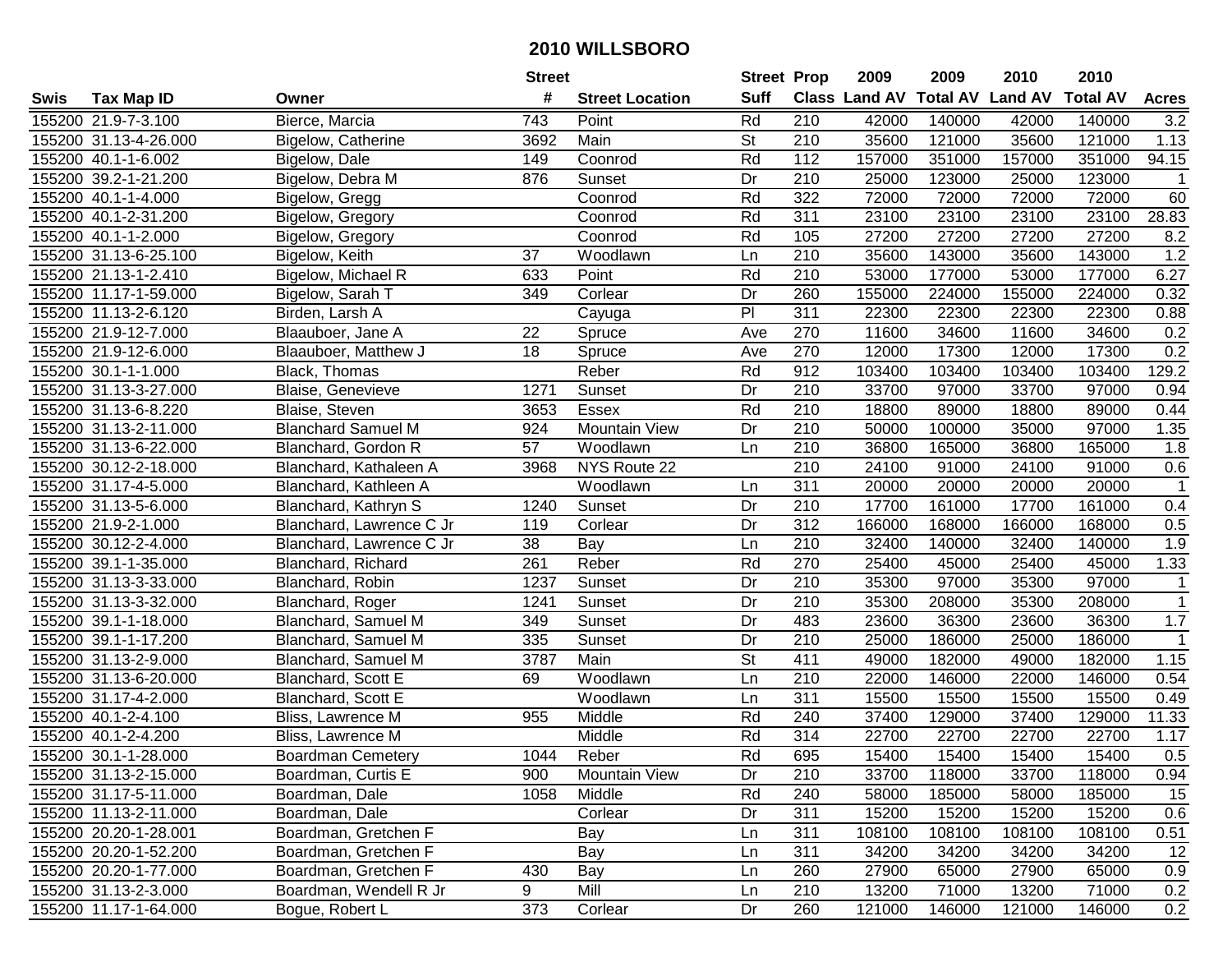# 2010 WILLSBORO

| Swis | Tax Map ID | Owner | Street # | Street Location | Street Suff | Prop Class | 2009 Land AV | 2009 Total AV | 2010 Land AV | 2010 Total AV | Acres |
|---|---|---|---|---|---|---|---|---|---|---|---|
| 155200 | 21.9-7-3.100 | Bierce, Marcia | 743 | Point | Rd | 210 | 42000 | 140000 | 42000 | 140000 | 3.2 |
| 155200 | 31.13-4-26.000 | Bigelow, Catherine | 3692 | Main | St | 210 | 35600 | 121000 | 35600 | 121000 | 1.13 |
| 155200 | 40.1-1-6.002 | Bigelow, Dale | 149 | Coonrod | Rd | 112 | 157000 | 351000 | 157000 | 351000 | 94.15 |
| 155200 | 39.2-1-21.200 | Bigelow, Debra M | 876 | Sunset | Dr | 210 | 25000 | 123000 | 25000 | 123000 | 1 |
| 155200 | 40.1-1-4.000 | Bigelow, Gregg | | Coonrod | Rd | 322 | 72000 | 72000 | 72000 | 72000 | 60 |
| 155200 | 40.1-2-31.200 | Bigelow, Gregory | | Coonrod | Rd | 311 | 23100 | 23100 | 23100 | 23100 | 28.83 |
| 155200 | 40.1-1-2.000 | Bigelow, Gregory | | Coonrod | Rd | 105 | 27200 | 27200 | 27200 | 27200 | 8.2 |
| 155200 | 31.13-6-25.100 | Bigelow, Keith | 37 | Woodlawn | Ln | 210 | 35600 | 143000 | 35600 | 143000 | 1.2 |
| 155200 | 21.13-1-2.410 | Bigelow, Michael R | 633 | Point | Rd | 210 | 53000 | 177000 | 53000 | 177000 | 6.27 |
| 155200 | 11.17-1-59.000 | Bigelow, Sarah T | 349 | Corlear | Dr | 260 | 155000 | 224000 | 155000 | 224000 | 0.32 |
| 155200 | 11.13-2-6.120 | Birden, Larsh A | | Cayuga | Pl | 311 | 22300 | 22300 | 22300 | 22300 | 0.88 |
| 155200 | 21.9-12-7.000 | Blaauboer, Jane A | 22 | Spruce | Ave | 270 | 11600 | 34600 | 11600 | 34600 | 0.2 |
| 155200 | 21.9-12-6.000 | Blaauboer, Matthew J | 18 | Spruce | Ave | 270 | 12000 | 17300 | 12000 | 17300 | 0.2 |
| 155200 | 30.1-1-1.000 | Black, Thomas | | Reber | Rd | 912 | 103400 | 103400 | 103400 | 103400 | 129.2 |
| 155200 | 31.13-3-27.000 | Blaise, Genevieve | 1271 | Sunset | Dr | 210 | 33700 | 97000 | 33700 | 97000 | 0.94 |
| 155200 | 31.13-6-8.220 | Blaise, Steven | 3653 | Essex | Rd | 210 | 18800 | 89000 | 18800 | 89000 | 0.44 |
| 155200 | 31.13-2-11.000 | Blanchard Samuel M | 924 | Mountain View | Dr | 210 | 50000 | 100000 | 35000 | 97000 | 1.35 |
| 155200 | 31.13-6-22.000 | Blanchard, Gordon R | 57 | Woodlawn | Ln | 210 | 36800 | 165000 | 36800 | 165000 | 1.8 |
| 155200 | 30.12-2-18.000 | Blanchard, Kathaleen A | 3968 | NYS Route 22 | | 210 | 24100 | 91000 | 24100 | 91000 | 0.6 |
| 155200 | 31.17-4-5.000 | Blanchard, Kathleen A | | Woodlawn | Ln | 311 | 20000 | 20000 | 20000 | 20000 | 1 |
| 155200 | 31.13-5-6.000 | Blanchard, Kathryn S | 1240 | Sunset | Dr | 210 | 17700 | 161000 | 17700 | 161000 | 0.4 |
| 155200 | 21.9-2-1.000 | Blanchard, Lawrence C Jr | 119 | Corlear | Dr | 312 | 166000 | 168000 | 166000 | 168000 | 0.5 |
| 155200 | 30.12-2-4.000 | Blanchard, Lawrence C Jr | 38 | Bay | Ln | 210 | 32400 | 140000 | 32400 | 140000 | 1.9 |
| 155200 | 39.1-1-35.000 | Blanchard, Richard | 261 | Reber | Rd | 270 | 25400 | 45000 | 25400 | 45000 | 1.33 |
| 155200 | 31.13-3-33.000 | Blanchard, Robin | 1237 | Sunset | Dr | 210 | 35300 | 97000 | 35300 | 97000 | 1 |
| 155200 | 31.13-3-32.000 | Blanchard, Roger | 1241 | Sunset | Dr | 210 | 35300 | 208000 | 35300 | 208000 | 1 |
| 155200 | 39.1-1-18.000 | Blanchard, Samuel M | 349 | Sunset | Dr | 483 | 23600 | 36300 | 23600 | 36300 | 1.7 |
| 155200 | 39.1-1-17.200 | Blanchard, Samuel M | 335 | Sunset | Dr | 210 | 25000 | 186000 | 25000 | 186000 | 1 |
| 155200 | 31.13-2-9.000 | Blanchard, Samuel M | 3787 | Main | St | 411 | 49000 | 182000 | 49000 | 182000 | 1.15 |
| 155200 | 31.13-6-20.000 | Blanchard, Scott E | 69 | Woodlawn | Ln | 210 | 22000 | 146000 | 22000 | 146000 | 0.54 |
| 155200 | 31.17-4-2.000 | Blanchard, Scott E | | Woodlawn | Ln | 311 | 15500 | 15500 | 15500 | 15500 | 0.49 |
| 155200 | 40.1-2-4.100 | Bliss, Lawrence M | 955 | Middle | Rd | 240 | 37400 | 129000 | 37400 | 129000 | 11.33 |
| 155200 | 40.1-2-4.200 | Bliss, Lawrence M | | Middle | Rd | 314 | 22700 | 22700 | 22700 | 22700 | 1.17 |
| 155200 | 30.1-1-28.000 | Boardman Cemetery | 1044 | Reber | Rd | 695 | 15400 | 15400 | 15400 | 15400 | 0.5 |
| 155200 | 31.13-2-15.000 | Boardman, Curtis E | 900 | Mountain View | Dr | 210 | 33700 | 118000 | 33700 | 118000 | 0.94 |
| 155200 | 31.17-5-11.000 | Boardman, Dale | 1058 | Middle | Rd | 240 | 58000 | 185000 | 58000 | 185000 | 15 |
| 155200 | 11.13-2-11.000 | Boardman, Dale | | Corlear | Dr | 311 | 15200 | 15200 | 15200 | 15200 | 0.6 |
| 155200 | 20.20-1-28.001 | Boardman, Gretchen F | | Bay | Ln | 311 | 108100 | 108100 | 108100 | 108100 | 0.51 |
| 155200 | 20.20-1-52.200 | Boardman, Gretchen F | | Bay | Ln | 311 | 34200 | 34200 | 34200 | 34200 | 12 |
| 155200 | 20.20-1-77.000 | Boardman, Gretchen F | 430 | Bay | Ln | 260 | 27900 | 65000 | 27900 | 65000 | 0.9 |
| 155200 | 31.13-2-3.000 | Boardman, Wendell R Jr | 9 | Mill | Ln | 210 | 13200 | 71000 | 13200 | 71000 | 0.2 |
| 155200 | 11.17-1-64.000 | Bogue, Robert L | 373 | Corlear | Dr | 260 | 121000 | 146000 | 121000 | 146000 | 0.2 |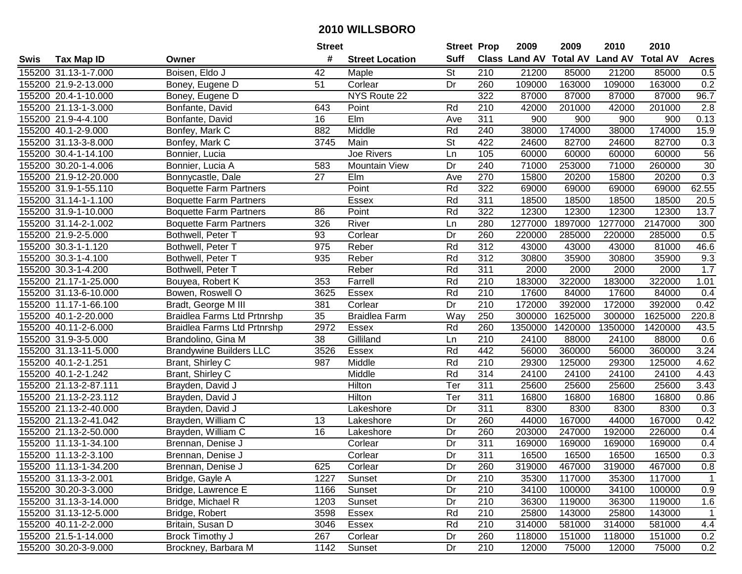# 2010 WILLSBORO

| Swis | Tax Map ID | Owner | Street # | Street Location | Street Suff | Prop Class | 2009 Land AV | 2009 Total AV | 2010 Land AV | 2010 Total AV | Acres |
|---|---|---|---|---|---|---|---|---|---|---|---|
| 155200 | 31.13-1-7.000 | Boisen, Eldo J | 42 | Maple | St | 210 | 21200 | 85000 | 21200 | 85000 | 0.5 |
| 155200 | 21.9-2-13.000 | Boney, Eugene D | 51 | Corlear | Dr | 260 | 109000 | 163000 | 109000 | 163000 | 0.2 |
| 155200 | 20.4-1-10.000 | Boney, Eugene D | | NYS Route 22 | | 322 | 87000 | 87000 | 87000 | 87000 | 96.7 |
| 155200 | 21.13-1-3.000 | Bonfante, David | 643 | Point | Rd | 210 | 42000 | 201000 | 42000 | 201000 | 2.8 |
| 155200 | 21.9-4-4.100 | Bonfante, David | 16 | Elm | Ave | 311 | 900 | 900 | 900 | 900 | 0.13 |
| 155200 | 40.1-2-9.000 | Bonfey, Mark C | 882 | Middle | Rd | 240 | 38000 | 174000 | 38000 | 174000 | 15.9 |
| 155200 | 31.13-3-8.000 | Bonfey, Mark C | 3745 | Main | St | 422 | 24600 | 82700 | 24600 | 82700 | 0.3 |
| 155200 | 30.4-1-14.100 | Bonnier, Lucia | | Joe Rivers | Ln | 105 | 60000 | 60000 | 60000 | 60000 | 56 |
| 155200 | 30.20-1-4.006 | Bonnier, Lucia A | 583 | Mountain View | Dr | 240 | 71000 | 253000 | 71000 | 260000 | 30 |
| 155200 | 21.9-12-20.000 | Bonnycastle, Dale | 27 | Elm | Ave | 270 | 15800 | 20200 | 15800 | 20200 | 0.3 |
| 155200 | 31.9-1-55.110 | Boquette Farm Partners | | Point | Rd | 322 | 69000 | 69000 | 69000 | 69000 | 62.55 |
| 155200 | 31.14-1-1.100 | Boquette Farm Partners | | Essex | Rd | 311 | 18500 | 18500 | 18500 | 18500 | 20.5 |
| 155200 | 31.9-1-10.000 | Boquette Farm Partners | 86 | Point | Rd | 322 | 12300 | 12300 | 12300 | 12300 | 13.7 |
| 155200 | 31.14-2-1.002 | Boquette Farm Partners | 326 | River | Ln | 280 | 1277000 | 1897000 | 1277000 | 2147000 | 300 |
| 155200 | 21.9-2-5.000 | Bothwell, Peter T | 93 | Corlear | Dr | 260 | 220000 | 285000 | 220000 | 285000 | 0.5 |
| 155200 | 30.3-1-1.120 | Bothwell, Peter T | 975 | Reber | Rd | 312 | 43000 | 43000 | 43000 | 81000 | 46.6 |
| 155200 | 30.3-1-4.100 | Bothwell, Peter T | 935 | Reber | Rd | 312 | 30800 | 35900 | 30800 | 35900 | 9.3 |
| 155200 | 30.3-1-4.200 | Bothwell, Peter T | | Reber | Rd | 311 | 2000 | 2000 | 2000 | 2000 | 1.7 |
| 155200 | 21.17-1-25.000 | Bouyea, Robert K | 353 | Farrell | Rd | 210 | 183000 | 322000 | 183000 | 322000 | 1.01 |
| 155200 | 31.13-6-10.000 | Bowen, Roswell O | 3625 | Essex | Rd | 210 | 17600 | 84000 | 17600 | 84000 | 0.4 |
| 155200 | 11.17-1-66.100 | Bradt, George M III | 381 | Corlear | Dr | 210 | 172000 | 392000 | 172000 | 392000 | 0.42 |
| 155200 | 40.1-2-20.000 | Braidlea Farms Ltd Prtnrshp | 35 | Braidlea Farm | Way | 250 | 300000 | 1625000 | 300000 | 1625000 | 220.8 |
| 155200 | 40.11-2-6.000 | Braidlea Farms Ltd Prtnrshp | 2972 | Essex | Rd | 260 | 1350000 | 1420000 | 1350000 | 1420000 | 43.5 |
| 155200 | 31.9-3-5.000 | Brandolino, Gina M | 38 | Gilliland | Ln | 210 | 24100 | 88000 | 24100 | 88000 | 0.6 |
| 155200 | 31.13-11-5.000 | Brandywine Builders LLC | 3526 | Essex | Rd | 442 | 56000 | 360000 | 56000 | 360000 | 3.24 |
| 155200 | 40.1-2-1.251 | Brant, Shirley C | 987 | Middle | Rd | 210 | 29300 | 125000 | 29300 | 125000 | 4.62 |
| 155200 | 40.1-2-1.242 | Brant, Shirley C | | Middle | Rd | 314 | 24100 | 24100 | 24100 | 24100 | 4.43 |
| 155200 | 21.13-2-87.111 | Brayden, David J | | Hilton | Ter | 311 | 25600 | 25600 | 25600 | 25600 | 3.43 |
| 155200 | 21.13-2-23.112 | Brayden, David J | | Hilton | Ter | 311 | 16800 | 16800 | 16800 | 16800 | 0.86 |
| 155200 | 21.13-2-40.000 | Brayden, David J | | Lakeshore | Dr | 311 | 8300 | 8300 | 8300 | 8300 | 0.3 |
| 155200 | 21.13-2-41.042 | Brayden, William C | 13 | Lakeshore | Dr | 260 | 44000 | 167000 | 44000 | 167000 | 0.42 |
| 155200 | 21.13-2-50.000 | Brayden, William C | 16 | Lakeshore | Dr | 260 | 203000 | 247000 | 192000 | 226000 | 0.4 |
| 155200 | 11.13-1-34.100 | Brennan, Denise J | | Corlear | Dr | 311 | 169000 | 169000 | 169000 | 169000 | 0.4 |
| 155200 | 11.13-2-3.100 | Brennan, Denise J | | Corlear | Dr | 311 | 16500 | 16500 | 16500 | 16500 | 0.3 |
| 155200 | 11.13-1-34.200 | Brennan, Denise J | 625 | Corlear | Dr | 260 | 319000 | 467000 | 319000 | 467000 | 0.8 |
| 155200 | 31.13-3-2.001 | Bridge, Gayle A | 1227 | Sunset | Dr | 210 | 35300 | 117000 | 35300 | 117000 | 1 |
| 155200 | 30.20-3-3.000 | Bridge, Lawrence E | 1166 | Sunset | Dr | 210 | 34100 | 100000 | 34100 | 100000 | 0.9 |
| 155200 | 31.13-3-14.000 | Bridge, Michael R | 1203 | Sunset | Dr | 210 | 36300 | 119000 | 36300 | 119000 | 1.6 |
| 155200 | 31.13-12-5.000 | Bridge, Robert | 3598 | Essex | Rd | 210 | 25800 | 143000 | 25800 | 143000 | 1 |
| 155200 | 40.11-2-2.000 | Britain, Susan D | 3046 | Essex | Rd | 210 | 314000 | 581000 | 314000 | 581000 | 4.4 |
| 155200 | 21.5-1-14.000 | Brock Timothy J | 267 | Corlear | Dr | 260 | 118000 | 151000 | 118000 | 151000 | 0.2 |
| 155200 | 30.20-3-9.000 | Brockney, Barbara M | 1142 | Sunset | Dr | 210 | 12000 | 75000 | 12000 | 75000 | 0.2 |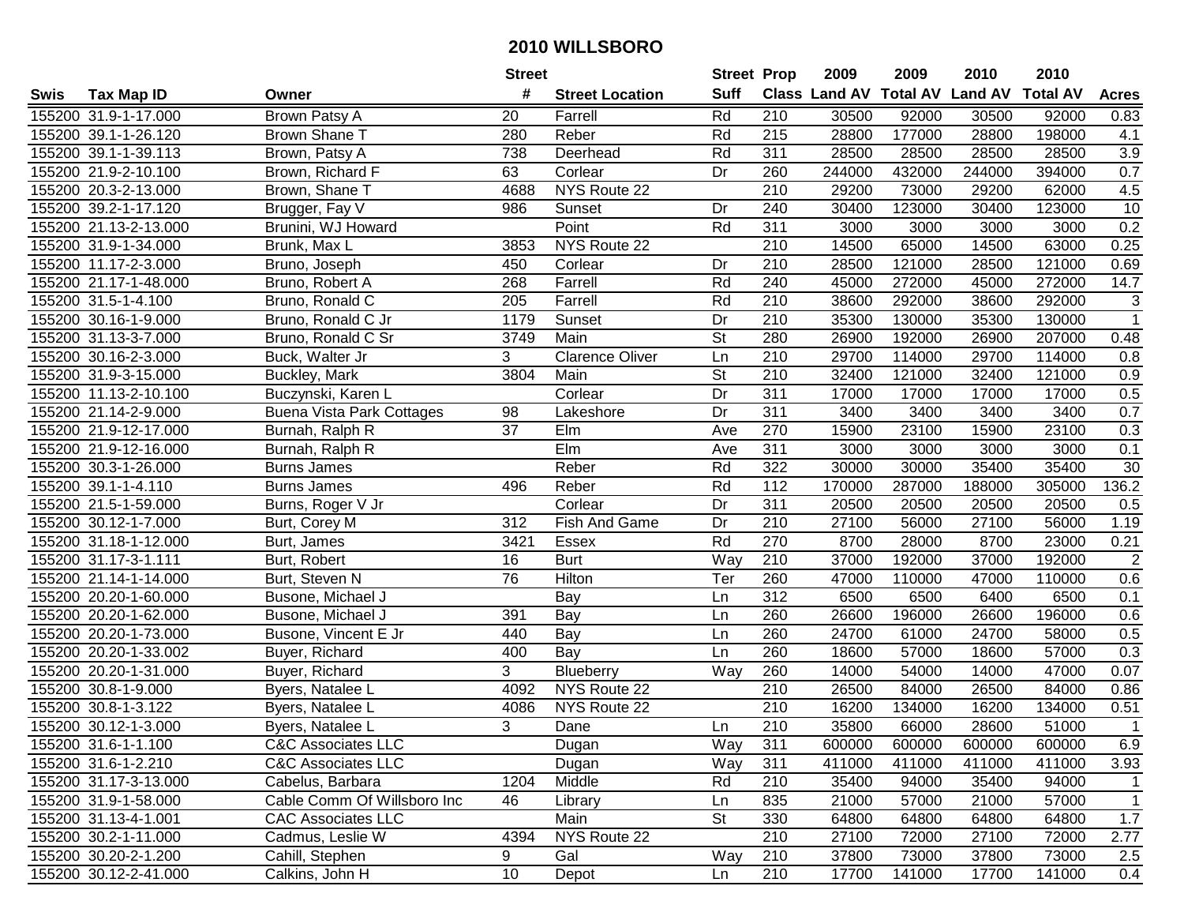# 2010 WILLSBORO

| Swis | Tax Map ID | Owner | Street # | Street Location | Street Suff | Prop Class | 2009 Land AV | 2009 Total AV | 2010 Land AV | 2010 Total AV | Acres |
|---|---|---|---|---|---|---|---|---|---|---|---|
| 155200 | 31.9-1-17.000 | Brown Patsy A | 20 | Farrell | Rd | 210 | 30500 | 92000 | 30500 | 92000 | 0.83 |
| 155200 | 39.1-1-26.120 | Brown Shane T | 280 | Reber | Rd | 215 | 28800 | 177000 | 28800 | 198000 | 4.1 |
| 155200 | 39.1-1-39.113 | Brown, Patsy A | 738 | Deerhead | Rd | 311 | 28500 | 28500 | 28500 | 28500 | 3.9 |
| 155200 | 21.9-2-10.100 | Brown, Richard F | 63 | Corlear | Dr | 260 | 244000 | 432000 | 244000 | 394000 | 0.7 |
| 155200 | 20.3-2-13.000 | Brown, Shane T | 4688 | NYS Route 22 | | 210 | 29200 | 73000 | 29200 | 62000 | 4.5 |
| 155200 | 39.2-1-17.120 | Brugger, Fay V | 986 | Sunset | Dr | 240 | 30400 | 123000 | 30400 | 123000 | 10 |
| 155200 | 21.13-2-13.000 | Brunini, WJ Howard | | Point | Rd | 311 | 3000 | 3000 | 3000 | 3000 | 0.2 |
| 155200 | 31.9-1-34.000 | Brunk, Max L | 3853 | NYS Route 22 | | 210 | 14500 | 65000 | 14500 | 63000 | 0.25 |
| 155200 | 11.17-2-3.000 | Bruno, Joseph | 450 | Corlear | Dr | 210 | 28500 | 121000 | 28500 | 121000 | 0.69 |
| 155200 | 21.17-1-48.000 | Bruno, Robert A | 268 | Farrell | Rd | 240 | 45000 | 272000 | 45000 | 272000 | 14.7 |
| 155200 | 31.5-1-4.100 | Bruno, Ronald C | 205 | Farrell | Rd | 210 | 38600 | 292000 | 38600 | 292000 | 3 |
| 155200 | 30.16-1-9.000 | Bruno, Ronald C Jr | 1179 | Sunset | Dr | 210 | 35300 | 130000 | 35300 | 130000 | 1 |
| 155200 | 31.13-3-7.000 | Bruno, Ronald C Sr | 3749 | Main | St | 280 | 26900 | 192000 | 26900 | 207000 | 0.48 |
| 155200 | 30.16-2-3.000 | Buck, Walter Jr | 3 | Clarence Oliver | Ln | 210 | 29700 | 114000 | 29700 | 114000 | 0.8 |
| 155200 | 31.9-3-15.000 | Buckley, Mark | 3804 | Main | St | 210 | 32400 | 121000 | 32400 | 121000 | 0.9 |
| 155200 | 11.13-2-10.100 | Buczynski, Karen L | | Corlear | Dr | 311 | 17000 | 17000 | 17000 | 17000 | 0.5 |
| 155200 | 21.14-2-9.000 | Buena Vista Park Cottages | 98 | Lakeshore | Dr | 311 | 3400 | 3400 | 3400 | 3400 | 0.7 |
| 155200 | 21.9-12-17.000 | Burnah, Ralph R | 37 | Elm | Ave | 270 | 15900 | 23100 | 15900 | 23100 | 0.3 |
| 155200 | 21.9-12-16.000 | Burnah, Ralph R | | Elm | Ave | 311 | 3000 | 3000 | 3000 | 3000 | 0.1 |
| 155200 | 30.3-1-26.000 | Burns James | | Reber | Rd | 322 | 30000 | 30000 | 35400 | 35400 | 30 |
| 155200 | 39.1-1-4.110 | Burns James | 496 | Reber | Rd | 112 | 170000 | 287000 | 188000 | 305000 | 136.2 |
| 155200 | 21.5-1-59.000 | Burns, Roger V Jr | | Corlear | Dr | 311 | 20500 | 20500 | 20500 | 20500 | 0.5 |
| 155200 | 30.12-1-7.000 | Burt, Corey M | 312 | Fish And Game | Dr | 210 | 27100 | 56000 | 27100 | 56000 | 1.19 |
| 155200 | 31.18-1-12.000 | Burt, James | 3421 | Essex | Rd | 270 | 8700 | 28000 | 8700 | 23000 | 0.21 |
| 155200 | 31.17-3-1.111 | Burt, Robert | 16 | Burt | Way | 210 | 37000 | 192000 | 37000 | 192000 | 2 |
| 155200 | 21.14-1-14.000 | Burt, Steven N | 76 | Hilton | Ter | 260 | 47000 | 110000 | 47000 | 110000 | 0.6 |
| 155200 | 20.20-1-60.000 | Busone, Michael J | | Bay | Ln | 312 | 6500 | 6500 | 6400 | 6500 | 0.1 |
| 155200 | 20.20-1-62.000 | Busone, Michael J | 391 | Bay | Ln | 260 | 26600 | 196000 | 26600 | 196000 | 0.6 |
| 155200 | 20.20-1-73.000 | Busone, Vincent E Jr | 440 | Bay | Ln | 260 | 24700 | 61000 | 24700 | 58000 | 0.5 |
| 155200 | 20.20-1-33.002 | Buyer, Richard | 400 | Bay | Ln | 260 | 18600 | 57000 | 18600 | 57000 | 0.3 |
| 155200 | 20.20-1-31.000 | Buyer, Richard | 3 | Blueberry | Way | 260 | 14000 | 54000 | 14000 | 47000 | 0.07 |
| 155200 | 30.8-1-9.000 | Byers, Natalee L | 4092 | NYS Route 22 | | 210 | 26500 | 84000 | 26500 | 84000 | 0.86 |
| 155200 | 30.8-1-3.122 | Byers, Natalee L | 4086 | NYS Route 22 | | 210 | 16200 | 134000 | 16200 | 134000 | 0.51 |
| 155200 | 30.12-1-3.000 | Byers, Natalee L | 3 | Dane | Ln | 210 | 35800 | 66000 | 28600 | 51000 | 1 |
| 155200 | 31.6-1-1.100 | C&C Associates LLC | | Dugan | Way | 311 | 600000 | 600000 | 600000 | 600000 | 6.9 |
| 155200 | 31.6-1-2.210 | C&C Associates LLC | | Dugan | Way | 311 | 411000 | 411000 | 411000 | 411000 | 3.93 |
| 155200 | 31.17-3-13.000 | Cabelus, Barbara | 1204 | Middle | Rd | 210 | 35400 | 94000 | 35400 | 94000 | 1 |
| 155200 | 31.9-1-58.000 | Cable Comm Of Willsboro Inc | 46 | Library | Ln | 835 | 21000 | 57000 | 21000 | 57000 | 1 |
| 155200 | 31.13-4-1.001 | CAC Associates LLC | | Main | St | 330 | 64800 | 64800 | 64800 | 64800 | 1.7 |
| 155200 | 30.2-1-11.000 | Cadmus, Leslie W | 4394 | NYS Route 22 | | 210 | 27100 | 72000 | 27100 | 72000 | 2.77 |
| 155200 | 30.20-2-1.200 | Cahill, Stephen | 9 | Gal | Way | 210 | 37800 | 73000 | 37800 | 73000 | 2.5 |
| 155200 | 30.12-2-41.000 | Calkins, John H | 10 | Depot | Ln | 210 | 17700 | 141000 | 17700 | 141000 | 0.4 |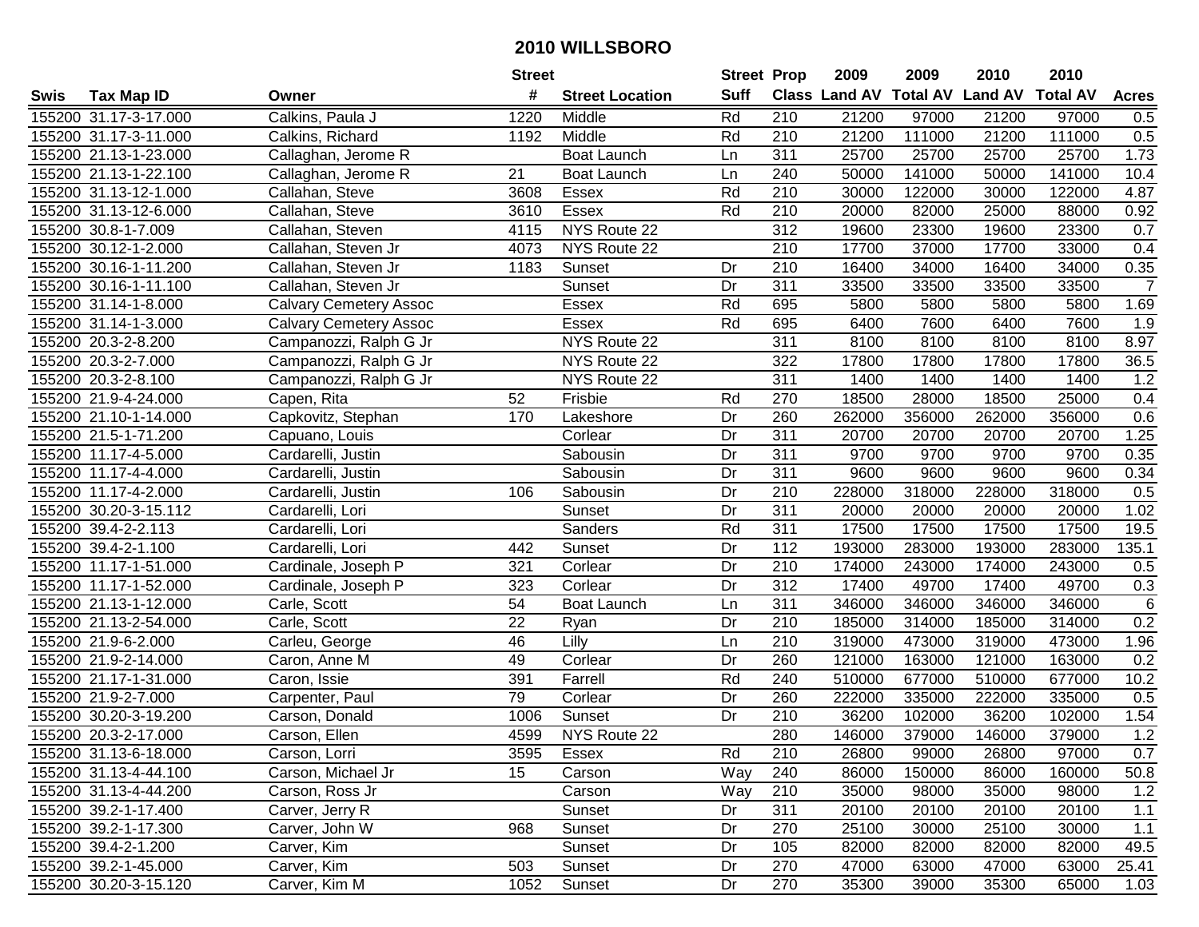# 2010 WILLSBORO

| Swis | Tax Map ID | Owner | Street # | Street Location | Street Suff | Prop Class | 2009 Land AV | 2009 Total AV | 2010 Land AV | 2010 Total AV | Acres |
|---|---|---|---|---|---|---|---|---|---|---|---|
| 155200 | 31.17-3-17.000 | Calkins, Paula J | 1220 | Middle | Rd | 210 | 21200 | 97000 | 21200 | 97000 | 0.5 |
| 155200 | 31.17-3-11.000 | Calkins, Richard | 1192 | Middle | Rd | 210 | 21200 | 111000 | 21200 | 111000 | 0.5 |
| 155200 | 21.13-1-23.000 | Callaghan, Jerome R | | Boat Launch | Ln | 311 | 25700 | 25700 | 25700 | 25700 | 1.73 |
| 155200 | 21.13-1-22.100 | Callaghan, Jerome R | 21 | Boat Launch | Ln | 240 | 50000 | 141000 | 50000 | 141000 | 10.4 |
| 155200 | 31.13-12-1.000 | Callahan, Steve | 3608 | Essex | Rd | 210 | 30000 | 122000 | 30000 | 122000 | 4.87 |
| 155200 | 31.13-12-6.000 | Callahan, Steve | 3610 | Essex | Rd | 210 | 20000 | 82000 | 25000 | 88000 | 0.92 |
| 155200 | 30.8-1-7.009 | Callahan, Steven | 4115 | NYS Route 22 | | 312 | 19600 | 23300 | 19600 | 23300 | 0.7 |
| 155200 | 30.12-1-2.000 | Callahan, Steven Jr | 4073 | NYS Route 22 | | 210 | 17700 | 37000 | 17700 | 33000 | 0.4 |
| 155200 | 30.16-1-11.200 | Callahan, Steven Jr | 1183 | Sunset | Dr | 210 | 16400 | 34000 | 16400 | 34000 | 0.35 |
| 155200 | 30.16-1-11.100 | Callahan, Steven Jr | | Sunset | Dr | 311 | 33500 | 33500 | 33500 | 33500 | 7 |
| 155200 | 31.14-1-8.000 | Calvary Cemetery Assoc | | Essex | Rd | 695 | 5800 | 5800 | 5800 | 5800 | 1.69 |
| 155200 | 31.14-1-3.000 | Calvary Cemetery Assoc | | Essex | Rd | 695 | 6400 | 7600 | 6400 | 7600 | 1.9 |
| 155200 | 20.3-2-8.200 | Campanozzi, Ralph G Jr | | NYS Route 22 | | 311 | 8100 | 8100 | 8100 | 8100 | 8.97 |
| 155200 | 20.3-2-7.000 | Campanozzi, Ralph G Jr | | NYS Route 22 | | 322 | 17800 | 17800 | 17800 | 17800 | 36.5 |
| 155200 | 20.3-2-8.100 | Campanozzi, Ralph G Jr | | NYS Route 22 | | 311 | 1400 | 1400 | 1400 | 1400 | 1.2 |
| 155200 | 21.9-4-24.000 | Capen, Rita | 52 | Frisbie | Rd | 270 | 18500 | 28000 | 18500 | 25000 | 0.4 |
| 155200 | 21.10-1-14.000 | Capkovitz, Stephan | 170 | Lakeshore | Dr | 260 | 262000 | 356000 | 262000 | 356000 | 0.6 |
| 155200 | 21.5-1-71.200 | Capuano, Louis | | Corlear | Dr | 311 | 20700 | 20700 | 20700 | 20700 | 1.25 |
| 155200 | 11.17-4-5.000 | Cardarelli, Justin | | Sabousin | Dr | 311 | 9700 | 9700 | 9700 | 9700 | 0.35 |
| 155200 | 11.17-4-4.000 | Cardarelli, Justin | | Sabousin | Dr | 311 | 9600 | 9600 | 9600 | 9600 | 0.34 |
| 155200 | 11.17-4-2.000 | Cardarelli, Justin | 106 | Sabousin | Dr | 210 | 228000 | 318000 | 228000 | 318000 | 0.5 |
| 155200 | 30.20-3-15.112 | Cardarelli, Lori | | Sunset | Dr | 311 | 20000 | 20000 | 20000 | 20000 | 1.02 |
| 155200 | 39.4-2-2.113 | Cardarelli, Lori | | Sanders | Rd | 311 | 17500 | 17500 | 17500 | 17500 | 19.5 |
| 155200 | 39.4-2-1.100 | Cardarelli, Lori | 442 | Sunset | Dr | 112 | 193000 | 283000 | 193000 | 283000 | 135.1 |
| 155200 | 11.17-1-51.000 | Cardinale, Joseph P | 321 | Corlear | Dr | 210 | 174000 | 243000 | 174000 | 243000 | 0.5 |
| 155200 | 11.17-1-52.000 | Cardinale, Joseph P | 323 | Corlear | Dr | 312 | 17400 | 49700 | 17400 | 49700 | 0.3 |
| 155200 | 21.13-1-12.000 | Carle, Scott | 54 | Boat Launch | Ln | 311 | 346000 | 346000 | 346000 | 346000 | 6 |
| 155200 | 21.13-2-54.000 | Carle, Scott | 22 | Ryan | Dr | 210 | 185000 | 314000 | 185000 | 314000 | 0.2 |
| 155200 | 21.9-6-2.000 | Carleu, George | 46 | Lilly | Ln | 210 | 319000 | 473000 | 319000 | 473000 | 1.96 |
| 155200 | 21.9-2-14.000 | Caron, Anne M | 49 | Corlear | Dr | 260 | 121000 | 163000 | 121000 | 163000 | 0.2 |
| 155200 | 21.17-1-31.000 | Caron, Issie | 391 | Farrell | Rd | 240 | 510000 | 677000 | 510000 | 677000 | 10.2 |
| 155200 | 21.9-2-7.000 | Carpenter, Paul | 79 | Corlear | Dr | 260 | 222000 | 335000 | 222000 | 335000 | 0.5 |
| 155200 | 30.20-3-19.200 | Carson, Donald | 1006 | Sunset | Dr | 210 | 36200 | 102000 | 36200 | 102000 | 1.54 |
| 155200 | 20.3-2-17.000 | Carson, Ellen | 4599 | NYS Route 22 | | 280 | 146000 | 379000 | 146000 | 379000 | 1.2 |
| 155200 | 31.13-6-18.000 | Carson, Lorri | 3595 | Essex | Rd | 210 | 26800 | 99000 | 26800 | 97000 | 0.7 |
| 155200 | 31.13-4-44.100 | Carson, Michael Jr | 15 | Carson | Way | 240 | 86000 | 150000 | 86000 | 160000 | 50.8 |
| 155200 | 31.13-4-44.200 | Carson, Ross Jr | | Carson | Way | 210 | 35000 | 98000 | 35000 | 98000 | 1.2 |
| 155200 | 39.2-1-17.400 | Carver, Jerry R | | Sunset | Dr | 311 | 20100 | 20100 | 20100 | 20100 | 1.1 |
| 155200 | 39.2-1-17.300 | Carver, John W | 968 | Sunset | Dr | 270 | 25100 | 30000 | 25100 | 30000 | 1.1 |
| 155200 | 39.4-2-1.200 | Carver, Kim | | Sunset | Dr | 105 | 82000 | 82000 | 82000 | 82000 | 49.5 |
| 155200 | 39.2-1-45.000 | Carver, Kim | 503 | Sunset | Dr | 270 | 47000 | 63000 | 47000 | 63000 | 25.41 |
| 155200 | 30.20-3-15.120 | Carver, Kim M | 1052 | Sunset | Dr | 270 | 35300 | 39000 | 35300 | 65000 | 1.03 |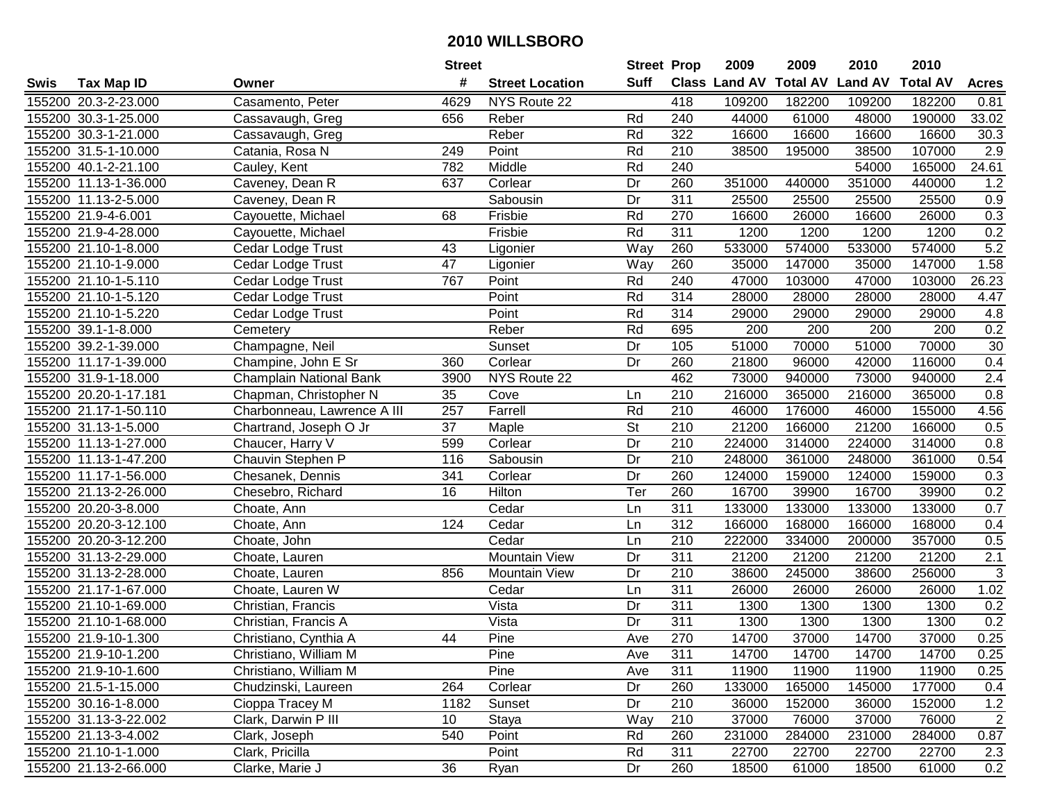# 2010 WILLSBORO

| Swis | Tax Map ID | Owner | Street # | Street Location | Street Suff | Prop Class | 2009 Land AV | 2009 Total AV | 2010 Land AV | 2010 Total AV | Acres |
|---|---|---|---|---|---|---|---|---|---|---|---|
| 155200 | 20.3-2-23.000 | Casamento, Peter | 4629 | NYS Route 22 | | 418 | 109200 | 182200 | 109200 | 182200 | 0.81 |
| 155200 | 30.3-1-25.000 | Cassavaugh, Greg | 656 | Reber | Rd | 240 | 44000 | 61000 | 48000 | 190000 | 33.02 |
| 155200 | 30.3-1-21.000 | Cassavaugh, Greg | | Reber | Rd | 322 | 16600 | 16600 | 16600 | 16600 | 30.3 |
| 155200 | 31.5-1-10.000 | Catania, Rosa N | 249 | Point | Rd | 210 | 38500 | 195000 | 38500 | 107000 | 2.9 |
| 155200 | 40.1-2-21.100 | Cauley, Kent | 782 | Middle | Rd | 240 | | | 54000 | 165000 | 24.61 |
| 155200 | 11.13-1-36.000 | Caveney, Dean R | 637 | Corlear | Dr | 260 | 351000 | 440000 | 351000 | 440000 | 1.2 |
| 155200 | 11.13-2-5.000 | Caveney, Dean R | | Sabousin | Dr | 311 | 25500 | 25500 | 25500 | 25500 | 0.9 |
| 155200 | 21.9-4-6.001 | Cayouette, Michael | 68 | Frisbie | Rd | 270 | 16600 | 26000 | 16600 | 26000 | 0.3 |
| 155200 | 21.9-4-28.000 | Cayouette, Michael | | Frisbie | Rd | 311 | 1200 | 1200 | 1200 | 1200 | 0.2 |
| 155200 | 21.10-1-8.000 | Cedar Lodge Trust | 43 | Ligonier | Way | 260 | 533000 | 574000 | 533000 | 574000 | 5.2 |
| 155200 | 21.10-1-9.000 | Cedar Lodge Trust | 47 | Ligonier | Way | 260 | 35000 | 147000 | 35000 | 147000 | 1.58 |
| 155200 | 21.10-1-5.110 | Cedar Lodge Trust | 767 | Point | Rd | 240 | 47000 | 103000 | 47000 | 103000 | 26.23 |
| 155200 | 21.10-1-5.120 | Cedar Lodge Trust | | Point | Rd | 314 | 28000 | 28000 | 28000 | 28000 | 4.47 |
| 155200 | 21.10-1-5.220 | Cedar Lodge Trust | | Point | Rd | 314 | 29000 | 29000 | 29000 | 29000 | 4.8 |
| 155200 | 39.1-1-8.000 | Cemetery | | Reber | Rd | 695 | 200 | 200 | 200 | 200 | 0.2 |
| 155200 | 39.2-1-39.000 | Champagne, Neil | | Sunset | Dr | 105 | 51000 | 70000 | 51000 | 70000 | 30 |
| 155200 | 11.17-1-39.000 | Champine, John E Sr | 360 | Corlear | Dr | 260 | 21800 | 96000 | 42000 | 116000 | 0.4 |
| 155200 | 31.9-1-18.000 | Champlain National Bank | 3900 | NYS Route 22 | | 462 | 73000 | 940000 | 73000 | 940000 | 2.4 |
| 155200 | 20.20-1-17.181 | Chapman, Christopher N | 35 | Cove | Ln | 210 | 216000 | 365000 | 216000 | 365000 | 0.8 |
| 155200 | 21.17-1-50.110 | Charbonneau, Lawrence A III | 257 | Farrell | Rd | 210 | 46000 | 176000 | 46000 | 155000 | 4.56 |
| 155200 | 31.13-1-5.000 | Chartrand, Joseph O Jr | 37 | Maple | St | 210 | 21200 | 166000 | 21200 | 166000 | 0.5 |
| 155200 | 11.13-1-27.000 | Chaucer, Harry V | 599 | Corlear | Dr | 210 | 224000 | 314000 | 224000 | 314000 | 0.8 |
| 155200 | 11.13-1-47.200 | Chauvin Stephen P | 116 | Sabousin | Dr | 210 | 248000 | 361000 | 248000 | 361000 | 0.54 |
| 155200 | 11.17-1-56.000 | Chesanek, Dennis | 341 | Corlear | Dr | 260 | 124000 | 159000 | 124000 | 159000 | 0.3 |
| 155200 | 21.13-2-26.000 | Chesebro, Richard | 16 | Hilton | Ter | 260 | 16700 | 39900 | 16700 | 39900 | 0.2 |
| 155200 | 20.20-3-8.000 | Choate, Ann | | Cedar | Ln | 311 | 133000 | 133000 | 133000 | 133000 | 0.7 |
| 155200 | 20.20-3-12.100 | Choate, Ann | 124 | Cedar | Ln | 312 | 166000 | 168000 | 166000 | 168000 | 0.4 |
| 155200 | 20.20-3-12.200 | Choate, John | | Cedar | Ln | 210 | 222000 | 334000 | 200000 | 357000 | 0.5 |
| 155200 | 31.13-2-29.000 | Choate, Lauren | | Mountain View | Dr | 311 | 21200 | 21200 | 21200 | 21200 | 2.1 |
| 155200 | 31.13-2-28.000 | Choate, Lauren | 856 | Mountain View | Dr | 210 | 38600 | 245000 | 38600 | 256000 | 3 |
| 155200 | 21.17-1-67.000 | Choate, Lauren W | | Cedar | Ln | 311 | 26000 | 26000 | 26000 | 26000 | 1.02 |
| 155200 | 21.10-1-69.000 | Christian, Francis | | Vista | Dr | 311 | 1300 | 1300 | 1300 | 1300 | 0.2 |
| 155200 | 21.10-1-68.000 | Christian, Francis A | | Vista | Dr | 311 | 1300 | 1300 | 1300 | 1300 | 0.2 |
| 155200 | 21.9-10-1.300 | Christiano, Cynthia A | 44 | Pine | Ave | 270 | 14700 | 37000 | 14700 | 37000 | 0.25 |
| 155200 | 21.9-10-1.200 | Christiano, William M | | Pine | Ave | 311 | 14700 | 14700 | 14700 | 14700 | 0.25 |
| 155200 | 21.9-10-1.600 | Christiano, William M | | Pine | Ave | 311 | 11900 | 11900 | 11900 | 11900 | 0.25 |
| 155200 | 21.5-1-15.000 | Chudzinski, Laureen | 264 | Corlear | Dr | 260 | 133000 | 165000 | 145000 | 177000 | 0.4 |
| 155200 | 30.16-1-8.000 | Cioppa Tracey M | 1182 | Sunset | Dr | 210 | 36000 | 152000 | 36000 | 152000 | 1.2 |
| 155200 | 31.13-3-22.002 | Clark, Darwin P III | 10 | Staya | Way | 210 | 37000 | 76000 | 37000 | 76000 | 2 |
| 155200 | 21.13-3-4.002 | Clark, Joseph | 540 | Point | Rd | 260 | 231000 | 284000 | 231000 | 284000 | 0.87 |
| 155200 | 21.10-1-1.000 | Clark, Pricilla | | Point | Rd | 311 | 22700 | 22700 | 22700 | 22700 | 2.3 |
| 155200 | 21.13-2-66.000 | Clarke, Marie J | 36 | Ryan | Dr | 260 | 18500 | 61000 | 18500 | 61000 | 0.2 |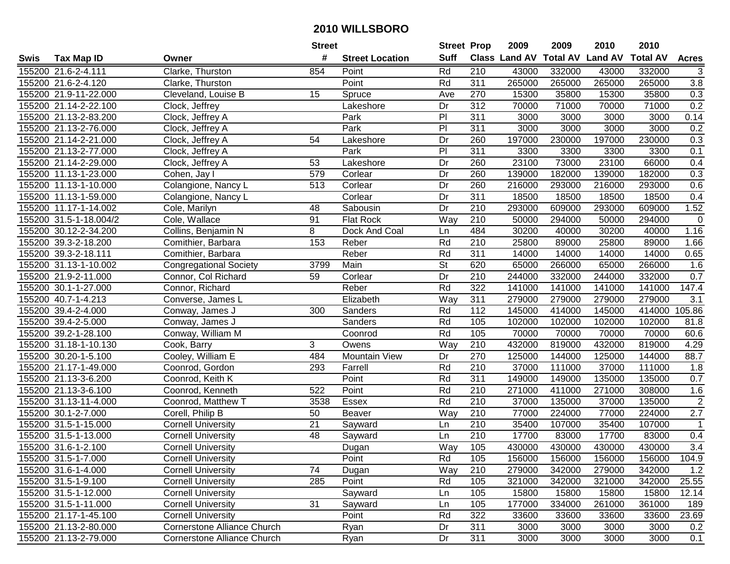# 2010 WILLSBORO

| Swis | Tax Map ID | Owner | Street # | Street Location | Street Suff | Prop Class | 2009 Land AV | 2009 Total AV | 2010 Land AV | 2010 Total AV | Acres |
|---|---|---|---|---|---|---|---|---|---|---|---|
| 155200 | 21.6-2-4.111 | Clarke, Thurston | 854 | Point | Rd | 210 | 43000 | 332000 | 43000 | 332000 | 3 |
| 155200 | 21.6-2-4.120 | Clarke, Thurston | | Point | Rd | 311 | 265000 | 265000 | 265000 | 265000 | 3.8 |
| 155200 | 21.9-11-22.000 | Cleveland, Louise B | 15 | Spruce | Ave | 270 | 15300 | 35800 | 15300 | 35800 | 0.3 |
| 155200 | 21.14-2-22.100 | Clock, Jeffrey | | Lakeshore | Dr | 312 | 70000 | 71000 | 70000 | 71000 | 0.2 |
| 155200 | 21.13-2-83.200 | Clock, Jeffrey A | | Park | Pl | 311 | 3000 | 3000 | 3000 | 3000 | 0.14 |
| 155200 | 21.13-2-76.000 | Clock, Jeffrey A | | Park | Pl | 311 | 3000 | 3000 | 3000 | 3000 | 0.2 |
| 155200 | 21.14-2-21.000 | Clock, Jeffrey A | 54 | Lakeshore | Dr | 260 | 197000 | 230000 | 197000 | 230000 | 0.3 |
| 155200 | 21.13-2-77.000 | Clock, Jeffrey A | | Park | Pl | 311 | 3300 | 3300 | 3300 | 3300 | 0.1 |
| 155200 | 21.14-2-29.000 | Clock, Jeffrey A | 53 | Lakeshore | Dr | 260 | 23100 | 73000 | 23100 | 66000 | 0.4 |
| 155200 | 11.13-1-23.000 | Cohen, Jay I | 579 | Corlear | Dr | 260 | 139000 | 182000 | 139000 | 182000 | 0.3 |
| 155200 | 11.13-1-10.000 | Colangione, Nancy L | 513 | Corlear | Dr | 260 | 216000 | 293000 | 216000 | 293000 | 0.6 |
| 155200 | 11.13-1-59.000 | Colangione, Nancy L | | Corlear | Dr | 311 | 18500 | 18500 | 18500 | 18500 | 0.4 |
| 155200 | 11.17-1-14.002 | Cole, Marilyn | 48 | Sabousin | Dr | 210 | 293000 | 609000 | 293000 | 609000 | 1.52 |
| 155200 | 31.5-1-18.004/2 | Cole, Wallace | 91 | Flat Rock | Way | 210 | 50000 | 294000 | 50000 | 294000 | 0 |
| 155200 | 30.12-2-34.200 | Collins, Benjamin N | 8 | Dock And Coal | Ln | 484 | 30200 | 40000 | 30200 | 40000 | 1.16 |
| 155200 | 39.3-2-18.200 | Comithier, Barbara | 153 | Reber | Rd | 210 | 25800 | 89000 | 25800 | 89000 | 1.66 |
| 155200 | 39.3-2-18.111 | Comithier, Barbara | | Reber | Rd | 311 | 14000 | 14000 | 14000 | 14000 | 0.65 |
| 155200 | 31.13-1-10.002 | Congregational Society | 3799 | Main | St | 620 | 65000 | 266000 | 65000 | 266000 | 1.6 |
| 155200 | 21.9-2-11.000 | Connor, Col Richard | 59 | Corlear | Dr | 210 | 244000 | 332000 | 244000 | 332000 | 0.7 |
| 155200 | 30.1-1-27.000 | Connor, Richard | | Reber | Rd | 322 | 141000 | 141000 | 141000 | 141000 | 147.4 |
| 155200 | 40.7-1-4.213 | Converse, James L | | Elizabeth | Way | 311 | 279000 | 279000 | 279000 | 279000 | 3.1 |
| 155200 | 39.4-2-4.000 | Conway, James J | 300 | Sanders | Rd | 112 | 145000 | 414000 | 145000 | 414000 | 105.86 |
| 155200 | 39.4-2-5.000 | Conway, James J | | Sanders | Rd | 105 | 102000 | 102000 | 102000 | 102000 | 81.8 |
| 155200 | 39.2-1-28.100 | Conway, William M | | Coonrod | Rd | 105 | 70000 | 70000 | 70000 | 70000 | 60.6 |
| 155200 | 31.18-1-10.130 | Cook, Barry | 3 | Owens | Way | 210 | 432000 | 819000 | 432000 | 819000 | 4.29 |
| 155200 | 30.20-1-5.100 | Cooley, William E | 484 | Mountain View | Dr | 270 | 125000 | 144000 | 125000 | 144000 | 88.7 |
| 155200 | 21.17-1-49.000 | Coonrod, Gordon | 293 | Farrell | Rd | 210 | 37000 | 111000 | 37000 | 111000 | 1.8 |
| 155200 | 21.13-3-6.200 | Coonrod, Keith K | | Point | Rd | 311 | 149000 | 149000 | 135000 | 135000 | 0.7 |
| 155200 | 21.13-3-6.100 | Coonrod, Kenneth | 522 | Point | Rd | 210 | 271000 | 411000 | 271000 | 308000 | 1.6 |
| 155200 | 31.13-11-4.000 | Coonrod, Matthew T | 3538 | Essex | Rd | 210 | 37000 | 135000 | 37000 | 135000 | 2 |
| 155200 | 30.1-2-7.000 | Corell, Philip B | 50 | Beaver | Way | 210 | 77000 | 224000 | 77000 | 224000 | 2.7 |
| 155200 | 31.5-1-15.000 | Cornell University | 21 | Sayward | Ln | 210 | 35400 | 107000 | 35400 | 107000 | 1 |
| 155200 | 31.5-1-13.000 | Cornell University | 48 | Sayward | Ln | 210 | 17700 | 83000 | 17700 | 83000 | 0.4 |
| 155200 | 31.6-1-2.100 | Cornell University | | Dugan | Way | 105 | 430000 | 430000 | 430000 | 430000 | 3.4 |
| 155200 | 31.5-1-7.000 | Cornell University | | Point | Rd | 105 | 156000 | 156000 | 156000 | 156000 | 104.9 |
| 155200 | 31.6-1-4.000 | Cornell University | 74 | Dugan | Way | 210 | 279000 | 342000 | 279000 | 342000 | 1.2 |
| 155200 | 31.5-1-9.100 | Cornell University | 285 | Point | Rd | 105 | 321000 | 342000 | 321000 | 342000 | 25.55 |
| 155200 | 31.5-1-12.000 | Cornell University | | Sayward | Ln | 105 | 15800 | 15800 | 15800 | 15800 | 12.14 |
| 155200 | 31.5-1-11.000 | Cornell University | 31 | Sayward | Ln | 105 | 177000 | 334000 | 261000 | 361000 | 189 |
| 155200 | 21.17-1-45.100 | Cornell University | | Point | Rd | 322 | 33600 | 33600 | 33600 | 33600 | 23.69 |
| 155200 | 21.13-2-80.000 | Cornerstone Alliance Church | | Ryan | Dr | 311 | 3000 | 3000 | 3000 | 3000 | 0.2 |
| 155200 | 21.13-2-79.000 | Cornerstone Alliance Church | | Ryan | Dr | 311 | 3000 | 3000 | 3000 | 3000 | 0.1 |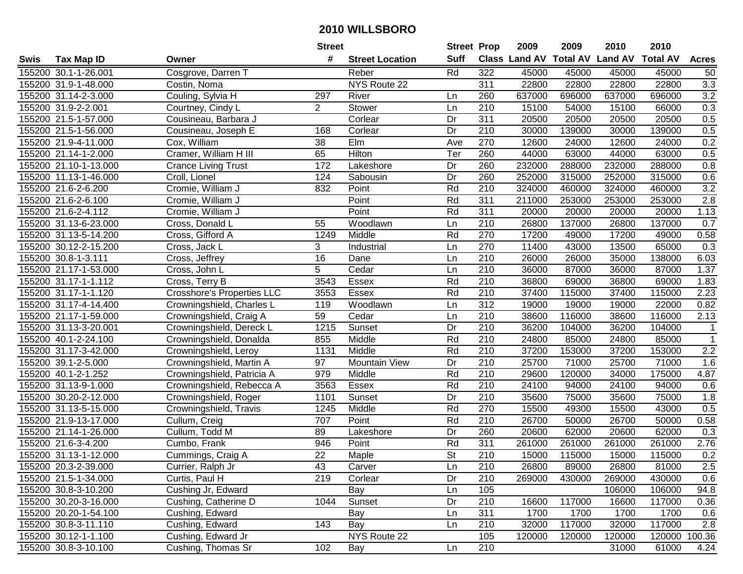# 2010 WILLSBORO

| Swis | Tax Map ID | Owner | Street # | Street Location | Street Suff | Prop Class | 2009 Land AV | 2009 Total AV | 2010 Land AV | 2010 Total AV | Acres |
|---|---|---|---|---|---|---|---|---|---|---|---|
| 155200 | 30.1-1-26.001 | Cosgrove, Darren T | | Reber | Rd | 322 | 45000 | 45000 | 45000 | 45000 | 50 |
| 155200 | 31.9-1-48.000 | Costin, Noma | | NYS Route 22 | | 311 | 22800 | 22800 | 22800 | 22800 | 3.3 |
| 155200 | 31.14-2-3.000 | Couling, Sylvia H | 297 | River | Ln | 260 | 637000 | 696000 | 637000 | 696000 | 3.2 |
| 155200 | 31.9-2-2.001 | Courtney, Cindy L | 2 | Stower | Ln | 210 | 15100 | 54000 | 15100 | 66000 | 0.3 |
| 155200 | 21.5-1-57.000 | Cousineau, Barbara J | | Corlear | Dr | 311 | 20500 | 20500 | 20500 | 20500 | 0.5 |
| 155200 | 21.5-1-56.000 | Cousineau, Joseph E | 168 | Corlear | Dr | 210 | 30000 | 139000 | 30000 | 139000 | 0.5 |
| 155200 | 21.9-4-11.000 | Cox, William | 38 | Elm | Ave | 270 | 12600 | 24000 | 12600 | 24000 | 0.2 |
| 155200 | 21.14-1-2.000 | Cramer, William H III | 65 | Hilton | Ter | 260 | 44000 | 63000 | 44000 | 63000 | 0.5 |
| 155200 | 21.10-1-13.000 | Crance Living Trust | 172 | Lakeshore | Dr | 260 | 232000 | 288000 | 232000 | 288000 | 0.8 |
| 155200 | 11.13-1-46.000 | Croll, Lionel | 124 | Sabousin | Dr | 260 | 252000 | 315000 | 252000 | 315000 | 0.6 |
| 155200 | 21.6-2-6.200 | Cromie, William J | 832 | Point | Rd | 210 | 324000 | 460000 | 324000 | 460000 | 3.2 |
| 155200 | 21.6-2-6.100 | Cromie, William J | | Point | Rd | 311 | 211000 | 253000 | 253000 | 253000 | 2.8 |
| 155200 | 21.6-2-4.112 | Cromie, William J | | Point | Rd | 311 | 20000 | 20000 | 20000 | 20000 | 1.13 |
| 155200 | 31.13-6-23.000 | Cross, Donald L | 55 | Woodlawn | Ln | 210 | 26800 | 137000 | 26800 | 137000 | 0.7 |
| 155200 | 31.13-5-14.200 | Cross, Gifford A | 1249 | Middle | Rd | 270 | 17200 | 49000 | 17200 | 49000 | 0.58 |
| 155200 | 30.12-2-15.200 | Cross, Jack L | 3 | Industrial | Ln | 270 | 11400 | 43000 | 13500 | 65000 | 0.3 |
| 155200 | 30.8-1-3.111 | Cross, Jeffrey | 16 | Dane | Ln | 210 | 26000 | 26000 | 35000 | 138000 | 6.03 |
| 155200 | 21.17-1-53.000 | Cross, John L | 5 | Cedar | Ln | 210 | 36000 | 87000 | 36000 | 87000 | 1.37 |
| 155200 | 31.17-1-1.112 | Cross, Terry B | 3543 | Essex | Rd | 210 | 36800 | 69000 | 36800 | 69000 | 1.83 |
| 155200 | 31.17-1-1.120 | Crosshore's Properties LLC | 3553 | Essex | Rd | 210 | 37400 | 115000 | 37400 | 115000 | 2.23 |
| 155200 | 31.17-4-14.400 | Crowningshield, Charles L | 119 | Woodlawn | Ln | 312 | 19000 | 19000 | 19000 | 22000 | 0.82 |
| 155200 | 21.17-1-59.000 | Crowningshield, Craig A | 59 | Cedar | Ln | 210 | 38600 | 116000 | 38600 | 116000 | 2.13 |
| 155200 | 31.13-3-20.001 | Crowningshield, Dereck L | 1215 | Sunset | Dr | 210 | 36200 | 104000 | 36200 | 104000 | 1 |
| 155200 | 40.1-2-24.100 | Crowningshield, Donalda | 855 | Middle | Rd | 210 | 24800 | 85000 | 24800 | 85000 | 1 |
| 155200 | 31.17-3-42.000 | Crowningshield, Leroy | 1131 | Middle | Rd | 210 | 37200 | 153000 | 37200 | 153000 | 2.2 |
| 155200 | 39.1-2-5.000 | Crowningshield, Martin A | 97 | Mountain View | Dr | 210 | 25700 | 71000 | 25700 | 71000 | 1.6 |
| 155200 | 40.1-2-1.252 | Crowningshield, Patricia A | 979 | Middle | Rd | 210 | 29600 | 120000 | 34000 | 175000 | 4.87 |
| 155200 | 31.13-9-1.000 | Crowningshield, Rebecca A | 3563 | Essex | Rd | 210 | 24100 | 94000 | 24100 | 94000 | 0.6 |
| 155200 | 30.20-2-12.000 | Crowningshield, Roger | 1101 | Sunset | Dr | 210 | 35600 | 75000 | 35600 | 75000 | 1.8 |
| 155200 | 31.13-5-15.000 | Crowningshield, Travis | 1245 | Middle | Rd | 270 | 15500 | 49300 | 15500 | 43000 | 0.5 |
| 155200 | 21.9-13-17.000 | Cullum, Creig | 707 | Point | Rd | 210 | 26700 | 50000 | 26700 | 50000 | 0.58 |
| 155200 | 21.14-1-26.000 | Cullum, Todd M | 89 | Lakeshore | Dr | 260 | 20600 | 62000 | 20600 | 62000 | 0.3 |
| 155200 | 21.6-3-4.200 | Cumbo, Frank | 946 | Point | Rd | 311 | 261000 | 261000 | 261000 | 261000 | 2.76 |
| 155200 | 31.13-1-12.000 | Cummings, Craig A | 22 | Maple | St | 210 | 15000 | 115000 | 15000 | 115000 | 0.2 |
| 155200 | 20.3-2-39.000 | Currier, Ralph Jr | 43 | Carver | Ln | 210 | 26800 | 89000 | 26800 | 81000 | 2.5 |
| 155200 | 21.5-1-34.000 | Curtis, Paul H | 219 | Corlear | Dr | 210 | 269000 | 430000 | 269000 | 430000 | 0.6 |
| 155200 | 30.8-3-10.200 | Cushing Jr, Edward | | Bay | Ln | 105 | | | 106000 | 106000 | 94.8 |
| 155200 | 30.20-3-16.000 | Cushing, Catherine D | 1044 | Sunset | Dr | 210 | 16600 | 117000 | 16600 | 117000 | 0.36 |
| 155200 | 20.20-1-54.100 | Cushing, Edward | | Bay | Ln | 311 | 1700 | 1700 | 1700 | 1700 | 0.6 |
| 155200 | 30.8-3-11.110 | Cushing, Edward | 143 | Bay | Ln | 210 | 32000 | 117000 | 32000 | 117000 | 2.8 |
| 155200 | 30.12-1-1.100 | Cushing, Edward Jr | | NYS Route 22 | | 105 | 120000 | 120000 | 120000 | 120000 | 100.36 |
| 155200 | 30.8-3-10.100 | Cushing, Thomas Sr | 102 | Bay | Ln | 210 | | | 31000 | 61000 | 4.24 |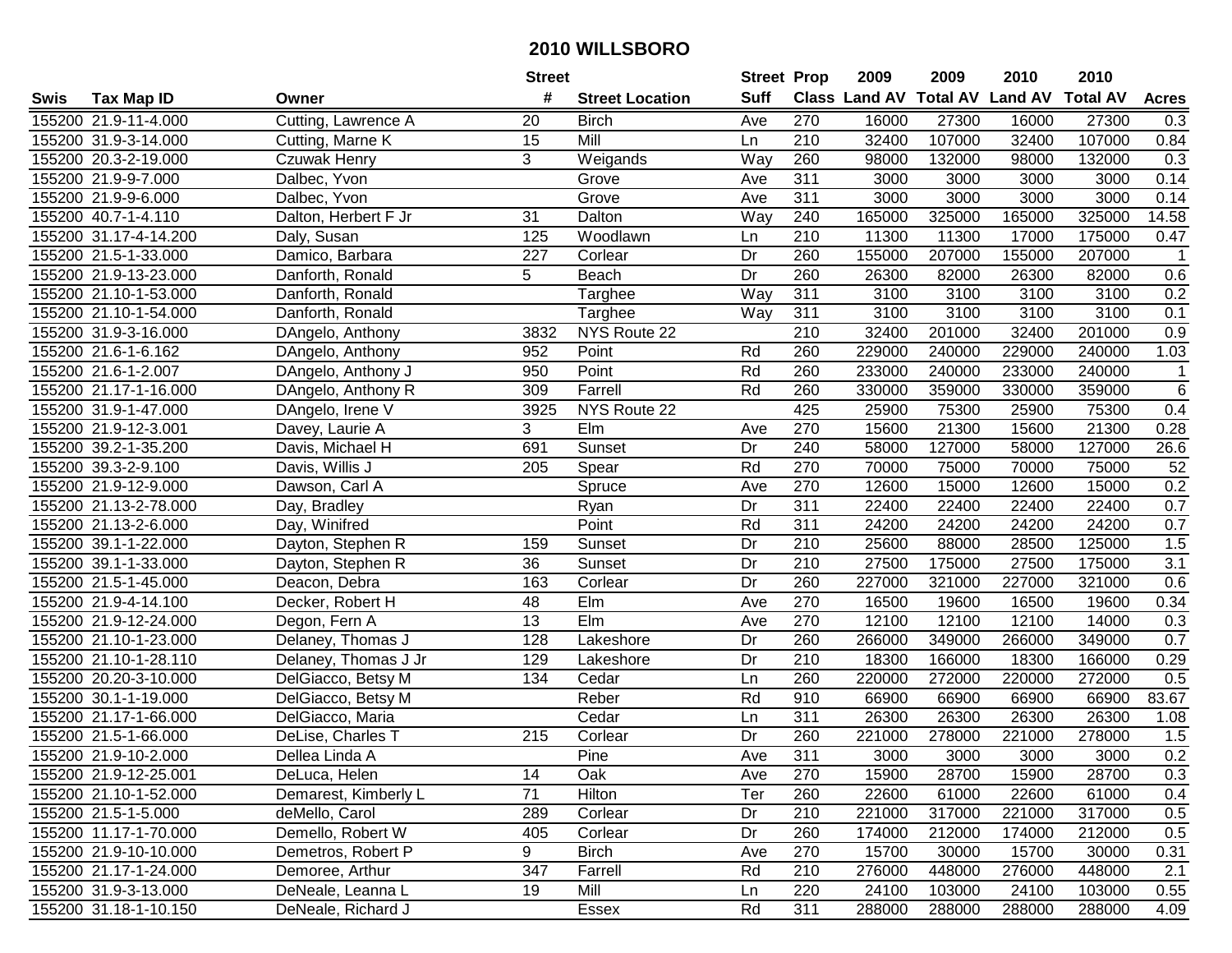# 2010 WILLSBORO

| Swis | Tax Map ID | Owner | Street # | Street Location | Street Suff | Prop Class | 2009 Land AV | 2009 Total AV | 2010 Land AV | 2010 Total AV | Acres |
|---|---|---|---|---|---|---|---|---|---|---|---|
| 155200 | 21.9-11-4.000 | Cutting, Lawrence A | 20 | Birch | Ave | 270 | 16000 | 27300 | 16000 | 27300 | 0.3 |
| 155200 | 31.9-3-14.000 | Cutting, Marne K | 15 | Mill | Ln | 210 | 32400 | 107000 | 32400 | 107000 | 0.84 |
| 155200 | 20.3-2-19.000 | Czuwak Henry | 3 | Weigands | Way | 260 | 98000 | 132000 | 98000 | 132000 | 0.3 |
| 155200 | 21.9-9-7.000 | Dalbec, Yvon | | Grove | Ave | 311 | 3000 | 3000 | 3000 | 3000 | 0.14 |
| 155200 | 21.9-9-6.000 | Dalbec, Yvon | | Grove | Ave | 311 | 3000 | 3000 | 3000 | 3000 | 0.14 |
| 155200 | 40.7-1-4.110 | Dalton, Herbert F Jr | 31 | Dalton | Way | 240 | 165000 | 325000 | 165000 | 325000 | 14.58 |
| 155200 | 31.17-4-14.200 | Daly, Susan | 125 | Woodlawn | Ln | 210 | 11300 | 11300 | 17000 | 175000 | 0.47 |
| 155200 | 21.5-1-33.000 | Damico, Barbara | 227 | Corlear | Dr | 260 | 155000 | 207000 | 155000 | 207000 | 1 |
| 155200 | 21.9-13-23.000 | Danforth, Ronald | 5 | Beach | Dr | 260 | 26300 | 82000 | 26300 | 82000 | 0.6 |
| 155200 | 21.10-1-53.000 | Danforth, Ronald | | Targhee | Way | 311 | 3100 | 3100 | 3100 | 3100 | 0.2 |
| 155200 | 21.10-1-54.000 | Danforth, Ronald | | Targhee | Way | 311 | 3100 | 3100 | 3100 | 3100 | 0.1 |
| 155200 | 31.9-3-16.000 | DAngelo, Anthony | 3832 | NYS Route 22 | | 210 | 32400 | 201000 | 32400 | 201000 | 0.9 |
| 155200 | 21.6-1-6.162 | DAngelo, Anthony | 952 | Point | Rd | 260 | 229000 | 240000 | 229000 | 240000 | 1.03 |
| 155200 | 21.6-1-2.007 | DAngelo, Anthony J | 950 | Point | Rd | 260 | 233000 | 240000 | 233000 | 240000 | 1 |
| 155200 | 21.17-1-16.000 | DAngelo, Anthony R | 309 | Farrell | Rd | 260 | 330000 | 359000 | 330000 | 359000 | 6 |
| 155200 | 31.9-1-47.000 | DAngelo, Irene V | 3925 | NYS Route 22 | | 425 | 25900 | 75300 | 25900 | 75300 | 0.4 |
| 155200 | 21.9-12-3.001 | Davey, Laurie A | 3 | Elm | Ave | 270 | 15600 | 21300 | 15600 | 21300 | 0.28 |
| 155200 | 39.2-1-35.200 | Davis, Michael H | 691 | Sunset | Dr | 240 | 58000 | 127000 | 58000 | 127000 | 26.6 |
| 155200 | 39.3-2-9.100 | Davis, Willis J | 205 | Spear | Rd | 270 | 70000 | 75000 | 70000 | 75000 | 52 |
| 155200 | 21.9-12-9.000 | Dawson, Carl A | | Spruce | Ave | 270 | 12600 | 15000 | 12600 | 15000 | 0.2 |
| 155200 | 21.13-2-78.000 | Day, Bradley | | Ryan | Dr | 311 | 22400 | 22400 | 22400 | 22400 | 0.7 |
| 155200 | 21.13-2-6.000 | Day, Winifred | | Point | Rd | 311 | 24200 | 24200 | 24200 | 24200 | 0.7 |
| 155200 | 39.1-1-22.000 | Dayton, Stephen R | 159 | Sunset | Dr | 210 | 25600 | 88000 | 28500 | 125000 | 1.5 |
| 155200 | 39.1-1-33.000 | Dayton, Stephen R | 36 | Sunset | Dr | 210 | 27500 | 175000 | 27500 | 175000 | 3.1 |
| 155200 | 21.5-1-45.000 | Deacon, Debra | 163 | Corlear | Dr | 260 | 227000 | 321000 | 227000 | 321000 | 0.6 |
| 155200 | 21.9-4-14.100 | Decker, Robert H | 48 | Elm | Ave | 270 | 16500 | 19600 | 16500 | 19600 | 0.34 |
| 155200 | 21.9-12-24.000 | Degon, Fern A | 13 | Elm | Ave | 270 | 12100 | 12100 | 12100 | 14000 | 0.3 |
| 155200 | 21.10-1-23.000 | Delaney, Thomas J | 128 | Lakeshore | Dr | 260 | 266000 | 349000 | 266000 | 349000 | 0.7 |
| 155200 | 21.10-1-28.110 | Delaney, Thomas J Jr | 129 | Lakeshore | Dr | 210 | 18300 | 166000 | 18300 | 166000 | 0.29 |
| 155200 | 20.20-3-10.000 | DelGiacco, Betsy M | 134 | Cedar | Ln | 260 | 220000 | 272000 | 220000 | 272000 | 0.5 |
| 155200 | 30.1-1-19.000 | DelGiacco, Betsy M | | Reber | Rd | 910 | 66900 | 66900 | 66900 | 66900 | 83.67 |
| 155200 | 21.17-1-66.000 | DelGiacco, Maria | | Cedar | Ln | 311 | 26300 | 26300 | 26300 | 26300 | 1.08 |
| 155200 | 21.5-1-66.000 | DeLise, Charles T | 215 | Corlear | Dr | 260 | 221000 | 278000 | 221000 | 278000 | 1.5 |
| 155200 | 21.9-10-2.000 | Dellea Linda A | | Pine | Ave | 311 | 3000 | 3000 | 3000 | 3000 | 0.2 |
| 155200 | 21.9-12-25.001 | DeLuca, Helen | 14 | Oak | Ave | 270 | 15900 | 28700 | 15900 | 28700 | 0.3 |
| 155200 | 21.10-1-52.000 | Demarest, Kimberly L | 71 | Hilton | Ter | 260 | 22600 | 61000 | 22600 | 61000 | 0.4 |
| 155200 | 21.5-1-5.000 | deMello, Carol | 289 | Corlear | Dr | 210 | 221000 | 317000 | 221000 | 317000 | 0.5 |
| 155200 | 11.17-1-70.000 | Demello, Robert W | 405 | Corlear | Dr | 260 | 174000 | 212000 | 174000 | 212000 | 0.5 |
| 155200 | 21.9-10-10.000 | Demetros, Robert P | 9 | Birch | Ave | 270 | 15700 | 30000 | 15700 | 30000 | 0.31 |
| 155200 | 21.17-1-24.000 | Demoree, Arthur | 347 | Farrell | Rd | 210 | 276000 | 448000 | 276000 | 448000 | 2.1 |
| 155200 | 31.9-3-13.000 | DeNeale, Leanna L | 19 | Mill | Ln | 220 | 24100 | 103000 | 24100 | 103000 | 0.55 |
| 155200 | 31.18-1-10.150 | DeNeale, Richard J | | Essex | Rd | 311 | 288000 | 288000 | 288000 | 288000 | 4.09 |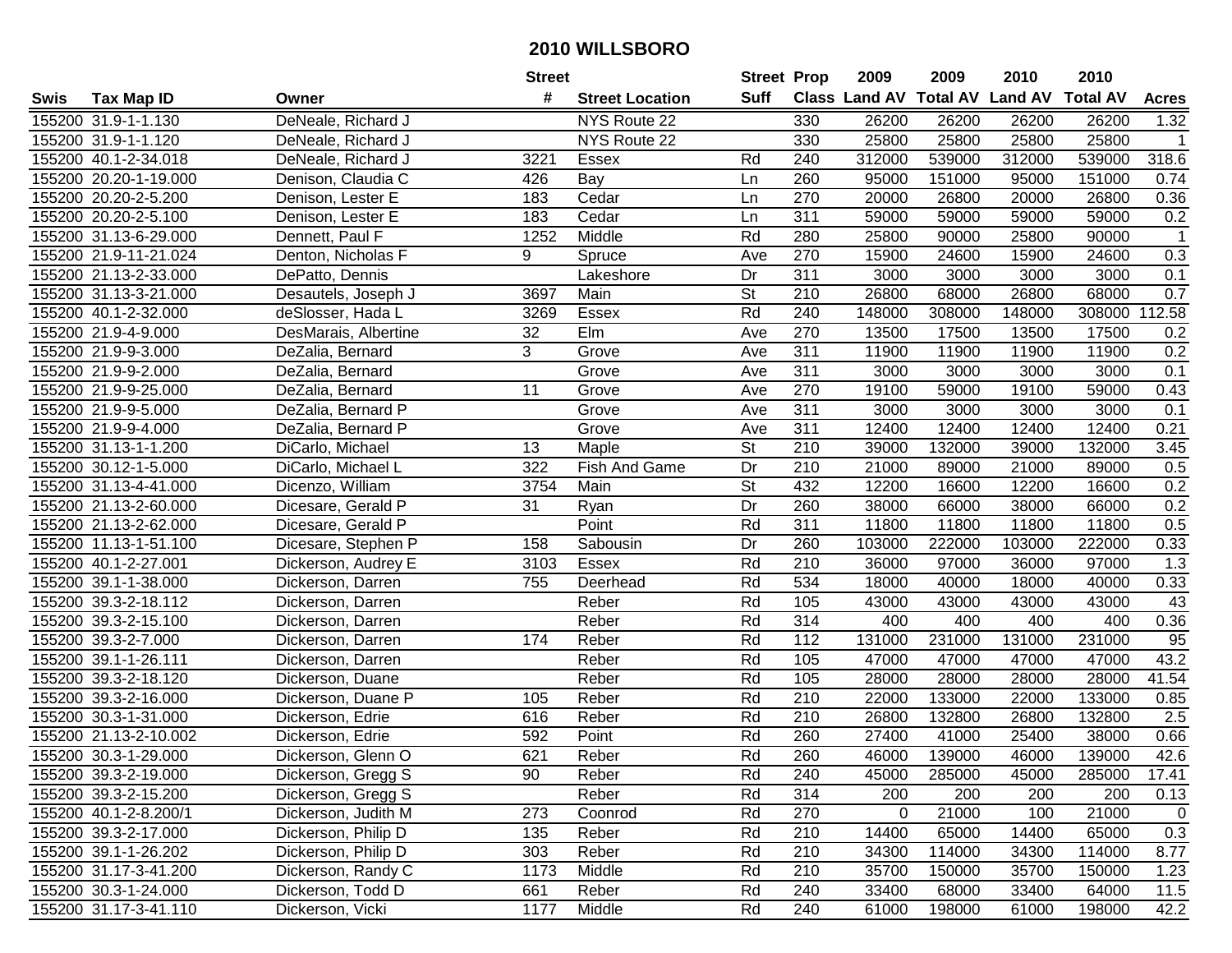# 2010 WILLSBORO

| Swis | Tax Map ID | Owner | Street # | Street Location | Street Suff | Prop Class | 2009 Land AV | 2009 Total AV | 2010 Land AV | 2010 Total AV | Acres |
|---|---|---|---|---|---|---|---|---|---|---|---|
| 155200 | 31.9-1-1.130 | DeNeale, Richard J | | NYS Route 22 | | 330 | 26200 | 26200 | 26200 | 26200 | 1.32 |
| 155200 | 31.9-1-1.120 | DeNeale, Richard J | | NYS Route 22 | | 330 | 25800 | 25800 | 25800 | 25800 | 1 |
| 155200 | 40.1-2-34.018 | DeNeale, Richard J | 3221 | Essex | Rd | 240 | 312000 | 539000 | 312000 | 539000 | 318.6 |
| 155200 | 20.20-1-19.000 | Denison, Claudia C | 426 | Bay | Ln | 260 | 95000 | 151000 | 95000 | 151000 | 0.74 |
| 155200 | 20.20-2-5.200 | Denison, Lester E | 183 | Cedar | Ln | 270 | 20000 | 26800 | 20000 | 26800 | 0.36 |
| 155200 | 20.20-2-5.100 | Denison, Lester E | 183 | Cedar | Ln | 311 | 59000 | 59000 | 59000 | 59000 | 0.2 |
| 155200 | 31.13-6-29.000 | Dennett, Paul F | 1252 | Middle | Rd | 280 | 25800 | 90000 | 25800 | 90000 | 1 |
| 155200 | 21.9-11-21.024 | Denton, Nicholas F | 9 | Spruce | Ave | 270 | 15900 | 24600 | 15900 | 24600 | 0.3 |
| 155200 | 21.13-2-33.000 | DePatto, Dennis | | Lakeshore | Dr | 311 | 3000 | 3000 | 3000 | 3000 | 0.1 |
| 155200 | 31.13-3-21.000 | Desautels, Joseph J | 3697 | Main | St | 210 | 26800 | 68000 | 26800 | 68000 | 0.7 |
| 155200 | 40.1-2-32.000 | deSlosser, Hada L | 3269 | Essex | Rd | 240 | 148000 | 308000 | 148000 | 308000 | 112.58 |
| 155200 | 21.9-4-9.000 | DesMarais, Albertine | 32 | Elm | Ave | 270 | 13500 | 17500 | 13500 | 17500 | 0.2 |
| 155200 | 21.9-9-3.000 | DeZalia, Bernard | 3 | Grove | Ave | 311 | 11900 | 11900 | 11900 | 11900 | 0.2 |
| 155200 | 21.9-9-2.000 | DeZalia, Bernard | | Grove | Ave | 311 | 3000 | 3000 | 3000 | 3000 | 0.1 |
| 155200 | 21.9-9-25.000 | DeZalia, Bernard | 11 | Grove | Ave | 270 | 19100 | 59000 | 19100 | 59000 | 0.43 |
| 155200 | 21.9-9-5.000 | DeZalia, Bernard P | | Grove | Ave | 311 | 3000 | 3000 | 3000 | 3000 | 0.1 |
| 155200 | 21.9-9-4.000 | DeZalia, Bernard P | | Grove | Ave | 311 | 12400 | 12400 | 12400 | 12400 | 0.21 |
| 155200 | 31.13-1-1.200 | DiCarlo, Michael | 13 | Maple | St | 210 | 39000 | 132000 | 39000 | 132000 | 3.45 |
| 155200 | 30.12-1-5.000 | DiCarlo, Michael L | 322 | Fish And Game | Dr | 210 | 21000 | 89000 | 21000 | 89000 | 0.5 |
| 155200 | 31.13-4-41.000 | Dicenzo, William | 3754 | Main | St | 432 | 12200 | 16600 | 12200 | 16600 | 0.2 |
| 155200 | 21.13-2-60.000 | Dicesare, Gerald P | 31 | Ryan | Dr | 260 | 38000 | 66000 | 38000 | 66000 | 0.2 |
| 155200 | 21.13-2-62.000 | Dicesare, Gerald P | | Point | Rd | 311 | 11800 | 11800 | 11800 | 11800 | 0.5 |
| 155200 | 11.13-1-51.100 | Dicesare, Stephen P | 158 | Sabousin | Dr | 260 | 103000 | 222000 | 103000 | 222000 | 0.33 |
| 155200 | 40.1-2-27.001 | Dickerson, Audrey E | 3103 | Essex | Rd | 210 | 36000 | 97000 | 36000 | 97000 | 1.3 |
| 155200 | 39.1-1-38.000 | Dickerson, Darren | 755 | Deerhead | Rd | 534 | 18000 | 40000 | 18000 | 40000 | 0.33 |
| 155200 | 39.3-2-18.112 | Dickerson, Darren | | Reber | Rd | 105 | 43000 | 43000 | 43000 | 43000 | 43 |
| 155200 | 39.3-2-15.100 | Dickerson, Darren | | Reber | Rd | 314 | 400 | 400 | 400 | 400 | 0.36 |
| 155200 | 39.3-2-7.000 | Dickerson, Darren | 174 | Reber | Rd | 112 | 131000 | 231000 | 131000 | 231000 | 95 |
| 155200 | 39.1-1-26.111 | Dickerson, Darren | | Reber | Rd | 105 | 47000 | 47000 | 47000 | 47000 | 43.2 |
| 155200 | 39.3-2-18.120 | Dickerson, Duane | | Reber | Rd | 105 | 28000 | 28000 | 28000 | 28000 | 41.54 |
| 155200 | 39.3-2-16.000 | Dickerson, Duane P | 105 | Reber | Rd | 210 | 22000 | 133000 | 22000 | 133000 | 0.85 |
| 155200 | 30.3-1-31.000 | Dickerson, Edrie | 616 | Reber | Rd | 210 | 26800 | 132800 | 26800 | 132800 | 2.5 |
| 155200 | 21.13-2-10.002 | Dickerson, Edrie | 592 | Point | Rd | 260 | 27400 | 41000 | 25400 | 38000 | 0.66 |
| 155200 | 30.3-1-29.000 | Dickerson, Glenn O | 621 | Reber | Rd | 260 | 46000 | 139000 | 46000 | 139000 | 42.6 |
| 155200 | 39.3-2-19.000 | Dickerson, Gregg S | 90 | Reber | Rd | 240 | 45000 | 285000 | 45000 | 285000 | 17.41 |
| 155200 | 39.3-2-15.200 | Dickerson, Gregg S | | Reber | Rd | 314 | 200 | 200 | 200 | 200 | 0.13 |
| 155200 | 40.1-2-8.200/1 | Dickerson, Judith M | 273 | Coonrod | Rd | 270 | 0 | 21000 | 100 | 21000 | 0 |
| 155200 | 39.3-2-17.000 | Dickerson, Philip D | 135 | Reber | Rd | 210 | 14400 | 65000 | 14400 | 65000 | 0.3 |
| 155200 | 39.1-1-26.202 | Dickerson, Philip D | 303 | Reber | Rd | 210 | 34300 | 114000 | 34300 | 114000 | 8.77 |
| 155200 | 31.17-3-41.200 | Dickerson, Randy C | 1173 | Middle | Rd | 210 | 35700 | 150000 | 35700 | 150000 | 1.23 |
| 155200 | 30.3-1-24.000 | Dickerson, Todd D | 661 | Reber | Rd | 240 | 33400 | 68000 | 33400 | 64000 | 11.5 |
| 155200 | 31.17-3-41.110 | Dickerson, Vicki | 1177 | Middle | Rd | 240 | 61000 | 198000 | 61000 | 198000 | 42.2 |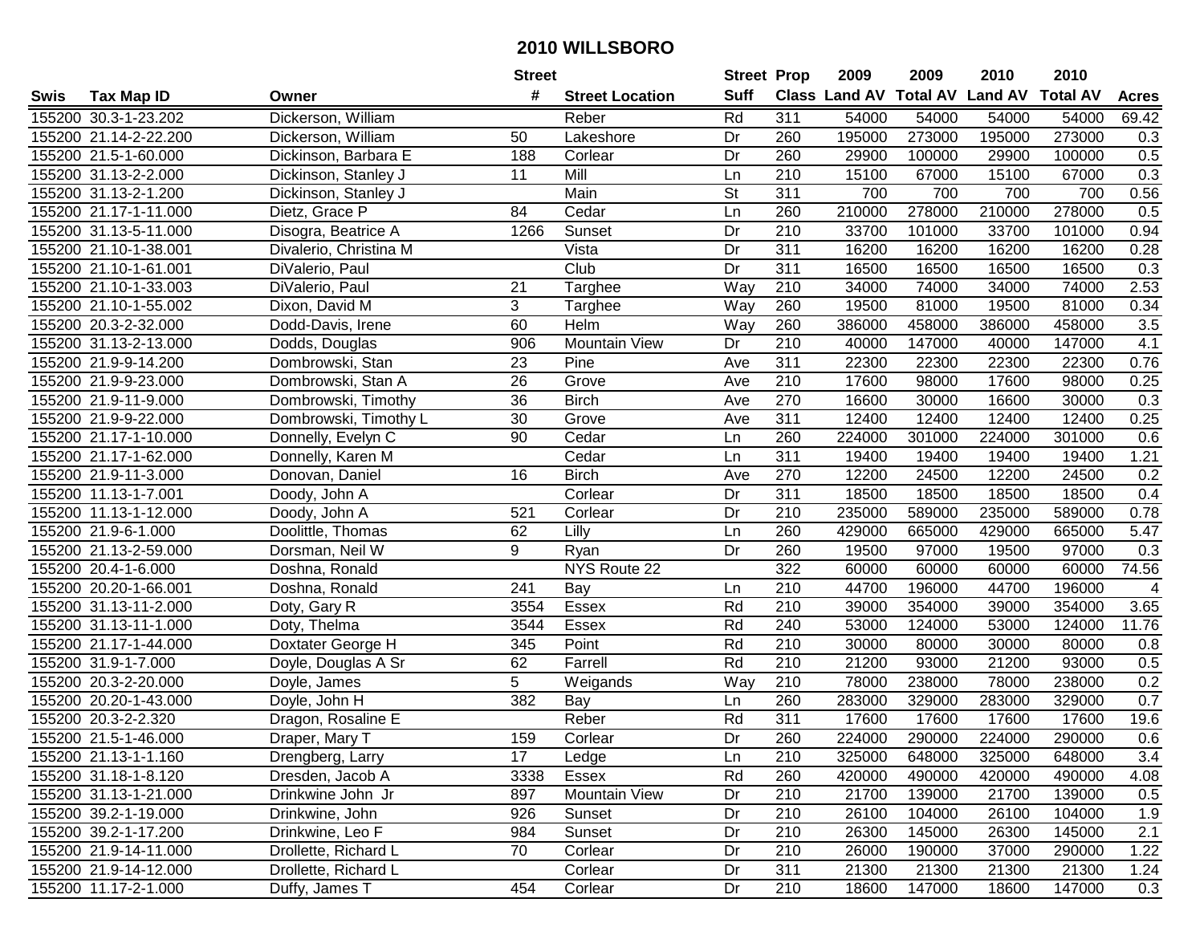# 2010 WILLSBORO

| Swis | Tax Map ID | Owner | Street # | Street Location | Street Suff | Prop Class | 2009 Land AV | 2009 Total AV | 2010 Land AV | 2010 Total AV | Acres |
|---|---|---|---|---|---|---|---|---|---|---|---|
| 155200 | 30.3-1-23.202 | Dickerson, William | | Reber | Rd | 311 | 54000 | 54000 | 54000 | 54000 | 69.42 |
| 155200 | 21.14-2-22.200 | Dickerson, William | 50 | Lakeshore | Dr | 260 | 195000 | 273000 | 195000 | 273000 | 0.3 |
| 155200 | 21.5-1-60.000 | Dickinson, Barbara E | 188 | Corlear | Dr | 260 | 29900 | 100000 | 29900 | 100000 | 0.5 |
| 155200 | 31.13-2-2.000 | Dickinson, Stanley J | 11 | Mill | Ln | 210 | 15100 | 67000 | 15100 | 67000 | 0.3 |
| 155200 | 31.13-2-1.200 | Dickinson, Stanley J | | Main | St | 311 | 700 | 700 | 700 | 700 | 0.56 |
| 155200 | 21.17-1-11.000 | Dietz, Grace P | 84 | Cedar | Ln | 260 | 210000 | 278000 | 210000 | 278000 | 0.5 |
| 155200 | 31.13-5-11.000 | Disogra, Beatrice A | 1266 | Sunset | Dr | 210 | 33700 | 101000 | 33700 | 101000 | 0.94 |
| 155200 | 21.10-1-38.001 | Divalerio, Christina M | | Vista | Dr | 311 | 16200 | 16200 | 16200 | 16200 | 0.28 |
| 155200 | 21.10-1-61.001 | DiValerio, Paul | | Club | Dr | 311 | 16500 | 16500 | 16500 | 16500 | 0.3 |
| 155200 | 21.10-1-33.003 | DiValerio, Paul | 21 | Targhee | Way | 210 | 34000 | 74000 | 34000 | 74000 | 2.53 |
| 155200 | 21.10-1-55.002 | Dixon, David M | 3 | Targhee | Way | 260 | 19500 | 81000 | 19500 | 81000 | 0.34 |
| 155200 | 20.3-2-32.000 | Dodd-Davis, Irene | 60 | Helm | Way | 260 | 386000 | 458000 | 386000 | 458000 | 3.5 |
| 155200 | 31.13-2-13.000 | Dodds, Douglas | 906 | Mountain View | Dr | 210 | 40000 | 147000 | 40000 | 147000 | 4.1 |
| 155200 | 21.9-9-14.200 | Dombrowski, Stan | 23 | Pine | Ave | 311 | 22300 | 22300 | 22300 | 22300 | 0.76 |
| 155200 | 21.9-9-23.000 | Dombrowski, Stan A | 26 | Grove | Ave | 210 | 17600 | 98000 | 17600 | 98000 | 0.25 |
| 155200 | 21.9-11-9.000 | Dombrowski, Timothy | 36 | Birch | Ave | 270 | 16600 | 30000 | 16600 | 30000 | 0.3 |
| 155200 | 21.9-9-22.000 | Dombrowski, Timothy L | 30 | Grove | Ave | 311 | 12400 | 12400 | 12400 | 12400 | 0.25 |
| 155200 | 21.17-1-10.000 | Donnelly, Evelyn C | 90 | Cedar | Ln | 260 | 224000 | 301000 | 224000 | 301000 | 0.6 |
| 155200 | 21.17-1-62.000 | Donnelly, Karen M | | Cedar | Ln | 311 | 19400 | 19400 | 19400 | 19400 | 1.21 |
| 155200 | 21.9-11-3.000 | Donovan, Daniel | 16 | Birch | Ave | 270 | 12200 | 24500 | 12200 | 24500 | 0.2 |
| 155200 | 11.13-1-7.001 | Doody, John A | | Corlear | Dr | 311 | 18500 | 18500 | 18500 | 18500 | 0.4 |
| 155200 | 11.13-1-12.000 | Doody, John A | 521 | Corlear | Dr | 210 | 235000 | 589000 | 235000 | 589000 | 0.78 |
| 155200 | 21.9-6-1.000 | Doolittle, Thomas | 62 | Lilly | Ln | 260 | 429000 | 665000 | 429000 | 665000 | 5.47 |
| 155200 | 21.13-2-59.000 | Dorsman, Neil W | 9 | Ryan | Dr | 260 | 19500 | 97000 | 19500 | 97000 | 0.3 |
| 155200 | 20.4-1-6.000 | Doshna, Ronald | | NYS Route 22 | | 322 | 60000 | 60000 | 60000 | 60000 | 74.56 |
| 155200 | 20.20-1-66.001 | Doshna, Ronald | 241 | Bay | Ln | 210 | 44700 | 196000 | 44700 | 196000 | 4 |
| 155200 | 31.13-11-2.000 | Doty, Gary R | 3554 | Essex | Rd | 210 | 39000 | 354000 | 39000 | 354000 | 3.65 |
| 155200 | 31.13-11-1.000 | Doty, Thelma | 3544 | Essex | Rd | 240 | 53000 | 124000 | 53000 | 124000 | 11.76 |
| 155200 | 21.17-1-44.000 | Doxtater George H | 345 | Point | Rd | 210 | 30000 | 80000 | 30000 | 80000 | 0.8 |
| 155200 | 31.9-1-7.000 | Doyle, Douglas A Sr | 62 | Farrell | Rd | 210 | 21200 | 93000 | 21200 | 93000 | 0.5 |
| 155200 | 20.3-2-20.000 | Doyle, James | 5 | Weigands | Way | 210 | 78000 | 238000 | 78000 | 238000 | 0.2 |
| 155200 | 20.20-1-43.000 | Doyle, John H | 382 | Bay | Ln | 260 | 283000 | 329000 | 283000 | 329000 | 0.7 |
| 155200 | 20.3-2-2.320 | Dragon, Rosaline E | | Reber | Rd | 311 | 17600 | 17600 | 17600 | 17600 | 19.6 |
| 155200 | 21.5-1-46.000 | Draper, Mary T | 159 | Corlear | Dr | 260 | 224000 | 290000 | 224000 | 290000 | 0.6 |
| 155200 | 21.13-1-1.160 | Drengberg, Larry | 17 | Ledge | Ln | 210 | 325000 | 648000 | 325000 | 648000 | 3.4 |
| 155200 | 31.18-1-8.120 | Dresden, Jacob A | 3338 | Essex | Rd | 260 | 420000 | 490000 | 420000 | 490000 | 4.08 |
| 155200 | 31.13-1-21.000 | Drinkwine John Jr | 897 | Mountain View | Dr | 210 | 21700 | 139000 | 21700 | 139000 | 0.5 |
| 155200 | 39.2-1-19.000 | Drinkwine, John | 926 | Sunset | Dr | 210 | 26100 | 104000 | 26100 | 104000 | 1.9 |
| 155200 | 39.2-1-17.200 | Drinkwine, Leo F | 984 | Sunset | Dr | 210 | 26300 | 145000 | 26300 | 145000 | 2.1 |
| 155200 | 21.9-14-11.000 | Drollette, Richard L | 70 | Corlear | Dr | 210 | 26000 | 190000 | 37000 | 290000 | 1.22 |
| 155200 | 21.9-14-12.000 | Drollette, Richard L | | Corlear | Dr | 311 | 21300 | 21300 | 21300 | 21300 | 1.24 |
| 155200 | 11.17-2-1.000 | Duffy, James T | 454 | Corlear | Dr | 210 | 18600 | 147000 | 18600 | 147000 | 0.3 |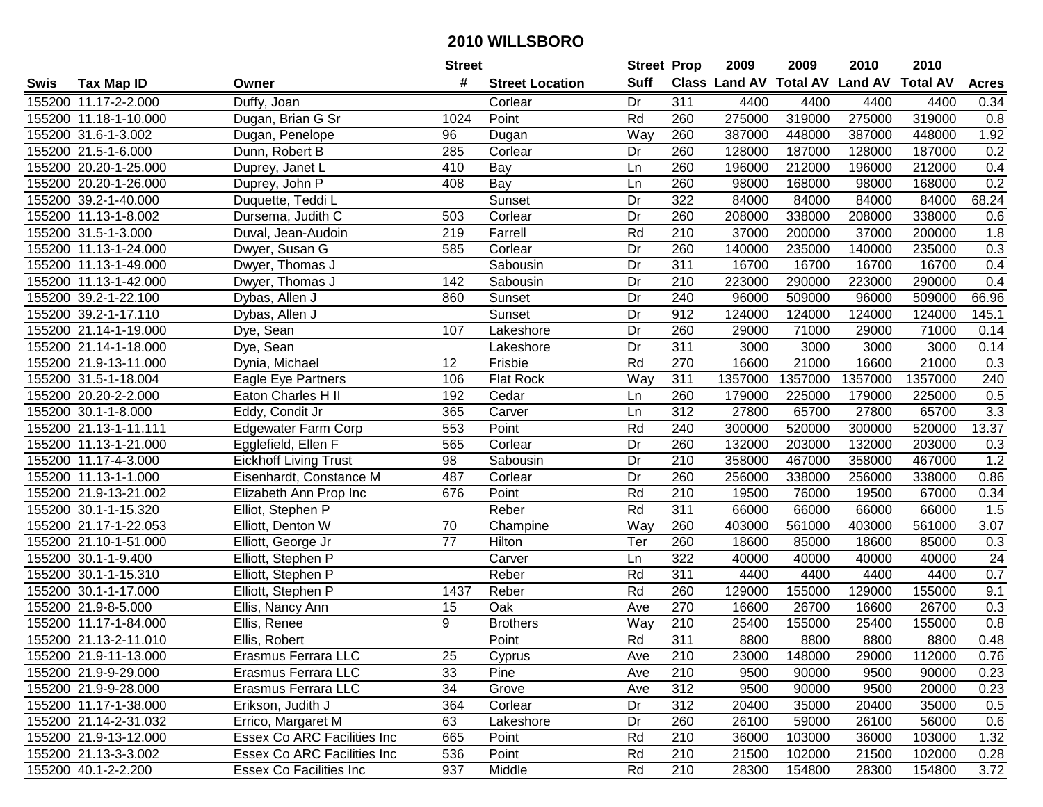# 2010 WILLSBORO

| Swis | Tax Map ID | Owner | Street # | Street Location | Street Suff | Prop Class | 2009 Land AV | 2009 Total AV | 2010 Land AV | 2010 Total AV | Acres |
|---|---|---|---|---|---|---|---|---|---|---|---|
| 155200 | 11.17-2-2.000 | Duffy, Joan | | Corlear | Dr | 311 | 4400 | 4400 | 4400 | 4400 | 0.34 |
| 155200 | 11.18-1-10.000 | Dugan, Brian G Sr | 1024 | Point | Rd | 260 | 275000 | 319000 | 275000 | 319000 | 0.8 |
| 155200 | 31.6-1-3.002 | Dugan, Penelope | 96 | Dugan | Way | 260 | 387000 | 448000 | 387000 | 448000 | 1.92 |
| 155200 | 21.5-1-6.000 | Dunn, Robert B | 285 | Corlear | Dr | 260 | 128000 | 187000 | 128000 | 187000 | 0.2 |
| 155200 | 20.20-1-25.000 | Duprey, Janet L | 410 | Bay | Ln | 260 | 196000 | 212000 | 196000 | 212000 | 0.4 |
| 155200 | 20.20-1-26.000 | Duprey, John P | 408 | Bay | Ln | 260 | 98000 | 168000 | 98000 | 168000 | 0.2 |
| 155200 | 39.2-1-40.000 | Duquette, Teddi L | | Sunset | Dr | 322 | 84000 | 84000 | 84000 | 84000 | 68.24 |
| 155200 | 11.13-1-8.002 | Dursema, Judith C | 503 | Corlear | Dr | 260 | 208000 | 338000 | 208000 | 338000 | 0.6 |
| 155200 | 31.5-1-3.000 | Duval, Jean-Audoin | 219 | Farrell | Rd | 210 | 37000 | 200000 | 37000 | 200000 | 1.8 |
| 155200 | 11.13-1-24.000 | Dwyer, Susan G | 585 | Corlear | Dr | 260 | 140000 | 235000 | 140000 | 235000 | 0.3 |
| 155200 | 11.13-1-49.000 | Dwyer, Thomas J | | Sabousin | Dr | 311 | 16700 | 16700 | 16700 | 16700 | 0.4 |
| 155200 | 11.13-1-42.000 | Dwyer, Thomas J | 142 | Sabousin | Dr | 210 | 223000 | 290000 | 223000 | 290000 | 0.4 |
| 155200 | 39.2-1-22.100 | Dybas, Allen J | 860 | Sunset | Dr | 240 | 96000 | 509000 | 96000 | 509000 | 66.96 |
| 155200 | 39.2-1-17.110 | Dybas, Allen J | | Sunset | Dr | 912 | 124000 | 124000 | 124000 | 124000 | 145.1 |
| 155200 | 21.14-1-19.000 | Dye, Sean | 107 | Lakeshore | Dr | 260 | 29000 | 71000 | 29000 | 71000 | 0.14 |
| 155200 | 21.14-1-18.000 | Dye, Sean | | Lakeshore | Dr | 311 | 3000 | 3000 | 3000 | 3000 | 0.14 |
| 155200 | 21.9-13-11.000 | Dynia, Michael | 12 | Frisbie | Rd | 270 | 16600 | 21000 | 16600 | 21000 | 0.3 |
| 155200 | 31.5-1-18.004 | Eagle Eye Partners | 106 | Flat Rock | Way | 311 | 1357000 | 1357000 | 1357000 | 1357000 | 240 |
| 155200 | 20.20-2-2.000 | Eaton Charles H II | 192 | Cedar | Ln | 260 | 179000 | 225000 | 179000 | 225000 | 0.5 |
| 155200 | 30.1-1-8.000 | Eddy, Condit Jr | 365 | Carver | Ln | 312 | 27800 | 65700 | 27800 | 65700 | 3.3 |
| 155200 | 21.13-1-11.111 | Edgewater Farm Corp | 553 | Point | Rd | 240 | 300000 | 520000 | 300000 | 520000 | 13.37 |
| 155200 | 11.13-1-21.000 | Egglefield, Ellen F | 565 | Corlear | Dr | 260 | 132000 | 203000 | 132000 | 203000 | 0.3 |
| 155200 | 11.17-4-3.000 | Eickhoff Living Trust | 98 | Sabousin | Dr | 210 | 358000 | 467000 | 358000 | 467000 | 1.2 |
| 155200 | 11.13-1-1.000 | Eisenhardt, Constance M | 487 | Corlear | Dr | 260 | 256000 | 338000 | 256000 | 338000 | 0.86 |
| 155200 | 21.9-13-21.002 | Elizabeth Ann Prop Inc | 676 | Point | Rd | 210 | 19500 | 76000 | 19500 | 67000 | 0.34 |
| 155200 | 30.1-1-15.320 | Elliot, Stephen P | | Reber | Rd | 311 | 66000 | 66000 | 66000 | 66000 | 1.5 |
| 155200 | 21.17-1-22.053 | Elliott, Denton W | 70 | Champine | Way | 260 | 403000 | 561000 | 403000 | 561000 | 3.07 |
| 155200 | 21.10-1-51.000 | Elliott, George Jr | 77 | Hilton | Ter | 260 | 18600 | 85000 | 18600 | 85000 | 0.3 |
| 155200 | 30.1-1-9.400 | Elliott, Stephen P | | Carver | Ln | 322 | 40000 | 40000 | 40000 | 40000 | 24 |
| 155200 | 30.1-1-15.310 | Elliott, Stephen P | | Reber | Rd | 311 | 4400 | 4400 | 4400 | 4400 | 0.7 |
| 155200 | 30.1-1-17.000 | Elliott, Stephen P | 1437 | Reber | Rd | 260 | 129000 | 155000 | 129000 | 155000 | 9.1 |
| 155200 | 21.9-8-5.000 | Ellis, Nancy Ann | 15 | Oak | Ave | 270 | 16600 | 26700 | 16600 | 26700 | 0.3 |
| 155200 | 11.17-1-84.000 | Ellis, Renee | 9 | Brothers | Way | 210 | 25400 | 155000 | 25400 | 155000 | 0.8 |
| 155200 | 21.13-2-11.010 | Ellis, Robert | | Point | Rd | 311 | 8800 | 8800 | 8800 | 8800 | 0.48 |
| 155200 | 21.9-11-13.000 | Erasmus Ferrara LLC | 25 | Cyprus | Ave | 210 | 23000 | 148000 | 29000 | 112000 | 0.76 |
| 155200 | 21.9-9-29.000 | Erasmus Ferrara LLC | 33 | Pine | Ave | 210 | 9500 | 90000 | 9500 | 90000 | 0.23 |
| 155200 | 21.9-9-28.000 | Erasmus Ferrara LLC | 34 | Grove | Ave | 312 | 9500 | 90000 | 9500 | 20000 | 0.23 |
| 155200 | 11.17-1-38.000 | Erikson, Judith J | 364 | Corlear | Dr | 312 | 20400 | 35000 | 20400 | 35000 | 0.5 |
| 155200 | 21.14-2-31.032 | Errico, Margaret M | 63 | Lakeshore | Dr | 260 | 26100 | 59000 | 26100 | 56000 | 0.6 |
| 155200 | 21.9-13-12.000 | Essex Co ARC Facilities Inc | 665 | Point | Rd | 210 | 36000 | 103000 | 36000 | 103000 | 1.32 |
| 155200 | 21.13-3-3.002 | Essex Co ARC Facilities Inc | 536 | Point | Rd | 210 | 21500 | 102000 | 21500 | 102000 | 0.28 |
| 155200 | 40.1-2-2.200 | Essex Co Facilities Inc | 937 | Middle | Rd | 210 | 28300 | 154800 | 28300 | 154800 | 3.72 |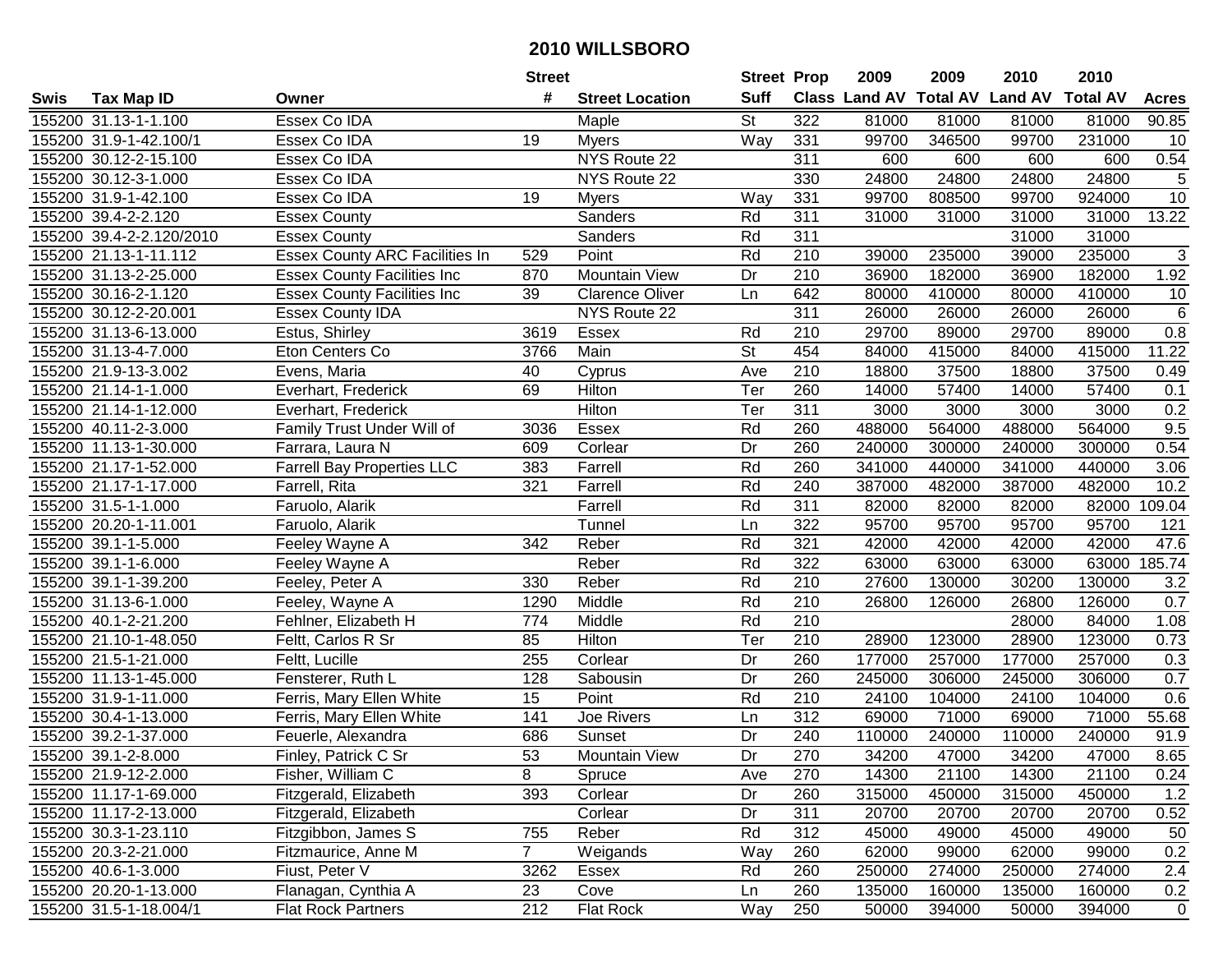# 2010 WILLSBORO

| Swis | Tax Map ID | Owner | Street # | Street Location | Street Suff | Prop Class | 2009 Land AV | 2009 Total AV | 2010 Land AV | 2010 Total AV | Acres |
|---|---|---|---|---|---|---|---|---|---|---|---|
| 155200 | 31.13-1-1.100 | Essex Co IDA | | Maple | St | 322 | 81000 | 81000 | 81000 | 81000 | 90.85 |
| 155200 | 31.9-1-42.100/1 | Essex Co IDA | 19 | Myers | Way | 331 | 99700 | 346500 | 99700 | 231000 | 10 |
| 155200 | 30.12-2-15.100 | Essex Co IDA | | NYS Route 22 | | 311 | 600 | 600 | 600 | 600 | 0.54 |
| 155200 | 30.12-3-1.000 | Essex Co IDA | | NYS Route 22 | | 330 | 24800 | 24800 | 24800 | 24800 | 5 |
| 155200 | 31.9-1-42.100 | Essex Co IDA | 19 | Myers | Way | 331 | 99700 | 808500 | 99700 | 924000 | 10 |
| 155200 | 39.4-2-2.120 | Essex County | | Sanders | Rd | 311 | 31000 | 31000 | 31000 | 31000 | 13.22 |
| 155200 | 39.4-2-2.120/2010 | Essex County | | Sanders | Rd | 311 | | | 31000 | 31000 | |
| 155200 | 21.13-1-11.112 | Essex County ARC Facilities In | 529 | Point | Rd | 210 | 39000 | 235000 | 39000 | 235000 | 3 |
| 155200 | 31.13-2-25.000 | Essex County Facilities Inc | 870 | Mountain View | Dr | 210 | 36900 | 182000 | 36900 | 182000 | 1.92 |
| 155200 | 30.16-2-1.120 | Essex County Facilities Inc | 39 | Clarence Oliver | Ln | 642 | 80000 | 410000 | 80000 | 410000 | 10 |
| 155200 | 30.12-2-20.001 | Essex County IDA | | NYS Route 22 | | 311 | 26000 | 26000 | 26000 | 26000 | 6 |
| 155200 | 31.13-6-13.000 | Estus, Shirley | 3619 | Essex | Rd | 210 | 29700 | 89000 | 29700 | 89000 | 0.8 |
| 155200 | 31.13-4-7.000 | Eton Centers Co | 3766 | Main | St | 454 | 84000 | 415000 | 84000 | 415000 | 11.22 |
| 155200 | 21.9-13-3.002 | Evens, Maria | 40 | Cyprus | Ave | 210 | 18800 | 37500 | 18800 | 37500 | 0.49 |
| 155200 | 21.14-1-1.000 | Everhart, Frederick | 69 | Hilton | Ter | 260 | 14000 | 57400 | 14000 | 57400 | 0.1 |
| 155200 | 21.14-1-12.000 | Everhart, Frederick | | Hilton | Ter | 311 | 3000 | 3000 | 3000 | 3000 | 0.2 |
| 155200 | 40.11-2-3.000 | Family Trust Under Will of | 3036 | Essex | Rd | 260 | 488000 | 564000 | 488000 | 564000 | 9.5 |
| 155200 | 11.13-1-30.000 | Farrara, Laura N | 609 | Corlear | Dr | 260 | 240000 | 300000 | 240000 | 300000 | 0.54 |
| 155200 | 21.17-1-52.000 | Farrell Bay Properties LLC | 383 | Farrell | Rd | 260 | 341000 | 440000 | 341000 | 440000 | 3.06 |
| 155200 | 21.17-1-17.000 | Farrell, Rita | 321 | Farrell | Rd | 240 | 387000 | 482000 | 387000 | 482000 | 10.2 |
| 155200 | 31.5-1-1.000 | Faruolo, Alarik | | Farrell | Rd | 311 | 82000 | 82000 | 82000 | 82000 | 109.04 |
| 155200 | 20.20-1-11.001 | Faruolo, Alarik | | Tunnel | Ln | 322 | 95700 | 95700 | 95700 | 95700 | 121 |
| 155200 | 39.1-1-5.000 | Feeley Wayne A | 342 | Reber | Rd | 321 | 42000 | 42000 | 42000 | 42000 | 47.6 |
| 155200 | 39.1-1-6.000 | Feeley Wayne A | | Reber | Rd | 322 | 63000 | 63000 | 63000 | 63000 | 185.74 |
| 155200 | 39.1-1-39.200 | Feeley, Peter A | 330 | Reber | Rd | 210 | 27600 | 130000 | 30200 | 130000 | 3.2 |
| 155200 | 31.13-6-1.000 | Feeley, Wayne A | 1290 | Middle | Rd | 210 | 26800 | 126000 | 26800 | 126000 | 0.7 |
| 155200 | 40.1-2-21.200 | Fehlner, Elizabeth H | 774 | Middle | Rd | 210 | | | 28000 | 84000 | 1.08 |
| 155200 | 21.10-1-48.050 | Feltt, Carlos R Sr | 85 | Hilton | Ter | 210 | 28900 | 123000 | 28900 | 123000 | 0.73 |
| 155200 | 21.5-1-21.000 | Feltt, Lucille | 255 | Corlear | Dr | 260 | 177000 | 257000 | 177000 | 257000 | 0.3 |
| 155200 | 11.13-1-45.000 | Fensterer, Ruth L | 128 | Sabousin | Dr | 260 | 245000 | 306000 | 245000 | 306000 | 0.7 |
| 155200 | 31.9-1-11.000 | Ferris, Mary Ellen White | 15 | Point | Rd | 210 | 24100 | 104000 | 24100 | 104000 | 0.6 |
| 155200 | 30.4-1-13.000 | Ferris, Mary Ellen White | 141 | Joe Rivers | Ln | 312 | 69000 | 71000 | 69000 | 71000 | 55.68 |
| 155200 | 39.2-1-37.000 | Feuerle, Alexandra | 686 | Sunset | Dr | 240 | 110000 | 240000 | 110000 | 240000 | 91.9 |
| 155200 | 39.1-2-8.000 | Finley, Patrick C Sr | 53 | Mountain View | Dr | 270 | 34200 | 47000 | 34200 | 47000 | 8.65 |
| 155200 | 21.9-12-2.000 | Fisher, William C | 8 | Spruce | Ave | 270 | 14300 | 21100 | 14300 | 21100 | 0.24 |
| 155200 | 11.17-1-69.000 | Fitzgerald, Elizabeth | 393 | Corlear | Dr | 260 | 315000 | 450000 | 315000 | 450000 | 1.2 |
| 155200 | 11.17-2-13.000 | Fitzgerald, Elizabeth | | Corlear | Dr | 311 | 20700 | 20700 | 20700 | 20700 | 0.52 |
| 155200 | 30.3-1-23.110 | Fitzgibbon, James S | 755 | Reber | Rd | 312 | 45000 | 49000 | 45000 | 49000 | 50 |
| 155200 | 20.3-2-21.000 | Fitzmaurice, Anne M | 7 | Weigands | Way | 260 | 62000 | 99000 | 62000 | 99000 | 0.2 |
| 155200 | 40.6-1-3.000 | Fiust, Peter V | 3262 | Essex | Rd | 260 | 250000 | 274000 | 250000 | 274000 | 2.4 |
| 155200 | 20.20-1-13.000 | Flanagan, Cynthia A | 23 | Cove | Ln | 260 | 135000 | 160000 | 135000 | 160000 | 0.2 |
| 155200 | 31.5-1-18.004/1 | Flat Rock Partners | 212 | Flat Rock | Way | 250 | 50000 | 394000 | 50000 | 394000 | 0 |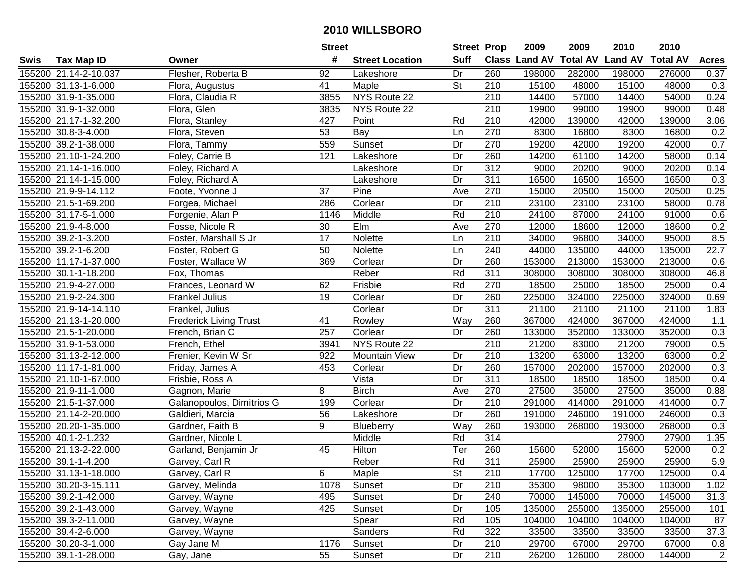# 2010 WILLSBORO

| Swis | Tax Map ID | Owner | Street # | Street Location | Street Suff | Prop Class | 2009 Land AV | 2009 Total AV | 2010 Land AV | 2010 Total AV | Acres |
|---|---|---|---|---|---|---|---|---|---|---|---|
| 155200 | 21.14-2-10.037 | Flesher, Roberta B | 92 | Lakeshore | Dr | 260 | 198000 | 282000 | 198000 | 276000 | 0.37 |
| 155200 | 31.13-1-6.000 | Flora, Augustus | 41 | Maple | St | 210 | 15100 | 48000 | 15100 | 48000 | 0.3 |
| 155200 | 31.9-1-35.000 | Flora, Claudia R | 3855 | NYS Route 22 | | 210 | 14400 | 57000 | 14400 | 54000 | 0.24 |
| 155200 | 31.9-1-32.000 | Flora, Glen | 3835 | NYS Route 22 | | 210 | 19900 | 99000 | 19900 | 99000 | 0.48 |
| 155200 | 21.17-1-32.200 | Flora, Stanley | 427 | Point | Rd | 210 | 42000 | 139000 | 42000 | 139000 | 3.06 |
| 155200 | 30.8-3-4.000 | Flora, Steven | 53 | Bay | Ln | 270 | 8300 | 16800 | 8300 | 16800 | 0.2 |
| 155200 | 39.2-1-38.000 | Flora, Tammy | 559 | Sunset | Dr | 270 | 19200 | 42000 | 19200 | 42000 | 0.7 |
| 155200 | 21.10-1-24.200 | Foley, Carrie B | 121 | Lakeshore | Dr | 260 | 14200 | 61100 | 14200 | 58000 | 0.14 |
| 155200 | 21.14-1-16.000 | Foley, Richard A | | Lakeshore | Dr | 312 | 9000 | 20200 | 9000 | 20200 | 0.14 |
| 155200 | 21.14-1-15.000 | Foley, Richard A | | Lakeshore | Dr | 311 | 16500 | 16500 | 16500 | 16500 | 0.3 |
| 155200 | 21.9-9-14.112 | Foote, Yvonne J | 37 | Pine | Ave | 270 | 15000 | 20500 | 15000 | 20500 | 0.25 |
| 155200 | 21.5-1-69.200 | Forgea, Michael | 286 | Corlear | Dr | 210 | 23100 | 23100 | 23100 | 58000 | 0.78 |
| 155200 | 31.17-5-1.000 | Forgenie, Alan P | 1146 | Middle | Rd | 210 | 24100 | 87000 | 24100 | 91000 | 0.6 |
| 155200 | 21.9-4-8.000 | Fosse, Nicole R | 30 | Elm | Ave | 270 | 12000 | 18600 | 12000 | 18600 | 0.2 |
| 155200 | 39.2-1-3.200 | Foster, Marshall S Jr | 17 | Nolette | Ln | 210 | 34000 | 96800 | 34000 | 95000 | 8.5 |
| 155200 | 39.2-1-6.200 | Foster, Robert G | 50 | Nolette | Ln | 240 | 44000 | 135000 | 44000 | 135000 | 22.7 |
| 155200 | 11.17-1-37.000 | Foster, Wallace W | 369 | Corlear | Dr | 260 | 153000 | 213000 | 153000 | 213000 | 0.6 |
| 155200 | 30.1-1-18.200 | Fox, Thomas | | Reber | Rd | 311 | 308000 | 308000 | 308000 | 308000 | 46.8 |
| 155200 | 21.9-4-27.000 | Frances, Leonard W | 62 | Frisbie | Rd | 270 | 18500 | 25000 | 18500 | 25000 | 0.4 |
| 155200 | 21.9-2-24.300 | Frankel Julius | 19 | Corlear | Dr | 260 | 225000 | 324000 | 225000 | 324000 | 0.69 |
| 155200 | 21.9-14-14.110 | Frankel, Julius | | Corlear | Dr | 311 | 21100 | 21100 | 21100 | 21100 | 1.83 |
| 155200 | 21.13-1-20.000 | Frederick Living Trust | 41 | Rowley | Way | 260 | 367000 | 424000 | 367000 | 424000 | 1.1 |
| 155200 | 21.5-1-20.000 | French, Brian C | 257 | Corlear | Dr | 260 | 133000 | 352000 | 133000 | 352000 | 0.3 |
| 155200 | 31.9-1-53.000 | French, Ethel | 3941 | NYS Route 22 | | 210 | 21200 | 83000 | 21200 | 79000 | 0.5 |
| 155200 | 31.13-2-12.000 | Frenier, Kevin W Sr | 922 | Mountain View | Dr | 210 | 13200 | 63000 | 13200 | 63000 | 0.2 |
| 155200 | 11.17-1-81.000 | Friday, James A | 453 | Corlear | Dr | 260 | 157000 | 202000 | 157000 | 202000 | 0.3 |
| 155200 | 21.10-1-67.000 | Frisbie, Ross A | | Vista | Dr | 311 | 18500 | 18500 | 18500 | 18500 | 0.4 |
| 155200 | 21.9-11-1.000 | Gagnon, Marie | 8 | Birch | Ave | 270 | 27500 | 35000 | 27500 | 35000 | 0.88 |
| 155200 | 21.5-1-37.000 | Galanopoulos, Dimitrios G | 199 | Corlear | Dr | 210 | 291000 | 414000 | 291000 | 414000 | 0.7 |
| 155200 | 21.14-2-20.000 | Galdieri, Marcia | 56 | Lakeshore | Dr | 260 | 191000 | 246000 | 191000 | 246000 | 0.3 |
| 155200 | 20.20-1-35.000 | Gardner, Faith B | 9 | Blueberry | Way | 260 | 193000 | 268000 | 193000 | 268000 | 0.3 |
| 155200 | 40.1-2-1.232 | Gardner, Nicole L | | Middle | Rd | 314 | | | 27900 | 27900 | 1.35 |
| 155200 | 21.13-2-22.000 | Garland, Benjamin Jr | 45 | Hilton | Ter | 260 | 15600 | 52000 | 15600 | 52000 | 0.2 |
| 155200 | 39.1-1-4.200 | Garvey, Carl R | | Reber | Rd | 311 | 25900 | 25900 | 25900 | 25900 | 5.9 |
| 155200 | 31.13-1-18.000 | Garvey, Carl R | 6 | Maple | St | 210 | 17700 | 125000 | 17700 | 125000 | 0.4 |
| 155200 | 30.20-3-15.111 | Garvey, Melinda | 1078 | Sunset | Dr | 210 | 35300 | 98000 | 35300 | 103000 | 1.02 |
| 155200 | 39.2-1-42.000 | Garvey, Wayne | 495 | Sunset | Dr | 240 | 70000 | 145000 | 70000 | 145000 | 31.3 |
| 155200 | 39.2-1-43.000 | Garvey, Wayne | 425 | Sunset | Dr | 105 | 135000 | 255000 | 135000 | 255000 | 101 |
| 155200 | 39.3-2-11.000 | Garvey, Wayne | | Spear | Rd | 105 | 104000 | 104000 | 104000 | 104000 | 87 |
| 155200 | 39.4-2-6.000 | Garvey, Wayne | | Sanders | Rd | 322 | 33500 | 33500 | 33500 | 33500 | 37.3 |
| 155200 | 30.20-3-1.000 | Gay Jane M | 1176 | Sunset | Dr | 210 | 29700 | 67000 | 29700 | 67000 | 0.8 |
| 155200 | 39.1-1-28.000 | Gay, Jane | 55 | Sunset | Dr | 210 | 26200 | 126000 | 28000 | 144000 | 2 |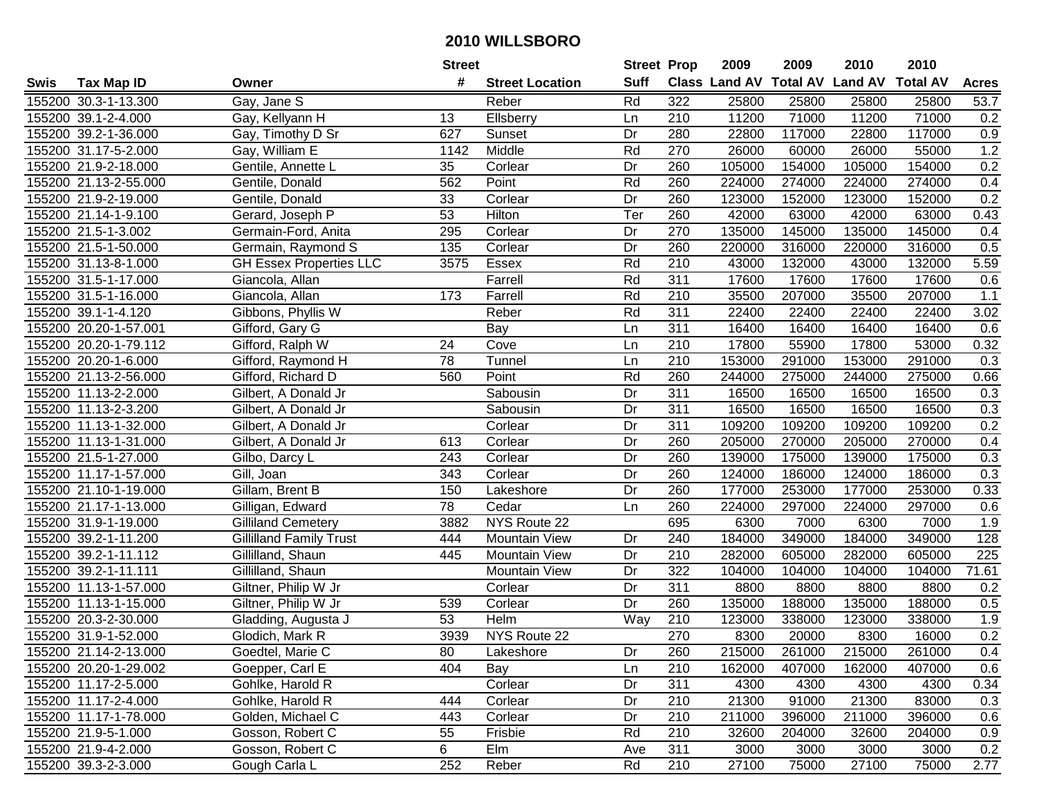# 2010 WILLSBORO

| Swis | Tax Map ID | Owner | Street # | Street Location | Street Suff | Prop Class | 2009 Land AV | 2009 Total AV | 2010 Land AV | 2010 Total AV | Acres |
|---|---|---|---|---|---|---|---|---|---|---|---|
| 155200 | 30.3-1-13.300 | Gay, Jane S | | Reber | Rd | 322 | 25800 | 25800 | 25800 | 25800 | 53.7 |
| 155200 | 39.1-2-4.000 | Gay, Kellyann H | 13 | Ellsberry | Ln | 210 | 11200 | 71000 | 11200 | 71000 | 0.2 |
| 155200 | 39.2-1-36.000 | Gay, Timothy D Sr | 627 | Sunset | Dr | 280 | 22800 | 117000 | 22800 | 117000 | 0.9 |
| 155200 | 31.17-5-2.000 | Gay, William E | 1142 | Middle | Rd | 270 | 26000 | 60000 | 26000 | 55000 | 1.2 |
| 155200 | 21.9-2-18.000 | Gentile, Annette L | 35 | Corlear | Dr | 260 | 105000 | 154000 | 105000 | 154000 | 0.2 |
| 155200 | 21.13-2-55.000 | Gentile, Donald | 562 | Point | Rd | 260 | 224000 | 274000 | 224000 | 274000 | 0.4 |
| 155200 | 21.9-2-19.000 | Gentile, Donald | 33 | Corlear | Dr | 260 | 123000 | 152000 | 123000 | 152000 | 0.2 |
| 155200 | 21.14-1-9.100 | Gerard, Joseph P | 53 | Hilton | Ter | 260 | 42000 | 63000 | 42000 | 63000 | 0.43 |
| 155200 | 21.5-1-3.002 | Germain-Ford, Anita | 295 | Corlear | Dr | 270 | 135000 | 145000 | 135000 | 145000 | 0.4 |
| 155200 | 21.5-1-50.000 | Germain, Raymond S | 135 | Corlear | Dr | 260 | 220000 | 316000 | 220000 | 316000 | 0.5 |
| 155200 | 31.13-8-1.000 | GH Essex Properties LLC | 3575 | Essex | Rd | 210 | 43000 | 132000 | 43000 | 132000 | 5.59 |
| 155200 | 31.5-1-17.000 | Giancola, Allan | | Farrell | Rd | 311 | 17600 | 17600 | 17600 | 17600 | 0.6 |
| 155200 | 31.5-1-16.000 | Giancola, Allan | 173 | Farrell | Rd | 210 | 35500 | 207000 | 35500 | 207000 | 1.1 |
| 155200 | 39.1-1-4.120 | Gibbons, Phyllis W | | Reber | Rd | 311 | 22400 | 22400 | 22400 | 22400 | 3.02 |
| 155200 | 20.20-1-57.001 | Gifford, Gary G | | Bay | Ln | 311 | 16400 | 16400 | 16400 | 16400 | 0.6 |
| 155200 | 20.20-1-79.112 | Gifford, Ralph W | 24 | Cove | Ln | 210 | 17800 | 55900 | 17800 | 53000 | 0.32 |
| 155200 | 20.20-1-6.000 | Gifford, Raymond H | 78 | Tunnel | Ln | 210 | 153000 | 291000 | 153000 | 291000 | 0.3 |
| 155200 | 21.13-2-56.000 | Gifford, Richard D | 560 | Point | Rd | 260 | 244000 | 275000 | 244000 | 275000 | 0.66 |
| 155200 | 11.13-2-2.000 | Gilbert, A Donald Jr | | Sabousin | Dr | 311 | 16500 | 16500 | 16500 | 16500 | 0.3 |
| 155200 | 11.13-2-3.200 | Gilbert, A Donald Jr | | Sabousin | Dr | 311 | 16500 | 16500 | 16500 | 16500 | 0.3 |
| 155200 | 11.13-1-32.000 | Gilbert, A Donald Jr | | Corlear | Dr | 311 | 109200 | 109200 | 109200 | 109200 | 0.2 |
| 155200 | 11.13-1-31.000 | Gilbert, A Donald Jr | 613 | Corlear | Dr | 260 | 205000 | 270000 | 205000 | 270000 | 0.4 |
| 155200 | 21.5-1-27.000 | Gilbo, Darcy L | 243 | Corlear | Dr | 260 | 139000 | 175000 | 139000 | 175000 | 0.3 |
| 155200 | 11.17-1-57.000 | Gill, Joan | 343 | Corlear | Dr | 260 | 124000 | 186000 | 124000 | 186000 | 0.3 |
| 155200 | 21.10-1-19.000 | Gillam, Brent B | 150 | Lakeshore | Dr | 260 | 177000 | 253000 | 177000 | 253000 | 0.33 |
| 155200 | 21.17-1-13.000 | Gilligan, Edward | 78 | Cedar | Ln | 260 | 224000 | 297000 | 224000 | 297000 | 0.6 |
| 155200 | 31.9-1-19.000 | Gilliland Cemetery | 3882 | NYS Route 22 | | 695 | 6300 | 7000 | 6300 | 7000 | 1.9 |
| 155200 | 39.2-1-11.200 | Gillilland Family Trust | 444 | Mountain View | Dr | 240 | 184000 | 349000 | 184000 | 349000 | 128 |
| 155200 | 39.2-1-11.112 | Gillilland, Shaun | 445 | Mountain View | Dr | 210 | 282000 | 605000 | 282000 | 605000 | 225 |
| 155200 | 39.2-1-11.111 | Gillilland, Shaun | | Mountain View | Dr | 322 | 104000 | 104000 | 104000 | 104000 | 71.61 |
| 155200 | 11.13-1-57.000 | Giltner, Philip W Jr | | Corlear | Dr | 311 | 8800 | 8800 | 8800 | 8800 | 0.2 |
| 155200 | 11.13-1-15.000 | Giltner, Philip W Jr | 539 | Corlear | Dr | 260 | 135000 | 188000 | 135000 | 188000 | 0.5 |
| 155200 | 20.3-2-30.000 | Gladding, Augusta J | 53 | Helm | Way | 210 | 123000 | 338000 | 123000 | 338000 | 1.9 |
| 155200 | 31.9-1-52.000 | Glodich, Mark R | 3939 | NYS Route 22 | | 270 | 8300 | 20000 | 8300 | 16000 | 0.2 |
| 155200 | 21.14-2-13.000 | Goedtel, Marie C | 80 | Lakeshore | Dr | 260 | 215000 | 261000 | 215000 | 261000 | 0.4 |
| 155200 | 20.20-1-29.002 | Goepper, Carl E | 404 | Bay | Ln | 210 | 162000 | 407000 | 162000 | 407000 | 0.6 |
| 155200 | 11.17-2-5.000 | Gohlke, Harold R | | Corlear | Dr | 311 | 4300 | 4300 | 4300 | 4300 | 0.34 |
| 155200 | 11.17-2-4.000 | Gohlke, Harold R | 444 | Corlear | Dr | 210 | 21300 | 91000 | 21300 | 83000 | 0.3 |
| 155200 | 11.17-1-78.000 | Golden, Michael C | 443 | Corlear | Dr | 210 | 211000 | 396000 | 211000 | 396000 | 0.6 |
| 155200 | 21.9-5-1.000 | Gosson, Robert C | 55 | Frisbie | Rd | 210 | 32600 | 204000 | 32600 | 204000 | 0.9 |
| 155200 | 21.9-4-2.000 | Gosson, Robert C | 6 | Elm | Ave | 311 | 3000 | 3000 | 3000 | 3000 | 0.2 |
| 155200 | 39.3-2-3.000 | Gough Carla L | 252 | Reber | Rd | 210 | 27100 | 75000 | 27100 | 75000 | 2.77 |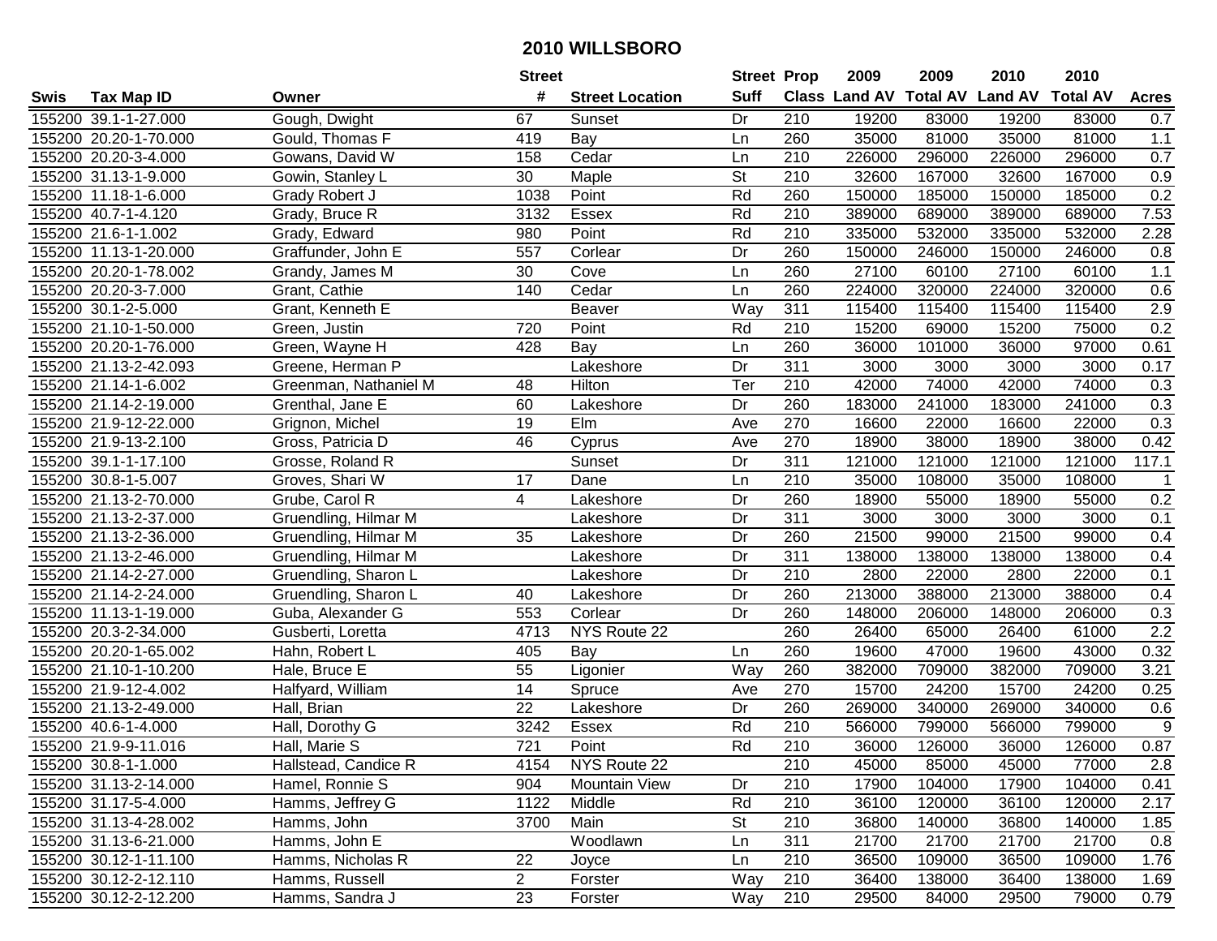# 2010 WILLSBORO

| Swis | Tax Map ID | Owner | Street # | Street Location | Street Suff | Prop Class | 2009 Land AV | 2009 Total AV | 2010 Land AV | 2010 Total AV | Acres |
|---|---|---|---|---|---|---|---|---|---|---|---|
| 155200 | 39.1-1-27.000 | Gough, Dwight | 67 | Sunset | Dr | 210 | 19200 | 83000 | 19200 | 83000 | 0.7 |
| 155200 | 20.20-1-70.000 | Gould, Thomas F | 419 | Bay | Ln | 260 | 35000 | 81000 | 35000 | 81000 | 1.1 |
| 155200 | 20.20-3-4.000 | Gowans, David W | 158 | Cedar | Ln | 210 | 226000 | 296000 | 226000 | 296000 | 0.7 |
| 155200 | 31.13-1-9.000 | Gowin, Stanley L | 30 | Maple | St | 210 | 32600 | 167000 | 32600 | 167000 | 0.9 |
| 155200 | 11.18-1-6.000 | Grady Robert J | 1038 | Point | Rd | 260 | 150000 | 185000 | 150000 | 185000 | 0.2 |
| 155200 | 40.7-1-4.120 | Grady, Bruce R | 3132 | Essex | Rd | 210 | 389000 | 689000 | 389000 | 689000 | 7.53 |
| 155200 | 21.6-1-1.002 | Grady, Edward | 980 | Point | Rd | 210 | 335000 | 532000 | 335000 | 532000 | 2.28 |
| 155200 | 11.13-1-20.000 | Graffunder, John E | 557 | Corlear | Dr | 260 | 150000 | 246000 | 150000 | 246000 | 0.8 |
| 155200 | 20.20-1-78.002 | Grandy, James M | 30 | Cove | Ln | 260 | 27100 | 60100 | 27100 | 60100 | 1.1 |
| 155200 | 20.20-3-7.000 | Grant, Cathie | 140 | Cedar | Ln | 260 | 224000 | 320000 | 224000 | 320000 | 0.6 |
| 155200 | 30.1-2-5.000 | Grant, Kenneth E | | Beaver | Way | 311 | 115400 | 115400 | 115400 | 115400 | 2.9 |
| 155200 | 21.10-1-50.000 | Green, Justin | 720 | Point | Rd | 210 | 15200 | 69000 | 15200 | 75000 | 0.2 |
| 155200 | 20.20-1-76.000 | Green, Wayne H | 428 | Bay | Ln | 260 | 36000 | 101000 | 36000 | 97000 | 0.61 |
| 155200 | 21.13-2-42.093 | Greene, Herman P | | Lakeshore | Dr | 311 | 3000 | 3000 | 3000 | 3000 | 0.17 |
| 155200 | 21.14-1-6.002 | Greenman, Nathaniel M | 48 | Hilton | Ter | 210 | 42000 | 74000 | 42000 | 74000 | 0.3 |
| 155200 | 21.14-2-19.000 | Grenthal, Jane E | 60 | Lakeshore | Dr | 260 | 183000 | 241000 | 183000 | 241000 | 0.3 |
| 155200 | 21.9-12-22.000 | Grignon, Michel | 19 | Elm | Ave | 270 | 16600 | 22000 | 16600 | 22000 | 0.3 |
| 155200 | 21.9-13-2.100 | Gross, Patricia D | 46 | Cyprus | Ave | 270 | 18900 | 38000 | 18900 | 38000 | 0.42 |
| 155200 | 39.1-1-17.100 | Grosse, Roland R | | Sunset | Dr | 311 | 121000 | 121000 | 121000 | 121000 | 117.1 |
| 155200 | 30.8-1-5.007 | Groves, Shari W | 17 | Dane | Ln | 210 | 35000 | 108000 | 35000 | 108000 | 1 |
| 155200 | 21.13-2-70.000 | Grube, Carol R | 4 | Lakeshore | Dr | 260 | 18900 | 55000 | 18900 | 55000 | 0.2 |
| 155200 | 21.13-2-37.000 | Gruendling, Hilmar M | | Lakeshore | Dr | 311 | 3000 | 3000 | 3000 | 3000 | 0.1 |
| 155200 | 21.13-2-36.000 | Gruendling, Hilmar M | 35 | Lakeshore | Dr | 260 | 21500 | 99000 | 21500 | 99000 | 0.4 |
| 155200 | 21.13-2-46.000 | Gruendling, Hilmar M | | Lakeshore | Dr | 311 | 138000 | 138000 | 138000 | 138000 | 0.4 |
| 155200 | 21.14-2-27.000 | Gruendling, Sharon L | | Lakeshore | Dr | 210 | 2800 | 22000 | 2800 | 22000 | 0.1 |
| 155200 | 21.14-2-24.000 | Gruendling, Sharon L | 40 | Lakeshore | Dr | 260 | 213000 | 388000 | 213000 | 388000 | 0.4 |
| 155200 | 11.13-1-19.000 | Guba, Alexander G | 553 | Corlear | Dr | 260 | 148000 | 206000 | 148000 | 206000 | 0.3 |
| 155200 | 20.3-2-34.000 | Gusberti, Loretta | 4713 | NYS Route 22 | | 260 | 26400 | 65000 | 26400 | 61000 | 2.2 |
| 155200 | 20.20-1-65.002 | Hahn, Robert L | 405 | Bay | Ln | 260 | 19600 | 47000 | 19600 | 43000 | 0.32 |
| 155200 | 21.10-1-10.200 | Hale, Bruce E | 55 | Ligonier | Way | 260 | 382000 | 709000 | 382000 | 709000 | 3.21 |
| 155200 | 21.9-12-4.002 | Halfyard, William | 14 | Spruce | Ave | 270 | 15700 | 24200 | 15700 | 24200 | 0.25 |
| 155200 | 21.13-2-49.000 | Hall, Brian | 22 | Lakeshore | Dr | 260 | 269000 | 340000 | 269000 | 340000 | 0.6 |
| 155200 | 40.6-1-4.000 | Hall, Dorothy G | 3242 | Essex | Rd | 210 | 566000 | 799000 | 566000 | 799000 | 9 |
| 155200 | 21.9-9-11.016 | Hall, Marie S | 721 | Point | Rd | 210 | 36000 | 126000 | 36000 | 126000 | 0.87 |
| 155200 | 30.8-1-1.000 | Hallstead, Candice R | 4154 | NYS Route 22 | | 210 | 45000 | 85000 | 45000 | 77000 | 2.8 |
| 155200 | 31.13-2-14.000 | Hamel, Ronnie S | 904 | Mountain View | Dr | 210 | 17900 | 104000 | 17900 | 104000 | 0.41 |
| 155200 | 31.17-5-4.000 | Hamms, Jeffrey G | 1122 | Middle | Rd | 210 | 36100 | 120000 | 36100 | 120000 | 2.17 |
| 155200 | 31.13-4-28.002 | Hamms, John | 3700 | Main | St | 210 | 36800 | 140000 | 36800 | 140000 | 1.85 |
| 155200 | 31.13-6-21.000 | Hamms, John E | | Woodlawn | Ln | 311 | 21700 | 21700 | 21700 | 21700 | 0.8 |
| 155200 | 30.12-1-11.100 | Hamms, Nicholas R | 22 | Joyce | Ln | 210 | 36500 | 109000 | 36500 | 109000 | 1.76 |
| 155200 | 30.12-2-12.110 | Hamms, Russell | 2 | Forster | Way | 210 | 36400 | 138000 | 36400 | 138000 | 1.69 |
| 155200 | 30.12-2-12.200 | Hamms, Sandra J | 23 | Forster | Way | 210 | 29500 | 84000 | 29500 | 79000 | 0.79 |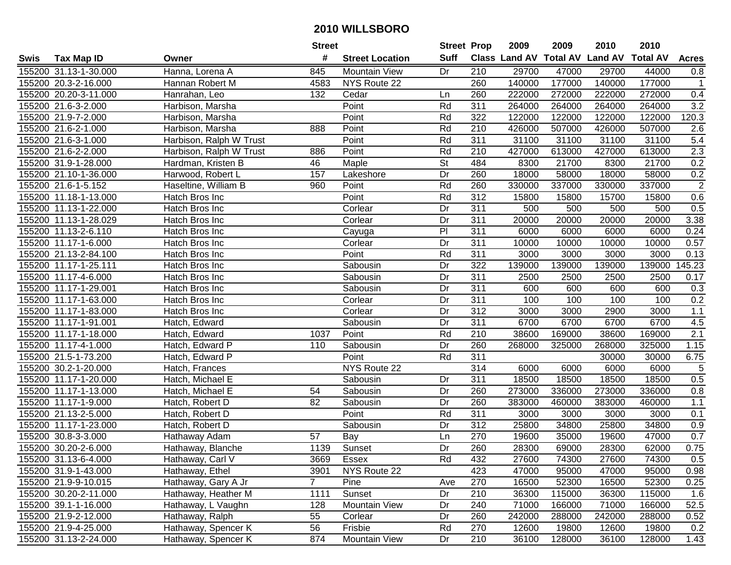# 2010 WILLSBORO

| Swis | Tax Map ID | Owner | Street # | Street Location | Street Suff | Prop Class | 2009 Land AV | 2009 Total AV | 2010 Land AV | 2010 Total AV | Acres |
|---|---|---|---|---|---|---|---|---|---|---|---|
| 155200 | 31.13-1-30.000 | Hanna, Lorena A | 845 | Mountain View | Dr | 210 | 29700 | 47000 | 29700 | 44000 | 0.8 |
| 155200 | 20.3-2-16.000 | Hannan Robert M | 4583 | NYS Route 22 | | 260 | 140000 | 177000 | 140000 | 177000 | 1 |
| 155200 | 20.20-3-11.000 | Hanrahan, Leo | 132 | Cedar | Ln | 260 | 222000 | 272000 | 222000 | 272000 | 0.4 |
| 155200 | 21.6-3-2.000 | Harbison, Marsha | | Point | Rd | 311 | 264000 | 264000 | 264000 | 264000 | 3.2 |
| 155200 | 21.9-7-2.000 | Harbison, Marsha | | Point | Rd | 322 | 122000 | 122000 | 122000 | 122000 | 120.3 |
| 155200 | 21.6-2-1.000 | Harbison, Marsha | 888 | Point | Rd | 210 | 426000 | 507000 | 426000 | 507000 | 2.6 |
| 155200 | 21.6-3-1.000 | Harbison, Ralph W Trust | | Point | Rd | 311 | 31100 | 31100 | 31100 | 31100 | 5.4 |
| 155200 | 21.6-2-2.000 | Harbison, Ralph W Trust | 886 | Point | Rd | 210 | 427000 | 613000 | 427000 | 613000 | 2.3 |
| 155200 | 31.9-1-28.000 | Hardman, Kristen B | 46 | Maple | St | 484 | 8300 | 21700 | 8300 | 21700 | 0.2 |
| 155200 | 21.10-1-36.000 | Harwood, Robert L | 157 | Lakeshore | Dr | 260 | 18000 | 58000 | 18000 | 58000 | 0.2 |
| 155200 | 21.6-1-5.152 | Haseltine, William B | 960 | Point | Rd | 260 | 330000 | 337000 | 330000 | 337000 | 2 |
| 155200 | 11.18-1-13.000 | Hatch Bros Inc | | Point | Rd | 312 | 15800 | 15800 | 15700 | 15800 | 0.6 |
| 155200 | 11.13-1-22.000 | Hatch Bros Inc | | Corlear | Dr | 311 | 500 | 500 | 500 | 500 | 0.5 |
| 155200 | 11.13-1-28.029 | Hatch Bros Inc | | Corlear | Dr | 311 | 20000 | 20000 | 20000 | 20000 | 3.38 |
| 155200 | 11.13-2-6.110 | Hatch Bros Inc | | Cayuga | Pl | 311 | 6000 | 6000 | 6000 | 6000 | 0.24 |
| 155200 | 11.17-1-6.000 | Hatch Bros Inc | | Corlear | Dr | 311 | 10000 | 10000 | 10000 | 10000 | 0.57 |
| 155200 | 21.13-2-84.100 | Hatch Bros Inc | | Point | Rd | 311 | 3000 | 3000 | 3000 | 3000 | 0.13 |
| 155200 | 11.17-1-25.111 | Hatch Bros Inc | | Sabousin | Dr | 322 | 139000 | 139000 | 139000 | 139000 | 145.23 |
| 155200 | 11.17-4-6.000 | Hatch Bros Inc | | Sabousin | Dr | 311 | 2500 | 2500 | 2500 | 2500 | 0.17 |
| 155200 | 11.17-1-29.001 | Hatch Bros Inc | | Sabousin | Dr | 311 | 600 | 600 | 600 | 600 | 0.3 |
| 155200 | 11.17-1-63.000 | Hatch Bros Inc | | Corlear | Dr | 311 | 100 | 100 | 100 | 100 | 0.2 |
| 155200 | 11.17-1-83.000 | Hatch Bros Inc | | Corlear | Dr | 312 | 3000 | 3000 | 2900 | 3000 | 1.1 |
| 155200 | 11.17-1-91.001 | Hatch, Edward | | Sabousin | Dr | 311 | 6700 | 6700 | 6700 | 6700 | 4.5 |
| 155200 | 11.17-1-18.000 | Hatch, Edward | 1037 | Point | Rd | 210 | 38600 | 169000 | 38600 | 169000 | 2.1 |
| 155200 | 11.17-4-1.000 | Hatch, Edward P | 110 | Sabousin | Dr | 260 | 268000 | 325000 | 268000 | 325000 | 1.15 |
| 155200 | 21.5-1-73.200 | Hatch, Edward P | | Point | Rd | 311 | | | 30000 | 30000 | 6.75 |
| 155200 | 30.2-1-20.000 | Hatch, Frances | | NYS Route 22 | | 314 | 6000 | 6000 | 6000 | 6000 | 5 |
| 155200 | 11.17-1-20.000 | Hatch, Michael E | | Sabousin | Dr | 311 | 18500 | 18500 | 18500 | 18500 | 0.5 |
| 155200 | 11.17-1-13.000 | Hatch, Michael E | 54 | Sabousin | Dr | 260 | 273000 | 336000 | 273000 | 336000 | 0.8 |
| 155200 | 11.17-1-9.000 | Hatch, Robert D | 82 | Sabousin | Dr | 260 | 383000 | 460000 | 383000 | 460000 | 1.1 |
| 155200 | 21.13-2-5.000 | Hatch, Robert D | | Point | Rd | 311 | 3000 | 3000 | 3000 | 3000 | 0.1 |
| 155200 | 11.17-1-23.000 | Hatch, Robert D | | Sabousin | Dr | 312 | 25800 | 34800 | 25800 | 34800 | 0.9 |
| 155200 | 30.8-3-3.000 | Hathaway Adam | 57 | Bay | Ln | 270 | 19600 | 35000 | 19600 | 47000 | 0.7 |
| 155200 | 30.20-2-6.000 | Hathaway, Blanche | 1139 | Sunset | Dr | 260 | 28300 | 69000 | 28300 | 62000 | 0.75 |
| 155200 | 31.13-6-4.000 | Hathaway, Carl V | 3669 | Essex | Rd | 432 | 27600 | 74300 | 27600 | 74300 | 0.5 |
| 155200 | 31.9-1-43.000 | Hathaway, Ethel | 3901 | NYS Route 22 | | 423 | 47000 | 95000 | 47000 | 95000 | 0.98 |
| 155200 | 21.9-9-10.015 | Hathaway, Gary A Jr | 7 | Pine | Ave | 270 | 16500 | 52300 | 16500 | 52300 | 0.25 |
| 155200 | 30.20-2-11.000 | Hathaway, Heather M | 1111 | Sunset | Dr | 210 | 36300 | 115000 | 36300 | 115000 | 1.6 |
| 155200 | 39.1-1-16.000 | Hathaway, L Vaughn | 128 | Mountain View | Dr | 240 | 71000 | 166000 | 71000 | 166000 | 52.5 |
| 155200 | 21.9-2-12.000 | Hathaway, Ralph | 55 | Corlear | Dr | 260 | 242000 | 288000 | 242000 | 288000 | 0.52 |
| 155200 | 21.9-4-25.000 | Hathaway, Spencer K | 56 | Frisbie | Rd | 270 | 12600 | 19800 | 12600 | 19800 | 0.2 |
| 155200 | 31.13-2-24.000 | Hathaway, Spencer K | 874 | Mountain View | Dr | 210 | 36100 | 128000 | 36100 | 128000 | 1.43 |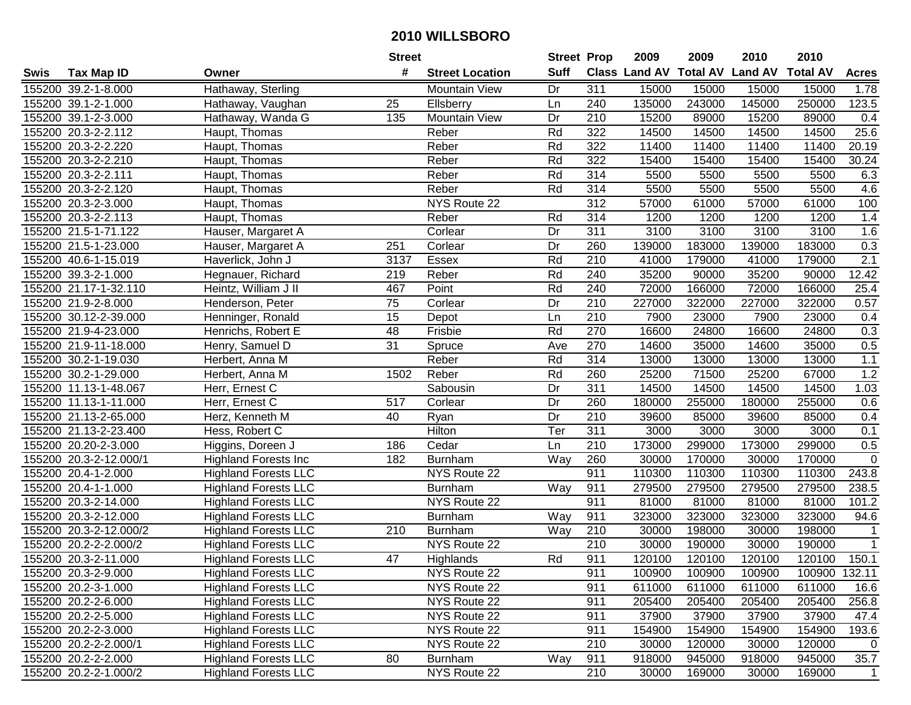# 2010 WILLSBORO

| Swis | Tax Map ID | Owner | Street # | Street Location | Street Suff | Prop Class | 2009 Land AV | 2009 Total AV | 2010 Land AV | 2010 Total AV | Acres |
|---|---|---|---|---|---|---|---|---|---|---|---|
| 155200 | 39.2-1-8.000 | Hathaway, Sterling | | Mountain View | Dr | 311 | 15000 | 15000 | 15000 | 15000 | 1.78 |
| 155200 | 39.1-2-1.000 | Hathaway, Vaughan | 25 | Ellsberry | Ln | 240 | 135000 | 243000 | 145000 | 250000 | 123.5 |
| 155200 | 39.1-2-3.000 | Hathaway, Wanda G | 135 | Mountain View | Dr | 210 | 15200 | 89000 | 15200 | 89000 | 0.4 |
| 155200 | 20.3-2-2.112 | Haupt, Thomas | | Reber | Rd | 322 | 14500 | 14500 | 14500 | 14500 | 25.6 |
| 155200 | 20.3-2-2.220 | Haupt, Thomas | | Reber | Rd | 322 | 11400 | 11400 | 11400 | 11400 | 20.19 |
| 155200 | 20.3-2-2.210 | Haupt, Thomas | | Reber | Rd | 322 | 15400 | 15400 | 15400 | 15400 | 30.24 |
| 155200 | 20.3-2-2.111 | Haupt, Thomas | | Reber | Rd | 314 | 5500 | 5500 | 5500 | 5500 | 6.3 |
| 155200 | 20.3-2-2.120 | Haupt, Thomas | | Reber | Rd | 314 | 5500 | 5500 | 5500 | 5500 | 4.6 |
| 155200 | 20.3-2-3.000 | Haupt, Thomas | | NYS Route 22 | | 312 | 57000 | 61000 | 57000 | 61000 | 100 |
| 155200 | 20.3-2-2.113 | Haupt, Thomas | | Reber | Rd | 314 | 1200 | 1200 | 1200 | 1200 | 1.4 |
| 155200 | 21.5-1-71.122 | Hauser, Margaret A | | Corlear | Dr | 311 | 3100 | 3100 | 3100 | 3100 | 1.6 |
| 155200 | 21.5-1-23.000 | Hauser, Margaret A | 251 | Corlear | Dr | 260 | 139000 | 183000 | 139000 | 183000 | 0.3 |
| 155200 | 40.6-1-15.019 | Haverlick, John J | 3137 | Essex | Rd | 210 | 41000 | 179000 | 41000 | 179000 | 2.1 |
| 155200 | 39.3-2-1.000 | Hegnauer, Richard | 219 | Reber | Rd | 240 | 35200 | 90000 | 35200 | 90000 | 12.42 |
| 155200 | 21.17-1-32.110 | Heintz, William J II | 467 | Point | Rd | 240 | 72000 | 166000 | 72000 | 166000 | 25.4 |
| 155200 | 21.9-2-8.000 | Henderson, Peter | 75 | Corlear | Dr | 210 | 227000 | 322000 | 227000 | 322000 | 0.57 |
| 155200 | 30.12-2-39.000 | Henninger, Ronald | 15 | Depot | Ln | 210 | 7900 | 23000 | 7900 | 23000 | 0.4 |
| 155200 | 21.9-4-23.000 | Henrichs, Robert E | 48 | Frisbie | Rd | 270 | 16600 | 24800 | 16600 | 24800 | 0.3 |
| 155200 | 21.9-11-18.000 | Henry, Samuel D | 31 | Spruce | Ave | 270 | 14600 | 35000 | 14600 | 35000 | 0.5 |
| 155200 | 30.2-1-19.030 | Herbert, Anna M | | Reber | Rd | 314 | 13000 | 13000 | 13000 | 13000 | 1.1 |
| 155200 | 30.2-1-29.000 | Herbert, Anna M | 1502 | Reber | Rd | 260 | 25200 | 71500 | 25200 | 67000 | 1.2 |
| 155200 | 11.13-1-48.067 | Herr, Ernest C | | Sabousin | Dr | 311 | 14500 | 14500 | 14500 | 14500 | 1.03 |
| 155200 | 11.13-1-11.000 | Herr, Ernest C | 517 | Corlear | Dr | 260 | 180000 | 255000 | 180000 | 255000 | 0.6 |
| 155200 | 21.13-2-65.000 | Herz, Kenneth M | 40 | Ryan | Dr | 210 | 39600 | 85000 | 39600 | 85000 | 0.4 |
| 155200 | 21.13-2-23.400 | Hess, Robert C | | Hilton | Ter | 311 | 3000 | 3000 | 3000 | 3000 | 0.1 |
| 155200 | 20.20-2-3.000 | Higgins, Doreen J | 186 | Cedar | Ln | 210 | 173000 | 299000 | 173000 | 299000 | 0.5 |
| 155200 | 20.3-2-12.000/1 | Highland Forests Inc | 182 | Burnham | Way | 260 | 30000 | 170000 | 30000 | 170000 | 0 |
| 155200 | 20.4-1-2.000 | Highland Forests LLC | | NYS Route 22 | | 911 | 110300 | 110300 | 110300 | 110300 | 243.8 |
| 155200 | 20.4-1-1.000 | Highland Forests LLC | | Burnham | Way | 911 | 279500 | 279500 | 279500 | 279500 | 238.5 |
| 155200 | 20.3-2-14.000 | Highland Forests LLC | | NYS Route 22 | | 911 | 81000 | 81000 | 81000 | 81000 | 101.2 |
| 155200 | 20.3-2-12.000 | Highland Forests LLC | | Burnham | Way | 911 | 323000 | 323000 | 323000 | 323000 | 94.6 |
| 155200 | 20.3-2-12.000/2 | Highland Forests LLC | 210 | Burnham | Way | 210 | 30000 | 198000 | 30000 | 198000 | 1 |
| 155200 | 20.2-2-2.000/2 | Highland Forests LLC | | NYS Route 22 | | 210 | 30000 | 190000 | 30000 | 190000 | 1 |
| 155200 | 20.3-2-11.000 | Highland Forests LLC | 47 | Highlands | Rd | 911 | 120100 | 120100 | 120100 | 120100 | 150.1 |
| 155200 | 20.3-2-9.000 | Highland Forests LLC | | NYS Route 22 | | 911 | 100900 | 100900 | 100900 | 100900 | 132.11 |
| 155200 | 20.2-3-1.000 | Highland Forests LLC | | NYS Route 22 | | 911 | 611000 | 611000 | 611000 | 611000 | 16.6 |
| 155200 | 20.2-2-6.000 | Highland Forests LLC | | NYS Route 22 | | 911 | 205400 | 205400 | 205400 | 205400 | 256.8 |
| 155200 | 20.2-2-5.000 | Highland Forests LLC | | NYS Route 22 | | 911 | 37900 | 37900 | 37900 | 37900 | 47.4 |
| 155200 | 20.2-2-3.000 | Highland Forests LLC | | NYS Route 22 | | 911 | 154900 | 154900 | 154900 | 154900 | 193.6 |
| 155200 | 20.2-2-2.000/1 | Highland Forests LLC | | NYS Route 22 | | 210 | 30000 | 120000 | 30000 | 120000 | 0 |
| 155200 | 20.2-2-2.000 | Highland Forests LLC | 80 | Burnham | Way | 911 | 918000 | 945000 | 918000 | 945000 | 35.7 |
| 155200 | 20.2-2-1.000/2 | Highland Forests LLC | | NYS Route 22 | | 210 | 30000 | 169000 | 30000 | 169000 | 1 |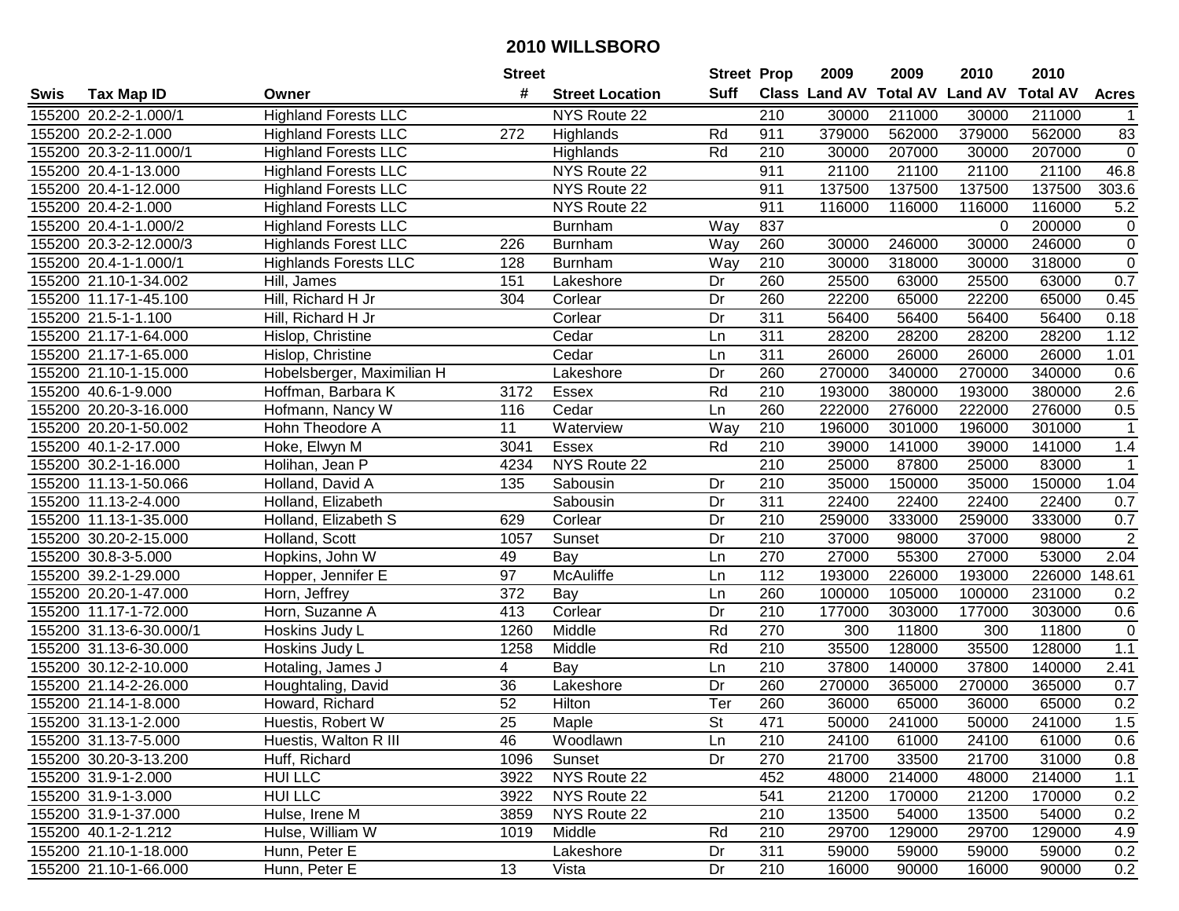# 2010 WILLSBORO

| Swis | Tax Map ID | Owner | Street # | Street Location | Street Suff | Prop Class | 2009 Land AV | 2009 Total AV | 2010 Land AV | 2010 Total AV | Acres |
|---|---|---|---|---|---|---|---|---|---|---|---|
| 155200 | 20.2-2-1.000/1 | Highland Forests LLC | | NYS Route 22 | | 210 | 30000 | 211000 | 30000 | 211000 | 1 |
| 155200 | 20.2-2-1.000 | Highland Forests LLC | 272 | Highlands | Rd | 911 | 379000 | 562000 | 379000 | 562000 | 83 |
| 155200 | 20.3-2-11.000/1 | Highland Forests LLC | | Highlands | Rd | 210 | 30000 | 207000 | 30000 | 207000 | 0 |
| 155200 | 20.4-1-13.000 | Highland Forests LLC | | NYS Route 22 | | 911 | 21100 | 21100 | 21100 | 21100 | 46.8 |
| 155200 | 20.4-1-12.000 | Highland Forests LLC | | NYS Route 22 | | 911 | 137500 | 137500 | 137500 | 137500 | 303.6 |
| 155200 | 20.4-2-1.000 | Highland Forests LLC | | NYS Route 22 | | 911 | 116000 | 116000 | 116000 | 116000 | 5.2 |
| 155200 | 20.4-1-1.000/2 | Highland Forests LLC | | Burnham | Way | 837 | | | 0 | 200000 | 0 |
| 155200 | 20.3-2-12.000/3 | Highlands Forest LLC | 226 | Burnham | Way | 260 | 30000 | 246000 | 30000 | 246000 | 0 |
| 155200 | 20.4-1-1.000/1 | Highlands Forests LLC | 128 | Burnham | Way | 210 | 30000 | 318000 | 30000 | 318000 | 0 |
| 155200 | 21.10-1-34.002 | Hill, James | 151 | Lakeshore | Dr | 260 | 25500 | 63000 | 25500 | 63000 | 0.7 |
| 155200 | 11.17-1-45.100 | Hill, Richard H Jr | 304 | Corlear | Dr | 260 | 22200 | 65000 | 22200 | 65000 | 0.45 |
| 155200 | 21.5-1-1.100 | Hill, Richard H Jr | | Corlear | Dr | 311 | 56400 | 56400 | 56400 | 56400 | 0.18 |
| 155200 | 21.17-1-64.000 | Hislop, Christine | | Cedar | Ln | 311 | 28200 | 28200 | 28200 | 28200 | 1.12 |
| 155200 | 21.17-1-65.000 | Hislop, Christine | | Cedar | Ln | 311 | 26000 | 26000 | 26000 | 26000 | 1.01 |
| 155200 | 21.10-1-15.000 | Hobelsberger, Maximilian H | | Lakeshore | Dr | 260 | 270000 | 340000 | 270000 | 340000 | 0.6 |
| 155200 | 40.6-1-9.000 | Hoffman, Barbara K | 3172 | Essex | Rd | 210 | 193000 | 380000 | 193000 | 380000 | 2.6 |
| 155200 | 20.20-3-16.000 | Hofmann, Nancy W | 116 | Cedar | Ln | 260 | 222000 | 276000 | 222000 | 276000 | 0.5 |
| 155200 | 20.20-1-50.002 | Hohn Theodore A | 11 | Waterview | Way | 210 | 196000 | 301000 | 196000 | 301000 | 1 |
| 155200 | 40.1-2-17.000 | Hoke, Elwyn M | 3041 | Essex | Rd | 210 | 39000 | 141000 | 39000 | 141000 | 1.4 |
| 155200 | 30.2-1-16.000 | Holihan, Jean P | 4234 | NYS Route 22 | | 210 | 25000 | 87800 | 25000 | 83000 | 1 |
| 155200 | 11.13-1-50.066 | Holland, David A | 135 | Sabousin | Dr | 210 | 35000 | 150000 | 35000 | 150000 | 1.04 |
| 155200 | 11.13-2-4.000 | Holland, Elizabeth | | Sabousin | Dr | 311 | 22400 | 22400 | 22400 | 22400 | 0.7 |
| 155200 | 11.13-1-35.000 | Holland, Elizabeth S | 629 | Corlear | Dr | 210 | 259000 | 333000 | 259000 | 333000 | 0.7 |
| 155200 | 30.20-2-15.000 | Holland, Scott | 1057 | Sunset | Dr | 210 | 37000 | 98000 | 37000 | 98000 | 2 |
| 155200 | 30.8-3-5.000 | Hopkins, John W | 49 | Bay | Ln | 270 | 27000 | 55300 | 27000 | 53000 | 2.04 |
| 155200 | 39.2-1-29.000 | Hopper, Jennifer E | 97 | McAuliffe | Ln | 112 | 193000 | 226000 | 193000 | 226000 | 148.61 |
| 155200 | 20.20-1-47.000 | Horn, Jeffrey | 372 | Bay | Ln | 260 | 100000 | 105000 | 100000 | 231000 | 0.2 |
| 155200 | 11.17-1-72.000 | Horn, Suzanne A | 413 | Corlear | Dr | 210 | 177000 | 303000 | 177000 | 303000 | 0.6 |
| 155200 | 31.13-6-30.000/1 | Hoskins Judy L | 1260 | Middle | Rd | 270 | 300 | 11800 | 300 | 11800 | 0 |
| 155200 | 31.13-6-30.000 | Hoskins Judy L | 1258 | Middle | Rd | 210 | 35500 | 128000 | 35500 | 128000 | 1.1 |
| 155200 | 30.12-2-10.000 | Hotaling, James J | 4 | Bay | Ln | 210 | 37800 | 140000 | 37800 | 140000 | 2.41 |
| 155200 | 21.14-2-26.000 | Houghtaling, David | 36 | Lakeshore | Dr | 260 | 270000 | 365000 | 270000 | 365000 | 0.7 |
| 155200 | 21.14-1-8.000 | Howard, Richard | 52 | Hilton | Ter | 260 | 36000 | 65000 | 36000 | 65000 | 0.2 |
| 155200 | 31.13-1-2.000 | Huestis, Robert W | 25 | Maple | St | 471 | 50000 | 241000 | 50000 | 241000 | 1.5 |
| 155200 | 31.13-7-5.000 | Huestis, Walton R III | 46 | Woodlawn | Ln | 210 | 24100 | 61000 | 24100 | 61000 | 0.6 |
| 155200 | 30.20-3-13.200 | Huff, Richard | 1096 | Sunset | Dr | 270 | 21700 | 33500 | 21700 | 31000 | 0.8 |
| 155200 | 31.9-1-2.000 | HUI LLC | 3922 | NYS Route 22 | | 452 | 48000 | 214000 | 48000 | 214000 | 1.1 |
| 155200 | 31.9-1-3.000 | HUI LLC | 3922 | NYS Route 22 | | 541 | 21200 | 170000 | 21200 | 170000 | 0.2 |
| 155200 | 31.9-1-37.000 | Hulse, Irene M | 3859 | NYS Route 22 | | 210 | 13500 | 54000 | 13500 | 54000 | 0.2 |
| 155200 | 40.1-2-1.212 | Hulse, William W | 1019 | Middle | Rd | 210 | 29700 | 129000 | 29700 | 129000 | 4.9 |
| 155200 | 21.10-1-18.000 | Hunn, Peter E | | Lakeshore | Dr | 311 | 59000 | 59000 | 59000 | 59000 | 0.2 |
| 155200 | 21.10-1-66.000 | Hunn, Peter E | 13 | Vista | Dr | 210 | 16000 | 90000 | 16000 | 90000 | 0.2 |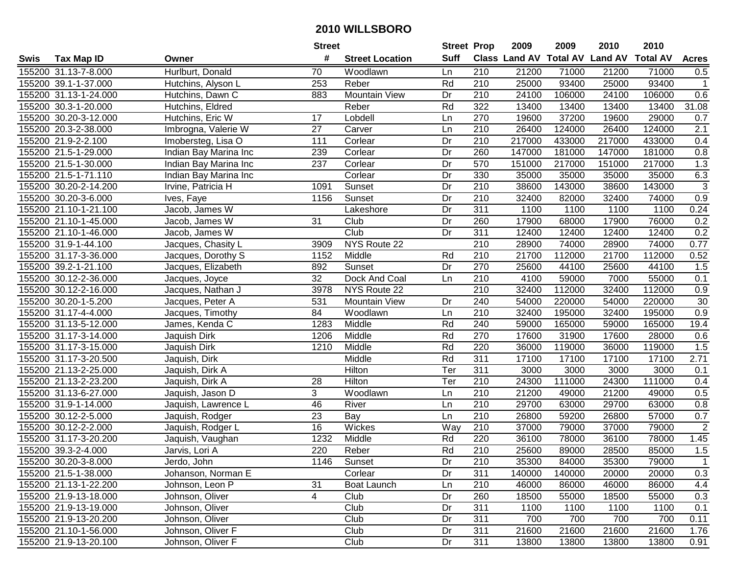## 2010 WILLSBORO

| Swis | Tax Map ID | Owner | Street # | Street Location | Street Suff | Prop Class | 2009 Land AV | 2009 Total AV | 2010 Land AV | 2010 Total AV | Acres |
|---|---|---|---|---|---|---|---|---|---|---|---|
| 155200 | 31.13-7-8.000 | Hurlburt, Donald | 70 | Woodlawn | Ln | 210 | 21200 | 71000 | 21200 | 71000 | 0.5 |
| 155200 | 39.1-1-37.000 | Hutchins, Alyson L | 253 | Reber | Rd | 210 | 25000 | 93400 | 25000 | 93400 | 1 |
| 155200 | 31.13-1-24.000 | Hutchins, Dawn C | 883 | Mountain View | Dr | 210 | 24100 | 106000 | 24100 | 106000 | 0.6 |
| 155200 | 30.3-1-20.000 | Hutchins, Eldred | | Reber | Rd | 322 | 13400 | 13400 | 13400 | 13400 | 31.08 |
| 155200 | 30.20-3-12.000 | Hutchins, Eric W | 17 | Lobdell | Ln | 270 | 19600 | 37200 | 19600 | 29000 | 0.7 |
| 155200 | 20.3-2-38.000 | Imbrogna, Valerie W | 27 | Carver | Ln | 210 | 26400 | 124000 | 26400 | 124000 | 2.1 |
| 155200 | 21.9-2-2.100 | Imobersteg, Lisa O | 111 | Corlear | Dr | 210 | 217000 | 433000 | 217000 | 433000 | 0.4 |
| 155200 | 21.5-1-29.000 | Indian Bay Marina Inc | 239 | Corlear | Dr | 260 | 147000 | 181000 | 147000 | 181000 | 0.8 |
| 155200 | 21.5-1-30.000 | Indian Bay Marina Inc | 237 | Corlear | Dr | 570 | 151000 | 217000 | 151000 | 217000 | 1.3 |
| 155200 | 21.5-1-71.110 | Indian Bay Marina Inc | | Corlear | Dr | 330 | 35000 | 35000 | 35000 | 35000 | 6.3 |
| 155200 | 30.20-2-14.200 | Irvine, Patricia H | 1091 | Sunset | Dr | 210 | 38600 | 143000 | 38600 | 143000 | 3 |
| 155200 | 30.20-3-6.000 | Ives, Faye | 1156 | Sunset | Dr | 210 | 32400 | 82000 | 32400 | 74000 | 0.9 |
| 155200 | 21.10-1-21.100 | Jacob, James W | | Lakeshore | Dr | 311 | 1100 | 1100 | 1100 | 1100 | 0.24 |
| 155200 | 21.10-1-45.000 | Jacob, James W | 31 | Club | Dr | 260 | 17900 | 68000 | 17900 | 76000 | 0.2 |
| 155200 | 21.10-1-46.000 | Jacob, James W | | Club | Dr | 311 | 12400 | 12400 | 12400 | 12400 | 0.2 |
| 155200 | 31.9-1-44.100 | Jacques, Chasity L | 3909 | NYS Route 22 | | 210 | 28900 | 74000 | 28900 | 74000 | 0.77 |
| 155200 | 31.17-3-36.000 | Jacques, Dorothy S | 1152 | Middle | Rd | 210 | 21700 | 112000 | 21700 | 112000 | 0.52 |
| 155200 | 39.2-1-21.100 | Jacques, Elizabeth | 892 | Sunset | Dr | 270 | 25600 | 44100 | 25600 | 44100 | 1.5 |
| 155200 | 30.12-2-36.000 | Jacques, Joyce | 32 | Dock And Coal | Ln | 210 | 4100 | 59000 | 7000 | 55000 | 0.1 |
| 155200 | 30.12-2-16.000 | Jacques, Nathan J | 3978 | NYS Route 22 | | 210 | 32400 | 112000 | 32400 | 112000 | 0.9 |
| 155200 | 30.20-1-5.200 | Jacques, Peter A | 531 | Mountain View | Dr | 240 | 54000 | 220000 | 54000 | 220000 | 30 |
| 155200 | 31.17-4-4.000 | Jacques, Timothy | 84 | Woodlawn | Ln | 210 | 32400 | 195000 | 32400 | 195000 | 0.9 |
| 155200 | 31.13-5-12.000 | James, Kenda C | 1283 | Middle | Rd | 240 | 59000 | 165000 | 59000 | 165000 | 19.4 |
| 155200 | 31.17-3-14.000 | Jaquish Dirk | 1206 | Middle | Rd | 270 | 17600 | 31900 | 17600 | 28000 | 0.6 |
| 155200 | 31.17-3-15.000 | Jaquish Dirk | 1210 | Middle | Rd | 220 | 36000 | 119000 | 36000 | 119000 | 1.5 |
| 155200 | 31.17-3-20.500 | Jaquish, Dirk | | Middle | Rd | 311 | 17100 | 17100 | 17100 | 17100 | 2.71 |
| 155200 | 21.13-2-25.000 | Jaquish, Dirk A | | Hilton | Ter | 311 | 3000 | 3000 | 3000 | 3000 | 0.1 |
| 155200 | 21.13-2-23.200 | Jaquish, Dirk A | 28 | Hilton | Ter | 210 | 24300 | 111000 | 24300 | 111000 | 0.4 |
| 155200 | 31.13-6-27.000 | Jaquish, Jason D | 3 | Woodlawn | Ln | 210 | 21200 | 49000 | 21200 | 49000 | 0.5 |
| 155200 | 31.9-1-14.000 | Jaquish, Lawrence L | 46 | River | Ln | 210 | 29700 | 63000 | 29700 | 63000 | 0.8 |
| 155200 | 30.12-2-5.000 | Jaquish, Rodger | 23 | Bay | Ln | 210 | 26800 | 59200 | 26800 | 57000 | 0.7 |
| 155200 | 30.12-2-2.000 | Jaquish, Rodger L | 16 | Wickes | Way | 210 | 37000 | 79000 | 37000 | 79000 | 2 |
| 155200 | 31.17-3-20.200 | Jaquish, Vaughan | 1232 | Middle | Rd | 220 | 36100 | 78000 | 36100 | 78000 | 1.45 |
| 155200 | 39.3-2-4.000 | Jarvis, Lori A | 220 | Reber | Rd | 210 | 25600 | 89000 | 28500 | 85000 | 1.5 |
| 155200 | 30.20-3-8.000 | Jerdo, John | 1146 | Sunset | Dr | 210 | 35300 | 84000 | 35300 | 79000 | 1 |
| 155200 | 21.5-1-38.000 | Johanson, Norman E | | Corlear | Dr | 311 | 140000 | 140000 | 20000 | 20000 | 0.3 |
| 155200 | 21.13-1-22.200 | Johnson, Leon P | 31 | Boat Launch | Ln | 210 | 46000 | 86000 | 46000 | 86000 | 4.4 |
| 155200 | 21.9-13-18.000 | Johnson, Oliver | 4 | Club | Dr | 260 | 18500 | 55000 | 18500 | 55000 | 0.3 |
| 155200 | 21.9-13-19.000 | Johnson, Oliver | | Club | Dr | 311 | 1100 | 1100 | 1100 | 1100 | 0.1 |
| 155200 | 21.9-13-20.200 | Johnson, Oliver | | Club | Dr | 311 | 700 | 700 | 700 | 700 | 0.11 |
| 155200 | 21.10-1-56.000 | Johnson, Oliver F | | Club | Dr | 311 | 21600 | 21600 | 21600 | 21600 | 1.76 |
| 155200 | 21.9-13-20.100 | Johnson, Oliver F | | Club | Dr | 311 | 13800 | 13800 | 13800 | 13800 | 0.91 |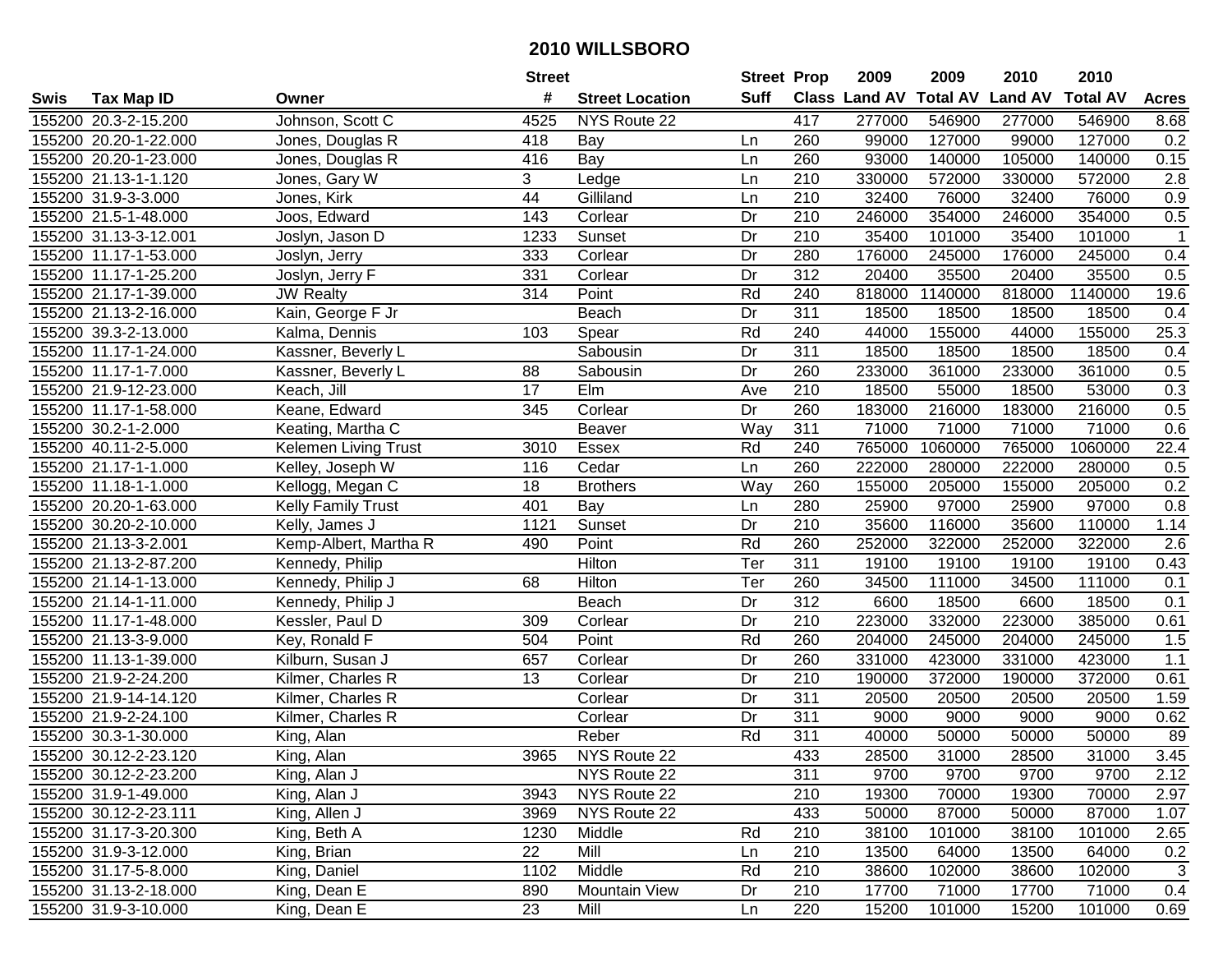# 2010 WILLSBORO

| Swis | Tax Map ID | Owner | Street # | Street Location | Street Suff | Prop Class | 2009 Land AV | 2009 Total AV | 2010 Land AV | 2010 Total AV | Acres |
|---|---|---|---|---|---|---|---|---|---|---|---|
| 155200 | 20.3-2-15.200 | Johnson, Scott C | 4525 | NYS Route 22 | | 417 | 277000 | 546900 | 277000 | 546900 | 8.68 |
| 155200 | 20.20-1-22.000 | Jones, Douglas R | 418 | Bay | Ln | 260 | 99000 | 127000 | 99000 | 127000 | 0.2 |
| 155200 | 20.20-1-23.000 | Jones, Douglas R | 416 | Bay | Ln | 260 | 93000 | 140000 | 105000 | 140000 | 0.15 |
| 155200 | 21.13-1-1.120 | Jones, Gary W | 3 | Ledge | Ln | 210 | 330000 | 572000 | 330000 | 572000 | 2.8 |
| 155200 | 31.9-3-3.000 | Jones, Kirk | 44 | Gilliland | Ln | 210 | 32400 | 76000 | 32400 | 76000 | 0.9 |
| 155200 | 21.5-1-48.000 | Joos, Edward | 143 | Corlear | Dr | 210 | 246000 | 354000 | 246000 | 354000 | 0.5 |
| 155200 | 31.13-3-12.001 | Joslyn, Jason D | 1233 | Sunset | Dr | 210 | 35400 | 101000 | 35400 | 101000 | 1 |
| 155200 | 11.17-1-53.000 | Joslyn, Jerry | 333 | Corlear | Dr | 280 | 176000 | 245000 | 176000 | 245000 | 0.4 |
| 155200 | 11.17-1-25.200 | Joslyn, Jerry F | 331 | Corlear | Dr | 312 | 20400 | 35500 | 20400 | 35500 | 0.5 |
| 155200 | 21.17-1-39.000 | JW Realty | 314 | Point | Rd | 240 | 818000 | 1140000 | 818000 | 1140000 | 19.6 |
| 155200 | 21.13-2-16.000 | Kain, George F Jr | | Beach | Dr | 311 | 18500 | 18500 | 18500 | 18500 | 0.4 |
| 155200 | 39.3-2-13.000 | Kalma, Dennis | 103 | Spear | Rd | 240 | 44000 | 155000 | 44000 | 155000 | 25.3 |
| 155200 | 11.17-1-24.000 | Kassner, Beverly L | | Sabousin | Dr | 311 | 18500 | 18500 | 18500 | 18500 | 0.4 |
| 155200 | 11.17-1-7.000 | Kassner, Beverly L | 88 | Sabousin | Dr | 260 | 233000 | 361000 | 233000 | 361000 | 0.5 |
| 155200 | 21.9-12-23.000 | Keach, Jill | 17 | Elm | Ave | 210 | 18500 | 55000 | 18500 | 53000 | 0.3 |
| 155200 | 11.17-1-58.000 | Keane, Edward | 345 | Corlear | Dr | 260 | 183000 | 216000 | 183000 | 216000 | 0.5 |
| 155200 | 30.2-1-2.000 | Keating, Martha C | | Beaver | Way | 311 | 71000 | 71000 | 71000 | 71000 | 0.6 |
| 155200 | 40.11-2-5.000 | Kelemen Living Trust | 3010 | Essex | Rd | 240 | 765000 | 1060000 | 765000 | 1060000 | 22.4 |
| 155200 | 21.17-1-1.000 | Kelley, Joseph W | 116 | Cedar | Ln | 260 | 222000 | 280000 | 222000 | 280000 | 0.5 |
| 155200 | 11.18-1-1.000 | Kellogg, Megan C | 18 | Brothers | Way | 260 | 155000 | 205000 | 155000 | 205000 | 0.2 |
| 155200 | 20.20-1-63.000 | Kelly Family Trust | 401 | Bay | Ln | 280 | 25900 | 97000 | 25900 | 97000 | 0.8 |
| 155200 | 30.20-2-10.000 | Kelly, James J | 1121 | Sunset | Dr | 210 | 35600 | 116000 | 35600 | 110000 | 1.14 |
| 155200 | 21.13-3-2.001 | Kemp-Albert, Martha R | 490 | Point | Rd | 260 | 252000 | 322000 | 252000 | 322000 | 2.6 |
| 155200 | 21.13-2-87.200 | Kennedy, Philip | | Hilton | Ter | 311 | 19100 | 19100 | 19100 | 19100 | 0.43 |
| 155200 | 21.14-1-13.000 | Kennedy, Philip J | 68 | Hilton | Ter | 260 | 34500 | 111000 | 34500 | 111000 | 0.1 |
| 155200 | 21.14-1-11.000 | Kennedy, Philip J | | Beach | Dr | 312 | 6600 | 18500 | 6600 | 18500 | 0.1 |
| 155200 | 11.17-1-48.000 | Kessler, Paul D | 309 | Corlear | Dr | 210 | 223000 | 332000 | 223000 | 385000 | 0.61 |
| 155200 | 21.13-3-9.000 | Key, Ronald F | 504 | Point | Rd | 260 | 204000 | 245000 | 204000 | 245000 | 1.5 |
| 155200 | 11.13-1-39.000 | Kilburn, Susan J | 657 | Corlear | Dr | 260 | 331000 | 423000 | 331000 | 423000 | 1.1 |
| 155200 | 21.9-2-24.200 | Kilmer, Charles R | 13 | Corlear | Dr | 210 | 190000 | 372000 | 190000 | 372000 | 0.61 |
| 155200 | 21.9-14-14.120 | Kilmer, Charles R | | Corlear | Dr | 311 | 20500 | 20500 | 20500 | 20500 | 1.59 |
| 155200 | 21.9-2-24.100 | Kilmer, Charles R | | Corlear | Dr | 311 | 9000 | 9000 | 9000 | 9000 | 0.62 |
| 155200 | 30.3-1-30.000 | King, Alan | | Reber | Rd | 311 | 40000 | 50000 | 50000 | 50000 | 89 |
| 155200 | 30.12-2-23.120 | King, Alan | 3965 | NYS Route 22 | | 433 | 28500 | 31000 | 28500 | 31000 | 3.45 |
| 155200 | 30.12-2-23.200 | King, Alan J | | NYS Route 22 | | 311 | 9700 | 9700 | 9700 | 9700 | 2.12 |
| 155200 | 31.9-1-49.000 | King, Alan J | 3943 | NYS Route 22 | | 210 | 19300 | 70000 | 19300 | 70000 | 2.97 |
| 155200 | 30.12-2-23.111 | King, Allen J | 3969 | NYS Route 22 | | 433 | 50000 | 87000 | 50000 | 87000 | 1.07 |
| 155200 | 31.17-3-20.300 | King, Beth A | 1230 | Middle | Rd | 210 | 38100 | 101000 | 38100 | 101000 | 2.65 |
| 155200 | 31.9-3-12.000 | King, Brian | 22 | Mill | Ln | 210 | 13500 | 64000 | 13500 | 64000 | 0.2 |
| 155200 | 31.17-5-8.000 | King, Daniel | 1102 | Middle | Rd | 210 | 38600 | 102000 | 38600 | 102000 | 3 |
| 155200 | 31.13-2-18.000 | King, Dean E | 890 | Mountain View | Dr | 210 | 17700 | 71000 | 17700 | 71000 | 0.4 |
| 155200 | 31.9-3-10.000 | King, Dean E | 23 | Mill | Ln | 220 | 15200 | 101000 | 15200 | 101000 | 0.69 |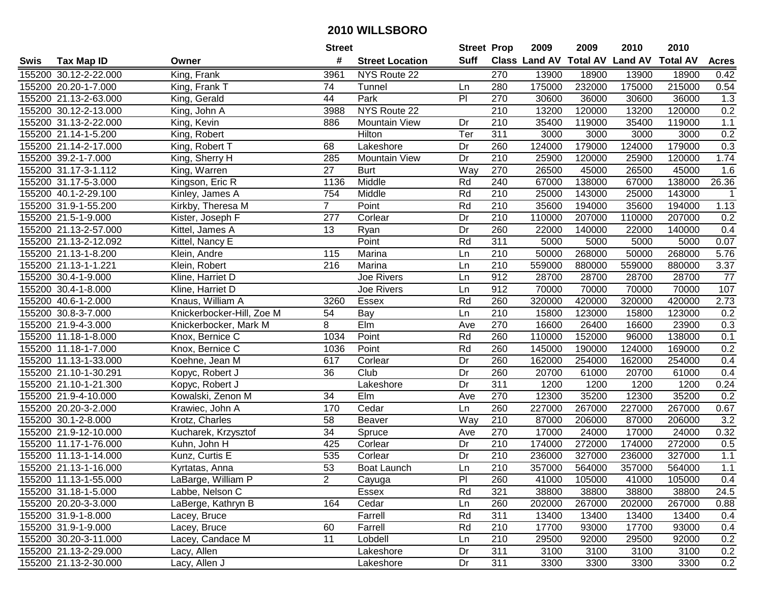# 2010 WILLSBORO

| Swis | Tax Map ID | Owner | Street # | Street Location | Street Suff | Prop Class | 2009 Land AV | 2009 Total AV | 2010 Land AV | 2010 Total AV | Acres |
|---|---|---|---|---|---|---|---|---|---|---|---|
| 155200 | 30.12-2-22.000 | King, Frank | 3961 | NYS Route 22 | | 270 | 13900 | 18900 | 13900 | 18900 | 0.42 |
| 155200 | 20.20-1-7.000 | King, Frank T | 74 | Tunnel | Ln | 280 | 175000 | 232000 | 175000 | 215000 | 0.54 |
| 155200 | 21.13-2-63.000 | King, Gerald | 44 | Park | Pl | 270 | 30600 | 36000 | 30600 | 36000 | 1.3 |
| 155200 | 30.12-2-13.000 | King, John A | 3988 | NYS Route 22 | | 210 | 13200 | 120000 | 13200 | 120000 | 0.2 |
| 155200 | 31.13-2-22.000 | King, Kevin | 886 | Mountain View | Dr | 210 | 35400 | 119000 | 35400 | 119000 | 1.1 |
| 155200 | 21.14-1-5.200 | King, Robert | | Hilton | Ter | 311 | 3000 | 3000 | 3000 | 3000 | 0.2 |
| 155200 | 21.14-2-17.000 | King, Robert T | 68 | Lakeshore | Dr | 260 | 124000 | 179000 | 124000 | 179000 | 0.3 |
| 155200 | 39.2-1-7.000 | King, Sherry H | 285 | Mountain View | Dr | 210 | 25900 | 120000 | 25900 | 120000 | 1.74 |
| 155200 | 31.17-3-1.112 | King, Warren | 27 | Burt | Way | 270 | 26500 | 45000 | 26500 | 45000 | 1.6 |
| 155200 | 31.17-5-3.000 | Kingson, Eric R | 1136 | Middle | Rd | 240 | 67000 | 138000 | 67000 | 138000 | 26.36 |
| 155200 | 40.1-2-29.100 | Kinley, James A | 754 | Middle | Rd | 210 | 25000 | 143000 | 25000 | 143000 | 1 |
| 155200 | 31.9-1-55.200 | Kirkby, Theresa M | 7 | Point | Rd | 210 | 35600 | 194000 | 35600 | 194000 | 1.13 |
| 155200 | 21.5-1-9.000 | Kister, Joseph F | 277 | Corlear | Dr | 210 | 110000 | 207000 | 110000 | 207000 | 0.2 |
| 155200 | 21.13-2-57.000 | Kittel, James A | 13 | Ryan | Dr | 260 | 22000 | 140000 | 22000 | 140000 | 0.4 |
| 155200 | 21.13-2-12.092 | Kittel, Nancy E | | Point | Rd | 311 | 5000 | 5000 | 5000 | 5000 | 0.07 |
| 155200 | 21.13-1-8.200 | Klein, Andre | 115 | Marina | Ln | 210 | 50000 | 268000 | 50000 | 268000 | 5.76 |
| 155200 | 21.13-1-1.221 | Klein, Robert | 216 | Marina | Ln | 210 | 559000 | 880000 | 559000 | 880000 | 3.37 |
| 155200 | 30.4-1-9.000 | Kline, Harriet D | | Joe Rivers | Ln | 912 | 28700 | 28700 | 28700 | 28700 | 77 |
| 155200 | 30.4-1-8.000 | Kline, Harriet D | | Joe Rivers | Ln | 912 | 70000 | 70000 | 70000 | 70000 | 107 |
| 155200 | 40.6-1-2.000 | Knaus, William A | 3260 | Essex | Rd | 260 | 320000 | 420000 | 320000 | 420000 | 2.73 |
| 155200 | 30.8-3-7.000 | Knickerbocker-Hill, Zoe M | 54 | Bay | Ln | 210 | 15800 | 123000 | 15800 | 123000 | 0.2 |
| 155200 | 21.9-4-3.000 | Knickerbocker, Mark M | 8 | Elm | Ave | 270 | 16600 | 26400 | 16600 | 23900 | 0.3 |
| 155200 | 11.18-1-8.000 | Knox, Bernice C | 1034 | Point | Rd | 260 | 110000 | 152000 | 96000 | 138000 | 0.1 |
| 155200 | 11.18-1-7.000 | Knox, Bernice C | 1036 | Point | Rd | 260 | 145000 | 190000 | 124000 | 169000 | 0.2 |
| 155200 | 11.13-1-33.000 | Koehne, Jean M | 617 | Corlear | Dr | 260 | 162000 | 254000 | 162000 | 254000 | 0.4 |
| 155200 | 21.10-1-30.291 | Kopyc, Robert J | 36 | Club | Dr | 260 | 20700 | 61000 | 20700 | 61000 | 0.4 |
| 155200 | 21.10-1-21.300 | Kopyc, Robert J | | Lakeshore | Dr | 311 | 1200 | 1200 | 1200 | 1200 | 0.24 |
| 155200 | 21.9-4-10.000 | Kowalski, Zenon M | 34 | Elm | Ave | 270 | 12300 | 35200 | 12300 | 35200 | 0.2 |
| 155200 | 20.20-3-2.000 | Krawiec, John A | 170 | Cedar | Ln | 260 | 227000 | 267000 | 227000 | 267000 | 0.67 |
| 155200 | 30.1-2-8.000 | Krotz, Charles | 58 | Beaver | Way | 210 | 87000 | 206000 | 87000 | 206000 | 3.2 |
| 155200 | 21.9-12-10.000 | Kucharek, Krzysztof | 34 | Spruce | Ave | 270 | 17000 | 24000 | 17000 | 24000 | 0.32 |
| 155200 | 11.17-1-76.000 | Kuhn, John H | 425 | Corlear | Dr | 210 | 174000 | 272000 | 174000 | 272000 | 0.5 |
| 155200 | 11.13-1-14.000 | Kunz, Curtis E | 535 | Corlear | Dr | 210 | 236000 | 327000 | 236000 | 327000 | 1.1 |
| 155200 | 21.13-1-16.000 | Kyrtatas, Anna | 53 | Boat Launch | Ln | 210 | 357000 | 564000 | 357000 | 564000 | 1.1 |
| 155200 | 11.13-1-55.000 | LaBarge, William P | 2 | Cayuga | Pl | 260 | 41000 | 105000 | 41000 | 105000 | 0.4 |
| 155200 | 31.18-1-5.000 | Labbe, Nelson C | | Essex | Rd | 321 | 38800 | 38800 | 38800 | 38800 | 24.5 |
| 155200 | 20.20-3-3.000 | LaBerge, Kathryn B | 164 | Cedar | Ln | 260 | 202000 | 267000 | 202000 | 267000 | 0.88 |
| 155200 | 31.9-1-8.000 | Lacey, Bruce | | Farrell | Rd | 311 | 13400 | 13400 | 13400 | 13400 | 0.4 |
| 155200 | 31.9-1-9.000 | Lacey, Bruce | 60 | Farrell | Rd | 210 | 17700 | 93000 | 17700 | 93000 | 0.4 |
| 155200 | 30.20-3-11.000 | Lacey, Candace M | 11 | Lobdell | Ln | 210 | 29500 | 92000 | 29500 | 92000 | 0.2 |
| 155200 | 21.13-2-29.000 | Lacy, Allen | | Lakeshore | Dr | 311 | 3100 | 3100 | 3100 | 3100 | 0.2 |
| 155200 | 21.13-2-30.000 | Lacy, Allen J | | Lakeshore | Dr | 311 | 3300 | 3300 | 3300 | 3300 | 0.2 |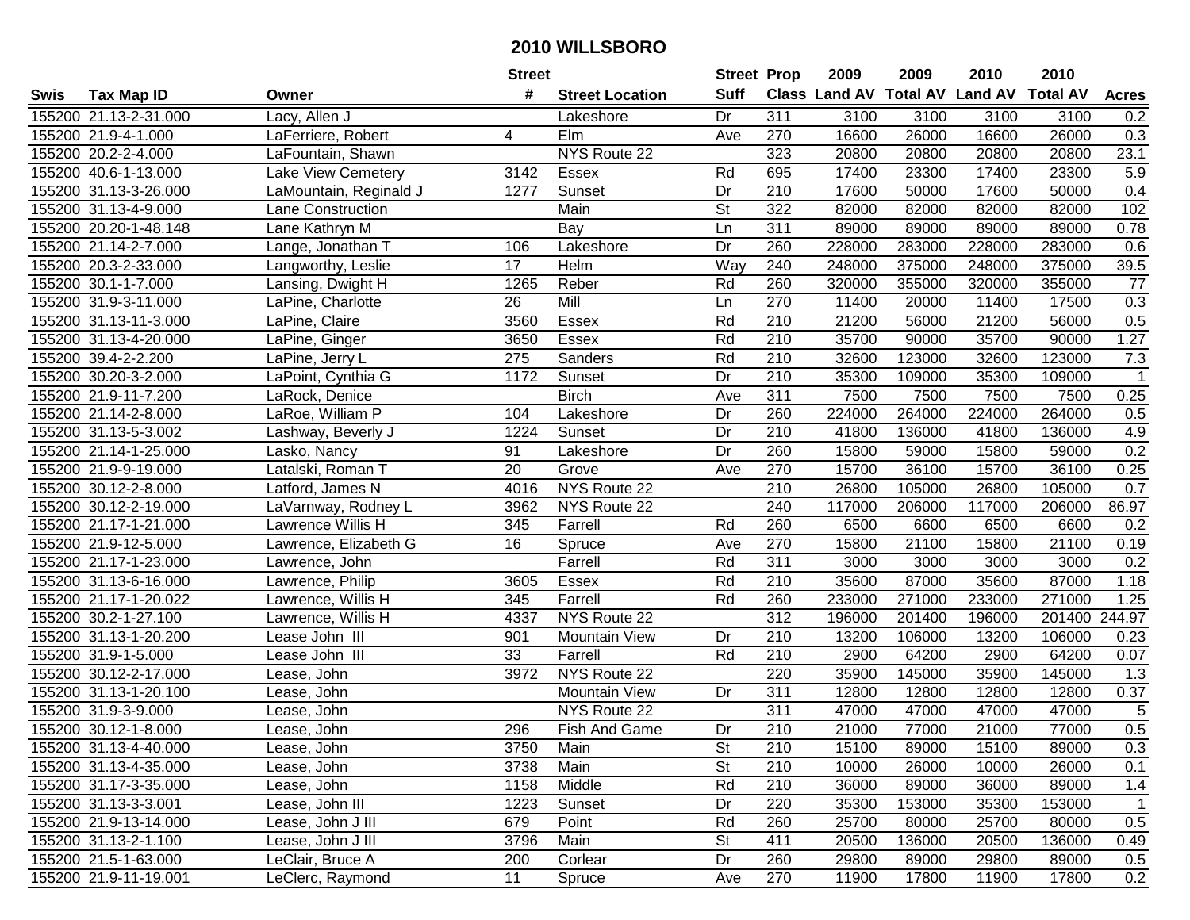# 2010 WILLSBORO

| Swis | Tax Map ID | Owner | Street # | Street Location | Street Suff | Prop Class | 2009 Land AV | 2009 Total AV | 2010 Land AV | 2010 Total AV | Acres |
|---|---|---|---|---|---|---|---|---|---|---|---|
| 155200 | 21.13-2-31.000 | Lacy, Allen J | | Lakeshore | Dr | 311 | 3100 | 3100 | 3100 | 3100 | 0.2 |
| 155200 | 21.9-4-1.000 | LaFerriere, Robert | 4 | Elm | Ave | 270 | 16600 | 26000 | 16600 | 26000 | 0.3 |
| 155200 | 20.2-2-4.000 | LaFountain, Shawn | | NYS Route 22 | | 323 | 20800 | 20800 | 20800 | 20800 | 23.1 |
| 155200 | 40.6-1-13.000 | Lake View Cemetery | 3142 | Essex | Rd | 695 | 17400 | 23300 | 17400 | 23300 | 5.9 |
| 155200 | 31.13-3-26.000 | LaMountain, Reginald J | 1277 | Sunset | Dr | 210 | 17600 | 50000 | 17600 | 50000 | 0.4 |
| 155200 | 31.13-4-9.000 | Lane Construction | | Main | St | 322 | 82000 | 82000 | 82000 | 82000 | 102 |
| 155200 | 20.20-1-48.148 | Lane Kathryn M | | Bay | Ln | 311 | 89000 | 89000 | 89000 | 89000 | 0.78 |
| 155200 | 21.14-2-7.000 | Lange, Jonathan T | 106 | Lakeshore | Dr | 260 | 228000 | 283000 | 228000 | 283000 | 0.6 |
| 155200 | 20.3-2-33.000 | Langworthy, Leslie | 17 | Helm | Way | 240 | 248000 | 375000 | 248000 | 375000 | 39.5 |
| 155200 | 30.1-1-7.000 | Lansing, Dwight H | 1265 | Reber | Rd | 260 | 320000 | 355000 | 320000 | 355000 | 77 |
| 155200 | 31.9-3-11.000 | LaPine, Charlotte | 26 | Mill | Ln | 270 | 11400 | 20000 | 11400 | 17500 | 0.3 |
| 155200 | 31.13-11-3.000 | LaPine, Claire | 3560 | Essex | Rd | 210 | 21200 | 56000 | 21200 | 56000 | 0.5 |
| 155200 | 31.13-4-20.000 | LaPine, Ginger | 3650 | Essex | Rd | 210 | 35700 | 90000 | 35700 | 90000 | 1.27 |
| 155200 | 39.4-2-2.200 | LaPine, Jerry L | 275 | Sanders | Rd | 210 | 32600 | 123000 | 32600 | 123000 | 7.3 |
| 155200 | 30.20-3-2.000 | LaPoint, Cynthia G | 1172 | Sunset | Dr | 210 | 35300 | 109000 | 35300 | 109000 | 1 |
| 155200 | 21.9-11-7.200 | LaRock, Denice | | Birch | Ave | 311 | 7500 | 7500 | 7500 | 7500 | 0.25 |
| 155200 | 21.14-2-8.000 | LaRoe, William P | 104 | Lakeshore | Dr | 260 | 224000 | 264000 | 224000 | 264000 | 0.5 |
| 155200 | 31.13-5-3.002 | Lashway, Beverly J | 1224 | Sunset | Dr | 210 | 41800 | 136000 | 41800 | 136000 | 4.9 |
| 155200 | 21.14-1-25.000 | Lasko, Nancy | 91 | Lakeshore | Dr | 260 | 15800 | 59000 | 15800 | 59000 | 0.2 |
| 155200 | 21.9-9-19.000 | Latalski, Roman T | 20 | Grove | Ave | 270 | 15700 | 36100 | 15700 | 36100 | 0.25 |
| 155200 | 30.12-2-8.000 | Latford, James N | 4016 | NYS Route 22 | | 210 | 26800 | 105000 | 26800 | 105000 | 0.7 |
| 155200 | 30.12-2-19.000 | LaVarnway, Rodney L | 3962 | NYS Route 22 | | 240 | 117000 | 206000 | 117000 | 206000 | 86.97 |
| 155200 | 21.17-1-21.000 | Lawrence Willis H | 345 | Farrell | Rd | 260 | 6500 | 6600 | 6500 | 6600 | 0.2 |
| 155200 | 21.9-12-5.000 | Lawrence, Elizabeth G | 16 | Spruce | Ave | 270 | 15800 | 21100 | 15800 | 21100 | 0.19 |
| 155200 | 21.17-1-23.000 | Lawrence, John | | Farrell | Rd | 311 | 3000 | 3000 | 3000 | 3000 | 0.2 |
| 155200 | 31.13-6-16.000 | Lawrence, Philip | 3605 | Essex | Rd | 210 | 35600 | 87000 | 35600 | 87000 | 1.18 |
| 155200 | 21.17-1-20.022 | Lawrence, Willis H | 345 | Farrell | Rd | 260 | 233000 | 271000 | 233000 | 271000 | 1.25 |
| 155200 | 30.2-1-27.100 | Lawrence, Willis H | 4337 | NYS Route 22 | | 312 | 196000 | 201400 | 196000 | 201400 | 244.97 |
| 155200 | 31.13-1-20.200 | Lease John III | 901 | Mountain View | Dr | 210 | 13200 | 106000 | 13200 | 106000 | 0.23 |
| 155200 | 31.9-1-5.000 | Lease John III | 33 | Farrell | Rd | 210 | 2900 | 64200 | 2900 | 64200 | 0.07 |
| 155200 | 30.12-2-17.000 | Lease, John | 3972 | NYS Route 22 | | 220 | 35900 | 145000 | 35900 | 145000 | 1.3 |
| 155200 | 31.13-1-20.100 | Lease, John | | Mountain View | Dr | 311 | 12800 | 12800 | 12800 | 12800 | 0.37 |
| 155200 | 31.9-3-9.000 | Lease, John | | NYS Route 22 | | 311 | 47000 | 47000 | 47000 | 47000 | 5 |
| 155200 | 30.12-1-8.000 | Lease, John | 296 | Fish And Game | Dr | 210 | 21000 | 77000 | 21000 | 77000 | 0.5 |
| 155200 | 31.13-4-40.000 | Lease, John | 3750 | Main | St | 210 | 15100 | 89000 | 15100 | 89000 | 0.3 |
| 155200 | 31.13-4-35.000 | Lease, John | 3738 | Main | St | 210 | 10000 | 26000 | 10000 | 26000 | 0.1 |
| 155200 | 31.17-3-35.000 | Lease, John | 1158 | Middle | Rd | 210 | 36000 | 89000 | 36000 | 89000 | 1.4 |
| 155200 | 31.13-3-3.001 | Lease, John III | 1223 | Sunset | Dr | 220 | 35300 | 153000 | 35300 | 153000 | 1 |
| 155200 | 21.9-13-14.000 | Lease, John J III | 679 | Point | Rd | 260 | 25700 | 80000 | 25700 | 80000 | 0.5 |
| 155200 | 31.13-2-1.100 | Lease, John J III | 3796 | Main | St | 411 | 20500 | 136000 | 20500 | 136000 | 0.49 |
| 155200 | 21.5-1-63.000 | LeClair, Bruce A | 200 | Corlear | Dr | 260 | 29800 | 89000 | 29800 | 89000 | 0.5 |
| 155200 | 21.9-11-19.001 | LeClerc, Raymond | 11 | Spruce | Ave | 270 | 11900 | 17800 | 11900 | 17800 | 0.2 |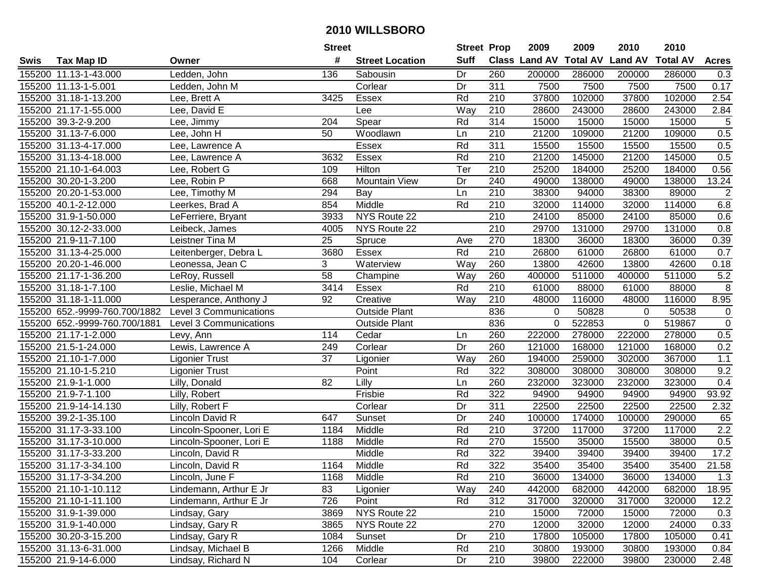# 2010 WILLSBORO

| Swis | Tax Map ID | Owner | Street # | Street Location | Street Suff | Prop Class | 2009 Land AV | 2009 Total AV | 2010 Land AV | 2010 Total AV | Acres |
|---|---|---|---|---|---|---|---|---|---|---|---|
| 155200 | 11.13-1-43.000 | Ledden, John | 136 | Sabousin | Dr | 260 | 200000 | 286000 | 200000 | 286000 | 0.3 |
| 155200 | 11.13-1-5.001 | Ledden, John M | | Corlear | Dr | 311 | 7500 | 7500 | 7500 | 7500 | 0.17 |
| 155200 | 31.18-1-13.200 | Lee, Brett A | 3425 | Essex | Rd | 210 | 37800 | 102000 | 37800 | 102000 | 2.54 |
| 155200 | 21.17-1-55.000 | Lee, David E | | Lee | Way | 210 | 28600 | 243000 | 28600 | 243000 | 2.84 |
| 155200 | 39.3-2-9.200 | Lee, Jimmy | 204 | Spear | Rd | 314 | 15000 | 15000 | 15000 | 15000 | 5 |
| 155200 | 31.13-7-6.000 | Lee, John H | 50 | Woodlawn | Ln | 210 | 21200 | 109000 | 21200 | 109000 | 0.5 |
| 155200 | 31.13-4-17.000 | Lee, Lawrence A | | Essex | Rd | 311 | 15500 | 15500 | 15500 | 15500 | 0.5 |
| 155200 | 31.13-4-18.000 | Lee, Lawrence A | 3632 | Essex | Rd | 210 | 21200 | 145000 | 21200 | 145000 | 0.5 |
| 155200 | 21.10-1-64.003 | Lee, Robert G | 109 | Hilton | Ter | 210 | 25200 | 184000 | 25200 | 184000 | 0.56 |
| 155200 | 30.20-1-3.200 | Lee, Robin P | 668 | Mountain View | Dr | 240 | 49000 | 138000 | 49000 | 138000 | 13.24 |
| 155200 | 20.20-1-53.000 | Lee, Timothy M | 294 | Bay | Ln | 210 | 38300 | 94000 | 38300 | 89000 | 2 |
| 155200 | 40.1-2-12.000 | Leerkes, Brad A | 854 | Middle | Rd | 210 | 32000 | 114000 | 32000 | 114000 | 6.8 |
| 155200 | 31.9-1-50.000 | LeFerriere, Bryant | 3933 | NYS Route 22 | | 210 | 24100 | 85000 | 24100 | 85000 | 0.6 |
| 155200 | 30.12-2-33.000 | Leibeck, James | 4005 | NYS Route 22 | | 210 | 29700 | 131000 | 29700 | 131000 | 0.8 |
| 155200 | 21.9-11-7.100 | Leistner Tina M | 25 | Spruce | Ave | 270 | 18300 | 36000 | 18300 | 36000 | 0.39 |
| 155200 | 31.13-4-25.000 | Leitenberger, Debra L | 3680 | Essex | Rd | 210 | 26800 | 61000 | 26800 | 61000 | 0.7 |
| 155200 | 20.20-1-46.000 | Leonessa, Jean C | 3 | Waterview | Way | 260 | 13800 | 42600 | 13800 | 42600 | 0.18 |
| 155200 | 21.17-1-36.200 | LeRoy, Russell | 58 | Champine | Way | 260 | 400000 | 511000 | 400000 | 511000 | 5.2 |
| 155200 | 31.18-1-7.100 | Leslie, Michael M | 3414 | Essex | Rd | 210 | 61000 | 88000 | 61000 | 88000 | 8 |
| 155200 | 31.18-1-11.000 | Lesperance, Anthony J | 92 | Creative | Way | 210 | 48000 | 116000 | 48000 | 116000 | 8.95 |
| 155200 | 652.-9999-760.700/1882 | Level 3 Communications | | Outside Plant | | 836 | 0 | 50828 | 0 | 50538 | 0 |
| 155200 | 652.-9999-760.700/1881 | Level 3 Communications | | Outside Plant | | 836 | 0 | 522853 | 0 | 519867 | 0 |
| 155200 | 21.17-1-2.000 | Levy, Ann | 114 | Cedar | Ln | 260 | 222000 | 278000 | 222000 | 278000 | 0.5 |
| 155200 | 21.5-1-24.000 | Lewis, Lawrence A | 249 | Corlear | Dr | 260 | 121000 | 168000 | 121000 | 168000 | 0.2 |
| 155200 | 21.10-1-7.000 | Ligonier Trust | 37 | Ligonier | Way | 260 | 194000 | 259000 | 302000 | 367000 | 1.1 |
| 155200 | 21.10-1-5.210 | Ligonier Trust | | Point | Rd | 322 | 308000 | 308000 | 308000 | 308000 | 9.2 |
| 155200 | 21.9-1-1.000 | Lilly, Donald | 82 | Lilly | Ln | 260 | 232000 | 323000 | 232000 | 323000 | 0.4 |
| 155200 | 21.9-7-1.100 | Lilly, Robert | | Frisbie | Rd | 322 | 94900 | 94900 | 94900 | 94900 | 93.92 |
| 155200 | 21.9-14-14.130 | Lilly, Robert F | | Corlear | Dr | 311 | 22500 | 22500 | 22500 | 22500 | 2.32 |
| 155200 | 39.2-1-35.100 | Lincoln David R | 647 | Sunset | Dr | 240 | 100000 | 174000 | 100000 | 290000 | 65 |
| 155200 | 31.17-3-33.100 | Lincoln-Spooner, Lori E | 1184 | Middle | Rd | 210 | 37200 | 117000 | 37200 | 117000 | 2.2 |
| 155200 | 31.17-3-10.000 | Lincoln-Spooner, Lori E | 1188 | Middle | Rd | 270 | 15500 | 35000 | 15500 | 38000 | 0.5 |
| 155200 | 31.17-3-33.200 | Lincoln, David R | | Middle | Rd | 322 | 39400 | 39400 | 39400 | 39400 | 17.2 |
| 155200 | 31.17-3-34.100 | Lincoln, David R | 1164 | Middle | Rd | 322 | 35400 | 35400 | 35400 | 35400 | 21.58 |
| 155200 | 31.17-3-34.200 | Lincoln, June F | 1168 | Middle | Rd | 210 | 36000 | 134000 | 36000 | 134000 | 1.3 |
| 155200 | 21.10-1-10.112 | Lindemann, Arthur E Jr | 83 | Ligonier | Way | 240 | 442000 | 682000 | 442000 | 682000 | 18.95 |
| 155200 | 21.10-1-11.100 | Lindemann, Arthur E Jr | 726 | Point | Rd | 312 | 317000 | 320000 | 317000 | 320000 | 12.2 |
| 155200 | 31.9-1-39.000 | Lindsay, Gary | 3869 | NYS Route 22 | | 210 | 15000 | 72000 | 15000 | 72000 | 0.3 |
| 155200 | 31.9-1-40.000 | Lindsay, Gary R | 3865 | NYS Route 22 | | 270 | 12000 | 32000 | 12000 | 24000 | 0.33 |
| 155200 | 30.20-3-15.200 | Lindsay, Gary R | 1084 | Sunset | Dr | 210 | 17800 | 105000 | 17800 | 105000 | 0.41 |
| 155200 | 31.13-6-31.000 | Lindsay, Michael B | 1266 | Middle | Rd | 210 | 30800 | 193000 | 30800 | 193000 | 0.84 |
| 155200 | 21.9-14-6.000 | Lindsay, Richard N | 104 | Corlear | Dr | 210 | 39800 | 222000 | 39800 | 230000 | 2.48 |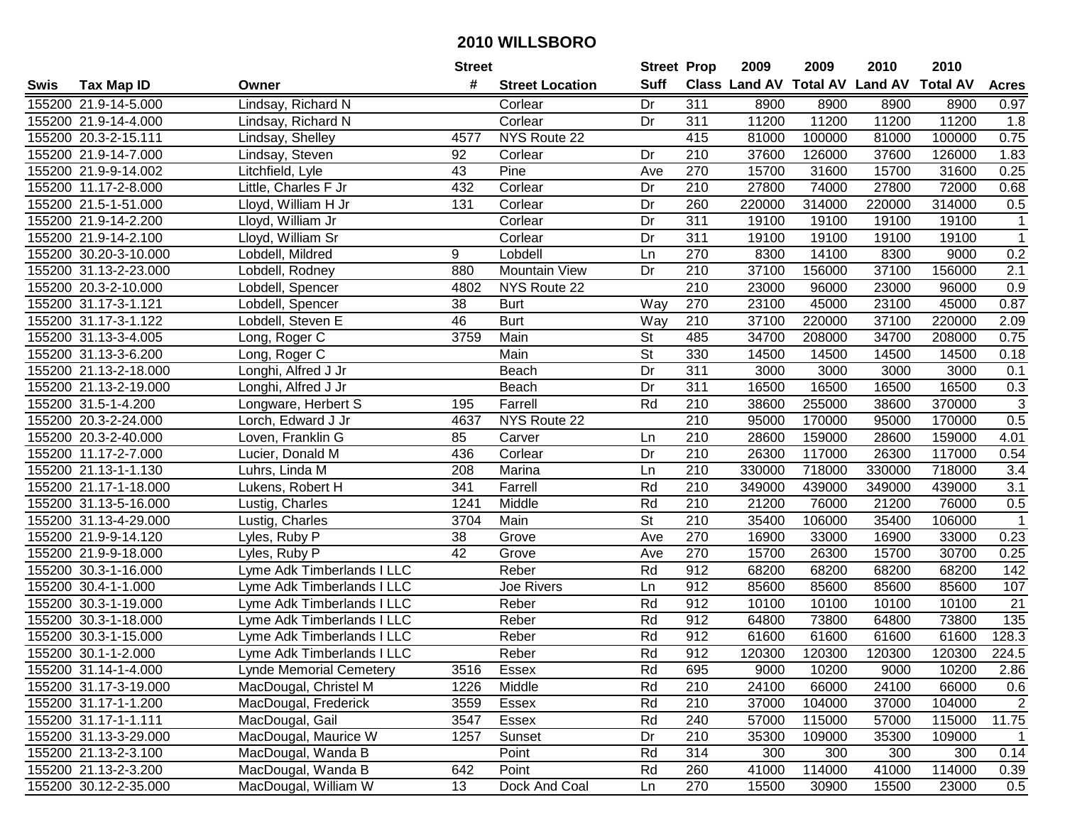# 2010 WILLSBORO

| Swis | Tax Map ID | Owner | Street # | Street Location | Street Suff | Prop Class | 2009 Land AV | 2009 Total AV | 2010 Land AV | 2010 Total AV | Acres |
|---|---|---|---|---|---|---|---|---|---|---|---|
| 155200 | 21.9-14-5.000 | Lindsay, Richard N | | Corlear | Dr | 311 | 8900 | 8900 | 8900 | 8900 | 0.97 |
| 155200 | 21.9-14-4.000 | Lindsay, Richard N | | Corlear | Dr | 311 | 11200 | 11200 | 11200 | 11200 | 1.8 |
| 155200 | 20.3-2-15.111 | Lindsay, Shelley | 4577 | NYS Route 22 | | 415 | 81000 | 100000 | 81000 | 100000 | 0.75 |
| 155200 | 21.9-14-7.000 | Lindsay, Steven | 92 | Corlear | Dr | 210 | 37600 | 126000 | 37600 | 126000 | 1.83 |
| 155200 | 21.9-9-14.002 | Litchfield, Lyle | 43 | Pine | Ave | 270 | 15700 | 31600 | 15700 | 31600 | 0.25 |
| 155200 | 11.17-2-8.000 | Little, Charles F Jr | 432 | Corlear | Dr | 210 | 27800 | 74000 | 27800 | 72000 | 0.68 |
| 155200 | 21.5-1-51.000 | Lloyd, William H Jr | 131 | Corlear | Dr | 260 | 220000 | 314000 | 220000 | 314000 | 0.5 |
| 155200 | 21.9-14-2.200 | Lloyd, William Jr | | Corlear | Dr | 311 | 19100 | 19100 | 19100 | 19100 | 1 |
| 155200 | 21.9-14-2.100 | Lloyd, William Sr | | Corlear | Dr | 311 | 19100 | 19100 | 19100 | 19100 | 1 |
| 155200 | 30.20-3-10.000 | Lobdell, Mildred | 9 | Lobdell | Ln | 270 | 8300 | 14100 | 8300 | 9000 | 0.2 |
| 155200 | 31.13-2-23.000 | Lobdell, Rodney | 880 | Mountain View | Dr | 210 | 37100 | 156000 | 37100 | 156000 | 2.1 |
| 155200 | 20.3-2-10.000 | Lobdell, Spencer | 4802 | NYS Route 22 | | 210 | 23000 | 96000 | 23000 | 96000 | 0.9 |
| 155200 | 31.17-3-1.121 | Lobdell, Spencer | 38 | Burt | Way | 270 | 23100 | 45000 | 23100 | 45000 | 0.87 |
| 155200 | 31.17-3-1.122 | Lobdell, Steven E | 46 | Burt | Way | 210 | 37100 | 220000 | 37100 | 220000 | 2.09 |
| 155200 | 31.13-3-4.005 | Long, Roger C | 3759 | Main | St | 485 | 34700 | 208000 | 34700 | 208000 | 0.75 |
| 155200 | 31.13-3-6.200 | Long, Roger C | | Main | St | 330 | 14500 | 14500 | 14500 | 14500 | 0.18 |
| 155200 | 21.13-2-18.000 | Longhi, Alfred J Jr | | Beach | Dr | 311 | 3000 | 3000 | 3000 | 3000 | 0.1 |
| 155200 | 21.13-2-19.000 | Longhi, Alfred J Jr | | Beach | Dr | 311 | 16500 | 16500 | 16500 | 16500 | 0.3 |
| 155200 | 31.5-1-4.200 | Longware, Herbert S | 195 | Farrell | Rd | 210 | 38600 | 255000 | 38600 | 370000 | 3 |
| 155200 | 20.3-2-24.000 | Lorch, Edward J Jr | 4637 | NYS Route 22 | | 210 | 95000 | 170000 | 95000 | 170000 | 0.5 |
| 155200 | 20.3-2-40.000 | Loven, Franklin G | 85 | Carver | Ln | 210 | 28600 | 159000 | 28600 | 159000 | 4.01 |
| 155200 | 11.17-2-7.000 | Lucier, Donald M | 436 | Corlear | Dr | 210 | 26300 | 117000 | 26300 | 117000 | 0.54 |
| 155200 | 21.13-1-1.130 | Luhrs, Linda M | 208 | Marina | Ln | 210 | 330000 | 718000 | 330000 | 718000 | 3.4 |
| 155200 | 21.17-1-18.000 | Lukens, Robert H | 341 | Farrell | Rd | 210 | 349000 | 439000 | 349000 | 439000 | 3.1 |
| 155200 | 31.13-5-16.000 | Lustig, Charles | 1241 | Middle | Rd | 210 | 21200 | 76000 | 21200 | 76000 | 0.5 |
| 155200 | 31.13-4-29.000 | Lustig, Charles | 3704 | Main | St | 210 | 35400 | 106000 | 35400 | 106000 | 1 |
| 155200 | 21.9-9-14.120 | Lyles, Ruby P | 38 | Grove | Ave | 270 | 16900 | 33000 | 16900 | 33000 | 0.23 |
| 155200 | 21.9-9-18.000 | Lyles, Ruby P | 42 | Grove | Ave | 270 | 15700 | 26300 | 15700 | 30700 | 0.25 |
| 155200 | 30.3-1-16.000 | Lyme Adk Timberlands I LLC | | Reber | Rd | 912 | 68200 | 68200 | 68200 | 68200 | 142 |
| 155200 | 30.4-1-1.000 | Lyme Adk Timberlands I LLC | | Joe Rivers | Ln | 912 | 85600 | 85600 | 85600 | 85600 | 107 |
| 155200 | 30.3-1-19.000 | Lyme Adk Timberlands I LLC | | Reber | Rd | 912 | 10100 | 10100 | 10100 | 10100 | 21 |
| 155200 | 30.3-1-18.000 | Lyme Adk Timberlands I LLC | | Reber | Rd | 912 | 64800 | 73800 | 64800 | 73800 | 135 |
| 155200 | 30.3-1-15.000 | Lyme Adk Timberlands I LLC | | Reber | Rd | 912 | 61600 | 61600 | 61600 | 61600 | 128.3 |
| 155200 | 30.1-1-2.000 | Lyme Adk Timberlands I LLC | | Reber | Rd | 912 | 120300 | 120300 | 120300 | 120300 | 224.5 |
| 155200 | 31.14-1-4.000 | Lynde Memorial Cemetery | 3516 | Essex | Rd | 695 | 9000 | 10200 | 9000 | 10200 | 2.86 |
| 155200 | 31.17-3-19.000 | MacDougal, Christel M | 1226 | Middle | Rd | 210 | 24100 | 66000 | 24100 | 66000 | 0.6 |
| 155200 | 31.17-1-1.200 | MacDougal, Frederick | 3559 | Essex | Rd | 210 | 37000 | 104000 | 37000 | 104000 | 2 |
| 155200 | 31.17-1-1.111 | MacDougal, Gail | 3547 | Essex | Rd | 240 | 57000 | 115000 | 57000 | 115000 | 11.75 |
| 155200 | 31.13-3-29.000 | MacDougal, Maurice W | 1257 | Sunset | Dr | 210 | 35300 | 109000 | 35300 | 109000 | 1 |
| 155200 | 21.13-2-3.100 | MacDougal, Wanda B | | Point | Rd | 314 | 300 | 300 | 300 | 300 | 0.14 |
| 155200 | 21.13-2-3.200 | MacDougal, Wanda B | 642 | Point | Rd | 260 | 41000 | 114000 | 41000 | 114000 | 0.39 |
| 155200 | 30.12-2-35.000 | MacDougal, William W | 13 | Dock And Coal | Ln | 270 | 15500 | 30900 | 15500 | 23000 | 0.5 |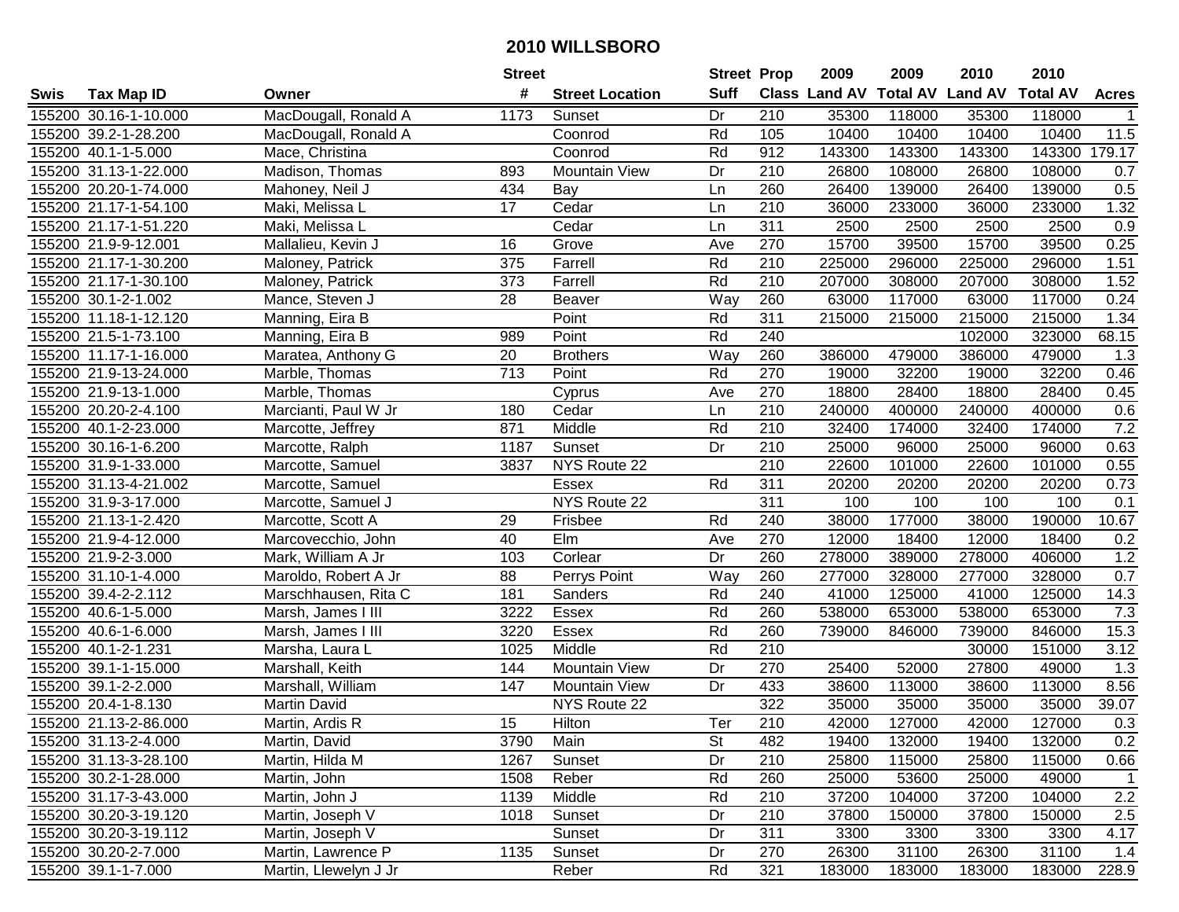# 2010 WILLSBORO

| Swis | Tax Map ID | Owner | Street # | Street Location | Street Suff | Prop Class | 2009 Land AV | 2009 Total AV | 2010 Land AV | 2010 Total AV | Acres |
|---|---|---|---|---|---|---|---|---|---|---|---|
| 155200 | 30.16-1-10.000 | MacDougall, Ronald A | 1173 | Sunset | Dr | 210 | 35300 | 118000 | 35300 | 118000 | 1 |
| 155200 | 39.2-1-28.200 | MacDougall, Ronald A | | Coonrod | Rd | 105 | 10400 | 10400 | 10400 | 10400 | 11.5 |
| 155200 | 40.1-1-5.000 | Mace, Christina | | Coonrod | Rd | 912 | 143300 | 143300 | 143300 | 143300 | 179.17 |
| 155200 | 31.13-1-22.000 | Madison, Thomas | 893 | Mountain View | Dr | 210 | 26800 | 108000 | 26800 | 108000 | 0.7 |
| 155200 | 20.20-1-74.000 | Mahoney, Neil J | 434 | Bay | Ln | 260 | 26400 | 139000 | 26400 | 139000 | 0.5 |
| 155200 | 21.17-1-54.100 | Maki, Melissa L | 17 | Cedar | Ln | 210 | 36000 | 233000 | 36000 | 233000 | 1.32 |
| 155200 | 21.17-1-51.220 | Maki, Melissa L | | Cedar | Ln | 311 | 2500 | 2500 | 2500 | 2500 | 0.9 |
| 155200 | 21.9-9-12.001 | Mallalieu, Kevin J | 16 | Grove | Ave | 270 | 15700 | 39500 | 15700 | 39500 | 0.25 |
| 155200 | 21.17-1-30.200 | Maloney, Patrick | 375 | Farrell | Rd | 210 | 225000 | 296000 | 225000 | 296000 | 1.51 |
| 155200 | 21.17-1-30.100 | Maloney, Patrick | 373 | Farrell | Rd | 210 | 207000 | 308000 | 207000 | 308000 | 1.52 |
| 155200 | 30.1-2-1.002 | Mance, Steven J | 28 | Beaver | Way | 260 | 63000 | 117000 | 63000 | 117000 | 0.24 |
| 155200 | 11.18-1-12.120 | Manning, Eira B | | Point | Rd | 311 | 215000 | 215000 | 215000 | 215000 | 1.34 |
| 155200 | 21.5-1-73.100 | Manning, Eira B | 989 | Point | Rd | 240 | | | 102000 | 323000 | 68.15 |
| 155200 | 11.17-1-16.000 | Maratea, Anthony G | 20 | Brothers | Way | 260 | 386000 | 479000 | 386000 | 479000 | 1.3 |
| 155200 | 21.9-13-24.000 | Marble, Thomas | 713 | Point | Rd | 270 | 19000 | 32200 | 19000 | 32200 | 0.46 |
| 155200 | 21.9-13-1.000 | Marble, Thomas | | Cyprus | Ave | 270 | 18800 | 28400 | 18800 | 28400 | 0.45 |
| 155200 | 20.20-2-4.100 | Marcianti, Paul W Jr | 180 | Cedar | Ln | 210 | 240000 | 400000 | 240000 | 400000 | 0.6 |
| 155200 | 40.1-2-23.000 | Marcotte, Jeffrey | 871 | Middle | Rd | 210 | 32400 | 174000 | 32400 | 174000 | 7.2 |
| 155200 | 30.16-1-6.200 | Marcotte, Ralph | 1187 | Sunset | Dr | 210 | 25000 | 96000 | 25000 | 96000 | 0.63 |
| 155200 | 31.9-1-33.000 | Marcotte, Samuel | 3837 | NYS Route 22 | | 210 | 22600 | 101000 | 22600 | 101000 | 0.55 |
| 155200 | 31.13-4-21.002 | Marcotte, Samuel | | Essex | Rd | 311 | 20200 | 20200 | 20200 | 20200 | 0.73 |
| 155200 | 31.9-3-17.000 | Marcotte, Samuel J | | NYS Route 22 | | 311 | 100 | 100 | 100 | 100 | 0.1 |
| 155200 | 21.13-1-2.420 | Marcotte, Scott A | 29 | Frisbee | Rd | 240 | 38000 | 177000 | 38000 | 190000 | 10.67 |
| 155200 | 21.9-4-12.000 | Marcovecchio, John | 40 | Elm | Ave | 270 | 12000 | 18400 | 12000 | 18400 | 0.2 |
| 155200 | 21.9-2-3.000 | Mark, William A Jr | 103 | Corlear | Dr | 260 | 278000 | 389000 | 278000 | 406000 | 1.2 |
| 155200 | 31.10-1-4.000 | Maroldo, Robert A Jr | 88 | Perrys Point | Way | 260 | 277000 | 328000 | 277000 | 328000 | 0.7 |
| 155200 | 39.4-2-2.112 | Marschhausen, Rita C | 181 | Sanders | Rd | 240 | 41000 | 125000 | 41000 | 125000 | 14.3 |
| 155200 | 40.6-1-5.000 | Marsh, James I III | 3222 | Essex | Rd | 260 | 538000 | 653000 | 538000 | 653000 | 7.3 |
| 155200 | 40.6-1-6.000 | Marsh, James I III | 3220 | Essex | Rd | 260 | 739000 | 846000 | 739000 | 846000 | 15.3 |
| 155200 | 40.1-2-1.231 | Marsha, Laura L | 1025 | Middle | Rd | 210 | | | 30000 | 151000 | 3.12 |
| 155200 | 39.1-1-15.000 | Marshall, Keith | 144 | Mountain View | Dr | 270 | 25400 | 52000 | 27800 | 49000 | 1.3 |
| 155200 | 39.1-2-2.000 | Marshall, William | 147 | Mountain View | Dr | 433 | 38600 | 113000 | 38600 | 113000 | 8.56 |
| 155200 | 20.4-1-8.130 | Martin David | | NYS Route 22 | | 322 | 35000 | 35000 | 35000 | 35000 | 39.07 |
| 155200 | 21.13-2-86.000 | Martin, Ardis R | 15 | Hilton | Ter | 210 | 42000 | 127000 | 42000 | 127000 | 0.3 |
| 155200 | 31.13-2-4.000 | Martin, David | 3790 | Main | St | 482 | 19400 | 132000 | 19400 | 132000 | 0.2 |
| 155200 | 31.13-3-28.100 | Martin, Hilda M | 1267 | Sunset | Dr | 210 | 25800 | 115000 | 25800 | 115000 | 0.66 |
| 155200 | 30.2-1-28.000 | Martin, John | 1508 | Reber | Rd | 260 | 25000 | 53600 | 25000 | 49000 | 1 |
| 155200 | 31.17-3-43.000 | Martin, John J | 1139 | Middle | Rd | 210 | 37200 | 104000 | 37200 | 104000 | 2.2 |
| 155200 | 30.20-3-19.120 | Martin, Joseph V | 1018 | Sunset | Dr | 210 | 37800 | 150000 | 37800 | 150000 | 2.5 |
| 155200 | 30.20-3-19.112 | Martin, Joseph V | | Sunset | Dr | 311 | 3300 | 3300 | 3300 | 3300 | 4.17 |
| 155200 | 30.20-2-7.000 | Martin, Lawrence P | 1135 | Sunset | Dr | 270 | 26300 | 31100 | 26300 | 31100 | 1.4 |
| 155200 | 39.1-1-7.000 | Martin, Llewelyn J Jr | | Reber | Rd | 321 | 183000 | 183000 | 183000 | 183000 | 228.9 |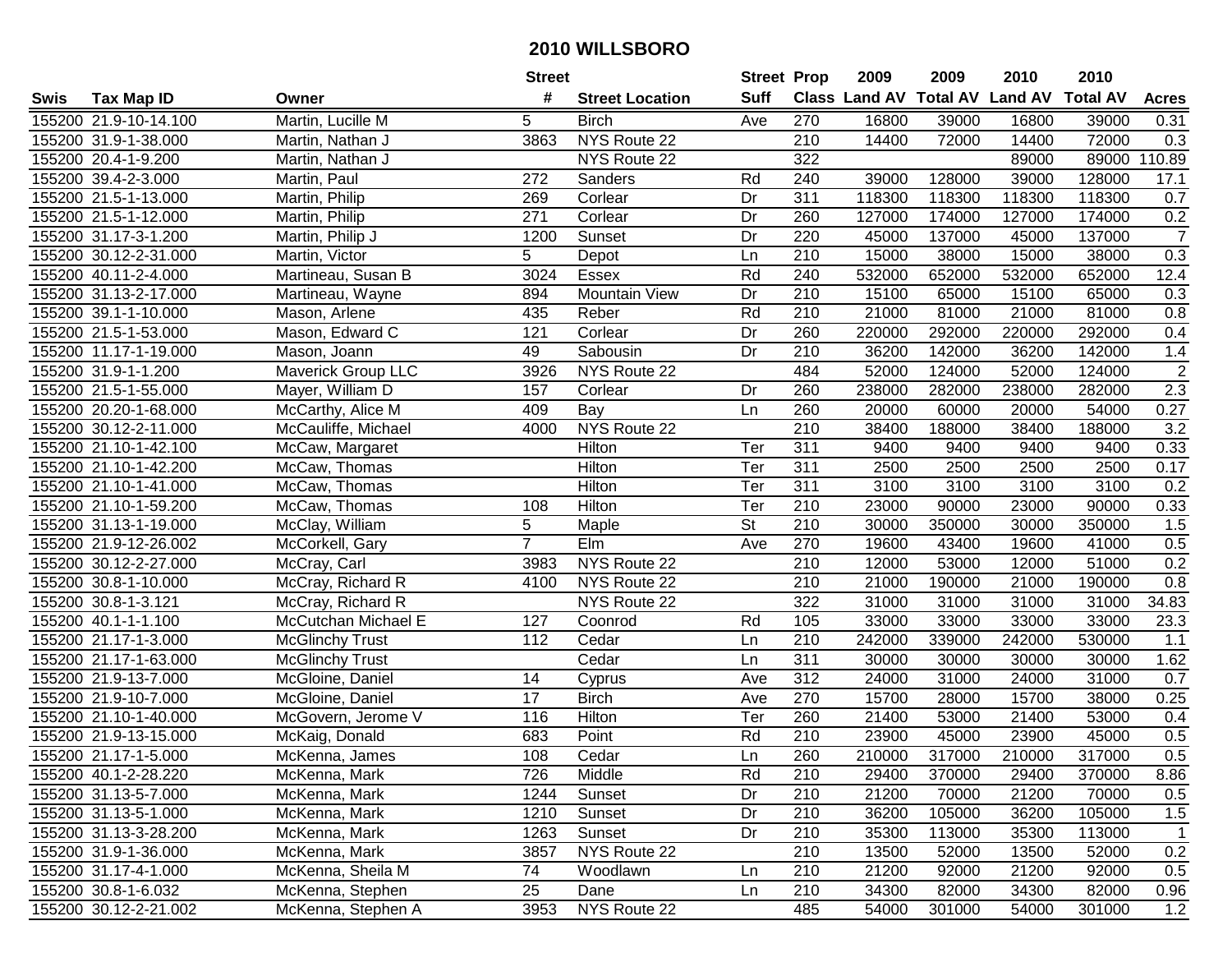# 2010 WILLSBORO

| Swis | Tax Map ID | Owner | Street # | Street Location | Street Suff | Prop Class | 2009 Land AV | 2009 Total AV | 2010 Land AV | 2010 Total AV | Acres |
|---|---|---|---|---|---|---|---|---|---|---|---|
| 155200 | 21.9-10-14.100 | Martin, Lucille M | 5 | Birch | Ave | 270 | 16800 | 39000 | 16800 | 39000 | 0.31 |
| 155200 | 31.9-1-38.000 | Martin, Nathan J | 3863 | NYS Route 22 | | 210 | 14400 | 72000 | 14400 | 72000 | 0.3 |
| 155200 | 20.4-1-9.200 | Martin, Nathan J | | NYS Route 22 | | 322 | | | 89000 | 89000 | 110.89 |
| 155200 | 39.4-2-3.000 | Martin, Paul | 272 | Sanders | Rd | 240 | 39000 | 128000 | 39000 | 128000 | 17.1 |
| 155200 | 21.5-1-13.000 | Martin, Philip | 269 | Corlear | Dr | 311 | 118300 | 118300 | 118300 | 118300 | 0.7 |
| 155200 | 21.5-1-12.000 | Martin, Philip | 271 | Corlear | Dr | 260 | 127000 | 174000 | 127000 | 174000 | 0.2 |
| 155200 | 31.17-3-1.200 | Martin, Philip J | 1200 | Sunset | Dr | 220 | 45000 | 137000 | 45000 | 137000 | 7 |
| 155200 | 30.12-2-31.000 | Martin, Victor | 5 | Depot | Ln | 210 | 15000 | 38000 | 15000 | 38000 | 0.3 |
| 155200 | 40.11-2-4.000 | Martineau, Susan B | 3024 | Essex | Rd | 240 | 532000 | 652000 | 532000 | 652000 | 12.4 |
| 155200 | 31.13-2-17.000 | Martineau, Wayne | 894 | Mountain View | Dr | 210 | 15100 | 65000 | 15100 | 65000 | 0.3 |
| 155200 | 39.1-1-10.000 | Mason, Arlene | 435 | Reber | Rd | 210 | 21000 | 81000 | 21000 | 81000 | 0.8 |
| 155200 | 21.5-1-53.000 | Mason, Edward C | 121 | Corlear | Dr | 260 | 220000 | 292000 | 220000 | 292000 | 0.4 |
| 155200 | 11.17-1-19.000 | Mason, Joann | 49 | Sabousin | Dr | 210 | 36200 | 142000 | 36200 | 142000 | 1.4 |
| 155200 | 31.9-1-1.200 | Maverick Group LLC | 3926 | NYS Route 22 | | 484 | 52000 | 124000 | 52000 | 124000 | 2 |
| 155200 | 21.5-1-55.000 | Mayer, William D | 157 | Corlear | Dr | 260 | 238000 | 282000 | 238000 | 282000 | 2.3 |
| 155200 | 20.20-1-68.000 | McCarthy, Alice M | 409 | Bay | Ln | 260 | 20000 | 60000 | 20000 | 54000 | 0.27 |
| 155200 | 30.12-2-11.000 | McCauliffe, Michael | 4000 | NYS Route 22 | | 210 | 38400 | 188000 | 38400 | 188000 | 3.2 |
| 155200 | 21.10-1-42.100 | McCaw, Margaret | | Hilton | Ter | 311 | 9400 | 9400 | 9400 | 9400 | 0.33 |
| 155200 | 21.10-1-42.200 | McCaw, Thomas | | Hilton | Ter | 311 | 2500 | 2500 | 2500 | 2500 | 0.17 |
| 155200 | 21.10-1-41.000 | McCaw, Thomas | | Hilton | Ter | 311 | 3100 | 3100 | 3100 | 3100 | 0.2 |
| 155200 | 21.10-1-59.200 | McCaw, Thomas | 108 | Hilton | Ter | 210 | 23000 | 90000 | 23000 | 90000 | 0.33 |
| 155200 | 31.13-1-19.000 | McClay, William | 5 | Maple | St | 210 | 30000 | 350000 | 30000 | 350000 | 1.5 |
| 155200 | 21.9-12-26.002 | McCorkell, Gary | 7 | Elm | Ave | 270 | 19600 | 43400 | 19600 | 41000 | 0.5 |
| 155200 | 30.12-2-27.000 | McCray, Carl | 3983 | NYS Route 22 | | 210 | 12000 | 53000 | 12000 | 51000 | 0.2 |
| 155200 | 30.8-1-10.000 | McCray, Richard R | 4100 | NYS Route 22 | | 210 | 21000 | 190000 | 21000 | 190000 | 0.8 |
| 155200 | 30.8-1-3.121 | McCray, Richard R | | NYS Route 22 | | 322 | 31000 | 31000 | 31000 | 31000 | 34.83 |
| 155200 | 40.1-1-1.100 | McCutchan Michael E | 127 | Coonrod | Rd | 105 | 33000 | 33000 | 33000 | 33000 | 23.3 |
| 155200 | 21.17-1-3.000 | McGlinchy Trust | 112 | Cedar | Ln | 210 | 242000 | 339000 | 242000 | 530000 | 1.1 |
| 155200 | 21.17-1-63.000 | McGlinchy Trust | | Cedar | Ln | 311 | 30000 | 30000 | 30000 | 30000 | 1.62 |
| 155200 | 21.9-13-7.000 | McGloine, Daniel | 14 | Cyprus | Ave | 312 | 24000 | 31000 | 24000 | 31000 | 0.7 |
| 155200 | 21.9-10-7.000 | McGloine, Daniel | 17 | Birch | Ave | 270 | 15700 | 28000 | 15700 | 38000 | 0.25 |
| 155200 | 21.10-1-40.000 | McGovern, Jerome V | 116 | Hilton | Ter | 260 | 21400 | 53000 | 21400 | 53000 | 0.4 |
| 155200 | 21.9-13-15.000 | McKaig, Donald | 683 | Point | Rd | 210 | 23900 | 45000 | 23900 | 45000 | 0.5 |
| 155200 | 21.17-1-5.000 | McKenna, James | 108 | Cedar | Ln | 260 | 210000 | 317000 | 210000 | 317000 | 0.5 |
| 155200 | 40.1-2-28.220 | McKenna, Mark | 726 | Middle | Rd | 210 | 29400 | 370000 | 29400 | 370000 | 8.86 |
| 155200 | 31.13-5-7.000 | McKenna, Mark | 1244 | Sunset | Dr | 210 | 21200 | 70000 | 21200 | 70000 | 0.5 |
| 155200 | 31.13-5-1.000 | McKenna, Mark | 1210 | Sunset | Dr | 210 | 36200 | 105000 | 36200 | 105000 | 1.5 |
| 155200 | 31.13-3-28.200 | McKenna, Mark | 1263 | Sunset | Dr | 210 | 35300 | 113000 | 35300 | 113000 | 1 |
| 155200 | 31.9-1-36.000 | McKenna, Mark | 3857 | NYS Route 22 | | 210 | 13500 | 52000 | 13500 | 52000 | 0.2 |
| 155200 | 31.17-4-1.000 | McKenna, Sheila M | 74 | Woodlawn | Ln | 210 | 21200 | 92000 | 21200 | 92000 | 0.5 |
| 155200 | 30.8-1-6.032 | McKenna, Stephen | 25 | Dane | Ln | 210 | 34300 | 82000 | 34300 | 82000 | 0.96 |
| 155200 | 30.12-2-21.002 | McKenna, Stephen A | 3953 | NYS Route 22 | | 485 | 54000 | 301000 | 54000 | 301000 | 1.2 |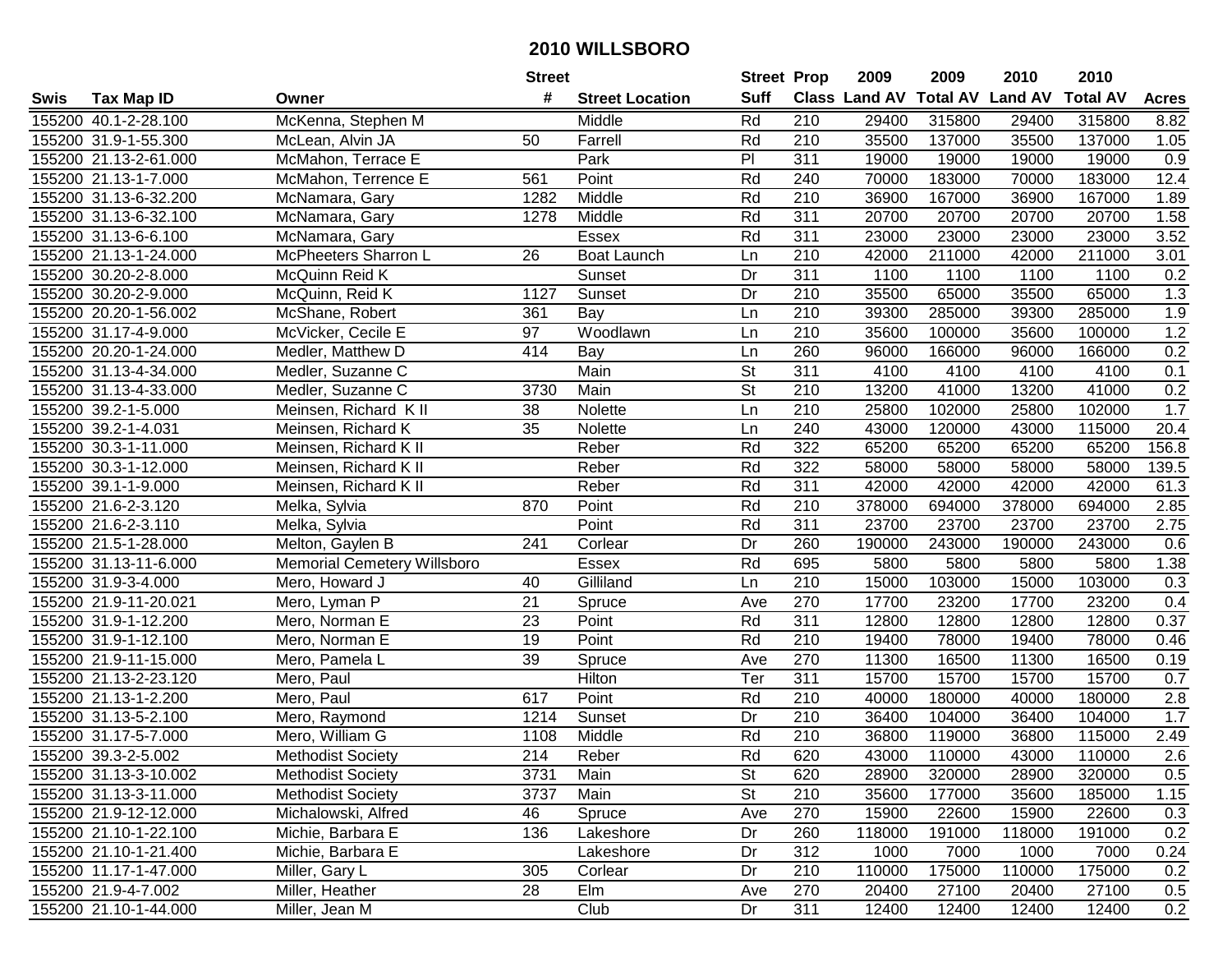# 2010 WILLSBORO

| Swis | Tax Map ID | Owner | Street # | Street Location | Street Suff | Prop Class | 2009 Land AV | 2009 Total AV | 2010 Land AV | 2010 Total AV | Acres |
|---|---|---|---|---|---|---|---|---|---|---|---|
| 155200 | 40.1-2-28.100 | McKenna, Stephen M | | Middle | Rd | 210 | 29400 | 315800 | 29400 | 315800 | 8.82 |
| 155200 | 31.9-1-55.300 | McLean, Alvin JA | 50 | Farrell | Rd | 210 | 35500 | 137000 | 35500 | 137000 | 1.05 |
| 155200 | 21.13-2-61.000 | McMahon, Terrace E | | Park | Pl | 311 | 19000 | 19000 | 19000 | 19000 | 0.9 |
| 155200 | 21.13-1-7.000 | McMahon, Terrence E | 561 | Point | Rd | 240 | 70000 | 183000 | 70000 | 183000 | 12.4 |
| 155200 | 31.13-6-32.200 | McNamara, Gary | 1282 | Middle | Rd | 210 | 36900 | 167000 | 36900 | 167000 | 1.89 |
| 155200 | 31.13-6-32.100 | McNamara, Gary | 1278 | Middle | Rd | 311 | 20700 | 20700 | 20700 | 20700 | 1.58 |
| 155200 | 31.13-6-6.100 | McNamara, Gary | | Essex | Rd | 311 | 23000 | 23000 | 23000 | 23000 | 3.52 |
| 155200 | 21.13-1-24.000 | McPheeters Sharron L | 26 | Boat Launch | Ln | 210 | 42000 | 211000 | 42000 | 211000 | 3.01 |
| 155200 | 30.20-2-8.000 | McQuinn Reid K | | Sunset | Dr | 311 | 1100 | 1100 | 1100 | 1100 | 0.2 |
| 155200 | 30.20-2-9.000 | McQuinn, Reid K | 1127 | Sunset | Dr | 210 | 35500 | 65000 | 35500 | 65000 | 1.3 |
| 155200 | 20.20-1-56.002 | McShane, Robert | 361 | Bay | Ln | 210 | 39300 | 285000 | 39300 | 285000 | 1.9 |
| 155200 | 31.17-4-9.000 | McVicker, Cecile E | 97 | Woodlawn | Ln | 210 | 35600 | 100000 | 35600 | 100000 | 1.2 |
| 155200 | 20.20-1-24.000 | Medler, Matthew D | 414 | Bay | Ln | 260 | 96000 | 166000 | 96000 | 166000 | 0.2 |
| 155200 | 31.13-4-34.000 | Medler, Suzanne C | | Main | St | 311 | 4100 | 4100 | 4100 | 4100 | 0.1 |
| 155200 | 31.13-4-33.000 | Medler, Suzanne C | 3730 | Main | St | 210 | 13200 | 41000 | 13200 | 41000 | 0.2 |
| 155200 | 39.2-1-5.000 | Meinsen, Richard K II | 38 | Nolette | Ln | 210 | 25800 | 102000 | 25800 | 102000 | 1.7 |
| 155200 | 39.2-1-4.031 | Meinsen, Richard K | 35 | Nolette | Ln | 240 | 43000 | 120000 | 43000 | 115000 | 20.4 |
| 155200 | 30.3-1-11.000 | Meinsen, Richard K II | | Reber | Rd | 322 | 65200 | 65200 | 65200 | 65200 | 156.8 |
| 155200 | 30.3-1-12.000 | Meinsen, Richard K II | | Reber | Rd | 322 | 58000 | 58000 | 58000 | 58000 | 139.5 |
| 155200 | 39.1-1-9.000 | Meinsen, Richard K II | | Reber | Rd | 311 | 42000 | 42000 | 42000 | 42000 | 61.3 |
| 155200 | 21.6-2-3.120 | Melka, Sylvia | 870 | Point | Rd | 210 | 378000 | 694000 | 378000 | 694000 | 2.85 |
| 155200 | 21.6-2-3.110 | Melka, Sylvia | | Point | Rd | 311 | 23700 | 23700 | 23700 | 23700 | 2.75 |
| 155200 | 21.5-1-28.000 | Melton, Gaylen B | 241 | Corlear | Dr | 260 | 190000 | 243000 | 190000 | 243000 | 0.6 |
| 155200 | 31.13-11-6.000 | Memorial Cemetery Willsboro | | Essex | Rd | 695 | 5800 | 5800 | 5800 | 5800 | 1.38 |
| 155200 | 31.9-3-4.000 | Mero, Howard J | 40 | Gilliland | Ln | 210 | 15000 | 103000 | 15000 | 103000 | 0.3 |
| 155200 | 21.9-11-20.021 | Mero, Lyman P | 21 | Spruce | Ave | 270 | 17700 | 23200 | 17700 | 23200 | 0.4 |
| 155200 | 31.9-1-12.200 | Mero, Norman E | 23 | Point | Rd | 311 | 12800 | 12800 | 12800 | 12800 | 0.37 |
| 155200 | 31.9-1-12.100 | Mero, Norman E | 19 | Point | Rd | 210 | 19400 | 78000 | 19400 | 78000 | 0.46 |
| 155200 | 21.9-11-15.000 | Mero, Pamela L | 39 | Spruce | Ave | 270 | 11300 | 16500 | 11300 | 16500 | 0.19 |
| 155200 | 21.13-2-23.120 | Mero, Paul | | Hilton | Ter | 311 | 15700 | 15700 | 15700 | 15700 | 0.7 |
| 155200 | 21.13-1-2.200 | Mero, Paul | 617 | Point | Rd | 210 | 40000 | 180000 | 40000 | 180000 | 2.8 |
| 155200 | 31.13-5-2.100 | Mero, Raymond | 1214 | Sunset | Dr | 210 | 36400 | 104000 | 36400 | 104000 | 1.7 |
| 155200 | 31.17-5-7.000 | Mero, William G | 1108 | Middle | Rd | 210 | 36800 | 119000 | 36800 | 115000 | 2.49 |
| 155200 | 39.3-2-5.002 | Methodist Society | 214 | Reber | Rd | 620 | 43000 | 110000 | 43000 | 110000 | 2.6 |
| 155200 | 31.13-3-10.002 | Methodist Society | 3731 | Main | St | 620 | 28900 | 320000 | 28900 | 320000 | 0.5 |
| 155200 | 31.13-3-11.000 | Methodist Society | 3737 | Main | St | 210 | 35600 | 177000 | 35600 | 185000 | 1.15 |
| 155200 | 21.9-12-12.000 | Michalowski, Alfred | 46 | Spruce | Ave | 270 | 15900 | 22600 | 15900 | 22600 | 0.3 |
| 155200 | 21.10-1-22.100 | Michie, Barbara E | 136 | Lakeshore | Dr | 260 | 118000 | 191000 | 118000 | 191000 | 0.2 |
| 155200 | 21.10-1-21.400 | Michie, Barbara E | | Lakeshore | Dr | 312 | 1000 | 7000 | 1000 | 7000 | 0.24 |
| 155200 | 11.17-1-47.000 | Miller, Gary L | 305 | Corlear | Dr | 210 | 110000 | 175000 | 110000 | 175000 | 0.2 |
| 155200 | 21.9-4-7.002 | Miller, Heather | 28 | Elm | Ave | 270 | 20400 | 27100 | 20400 | 27100 | 0.5 |
| 155200 | 21.10-1-44.000 | Miller, Jean M | | Club | Dr | 311 | 12400 | 12400 | 12400 | 12400 | 0.2 |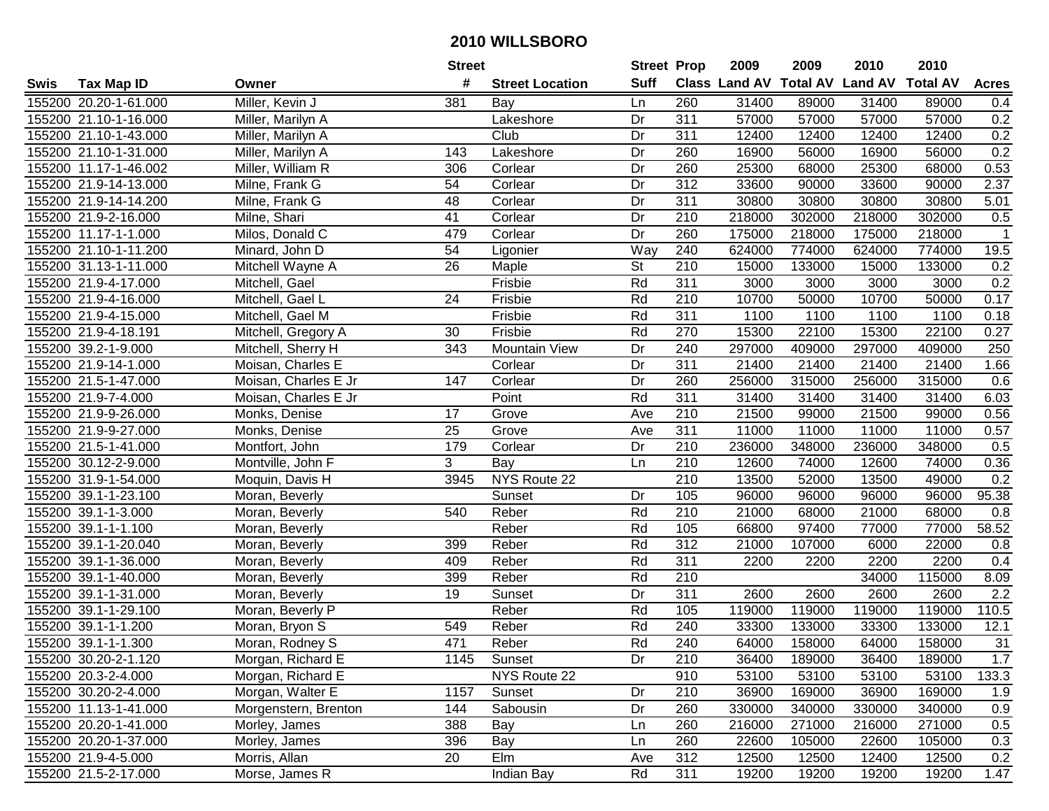# 2010 WILLSBORO

| Swis | Tax Map ID | Owner | Street # | Street Location | Street Suff | Prop Class | 2009 Land AV | 2009 Total AV | 2010 Land AV | 2010 Total AV | Acres |
|---|---|---|---|---|---|---|---|---|---|---|---|
| 155200 | 20.20-1-61.000 | Miller, Kevin J | 381 | Bay | Ln | 260 | 31400 | 89000 | 31400 | 89000 | 0.4 |
| 155200 | 21.10-1-16.000 | Miller, Marilyn A | | Lakeshore | Dr | 311 | 57000 | 57000 | 57000 | 57000 | 0.2 |
| 155200 | 21.10-1-43.000 | Miller, Marilyn A | | Club | Dr | 311 | 12400 | 12400 | 12400 | 12400 | 0.2 |
| 155200 | 21.10-1-31.000 | Miller, Marilyn A | 143 | Lakeshore | Dr | 260 | 16900 | 56000 | 16900 | 56000 | 0.2 |
| 155200 | 11.17-1-46.002 | Miller, William R | 306 | Corlear | Dr | 260 | 25300 | 68000 | 25300 | 68000 | 0.53 |
| 155200 | 21.9-14-13.000 | Milne, Frank G | 54 | Corlear | Dr | 312 | 33600 | 90000 | 33600 | 90000 | 2.37 |
| 155200 | 21.9-14-14.200 | Milne, Frank G | 48 | Corlear | Dr | 311 | 30800 | 30800 | 30800 | 30800 | 5.01 |
| 155200 | 21.9-2-16.000 | Milne, Shari | 41 | Corlear | Dr | 210 | 218000 | 302000 | 218000 | 302000 | 0.5 |
| 155200 | 11.17-1-1.000 | Milos, Donald C | 479 | Corlear | Dr | 260 | 175000 | 218000 | 175000 | 218000 | 1 |
| 155200 | 21.10-1-11.200 | Minard, John D | 54 | Ligonier | Way | 240 | 624000 | 774000 | 624000 | 774000 | 19.5 |
| 155200 | 31.13-1-11.000 | Mitchell Wayne A | 26 | Maple | St | 210 | 15000 | 133000 | 15000 | 133000 | 0.2 |
| 155200 | 21.9-4-17.000 | Mitchell, Gael | | Frisbie | Rd | 311 | 3000 | 3000 | 3000 | 3000 | 0.2 |
| 155200 | 21.9-4-16.000 | Mitchell, Gael L | 24 | Frisbie | Rd | 210 | 10700 | 50000 | 10700 | 50000 | 0.17 |
| 155200 | 21.9-4-15.000 | Mitchell, Gael M | | Frisbie | Rd | 311 | 1100 | 1100 | 1100 | 1100 | 0.18 |
| 155200 | 21.9-4-18.191 | Mitchell, Gregory A | 30 | Frisbie | Rd | 270 | 15300 | 22100 | 15300 | 22100 | 0.27 |
| 155200 | 39.2-1-9.000 | Mitchell, Sherry H | 343 | Mountain View | Dr | 240 | 297000 | 409000 | 297000 | 409000 | 250 |
| 155200 | 21.9-14-1.000 | Moisan, Charles E | | Corlear | Dr | 311 | 21400 | 21400 | 21400 | 21400 | 1.66 |
| 155200 | 21.5-1-47.000 | Moisan, Charles E Jr | 147 | Corlear | Dr | 260 | 256000 | 315000 | 256000 | 315000 | 0.6 |
| 155200 | 21.9-7-4.000 | Moisan, Charles E Jr | | Point | Rd | 311 | 31400 | 31400 | 31400 | 31400 | 6.03 |
| 155200 | 21.9-9-26.000 | Monks, Denise | 17 | Grove | Ave | 210 | 21500 | 99000 | 21500 | 99000 | 0.56 |
| 155200 | 21.9-9-27.000 | Monks, Denise | 25 | Grove | Ave | 311 | 11000 | 11000 | 11000 | 11000 | 0.57 |
| 155200 | 21.5-1-41.000 | Montfort, John | 179 | Corlear | Dr | 210 | 236000 | 348000 | 236000 | 348000 | 0.5 |
| 155200 | 30.12-2-9.000 | Montville, John F | 3 | Bay | Ln | 210 | 12600 | 74000 | 12600 | 74000 | 0.36 |
| 155200 | 31.9-1-54.000 | Moquin, Davis H | 3945 | NYS Route 22 | | 210 | 13500 | 52000 | 13500 | 49000 | 0.2 |
| 155200 | 39.1-1-23.100 | Moran, Beverly | | Sunset | Dr | 105 | 96000 | 96000 | 96000 | 96000 | 95.38 |
| 155200 | 39.1-1-3.000 | Moran, Beverly | 540 | Reber | Rd | 210 | 21000 | 68000 | 21000 | 68000 | 0.8 |
| 155200 | 39.1-1-1.100 | Moran, Beverly | | Reber | Rd | 105 | 66800 | 97400 | 77000 | 77000 | 58.52 |
| 155200 | 39.1-1-20.040 | Moran, Beverly | 399 | Reber | Rd | 312 | 21000 | 107000 | 6000 | 22000 | 0.8 |
| 155200 | 39.1-1-36.000 | Moran, Beverly | 409 | Reber | Rd | 311 | 2200 | 2200 | 2200 | 2200 | 0.4 |
| 155200 | 39.1-1-40.000 | Moran, Beverly | 399 | Reber | Rd | 210 | | | 34000 | 115000 | 8.09 |
| 155200 | 39.1-1-31.000 | Moran, Beverly | 19 | Sunset | Dr | 311 | 2600 | 2600 | 2600 | 2600 | 2.2 |
| 155200 | 39.1-1-29.100 | Moran, Beverly P | | Reber | Rd | 105 | 119000 | 119000 | 119000 | 119000 | 110.5 |
| 155200 | 39.1-1-1.200 | Moran, Bryon S | 549 | Reber | Rd | 240 | 33300 | 133000 | 33300 | 133000 | 12.1 |
| 155200 | 39.1-1-1.300 | Moran, Rodney S | 471 | Reber | Rd | 240 | 64000 | 158000 | 64000 | 158000 | 31 |
| 155200 | 30.20-2-1.120 | Morgan, Richard E | 1145 | Sunset | Dr | 210 | 36400 | 189000 | 36400 | 189000 | 1.7 |
| 155200 | 20.3-2-4.000 | Morgan, Richard E | | NYS Route 22 | | 910 | 53100 | 53100 | 53100 | 53100 | 133.3 |
| 155200 | 30.20-2-4.000 | Morgan, Walter E | 1157 | Sunset | Dr | 210 | 36900 | 169000 | 36900 | 169000 | 1.9 |
| 155200 | 11.13-1-41.000 | Morgenstern, Brenton | 144 | Sabousin | Dr | 260 | 330000 | 340000 | 330000 | 340000 | 0.9 |
| 155200 | 20.20-1-41.000 | Morley, James | 388 | Bay | Ln | 260 | 216000 | 271000 | 216000 | 271000 | 0.5 |
| 155200 | 20.20-1-37.000 | Morley, James | 396 | Bay | Ln | 260 | 22600 | 105000 | 22600 | 105000 | 0.3 |
| 155200 | 21.9-4-5.000 | Morris, Allan | 20 | Elm | Ave | 312 | 12500 | 12500 | 12400 | 12500 | 0.2 |
| 155200 | 21.5-2-17.000 | Morse, James R | | Indian Bay | Rd | 311 | 19200 | 19200 | 19200 | 19200 | 1.47 |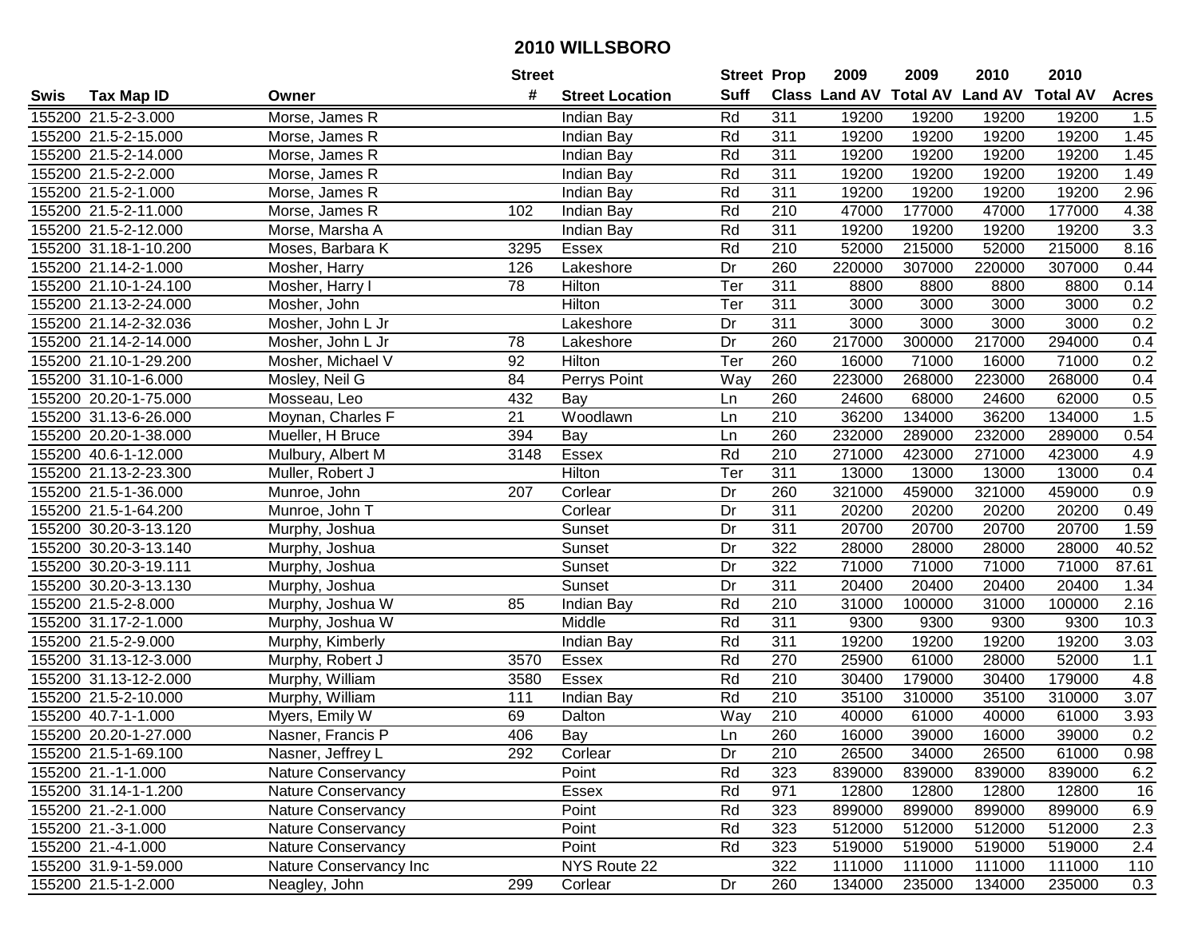# 2010 WILLSBORO

| Swis | Tax Map ID | Owner | Street # | Street Location | Street Suff | Prop Class | 2009 Land AV | 2009 Total AV | 2010 Land AV | 2010 Total AV | Acres |
|---|---|---|---|---|---|---|---|---|---|---|---|
| 155200 | 21.5-2-3.000 | Morse, James R | | Indian Bay | Rd | 311 | 19200 | 19200 | 19200 | 19200 | 1.5 |
| 155200 | 21.5-2-15.000 | Morse, James R | | Indian Bay | Rd | 311 | 19200 | 19200 | 19200 | 19200 | 1.45 |
| 155200 | 21.5-2-14.000 | Morse, James R | | Indian Bay | Rd | 311 | 19200 | 19200 | 19200 | 19200 | 1.45 |
| 155200 | 21.5-2-2.000 | Morse, James R | | Indian Bay | Rd | 311 | 19200 | 19200 | 19200 | 19200 | 1.49 |
| 155200 | 21.5-2-1.000 | Morse, James R | | Indian Bay | Rd | 311 | 19200 | 19200 | 19200 | 19200 | 2.96 |
| 155200 | 21.5-2-11.000 | Morse, James R | 102 | Indian Bay | Rd | 210 | 47000 | 177000 | 47000 | 177000 | 4.38 |
| 155200 | 21.5-2-12.000 | Morse, Marsha A | | Indian Bay | Rd | 311 | 19200 | 19200 | 19200 | 19200 | 3.3 |
| 155200 | 31.18-1-10.200 | Moses, Barbara K | 3295 | Essex | Rd | 210 | 52000 | 215000 | 52000 | 215000 | 8.16 |
| 155200 | 21.14-2-1.000 | Mosher, Harry | 126 | Lakeshore | Dr | 260 | 220000 | 307000 | 220000 | 307000 | 0.44 |
| 155200 | 21.10-1-24.100 | Mosher, Harry I | 78 | Hilton | Ter | 311 | 8800 | 8800 | 8800 | 8800 | 0.14 |
| 155200 | 21.13-2-24.000 | Mosher, John | | Hilton | Ter | 311 | 3000 | 3000 | 3000 | 3000 | 0.2 |
| 155200 | 21.14-2-32.036 | Mosher, John L Jr | | Lakeshore | Dr | 311 | 3000 | 3000 | 3000 | 3000 | 0.2 |
| 155200 | 21.14-2-14.000 | Mosher, John L Jr | 78 | Lakeshore | Dr | 260 | 217000 | 300000 | 217000 | 294000 | 0.4 |
| 155200 | 21.10-1-29.200 | Mosher, Michael V | 92 | Hilton | Ter | 260 | 16000 | 71000 | 16000 | 71000 | 0.2 |
| 155200 | 31.10-1-6.000 | Mosley, Neil G | 84 | Perrys Point | Way | 260 | 223000 | 268000 | 223000 | 268000 | 0.4 |
| 155200 | 20.20-1-75.000 | Mosseau, Leo | 432 | Bay | Ln | 260 | 24600 | 68000 | 24600 | 62000 | 0.5 |
| 155200 | 31.13-6-26.000 | Moynan, Charles F | 21 | Woodlawn | Ln | 210 | 36200 | 134000 | 36200 | 134000 | 1.5 |
| 155200 | 20.20-1-38.000 | Mueller, H Bruce | 394 | Bay | Ln | 260 | 232000 | 289000 | 232000 | 289000 | 0.54 |
| 155200 | 40.6-1-12.000 | Mulbury, Albert M | 3148 | Essex | Rd | 210 | 271000 | 423000 | 271000 | 423000 | 4.9 |
| 155200 | 21.13-2-23.300 | Muller, Robert J | | Hilton | Ter | 311 | 13000 | 13000 | 13000 | 13000 | 0.4 |
| 155200 | 21.5-1-36.000 | Munroe, John | 207 | Corlear | Dr | 260 | 321000 | 459000 | 321000 | 459000 | 0.9 |
| 155200 | 21.5-1-64.200 | Munroe, John T | | Corlear | Dr | 311 | 20200 | 20200 | 20200 | 20200 | 0.49 |
| 155200 | 30.20-3-13.120 | Murphy, Joshua | | Sunset | Dr | 311 | 20700 | 20700 | 20700 | 20700 | 1.59 |
| 155200 | 30.20-3-13.140 | Murphy, Joshua | | Sunset | Dr | 322 | 28000 | 28000 | 28000 | 28000 | 40.52 |
| 155200 | 30.20-3-19.111 | Murphy, Joshua | | Sunset | Dr | 322 | 71000 | 71000 | 71000 | 71000 | 87.61 |
| 155200 | 30.20-3-13.130 | Murphy, Joshua | | Sunset | Dr | 311 | 20400 | 20400 | 20400 | 20400 | 1.34 |
| 155200 | 21.5-2-8.000 | Murphy, Joshua W | 85 | Indian Bay | Rd | 210 | 31000 | 100000 | 31000 | 100000 | 2.16 |
| 155200 | 31.17-2-1.000 | Murphy, Joshua W | | Middle | Rd | 311 | 9300 | 9300 | 9300 | 9300 | 10.3 |
| 155200 | 21.5-2-9.000 | Murphy, Kimberly | | Indian Bay | Rd | 311 | 19200 | 19200 | 19200 | 19200 | 3.03 |
| 155200 | 31.13-12-3.000 | Murphy, Robert J | 3570 | Essex | Rd | 270 | 25900 | 61000 | 28000 | 52000 | 1.1 |
| 155200 | 31.13-12-2.000 | Murphy, William | 3580 | Essex | Rd | 210 | 30400 | 179000 | 30400 | 179000 | 4.8 |
| 155200 | 21.5-2-10.000 | Murphy, William | 111 | Indian Bay | Rd | 210 | 35100 | 310000 | 35100 | 310000 | 3.07 |
| 155200 | 40.7-1-1.000 | Myers, Emily W | 69 | Dalton | Way | 210 | 40000 | 61000 | 40000 | 61000 | 3.93 |
| 155200 | 20.20-1-27.000 | Nasner, Francis P | 406 | Bay | Ln | 260 | 16000 | 39000 | 16000 | 39000 | 0.2 |
| 155200 | 21.5-1-69.100 | Nasner, Jeffrey L | 292 | Corlear | Dr | 210 | 26500 | 34000 | 26500 | 61000 | 0.98 |
| 155200 | 21.-1-1.000 | Nature Conservancy | | Point | Rd | 323 | 839000 | 839000 | 839000 | 839000 | 6.2 |
| 155200 | 31.14-1-1.200 | Nature Conservancy | | Essex | Rd | 971 | 12800 | 12800 | 12800 | 12800 | 16 |
| 155200 | 21.-2-1.000 | Nature Conservancy | | Point | Rd | 323 | 899000 | 899000 | 899000 | 899000 | 6.9 |
| 155200 | 21.-3-1.000 | Nature Conservancy | | Point | Rd | 323 | 512000 | 512000 | 512000 | 512000 | 2.3 |
| 155200 | 21.-4-1.000 | Nature Conservancy | | Point | Rd | 323 | 519000 | 519000 | 519000 | 519000 | 2.4 |
| 155200 | 31.9-1-59.000 | Nature Conservancy Inc | | NYS Route 22 | | 322 | 111000 | 111000 | 111000 | 111000 | 110 |
| 155200 | 21.5-1-2.000 | Neagley, John | 299 | Corlear | Dr | 260 | 134000 | 235000 | 134000 | 235000 | 0.3 |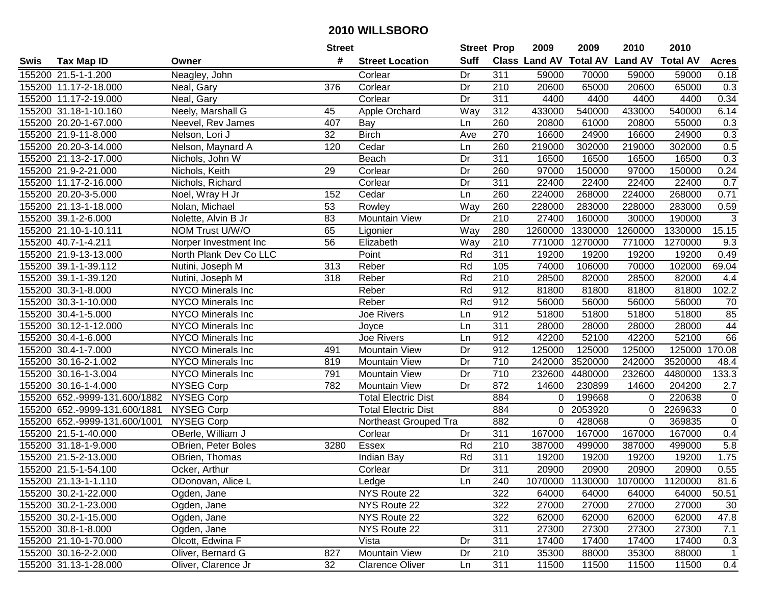# 2010 WILLSBORO

| Swis | Tax Map ID | Owner | Street # | Street Location | Street Suff | Prop Class | 2009 Land AV | 2009 Total AV | 2010 Land AV | 2010 Total AV | Acres |
|---|---|---|---|---|---|---|---|---|---|---|---|
| 155200 | 21.5-1-1.200 | Neagley, John | | Corlear | Dr | 311 | 59000 | 70000 | 59000 | 59000 | 0.18 |
| 155200 | 11.17-2-18.000 | Neal, Gary | 376 | Corlear | Dr | 210 | 20600 | 65000 | 20600 | 65000 | 0.3 |
| 155200 | 11.17-2-19.000 | Neal, Gary | | Corlear | Dr | 311 | 4400 | 4400 | 4400 | 4400 | 0.34 |
| 155200 | 31.18-1-10.160 | Neely, Marshall G | 45 | Apple Orchard | Way | 312 | 433000 | 540000 | 433000 | 540000 | 6.14 |
| 155200 | 20.20-1-67.000 | Neevel, Rev James | 407 | Bay | Ln | 260 | 20800 | 61000 | 20800 | 55000 | 0.3 |
| 155200 | 21.9-11-8.000 | Nelson, Lori J | 32 | Birch | Ave | 270 | 16600 | 24900 | 16600 | 24900 | 0.3 |
| 155200 | 20.20-3-14.000 | Nelson, Maynard A | 120 | Cedar | Ln | 260 | 219000 | 302000 | 219000 | 302000 | 0.5 |
| 155200 | 21.13-2-17.000 | Nichols, John W | | Beach | Dr | 311 | 16500 | 16500 | 16500 | 16500 | 0.3 |
| 155200 | 21.9-2-21.000 | Nichols, Keith | 29 | Corlear | Dr | 260 | 97000 | 150000 | 97000 | 150000 | 0.24 |
| 155200 | 11.17-2-16.000 | Nichols, Richard | | Corlear | Dr | 311 | 22400 | 22400 | 22400 | 22400 | 0.7 |
| 155200 | 20.20-3-5.000 | Noel, Wray H Jr | 152 | Cedar | Ln | 260 | 224000 | 268000 | 224000 | 268000 | 0.71 |
| 155200 | 21.13-1-18.000 | Nolan, Michael | 53 | Rowley | Way | 260 | 228000 | 283000 | 228000 | 283000 | 0.59 |
| 155200 | 39.1-2-6.000 | Nolette, Alvin B Jr | 83 | Mountain View | Dr | 210 | 27400 | 160000 | 30000 | 190000 | 3 |
| 155200 | 21.10-1-10.111 | NOM Trust U/W/O | 65 | Ligonier | Way | 280 | 1260000 | 1330000 | 1260000 | 1330000 | 15.15 |
| 155200 | 40.7-1-4.211 | Norper Investment Inc | 56 | Elizabeth | Way | 210 | 771000 | 1270000 | 771000 | 1270000 | 9.3 |
| 155200 | 21.9-13-13.000 | North Plank Dev Co LLC | | Point | Rd | 311 | 19200 | 19200 | 19200 | 19200 | 0.49 |
| 155200 | 39.1-1-39.112 | Nutini, Joseph M | 313 | Reber | Rd | 105 | 74000 | 106000 | 70000 | 102000 | 69.04 |
| 155200 | 39.1-1-39.120 | Nutini, Joseph M | 318 | Reber | Rd | 210 | 28500 | 82000 | 28500 | 82000 | 4.4 |
| 155200 | 30.3-1-8.000 | NYCO Minerals Inc | | Reber | Rd | 912 | 81800 | 81800 | 81800 | 81800 | 102.2 |
| 155200 | 30.3-1-10.000 | NYCO Minerals Inc | | Reber | Rd | 912 | 56000 | 56000 | 56000 | 56000 | 70 |
| 155200 | 30.4-1-5.000 | NYCO Minerals Inc | | Joe Rivers | Ln | 912 | 51800 | 51800 | 51800 | 51800 | 85 |
| 155200 | 30.12-1-12.000 | NYCO Minerals Inc | | Joyce | Ln | 311 | 28000 | 28000 | 28000 | 28000 | 44 |
| 155200 | 30.4-1-6.000 | NYCO Minerals Inc | | Joe Rivers | Ln | 912 | 42200 | 52100 | 42200 | 52100 | 66 |
| 155200 | 30.4-1-7.000 | NYCO Minerals Inc | 491 | Mountain View | Dr | 912 | 125000 | 125000 | 125000 | 125000 | 170.08 |
| 155200 | 30.16-2-1.002 | NYCO Minerals Inc | 819 | Mountain View | Dr | 710 | 242000 | 3520000 | 242000 | 3520000 | 48.4 |
| 155200 | 30.16-1-3.004 | NYCO Minerals Inc | 791 | Mountain View | Dr | 710 | 232600 | 4480000 | 232600 | 4480000 | 133.3 |
| 155200 | 30.16-1-4.000 | NYSEG Corp | 782 | Mountain View | Dr | 872 | 14600 | 230899 | 14600 | 204200 | 2.7 |
| 155200 | 652.-9999-131.600/1882 | NYSEG Corp | | Total Electric Dist | | 884 | 0 | 199668 | 0 | 220638 | 0 |
| 155200 | 652.-9999-131.600/1881 | NYSEG Corp | | Total Electric Dist | | 884 | 0 | 2053920 | 0 | 2269633 | 0 |
| 155200 | 652.-9999-131.600/1001 | NYSEG Corp | | Northeast Grouped Tra | | 882 | 0 | 428068 | 0 | 369835 | 0 |
| 155200 | 21.5-1-40.000 | OBerle, William J | | Corlear | Dr | 311 | 167000 | 167000 | 167000 | 167000 | 0.4 |
| 155200 | 31.18-1-9.000 | OBrien, Peter Boles | 3280 | Essex | Rd | 210 | 387000 | 499000 | 387000 | 499000 | 5.8 |
| 155200 | 21.5-2-13.000 | OBrien, Thomas | | Indian Bay | Rd | 311 | 19200 | 19200 | 19200 | 19200 | 1.75 |
| 155200 | 21.5-1-54.100 | Ocker, Arthur | | Corlear | Dr | 311 | 20900 | 20900 | 20900 | 20900 | 0.55 |
| 155200 | 21.13-1-1.110 | ODonovan, Alice L | | Ledge | Ln | 240 | 1070000 | 1130000 | 1070000 | 1120000 | 81.6 |
| 155200 | 30.2-1-22.000 | Ogden, Jane | | NYS Route 22 | | 322 | 64000 | 64000 | 64000 | 64000 | 50.51 |
| 155200 | 30.2-1-23.000 | Ogden, Jane | | NYS Route 22 | | 322 | 27000 | 27000 | 27000 | 27000 | 30 |
| 155200 | 30.2-1-15.000 | Ogden, Jane | | NYS Route 22 | | 322 | 62000 | 62000 | 62000 | 62000 | 47.8 |
| 155200 | 30.8-1-8.000 | Ogden, Jane | | NYS Route 22 | | 311 | 27300 | 27300 | 27300 | 27300 | 7.1 |
| 155200 | 21.10-1-70.000 | Olcott, Edwina F | | Vista | Dr | 311 | 17400 | 17400 | 17400 | 17400 | 0.3 |
| 155200 | 30.16-2-2.000 | Oliver, Bernard G | 827 | Mountain View | Dr | 210 | 35300 | 88000 | 35300 | 88000 | 1 |
| 155200 | 31.13-1-28.000 | Oliver, Clarence Jr | 32 | Clarence Oliver | Ln | 311 | 11500 | 11500 | 11500 | 11500 | 0.4 |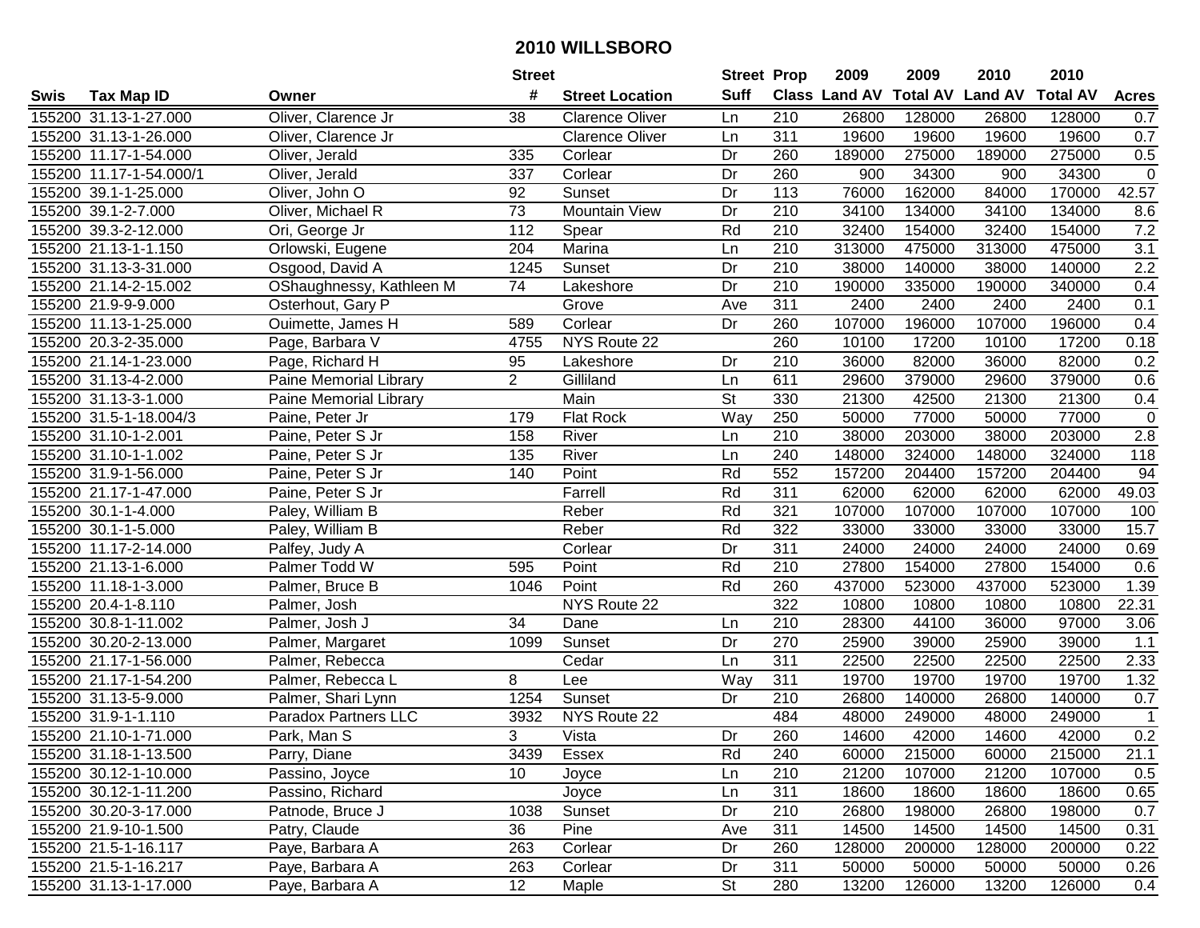# 2010 WILLSBORO

| Swis | Tax Map ID | Owner | Street # | Street Location | Street Suff | Prop Class | 2009 Land AV | 2009 Total AV | 2010 Land AV | 2010 Total AV | Acres |
|---|---|---|---|---|---|---|---|---|---|---|---|
| 155200 | 31.13-1-27.000 | Oliver, Clarence Jr | 38 | Clarence Oliver | Ln | 210 | 26800 | 128000 | 26800 | 128000 | 0.7 |
| 155200 | 31.13-1-26.000 | Oliver, Clarence Jr | | Clarence Oliver | Ln | 311 | 19600 | 19600 | 19600 | 19600 | 0.7 |
| 155200 | 11.17-1-54.000 | Oliver, Jerald | 335 | Corlear | Dr | 260 | 189000 | 275000 | 189000 | 275000 | 0.5 |
| 155200 | 11.17-1-54.000/1 | Oliver, Jerald | 337 | Corlear | Dr | 260 | 900 | 34300 | 900 | 34300 | 0 |
| 155200 | 39.1-1-25.000 | Oliver, John O | 92 | Sunset | Dr | 113 | 76000 | 162000 | 84000 | 170000 | 42.57 |
| 155200 | 39.1-2-7.000 | Oliver, Michael R | 73 | Mountain View | Dr | 210 | 34100 | 134000 | 34100 | 134000 | 8.6 |
| 155200 | 39.3-2-12.000 | Ori, George Jr | 112 | Spear | Rd | 210 | 32400 | 154000 | 32400 | 154000 | 7.2 |
| 155200 | 21.13-1-1.150 | Orlowski, Eugene | 204 | Marina | Ln | 210 | 313000 | 475000 | 313000 | 475000 | 3.1 |
| 155200 | 31.13-3-31.000 | Osgood, David A | 1245 | Sunset | Dr | 210 | 38000 | 140000 | 38000 | 140000 | 2.2 |
| 155200 | 21.14-2-15.002 | OShaughnessy, Kathleen M | 74 | Lakeshore | Dr | 210 | 190000 | 335000 | 190000 | 340000 | 0.4 |
| 155200 | 21.9-9-9.000 | Osterhout, Gary P | | Grove | Ave | 311 | 2400 | 2400 | 2400 | 2400 | 0.1 |
| 155200 | 11.13-1-25.000 | Ouimette, James H | 589 | Corlear | Dr | 260 | 107000 | 196000 | 107000 | 196000 | 0.4 |
| 155200 | 20.3-2-35.000 | Page, Barbara V | 4755 | NYS Route 22 | | 260 | 10100 | 17200 | 10100 | 17200 | 0.18 |
| 155200 | 21.14-1-23.000 | Page, Richard H | 95 | Lakeshore | Dr | 210 | 36000 | 82000 | 36000 | 82000 | 0.2 |
| 155200 | 31.13-4-2.000 | Paine Memorial Library | 2 | Gilliland | Ln | 611 | 29600 | 379000 | 29600 | 379000 | 0.6 |
| 155200 | 31.13-3-1.000 | Paine Memorial Library | | Main | St | 330 | 21300 | 42500 | 21300 | 21300 | 0.4 |
| 155200 | 31.5-1-18.004/3 | Paine, Peter Jr | 179 | Flat Rock | Way | 250 | 50000 | 77000 | 50000 | 77000 | 0 |
| 155200 | 31.10-1-2.001 | Paine, Peter S Jr | 158 | River | Ln | 210 | 38000 | 203000 | 38000 | 203000 | 2.8 |
| 155200 | 31.10-1-1.002 | Paine, Peter S Jr | 135 | River | Ln | 240 | 148000 | 324000 | 148000 | 324000 | 118 |
| 155200 | 31.9-1-56.000 | Paine, Peter S Jr | 140 | Point | Rd | 552 | 157200 | 204400 | 157200 | 204400 | 94 |
| 155200 | 21.17-1-47.000 | Paine, Peter S Jr | | Farrell | Rd | 311 | 62000 | 62000 | 62000 | 62000 | 49.03 |
| 155200 | 30.1-1-4.000 | Paley, William B | | Reber | Rd | 321 | 107000 | 107000 | 107000 | 107000 | 100 |
| 155200 | 30.1-1-5.000 | Paley, William B | | Reber | Rd | 322 | 33000 | 33000 | 33000 | 33000 | 15.7 |
| 155200 | 11.17-2-14.000 | Palfey, Judy A | | Corlear | Dr | 311 | 24000 | 24000 | 24000 | 24000 | 0.69 |
| 155200 | 21.13-1-6.000 | Palmer Todd W | 595 | Point | Rd | 210 | 27800 | 154000 | 27800 | 154000 | 0.6 |
| 155200 | 11.18-1-3.000 | Palmer, Bruce B | 1046 | Point | Rd | 260 | 437000 | 523000 | 437000 | 523000 | 1.39 |
| 155200 | 20.4-1-8.110 | Palmer, Josh | | NYS Route 22 | | 322 | 10800 | 10800 | 10800 | 10800 | 22.31 |
| 155200 | 30.8-1-11.002 | Palmer, Josh J | 34 | Dane | Ln | 210 | 28300 | 44100 | 36000 | 97000 | 3.06 |
| 155200 | 30.20-2-13.000 | Palmer, Margaret | 1099 | Sunset | Dr | 270 | 25900 | 39000 | 25900 | 39000 | 1.1 |
| 155200 | 21.17-1-56.000 | Palmer, Rebecca | | Cedar | Ln | 311 | 22500 | 22500 | 22500 | 22500 | 2.33 |
| 155200 | 21.17-1-54.200 | Palmer, Rebecca L | 8 | Lee | Way | 311 | 19700 | 19700 | 19700 | 19700 | 1.32 |
| 155200 | 31.13-5-9.000 | Palmer, Shari Lynn | 1254 | Sunset | Dr | 210 | 26800 | 140000 | 26800 | 140000 | 0.7 |
| 155200 | 31.9-1-1.110 | Paradox Partners LLC | 3932 | NYS Route 22 | | 484 | 48000 | 249000 | 48000 | 249000 | 1 |
| 155200 | 21.10-1-71.000 | Park, Man S | 3 | Vista | Dr | 260 | 14600 | 42000 | 14600 | 42000 | 0.2 |
| 155200 | 31.18-1-13.500 | Parry, Diane | 3439 | Essex | Rd | 240 | 60000 | 215000 | 60000 | 215000 | 21.1 |
| 155200 | 30.12-1-10.000 | Passino, Joyce | 10 | Joyce | Ln | 210 | 21200 | 107000 | 21200 | 107000 | 0.5 |
| 155200 | 30.12-1-11.200 | Passino, Richard | | Joyce | Ln | 311 | 18600 | 18600 | 18600 | 18600 | 0.65 |
| 155200 | 30.20-3-17.000 | Patnode, Bruce J | 1038 | Sunset | Dr | 210 | 26800 | 198000 | 26800 | 198000 | 0.7 |
| 155200 | 21.9-10-1.500 | Patry, Claude | 36 | Pine | Ave | 311 | 14500 | 14500 | 14500 | 14500 | 0.31 |
| 155200 | 21.5-1-16.117 | Paye, Barbara A | 263 | Corlear | Dr | 260 | 128000 | 200000 | 128000 | 200000 | 0.22 |
| 155200 | 21.5-1-16.217 | Paye, Barbara A | 263 | Corlear | Dr | 311 | 50000 | 50000 | 50000 | 50000 | 0.26 |
| 155200 | 31.13-1-17.000 | Paye, Barbara A | 12 | Maple | St | 280 | 13200 | 126000 | 13200 | 126000 | 0.4 |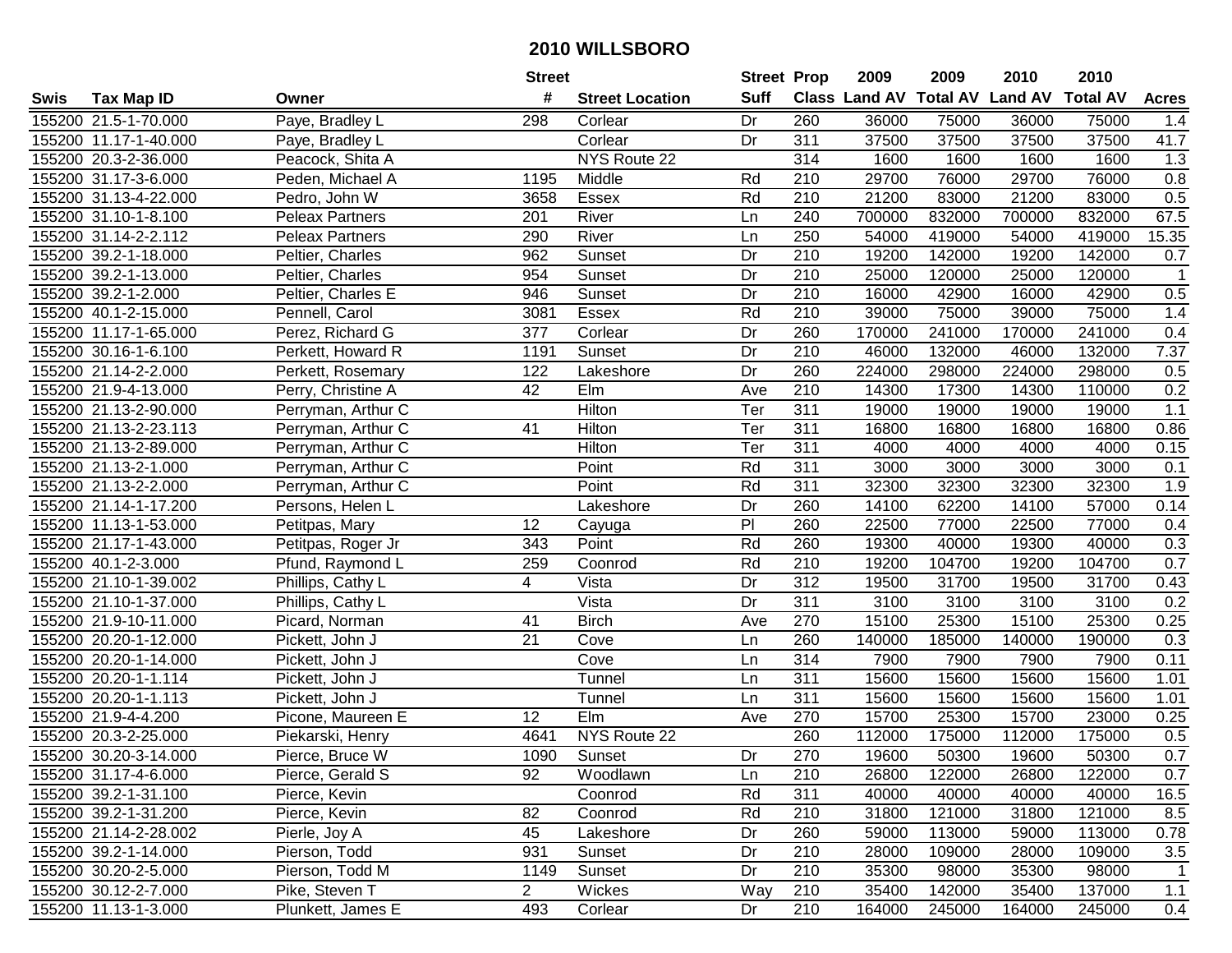# 2010 WILLSBORO

| Swis | Tax Map ID | Owner | Street # | Street Location | Street Suff | Prop Class | 2009 Land AV | 2009 Total AV | 2010 Land AV | 2010 Total AV | Acres |
|---|---|---|---|---|---|---|---|---|---|---|---|
| 155200 | 21.5-1-70.000 | Paye, Bradley L | 298 | Corlear | Dr | 260 | 36000 | 75000 | 36000 | 75000 | 1.4 |
| 155200 | 11.17-1-40.000 | Paye, Bradley L | | Corlear | Dr | 311 | 37500 | 37500 | 37500 | 37500 | 41.7 |
| 155200 | 20.3-2-36.000 | Peacock, Shita A | | NYS Route 22 | | 314 | 1600 | 1600 | 1600 | 1600 | 1.3 |
| 155200 | 31.17-3-6.000 | Peden, Michael A | 1195 | Middle | Rd | 210 | 29700 | 76000 | 29700 | 76000 | 0.8 |
| 155200 | 31.13-4-22.000 | Pedro, John W | 3658 | Essex | Rd | 210 | 21200 | 83000 | 21200 | 83000 | 0.5 |
| 155200 | 31.10-1-8.100 | Peleax Partners | 201 | River | Ln | 240 | 700000 | 832000 | 700000 | 832000 | 67.5 |
| 155200 | 31.14-2-2.112 | Peleax Partners | 290 | River | Ln | 250 | 54000 | 419000 | 54000 | 419000 | 15.35 |
| 155200 | 39.2-1-18.000 | Peltier, Charles | 962 | Sunset | Dr | 210 | 19200 | 142000 | 19200 | 142000 | 0.7 |
| 155200 | 39.2-1-13.000 | Peltier, Charles | 954 | Sunset | Dr | 210 | 25000 | 120000 | 25000 | 120000 | 1 |
| 155200 | 39.2-1-2.000 | Peltier, Charles E | 946 | Sunset | Dr | 210 | 16000 | 42900 | 16000 | 42900 | 0.5 |
| 155200 | 40.1-2-15.000 | Pennell, Carol | 3081 | Essex | Rd | 210 | 39000 | 75000 | 39000 | 75000 | 1.4 |
| 155200 | 11.17-1-65.000 | Perez, Richard G | 377 | Corlear | Dr | 260 | 170000 | 241000 | 170000 | 241000 | 0.4 |
| 155200 | 30.16-1-6.100 | Perkett, Howard R | 1191 | Sunset | Dr | 210 | 46000 | 132000 | 46000 | 132000 | 7.37 |
| 155200 | 21.14-2-2.000 | Perkett, Rosemary | 122 | Lakeshore | Dr | 260 | 224000 | 298000 | 224000 | 298000 | 0.5 |
| 155200 | 21.9-4-13.000 | Perry, Christine A | 42 | Elm | Ave | 210 | 14300 | 17300 | 14300 | 110000 | 0.2 |
| 155200 | 21.13-2-90.000 | Perryman, Arthur C | | Hilton | Ter | 311 | 19000 | 19000 | 19000 | 19000 | 1.1 |
| 155200 | 21.13-2-23.113 | Perryman, Arthur C | 41 | Hilton | Ter | 311 | 16800 | 16800 | 16800 | 16800 | 0.86 |
| 155200 | 21.13-2-89.000 | Perryman, Arthur C | | Hilton | Ter | 311 | 4000 | 4000 | 4000 | 4000 | 0.15 |
| 155200 | 21.13-2-1.000 | Perryman, Arthur C | | Point | Rd | 311 | 3000 | 3000 | 3000 | 3000 | 0.1 |
| 155200 | 21.13-2-2.000 | Perryman, Arthur C | | Point | Rd | 311 | 32300 | 32300 | 32300 | 32300 | 1.9 |
| 155200 | 21.14-1-17.200 | Persons, Helen L | | Lakeshore | Dr | 260 | 14100 | 62200 | 14100 | 57000 | 0.14 |
| 155200 | 11.13-1-53.000 | Petitpas, Mary | 12 | Cayuga | Pl | 260 | 22500 | 77000 | 22500 | 77000 | 0.4 |
| 155200 | 21.17-1-43.000 | Petitpas, Roger Jr | 343 | Point | Rd | 260 | 19300 | 40000 | 19300 | 40000 | 0.3 |
| 155200 | 40.1-2-3.000 | Pfund, Raymond L | 259 | Coonrod | Rd | 210 | 19200 | 104700 | 19200 | 104700 | 0.7 |
| 155200 | 21.10-1-39.002 | Phillips, Cathy L | 4 | Vista | Dr | 312 | 19500 | 31700 | 19500 | 31700 | 0.43 |
| 155200 | 21.10-1-37.000 | Phillips, Cathy L | | Vista | Dr | 311 | 3100 | 3100 | 3100 | 3100 | 0.2 |
| 155200 | 21.9-10-11.000 | Picard, Norman | 41 | Birch | Ave | 270 | 15100 | 25300 | 15100 | 25300 | 0.25 |
| 155200 | 20.20-1-12.000 | Pickett, John J | 21 | Cove | Ln | 260 | 140000 | 185000 | 140000 | 190000 | 0.3 |
| 155200 | 20.20-1-14.000 | Pickett, John J | | Cove | Ln | 314 | 7900 | 7900 | 7900 | 7900 | 0.11 |
| 155200 | 20.20-1-1.114 | Pickett, John J | | Tunnel | Ln | 311 | 15600 | 15600 | 15600 | 15600 | 1.01 |
| 155200 | 20.20-1-1.113 | Pickett, John J | | Tunnel | Ln | 311 | 15600 | 15600 | 15600 | 15600 | 1.01 |
| 155200 | 21.9-4-4.200 | Picone, Maureen E | 12 | Elm | Ave | 270 | 15700 | 25300 | 15700 | 23000 | 0.25 |
| 155200 | 20.3-2-25.000 | Piekarski, Henry | 4641 | NYS Route 22 | | 260 | 112000 | 175000 | 112000 | 175000 | 0.5 |
| 155200 | 30.20-3-14.000 | Pierce, Bruce W | 1090 | Sunset | Dr | 270 | 19600 | 50300 | 19600 | 50300 | 0.7 |
| 155200 | 31.17-4-6.000 | Pierce, Gerald S | 92 | Woodlawn | Ln | 210 | 26800 | 122000 | 26800 | 122000 | 0.7 |
| 155200 | 39.2-1-31.100 | Pierce, Kevin | | Coonrod | Rd | 311 | 40000 | 40000 | 40000 | 40000 | 16.5 |
| 155200 | 39.2-1-31.200 | Pierce, Kevin | 82 | Coonrod | Rd | 210 | 31800 | 121000 | 31800 | 121000 | 8.5 |
| 155200 | 21.14-2-28.002 | Pierle, Joy A | 45 | Lakeshore | Dr | 260 | 59000 | 113000 | 59000 | 113000 | 0.78 |
| 155200 | 39.2-1-14.000 | Pierson, Todd | 931 | Sunset | Dr | 210 | 28000 | 109000 | 28000 | 109000 | 3.5 |
| 155200 | 30.20-2-5.000 | Pierson, Todd M | 1149 | Sunset | Dr | 210 | 35300 | 98000 | 35300 | 98000 | 1 |
| 155200 | 30.12-2-7.000 | Pike, Steven T | 2 | Wickes | Way | 210 | 35400 | 142000 | 35400 | 137000 | 1.1 |
| 155200 | 11.13-1-3.000 | Plunkett, James E | 493 | Corlear | Dr | 210 | 164000 | 245000 | 164000 | 245000 | 0.4 |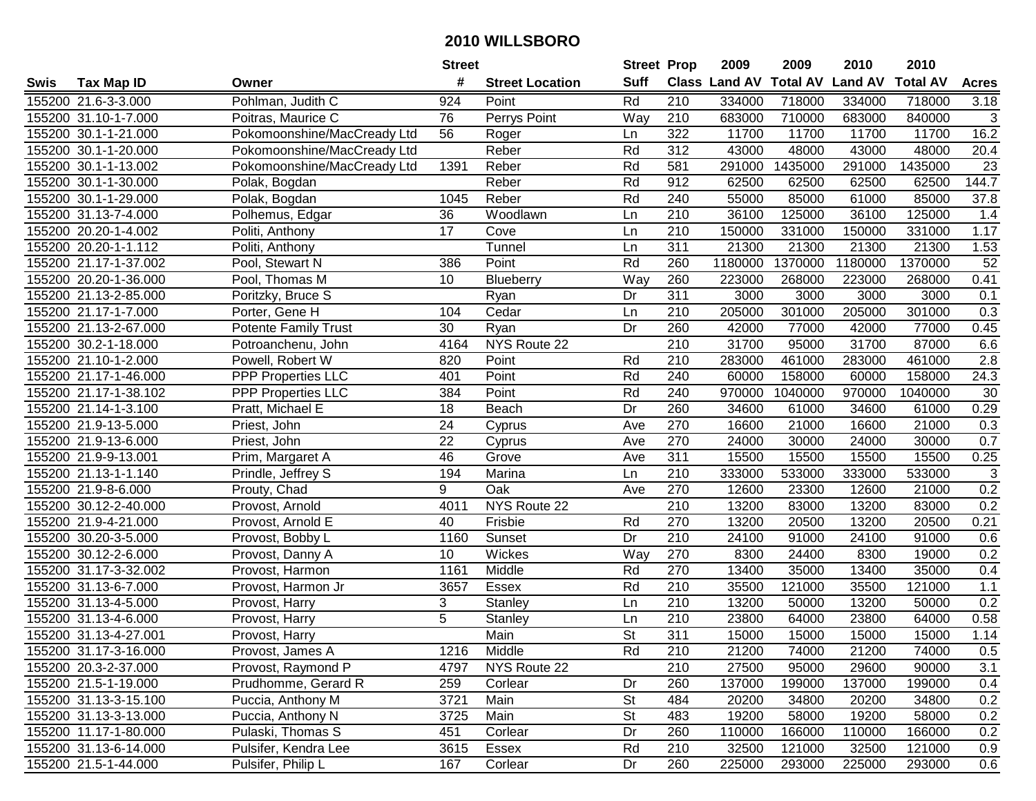# 2010 WILLSBORO

| Swis | Tax Map ID | Owner | Street # | Street Location | Street Suff | Prop Class | 2009 Land AV | 2009 Total AV | 2010 Land AV | 2010 Total AV | Acres |
|---|---|---|---|---|---|---|---|---|---|---|---|
| 155200 | 21.6-3-3.000 | Pohlman, Judith C | 924 | Point | Rd | 210 | 334000 | 718000 | 334000 | 718000 | 3.18 |
| 155200 | 31.10-1-7.000 | Poitras, Maurice C | 76 | Perrys Point | Way | 210 | 683000 | 710000 | 683000 | 840000 | 3 |
| 155200 | 30.1-1-21.000 | Pokomoonshine/MacCready Ltd | 56 | Roger | Ln | 322 | 11700 | 11700 | 11700 | 11700 | 16.2 |
| 155200 | 30.1-1-20.000 | Pokomoonshine/MacCready Ltd | | Reber | Rd | 312 | 43000 | 48000 | 43000 | 48000 | 20.4 |
| 155200 | 30.1-1-13.002 | Pokomoonshine/MacCready Ltd | 1391 | Reber | Rd | 581 | 291000 | 1435000 | 291000 | 1435000 | 23 |
| 155200 | 30.1-1-30.000 | Polak, Bogdan | | Reber | Rd | 912 | 62500 | 62500 | 62500 | 62500 | 144.7 |
| 155200 | 30.1-1-29.000 | Polak, Bogdan | 1045 | Reber | Rd | 240 | 55000 | 85000 | 61000 | 85000 | 37.8 |
| 155200 | 31.13-7-4.000 | Polhemus, Edgar | 36 | Woodlawn | Ln | 210 | 36100 | 125000 | 36100 | 125000 | 1.4 |
| 155200 | 20.20-1-4.002 | Politi, Anthony | 17 | Cove | Ln | 210 | 150000 | 331000 | 150000 | 331000 | 1.17 |
| 155200 | 20.20-1-1.112 | Politi, Anthony | | Tunnel | Ln | 311 | 21300 | 21300 | 21300 | 21300 | 1.53 |
| 155200 | 21.17-1-37.002 | Pool, Stewart N | 386 | Point | Rd | 260 | 1180000 | 1370000 | 1180000 | 1370000 | 52 |
| 155200 | 20.20-1-36.000 | Pool, Thomas M | 10 | Blueberry | Way | 260 | 223000 | 268000 | 223000 | 268000 | 0.41 |
| 155200 | 21.13-2-85.000 | Poritzky, Bruce S | | Ryan | Dr | 311 | 3000 | 3000 | 3000 | 3000 | 0.1 |
| 155200 | 21.17-1-7.000 | Porter, Gene H | 104 | Cedar | Ln | 210 | 205000 | 301000 | 205000 | 301000 | 0.3 |
| 155200 | 21.13-2-67.000 | Potente Family Trust | 30 | Ryan | Dr | 260 | 42000 | 77000 | 42000 | 77000 | 0.45 |
| 155200 | 30.2-1-18.000 | Potroanchenu, John | 4164 | NYS Route 22 | | 210 | 31700 | 95000 | 31700 | 87000 | 6.6 |
| 155200 | 21.10-1-2.000 | Powell, Robert W | 820 | Point | Rd | 210 | 283000 | 461000 | 283000 | 461000 | 2.8 |
| 155200 | 21.17-1-46.000 | PPP Properties LLC | 401 | Point | Rd | 240 | 60000 | 158000 | 60000 | 158000 | 24.3 |
| 155200 | 21.17-1-38.102 | PPP Properties LLC | 384 | Point | Rd | 240 | 970000 | 1040000 | 970000 | 1040000 | 30 |
| 155200 | 21.14-1-3.100 | Pratt, Michael E | 18 | Beach | Dr | 260 | 34600 | 61000 | 34600 | 61000 | 0.29 |
| 155200 | 21.9-13-5.000 | Priest, John | 24 | Cyprus | Ave | 270 | 16600 | 21000 | 16600 | 21000 | 0.3 |
| 155200 | 21.9-13-6.000 | Priest, John | 22 | Cyprus | Ave | 270 | 24000 | 30000 | 24000 | 30000 | 0.7 |
| 155200 | 21.9-9-13.001 | Prim, Margaret A | 46 | Grove | Ave | 311 | 15500 | 15500 | 15500 | 15500 | 0.25 |
| 155200 | 21.13-1-1.140 | Prindle, Jeffrey S | 194 | Marina | Ln | 210 | 333000 | 533000 | 333000 | 533000 | 3 |
| 155200 | 21.9-8-6.000 | Prouty, Chad | 9 | Oak | Ave | 270 | 12600 | 23300 | 12600 | 21000 | 0.2 |
| 155200 | 30.12-2-40.000 | Provost, Arnold | 4011 | NYS Route 22 | | 210 | 13200 | 83000 | 13200 | 83000 | 0.2 |
| 155200 | 21.9-4-21.000 | Provost, Arnold E | 40 | Frisbie | Rd | 270 | 13200 | 20500 | 13200 | 20500 | 0.21 |
| 155200 | 30.20-3-5.000 | Provost, Bobby L | 1160 | Sunset | Dr | 210 | 24100 | 91000 | 24100 | 91000 | 0.6 |
| 155200 | 30.12-2-6.000 | Provost, Danny A | 10 | Wickes | Way | 270 | 8300 | 24400 | 8300 | 19000 | 0.2 |
| 155200 | 31.17-3-32.002 | Provost, Harmon | 1161 | Middle | Rd | 270 | 13400 | 35000 | 13400 | 35000 | 0.4 |
| 155200 | 31.13-6-7.000 | Provost, Harmon Jr | 3657 | Essex | Rd | 210 | 35500 | 121000 | 35500 | 121000 | 1.1 |
| 155200 | 31.13-4-5.000 | Provost, Harry | 3 | Stanley | Ln | 210 | 13200 | 50000 | 13200 | 50000 | 0.2 |
| 155200 | 31.13-4-6.000 | Provost, Harry | 5 | Stanley | Ln | 210 | 23800 | 64000 | 23800 | 64000 | 0.58 |
| 155200 | 31.13-4-27.001 | Provost, Harry | | Main | St | 311 | 15000 | 15000 | 15000 | 15000 | 1.14 |
| 155200 | 31.17-3-16.000 | Provost, James A | 1216 | Middle | Rd | 210 | 21200 | 74000 | 21200 | 74000 | 0.5 |
| 155200 | 20.3-2-37.000 | Provost, Raymond P | 4797 | NYS Route 22 | | 210 | 27500 | 95000 | 29600 | 90000 | 3.1 |
| 155200 | 21.5-1-19.000 | Prudhomme, Gerard R | 259 | Corlear | Dr | 260 | 137000 | 199000 | 137000 | 199000 | 0.4 |
| 155200 | 31.13-3-15.100 | Puccia, Anthony M | 3721 | Main | St | 484 | 20200 | 34800 | 20200 | 34800 | 0.2 |
| 155200 | 31.13-3-13.000 | Puccia, Anthony N | 3725 | Main | St | 483 | 19200 | 58000 | 19200 | 58000 | 0.2 |
| 155200 | 11.17-1-80.000 | Pulaski, Thomas S | 451 | Corlear | Dr | 260 | 110000 | 166000 | 110000 | 166000 | 0.2 |
| 155200 | 31.13-6-14.000 | Pulsifer, Kendra Lee | 3615 | Essex | Rd | 210 | 32500 | 121000 | 32500 | 121000 | 0.9 |
| 155200 | 21.5-1-44.000 | Pulsifer, Philip L | 167 | Corlear | Dr | 260 | 225000 | 293000 | 225000 | 293000 | 0.6 |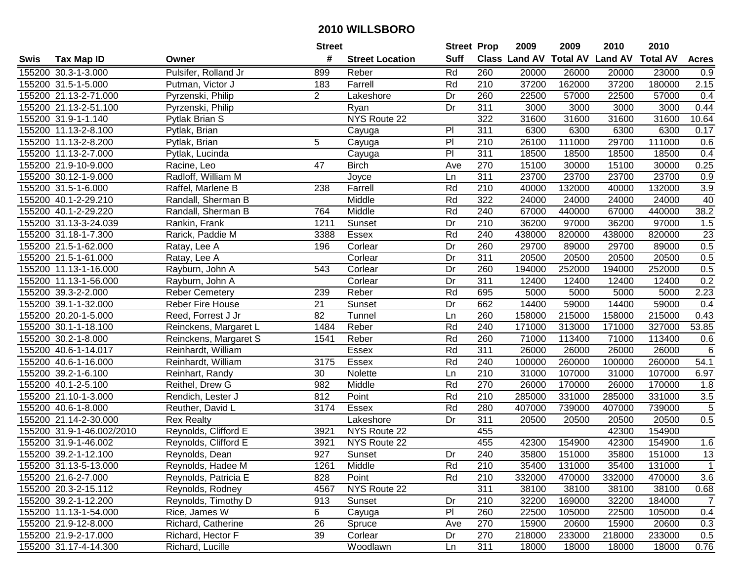# 2010 WILLSBORO

| Swis | Tax Map ID | Owner | Street # | Street Location | Street Suff | Prop Class | 2009 Land AV | 2009 Total AV | 2010 Land AV | 2010 Total AV | Acres |
|---|---|---|---|---|---|---|---|---|---|---|---|
| 155200 | 30.3-1-3.000 | Pulsifer, Rolland Jr | 899 | Reber | Rd | 260 | 20000 | 26000 | 20000 | 23000 | 0.9 |
| 155200 | 31.5-1-5.000 | Putman, Victor J | 183 | Farrell | Rd | 210 | 37200 | 162000 | 37200 | 180000 | 2.15 |
| 155200 | 21.13-2-71.000 | Pyrzenski, Philip | 2 | Lakeshore | Dr | 260 | 22500 | 57000 | 22500 | 57000 | 0.4 |
| 155200 | 21.13-2-51.100 | Pyrzenski, Philip | | Ryan | Dr | 311 | 3000 | 3000 | 3000 | 3000 | 0.44 |
| 155200 | 31.9-1-1.140 | Pytlak Brian S | | NYS Route 22 | | 322 | 31600 | 31600 | 31600 | 31600 | 10.64 |
| 155200 | 11.13-2-8.100 | Pytlak, Brian | | Cayuga | Pl | 311 | 6300 | 6300 | 6300 | 6300 | 0.17 |
| 155200 | 11.13-2-8.200 | Pytlak, Brian | 5 | Cayuga | Pl | 210 | 26100 | 111000 | 29700 | 111000 | 0.6 |
| 155200 | 11.13-2-7.000 | Pytlak, Lucinda | | Cayuga | Pl | 311 | 18500 | 18500 | 18500 | 18500 | 0.4 |
| 155200 | 21.9-10-9.000 | Racine, Leo | 47 | Birch | Ave | 270 | 15100 | 30000 | 15100 | 30000 | 0.25 |
| 155200 | 30.12-1-9.000 | Radloff, William M | | Joyce | Ln | 311 | 23700 | 23700 | 23700 | 23700 | 0.9 |
| 155200 | 31.5-1-6.000 | Raffel, Marlene B | 238 | Farrell | Rd | 210 | 40000 | 132000 | 40000 | 132000 | 3.9 |
| 155200 | 40.1-2-29.210 | Randall, Sherman B | | Middle | Rd | 322 | 24000 | 24000 | 24000 | 24000 | 40 |
| 155200 | 40.1-2-29.220 | Randall, Sherman B | 764 | Middle | Rd | 240 | 67000 | 440000 | 67000 | 440000 | 38.2 |
| 155200 | 31.13-3-24.039 | Rankin, Frank | 1211 | Sunset | Dr | 210 | 36200 | 97000 | 36200 | 97000 | 1.5 |
| 155200 | 31.18-1-7.300 | Rarick, Paddie M | 3388 | Essex | Rd | 240 | 438000 | 820000 | 438000 | 820000 | 23 |
| 155200 | 21.5-1-62.000 | Ratay, Lee A | 196 | Corlear | Dr | 260 | 29700 | 89000 | 29700 | 89000 | 0.5 |
| 155200 | 21.5-1-61.000 | Ratay, Lee A | | Corlear | Dr | 311 | 20500 | 20500 | 20500 | 20500 | 0.5 |
| 155200 | 11.13-1-16.000 | Rayburn, John A | 543 | Corlear | Dr | 260 | 194000 | 252000 | 194000 | 252000 | 0.5 |
| 155200 | 11.13-1-56.000 | Rayburn, John A | | Corlear | Dr | 311 | 12400 | 12400 | 12400 | 12400 | 0.2 |
| 155200 | 39.3-2-2.000 | Reber Cemetery | 239 | Reber | Rd | 695 | 5000 | 5000 | 5000 | 5000 | 2.23 |
| 155200 | 39.1-1-32.000 | Reber Fire House | 21 | Sunset | Dr | 662 | 14400 | 59000 | 14400 | 59000 | 0.4 |
| 155200 | 20.20-1-5.000 | Reed, Forrest J Jr | 82 | Tunnel | Ln | 260 | 158000 | 215000 | 158000 | 215000 | 0.43 |
| 155200 | 30.1-1-18.100 | Reinckens, Margaret L | 1484 | Reber | Rd | 240 | 171000 | 313000 | 171000 | 327000 | 53.85 |
| 155200 | 30.2-1-8.000 | Reinckens, Margaret S | 1541 | Reber | Rd | 260 | 71000 | 113400 | 71000 | 113400 | 0.6 |
| 155200 | 40.6-1-14.017 | Reinhardt, William | | Essex | Rd | 311 | 26000 | 26000 | 26000 | 26000 | 6 |
| 155200 | 40.6-1-16.000 | Reinhardt, William | 3175 | Essex | Rd | 240 | 100000 | 260000 | 100000 | 260000 | 54.1 |
| 155200 | 39.2-1-6.100 | Reinhart, Randy | 30 | Nolette | Ln | 210 | 31000 | 107000 | 31000 | 107000 | 6.97 |
| 155200 | 40.1-2-5.100 | Reithel, Drew G | 982 | Middle | Rd | 270 | 26000 | 170000 | 26000 | 170000 | 1.8 |
| 155200 | 21.10-1-3.000 | Rendich, Lester J | 812 | Point | Rd | 210 | 285000 | 331000 | 285000 | 331000 | 3.5 |
| 155200 | 40.6-1-8.000 | Reuther, David L | 3174 | Essex | Rd | 280 | 407000 | 739000 | 407000 | 739000 | 5 |
| 155200 | 21.14-2-30.000 | Rex Realty | | Lakeshore | Dr | 311 | 20500 | 20500 | 20500 | 20500 | 0.5 |
| 155200 | 31.9-1-46.002/2010 | Reynolds, Clifford E | 3921 | NYS Route 22 | | 455 | | | 42300 | 154900 | |
| 155200 | 31.9-1-46.002 | Reynolds, Clifford E | 3921 | NYS Route 22 | | 455 | 42300 | 154900 | 42300 | 154900 | 1.6 |
| 155200 | 39.2-1-12.100 | Reynolds, Dean | 927 | Sunset | Dr | 240 | 35800 | 151000 | 35800 | 151000 | 13 |
| 155200 | 31.13-5-13.000 | Reynolds, Hadee M | 1261 | Middle | Rd | 210 | 35400 | 131000 | 35400 | 131000 | 1 |
| 155200 | 21.6-2-7.000 | Reynolds, Patricia E | 828 | Point | Rd | 210 | 332000 | 470000 | 332000 | 470000 | 3.6 |
| 155200 | 20.3-2-15.112 | Reynolds, Rodney | 4567 | NYS Route 22 | | 311 | 38100 | 38100 | 38100 | 38100 | 0.68 |
| 155200 | 39.2-1-12.200 | Reynolds, Timothy D | 913 | Sunset | Dr | 210 | 32200 | 169000 | 32200 | 184000 | 7 |
| 155200 | 11.13-1-54.000 | Rice, James W | 6 | Cayuga | Pl | 260 | 22500 | 105000 | 22500 | 105000 | 0.4 |
| 155200 | 21.9-12-8.000 | Richard, Catherine | 26 | Spruce | Ave | 270 | 15900 | 20600 | 15900 | 20600 | 0.3 |
| 155200 | 21.9-2-17.000 | Richard, Hector F | 39 | Corlear | Dr | 270 | 218000 | 233000 | 218000 | 233000 | 0.5 |
| 155200 | 31.17-4-14.300 | Richard, Lucille | | Woodlawn | Ln | 311 | 18000 | 18000 | 18000 | 18000 | 0.76 |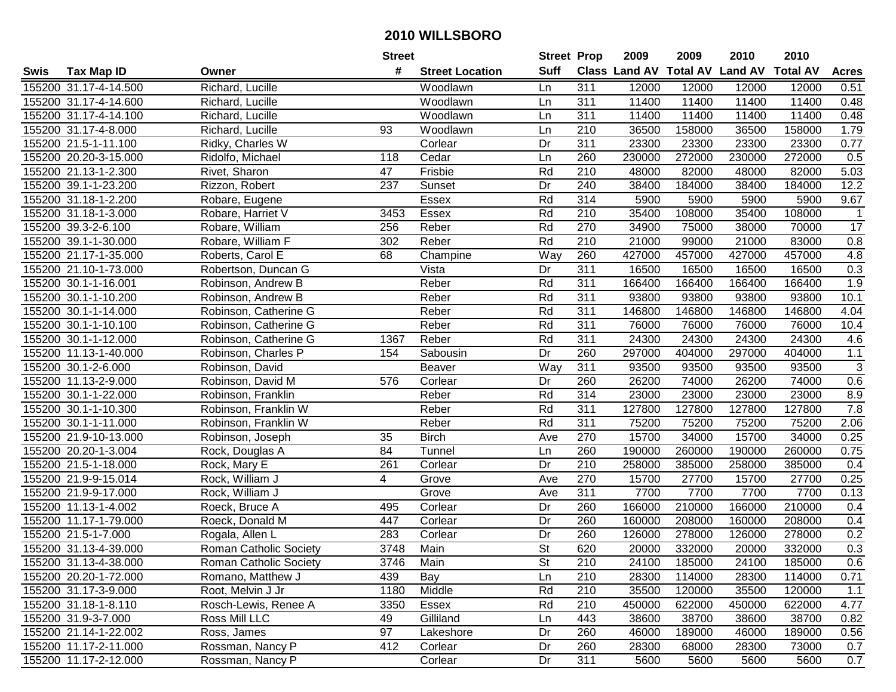# 2010 WILLSBORO

| Swis | Tax Map ID | Owner | Street # | Street Location | Street Suff | Prop Class | 2009 Land AV | 2009 Total AV | 2010 Land AV | 2010 Total AV | Acres |
|---|---|---|---|---|---|---|---|---|---|---|---|
| 155200 | 31.17-4-14.500 | Richard, Lucille | | Woodlawn | Ln | 311 | 12000 | 12000 | 12000 | 12000 | 0.51 |
| 155200 | 31.17-4-14.600 | Richard, Lucille | | Woodlawn | Ln | 311 | 11400 | 11400 | 11400 | 11400 | 0.48 |
| 155200 | 31.17-4-14.100 | Richard, Lucille | | Woodlawn | Ln | 311 | 11400 | 11400 | 11400 | 11400 | 0.48 |
| 155200 | 31.17-4-8.000 | Richard, Lucille | 93 | Woodlawn | Ln | 210 | 36500 | 158000 | 36500 | 158000 | 1.79 |
| 155200 | 21.5-1-11.100 | Ridky, Charles W | | Corlear | Dr | 311 | 23300 | 23300 | 23300 | 23300 | 0.77 |
| 155200 | 20.20-3-15.000 | Ridolfo, Michael | 118 | Cedar | Ln | 260 | 230000 | 272000 | 230000 | 272000 | 0.5 |
| 155200 | 21.13-1-2.300 | Rivet, Sharon | 47 | Frisbie | Rd | 210 | 48000 | 82000 | 48000 | 82000 | 5.03 |
| 155200 | 39.1-1-23.200 | Rizzon, Robert | 237 | Sunset | Dr | 240 | 38400 | 184000 | 38400 | 184000 | 12.2 |
| 155200 | 31.18-1-2.200 | Robare, Eugene | | Essex | Rd | 314 | 5900 | 5900 | 5900 | 5900 | 9.67 |
| 155200 | 31.18-1-3.000 | Robare, Harriet V | 3453 | Essex | Rd | 210 | 35400 | 108000 | 35400 | 108000 | 1 |
| 155200 | 39.3-2-6.100 | Robare, William | 256 | Reber | Rd | 270 | 34900 | 75000 | 38000 | 70000 | 17 |
| 155200 | 39.1-1-30.000 | Robare, William F | 302 | Reber | Rd | 210 | 21000 | 99000 | 21000 | 83000 | 0.8 |
| 155200 | 21.17-1-35.000 | Roberts, Carol E | 68 | Champine | Way | 260 | 427000 | 457000 | 427000 | 457000 | 4.8 |
| 155200 | 21.10-1-73.000 | Robertson, Duncan G | | Vista | Dr | 311 | 16500 | 16500 | 16500 | 16500 | 0.3 |
| 155200 | 30.1-1-16.001 | Robinson, Andrew B | | Reber | Rd | 311 | 166400 | 166400 | 166400 | 166400 | 1.9 |
| 155200 | 30.1-1-10.200 | Robinson, Andrew B | | Reber | Rd | 311 | 93800 | 93800 | 93800 | 93800 | 10.1 |
| 155200 | 30.1-1-14.000 | Robinson, Catherine G | | Reber | Rd | 311 | 146800 | 146800 | 146800 | 146800 | 4.04 |
| 155200 | 30.1-1-10.100 | Robinson, Catherine G | | Reber | Rd | 311 | 76000 | 76000 | 76000 | 76000 | 10.4 |
| 155200 | 30.1-1-12.000 | Robinson, Catherine G | 1367 | Reber | Rd | 311 | 24300 | 24300 | 24300 | 24300 | 4.6 |
| 155200 | 11.13-1-40.000 | Robinson, Charles P | 154 | Sabousin | Dr | 260 | 297000 | 404000 | 297000 | 404000 | 1.1 |
| 155200 | 30.1-2-6.000 | Robinson, David | | Beaver | Way | 311 | 93500 | 93500 | 93500 | 93500 | 3 |
| 155200 | 11.13-2-9.000 | Robinson, David M | 576 | Corlear | Dr | 260 | 26200 | 74000 | 26200 | 74000 | 0.6 |
| 155200 | 30.1-1-22.000 | Robinson, Franklin | | Reber | Rd | 314 | 23000 | 23000 | 23000 | 23000 | 8.9 |
| 155200 | 30.1-1-10.300 | Robinson, Franklin W | | Reber | Rd | 311 | 127800 | 127800 | 127800 | 127800 | 7.8 |
| 155200 | 30.1-1-11.000 | Robinson, Franklin W | | Reber | Rd | 311 | 75200 | 75200 | 75200 | 75200 | 2.06 |
| 155200 | 21.9-10-13.000 | Robinson, Joseph | 35 | Birch | Ave | 270 | 15700 | 34000 | 15700 | 34000 | 0.25 |
| 155200 | 20.20-1-3.004 | Rock, Douglas A | 84 | Tunnel | Ln | 260 | 190000 | 260000 | 190000 | 260000 | 0.75 |
| 155200 | 21.5-1-18.000 | Rock, Mary E | 261 | Corlear | Dr | 210 | 258000 | 385000 | 258000 | 385000 | 0.4 |
| 155200 | 21.9-9-15.014 | Rock, William J | 4 | Grove | Ave | 270 | 15700 | 27700 | 15700 | 27700 | 0.25 |
| 155200 | 21.9-9-17.000 | Rock, William J | | Grove | Ave | 311 | 7700 | 7700 | 7700 | 7700 | 0.13 |
| 155200 | 11.13-1-4.002 | Roeck, Bruce A | 495 | Corlear | Dr | 260 | 166000 | 210000 | 166000 | 210000 | 0.4 |
| 155200 | 11.17-1-79.000 | Roeck, Donald M | 447 | Corlear | Dr | 260 | 160000 | 208000 | 160000 | 208000 | 0.4 |
| 155200 | 21.5-1-7.000 | Rogala, Allen L | 283 | Corlear | Dr | 260 | 126000 | 278000 | 126000 | 278000 | 0.2 |
| 155200 | 31.13-4-39.000 | Roman Catholic Society | 3748 | Main | St | 620 | 20000 | 332000 | 20000 | 332000 | 0.3 |
| 155200 | 31.13-4-38.000 | Roman Catholic Society | 3746 | Main | St | 210 | 24100 | 185000 | 24100 | 185000 | 0.6 |
| 155200 | 20.20-1-72.000 | Romano, Matthew J | 439 | Bay | Ln | 210 | 28300 | 114000 | 28300 | 114000 | 0.71 |
| 155200 | 31.17-3-9.000 | Root, Melvin J Jr | 1180 | Middle | Rd | 210 | 35500 | 120000 | 35500 | 120000 | 1.1 |
| 155200 | 31.18-1-8.110 | Rosch-Lewis, Renee A | 3350 | Essex | Rd | 210 | 450000 | 622000 | 450000 | 622000 | 4.77 |
| 155200 | 31.9-3-7.000 | Ross Mill LLC | 49 | Gilliland | Ln | 443 | 38600 | 38700 | 38600 | 38700 | 0.82 |
| 155200 | 21.14-1-22.002 | Ross, James | 97 | Lakeshore | Dr | 260 | 46000 | 189000 | 46000 | 189000 | 0.56 |
| 155200 | 11.17-2-11.000 | Rossman, Nancy P | 412 | Corlear | Dr | 260 | 28300 | 68000 | 28300 | 73000 | 0.7 |
| 155200 | 11.17-2-12.000 | Rossman, Nancy P | | Corlear | Dr | 311 | 5600 | 5600 | 5600 | 5600 | 0.7 |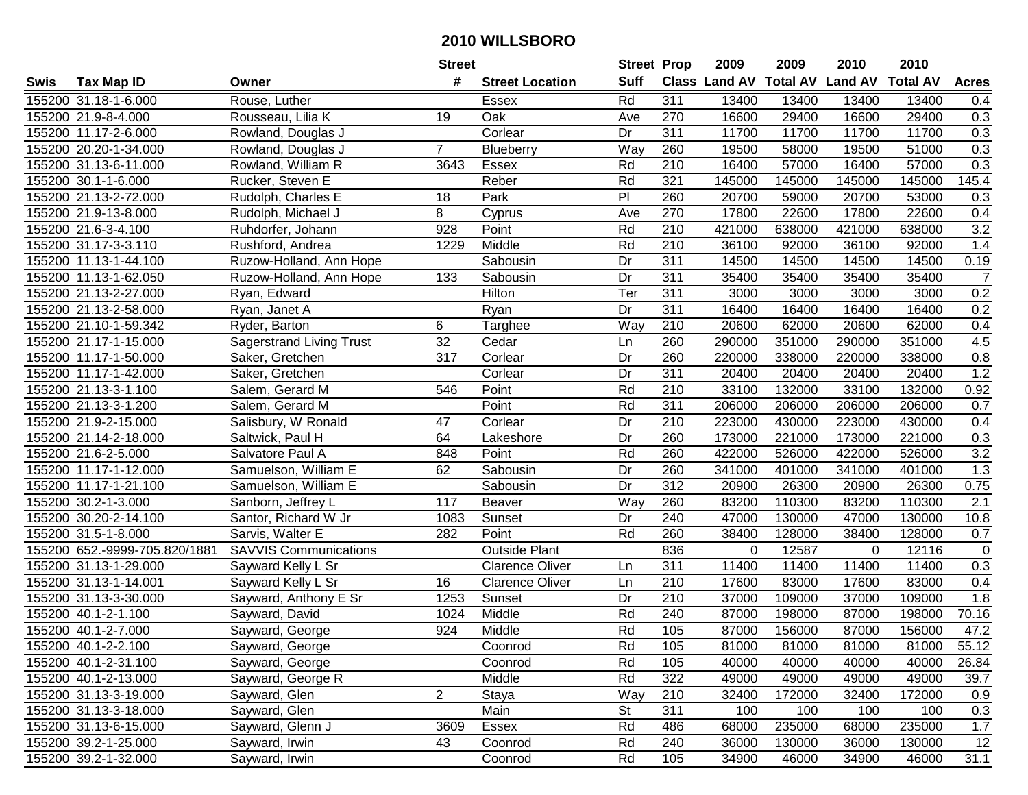# 2010 WILLSBORO

| Swis | Tax Map ID | Owner | Street # | Street Location | Street Suff | Prop Class | 2009 Land AV | 2009 Total AV | 2010 Land AV | 2010 Total AV | Acres |
|---|---|---|---|---|---|---|---|---|---|---|---|
| 155200 | 31.18-1-6.000 | Rouse, Luther | | Essex | Rd | 311 | 13400 | 13400 | 13400 | 13400 | 0.4 |
| 155200 | 21.9-8-4.000 | Rousseau, Lilia K | 19 | Oak | Ave | 270 | 16600 | 29400 | 16600 | 29400 | 0.3 |
| 155200 | 11.17-2-6.000 | Rowland, Douglas J | | Corlear | Dr | 311 | 11700 | 11700 | 11700 | 11700 | 0.3 |
| 155200 | 20.20-1-34.000 | Rowland, Douglas J | 7 | Blueberry | Way | 260 | 19500 | 58000 | 19500 | 51000 | 0.3 |
| 155200 | 31.13-6-11.000 | Rowland, William R | 3643 | Essex | Rd | 210 | 16400 | 57000 | 16400 | 57000 | 0.3 |
| 155200 | 30.1-1-6.000 | Rucker, Steven E | | Reber | Rd | 321 | 145000 | 145000 | 145000 | 145000 | 145.4 |
| 155200 | 21.13-2-72.000 | Rudolph, Charles E | 18 | Park | Pl | 260 | 20700 | 59000 | 20700 | 53000 | 0.3 |
| 155200 | 21.9-13-8.000 | Rudolph, Michael J | 8 | Cyprus | Ave | 270 | 17800 | 22600 | 17800 | 22600 | 0.4 |
| 155200 | 21.6-3-4.100 | Ruhdorfer, Johann | 928 | Point | Rd | 210 | 421000 | 638000 | 421000 | 638000 | 3.2 |
| 155200 | 31.17-3-3.110 | Rushford, Andrea | 1229 | Middle | Rd | 210 | 36100 | 92000 | 36100 | 92000 | 1.4 |
| 155200 | 11.13-1-44.100 | Ruzow-Holland, Ann Hope | | Sabousin | Dr | 311 | 14500 | 14500 | 14500 | 14500 | 0.19 |
| 155200 | 11.13-1-62.050 | Ruzow-Holland, Ann Hope | 133 | Sabousin | Dr | 311 | 35400 | 35400 | 35400 | 35400 | 7 |
| 155200 | 21.13-2-27.000 | Ryan, Edward | | Hilton | Ter | 311 | 3000 | 3000 | 3000 | 3000 | 0.2 |
| 155200 | 21.13-2-58.000 | Ryan, Janet A | | Ryan | Dr | 311 | 16400 | 16400 | 16400 | 16400 | 0.2 |
| 155200 | 21.10-1-59.342 | Ryder, Barton | 6 | Targhee | Way | 210 | 20600 | 62000 | 20600 | 62000 | 0.4 |
| 155200 | 21.17-1-15.000 | Sagerstrand Living Trust | 32 | Cedar | Ln | 260 | 290000 | 351000 | 290000 | 351000 | 4.5 |
| 155200 | 11.17-1-50.000 | Saker, Gretchen | 317 | Corlear | Dr | 260 | 220000 | 338000 | 220000 | 338000 | 0.8 |
| 155200 | 11.17-1-42.000 | Saker, Gretchen | | Corlear | Dr | 311 | 20400 | 20400 | 20400 | 20400 | 1.2 |
| 155200 | 21.13-3-1.100 | Salem, Gerard M | 546 | Point | Rd | 210 | 33100 | 132000 | 33100 | 132000 | 0.92 |
| 155200 | 21.13-3-1.200 | Salem, Gerard M | | Point | Rd | 311 | 206000 | 206000 | 206000 | 206000 | 0.7 |
| 155200 | 21.9-2-15.000 | Salisbury, W Ronald | 47 | Corlear | Dr | 210 | 223000 | 430000 | 223000 | 430000 | 0.4 |
| 155200 | 21.14-2-18.000 | Saltwick, Paul H | 64 | Lakeshore | Dr | 260 | 173000 | 221000 | 173000 | 221000 | 0.3 |
| 155200 | 21.6-2-5.000 | Salvatore Paul A | 848 | Point | Rd | 260 | 422000 | 526000 | 422000 | 526000 | 3.2 |
| 155200 | 11.17-1-12.000 | Samuelson, William E | 62 | Sabousin | Dr | 260 | 341000 | 401000 | 341000 | 401000 | 1.3 |
| 155200 | 11.17-1-21.100 | Samuelson, William E | | Sabousin | Dr | 312 | 20900 | 26300 | 20900 | 26300 | 0.75 |
| 155200 | 30.2-1-3.000 | Sanborn, Jeffrey L | 117 | Beaver | Way | 260 | 83200 | 110300 | 83200 | 110300 | 2.1 |
| 155200 | 30.20-2-14.100 | Santor, Richard W Jr | 1083 | Sunset | Dr | 240 | 47000 | 130000 | 47000 | 130000 | 10.8 |
| 155200 | 31.5-1-8.000 | Sarvis, Walter E | 282 | Point | Rd | 260 | 38400 | 128000 | 38400 | 128000 | 0.7 |
| 155200 | 652.-9999-705.820/1881 | SAVVIS Communications | | Outside Plant | | 836 | 0 | 12587 | 0 | 12116 | 0 |
| 155200 | 31.13-1-29.000 | Sayward Kelly L Sr | | Clarence Oliver | Ln | 311 | 11400 | 11400 | 11400 | 11400 | 0.3 |
| 155200 | 31.13-1-14.001 | Sayward Kelly L Sr | 16 | Clarence Oliver | Ln | 210 | 17600 | 83000 | 17600 | 83000 | 0.4 |
| 155200 | 31.13-3-30.000 | Sayward, Anthony E Sr | 1253 | Sunset | Dr | 210 | 37000 | 109000 | 37000 | 109000 | 1.8 |
| 155200 | 40.1-2-1.100 | Sayward, David | 1024 | Middle | Rd | 240 | 87000 | 198000 | 87000 | 198000 | 70.16 |
| 155200 | 40.1-2-7.000 | Sayward, George | 924 | Middle | Rd | 105 | 87000 | 156000 | 87000 | 156000 | 47.2 |
| 155200 | 40.1-2-2.100 | Sayward, George | | Coonrod | Rd | 105 | 81000 | 81000 | 81000 | 81000 | 55.12 |
| 155200 | 40.1-2-31.100 | Sayward, George | | Coonrod | Rd | 105 | 40000 | 40000 | 40000 | 40000 | 26.84 |
| 155200 | 40.1-2-13.000 | Sayward, George R | | Middle | Rd | 322 | 49000 | 49000 | 49000 | 49000 | 39.7 |
| 155200 | 31.13-3-19.000 | Sayward, Glen | 2 | Staya | Way | 210 | 32400 | 172000 | 32400 | 172000 | 0.9 |
| 155200 | 31.13-3-18.000 | Sayward, Glen | | Main | St | 311 | 100 | 100 | 100 | 100 | 0.3 |
| 155200 | 31.13-6-15.000 | Sayward, Glenn J | 3609 | Essex | Rd | 486 | 68000 | 235000 | 68000 | 235000 | 1.7 |
| 155200 | 39.2-1-25.000 | Sayward, Irwin | 43 | Coonrod | Rd | 240 | 36000 | 130000 | 36000 | 130000 | 12 |
| 155200 | 39.2-1-32.000 | Sayward, Irwin | | Coonrod | Rd | 105 | 34900 | 46000 | 34900 | 46000 | 31.1 |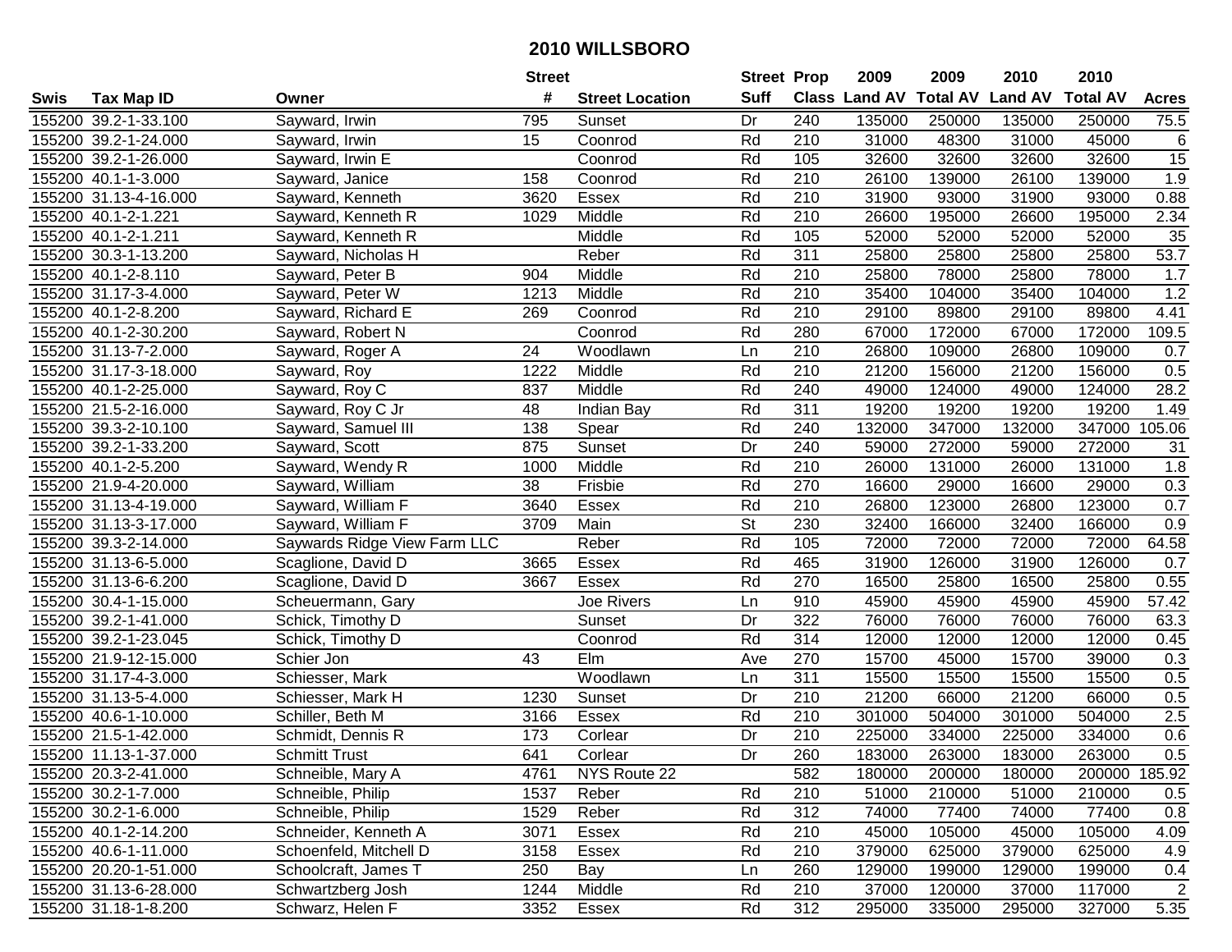# 2010 WILLSBORO

| Swis | Tax Map ID | Owner | Street # | Street Location | Street Suff | Prop Class | 2009 Land AV | 2009 Total AV | 2010 Land AV | 2010 Total AV | Acres |
|---|---|---|---|---|---|---|---|---|---|---|---|
| 155200 | 39.2-1-33.100 | Sayward, Irwin | 795 | Sunset | Dr | 240 | 135000 | 250000 | 135000 | 250000 | 75.5 |
| 155200 | 39.2-1-24.000 | Sayward, Irwin | 15 | Coonrod | Rd | 210 | 31000 | 48300 | 31000 | 45000 | 6 |
| 155200 | 39.2-1-26.000 | Sayward, Irwin E | | Coonrod | Rd | 105 | 32600 | 32600 | 32600 | 32600 | 15 |
| 155200 | 40.1-1-3.000 | Sayward, Janice | 158 | Coonrod | Rd | 210 | 26100 | 139000 | 26100 | 139000 | 1.9 |
| 155200 | 31.13-4-16.000 | Sayward, Kenneth | 3620 | Essex | Rd | 210 | 31900 | 93000 | 31900 | 93000 | 0.88 |
| 155200 | 40.1-2-1.221 | Sayward, Kenneth R | 1029 | Middle | Rd | 210 | 26600 | 195000 | 26600 | 195000 | 2.34 |
| 155200 | 40.1-2-1.211 | Sayward, Kenneth R | | Middle | Rd | 105 | 52000 | 52000 | 52000 | 52000 | 35 |
| 155200 | 30.3-1-13.200 | Sayward, Nicholas H | | Reber | Rd | 311 | 25800 | 25800 | 25800 | 25800 | 53.7 |
| 155200 | 40.1-2-8.110 | Sayward, Peter B | 904 | Middle | Rd | 210 | 25800 | 78000 | 25800 | 78000 | 1.7 |
| 155200 | 31.17-3-4.000 | Sayward, Peter W | 1213 | Middle | Rd | 210 | 35400 | 104000 | 35400 | 104000 | 1.2 |
| 155200 | 40.1-2-8.200 | Sayward, Richard E | 269 | Coonrod | Rd | 210 | 29100 | 89800 | 29100 | 89800 | 4.41 |
| 155200 | 40.1-2-30.200 | Sayward, Robert N | | Coonrod | Rd | 280 | 67000 | 172000 | 67000 | 172000 | 109.5 |
| 155200 | 31.13-7-2.000 | Sayward, Roger A | 24 | Woodlawn | Ln | 210 | 26800 | 109000 | 26800 | 109000 | 0.7 |
| 155200 | 31.17-3-18.000 | Sayward, Roy | 1222 | Middle | Rd | 210 | 21200 | 156000 | 21200 | 156000 | 0.5 |
| 155200 | 40.1-2-25.000 | Sayward, Roy C | 837 | Middle | Rd | 240 | 49000 | 124000 | 49000 | 124000 | 28.2 |
| 155200 | 21.5-2-16.000 | Sayward, Roy C Jr | 48 | Indian Bay | Rd | 311 | 19200 | 19200 | 19200 | 19200 | 1.49 |
| 155200 | 39.3-2-10.100 | Sayward, Samuel III | 138 | Spear | Rd | 240 | 132000 | 347000 | 132000 | 347000 | 105.06 |
| 155200 | 39.2-1-33.200 | Sayward, Scott | 875 | Sunset | Dr | 240 | 59000 | 272000 | 59000 | 272000 | 31 |
| 155200 | 40.1-2-5.200 | Sayward, Wendy R | 1000 | Middle | Rd | 210 | 26000 | 131000 | 26000 | 131000 | 1.8 |
| 155200 | 21.9-4-20.000 | Sayward, William | 38 | Frisbie | Rd | 270 | 16600 | 29000 | 16600 | 29000 | 0.3 |
| 155200 | 31.13-4-19.000 | Sayward, William F | 3640 | Essex | Rd | 210 | 26800 | 123000 | 26800 | 123000 | 0.7 |
| 155200 | 31.13-3-17.000 | Sayward, William F | 3709 | Main | St | 230 | 32400 | 166000 | 32400 | 166000 | 0.9 |
| 155200 | 39.3-2-14.000 | Saywards Ridge View Farm LLC | | Reber | Rd | 105 | 72000 | 72000 | 72000 | 72000 | 64.58 |
| 155200 | 31.13-6-5.000 | Scaglione, David D | 3665 | Essex | Rd | 465 | 31900 | 126000 | 31900 | 126000 | 0.7 |
| 155200 | 31.13-6-6.200 | Scaglione, David D | 3667 | Essex | Rd | 270 | 16500 | 25800 | 16500 | 25800 | 0.55 |
| 155200 | 30.4-1-15.000 | Scheuermann, Gary | | Joe Rivers | Ln | 910 | 45900 | 45900 | 45900 | 45900 | 57.42 |
| 155200 | 39.2-1-41.000 | Schick, Timothy D | | Sunset | Dr | 322 | 76000 | 76000 | 76000 | 76000 | 63.3 |
| 155200 | 39.2-1-23.045 | Schick, Timothy D | | Coonrod | Rd | 314 | 12000 | 12000 | 12000 | 12000 | 0.45 |
| 155200 | 21.9-12-15.000 | Schier Jon | 43 | Elm | Ave | 270 | 15700 | 45000 | 15700 | 39000 | 0.3 |
| 155200 | 31.17-4-3.000 | Schiesser, Mark | | Woodlawn | Ln | 311 | 15500 | 15500 | 15500 | 15500 | 0.5 |
| 155200 | 31.13-5-4.000 | Schiesser, Mark H | 1230 | Sunset | Dr | 210 | 21200 | 66000 | 21200 | 66000 | 0.5 |
| 155200 | 40.6-1-10.000 | Schiller, Beth M | 3166 | Essex | Rd | 210 | 301000 | 504000 | 301000 | 504000 | 2.5 |
| 155200 | 21.5-1-42.000 | Schmidt, Dennis R | 173 | Corlear | Dr | 210 | 225000 | 334000 | 225000 | 334000 | 0.6 |
| 155200 | 11.13-1-37.000 | Schmitt Trust | 641 | Corlear | Dr | 260 | 183000 | 263000 | 183000 | 263000 | 0.5 |
| 155200 | 20.3-2-41.000 | Schneible, Mary A | 4761 | NYS Route 22 | | 582 | 180000 | 200000 | 180000 | 200000 | 185.92 |
| 155200 | 30.2-1-7.000 | Schneible, Philip | 1537 | Reber | Rd | 210 | 51000 | 210000 | 51000 | 210000 | 0.5 |
| 155200 | 30.2-1-6.000 | Schneible, Philip | 1529 | Reber | Rd | 312 | 74000 | 77400 | 74000 | 77400 | 0.8 |
| 155200 | 40.1-2-14.200 | Schneider, Kenneth A | 3071 | Essex | Rd | 210 | 45000 | 105000 | 45000 | 105000 | 4.09 |
| 155200 | 40.6-1-11.000 | Schoenfeld, Mitchell D | 3158 | Essex | Rd | 210 | 379000 | 625000 | 379000 | 625000 | 4.9 |
| 155200 | 20.20-1-51.000 | Schoolcraft, James T | 250 | Bay | Ln | 260 | 129000 | 199000 | 129000 | 199000 | 0.4 |
| 155200 | 31.13-6-28.000 | Schwartzberg Josh | 1244 | Middle | Rd | 210 | 37000 | 120000 | 37000 | 117000 | 2 |
| 155200 | 31.18-1-8.200 | Schwarz, Helen F | 3352 | Essex | Rd | 312 | 295000 | 335000 | 295000 | 327000 | 5.35 |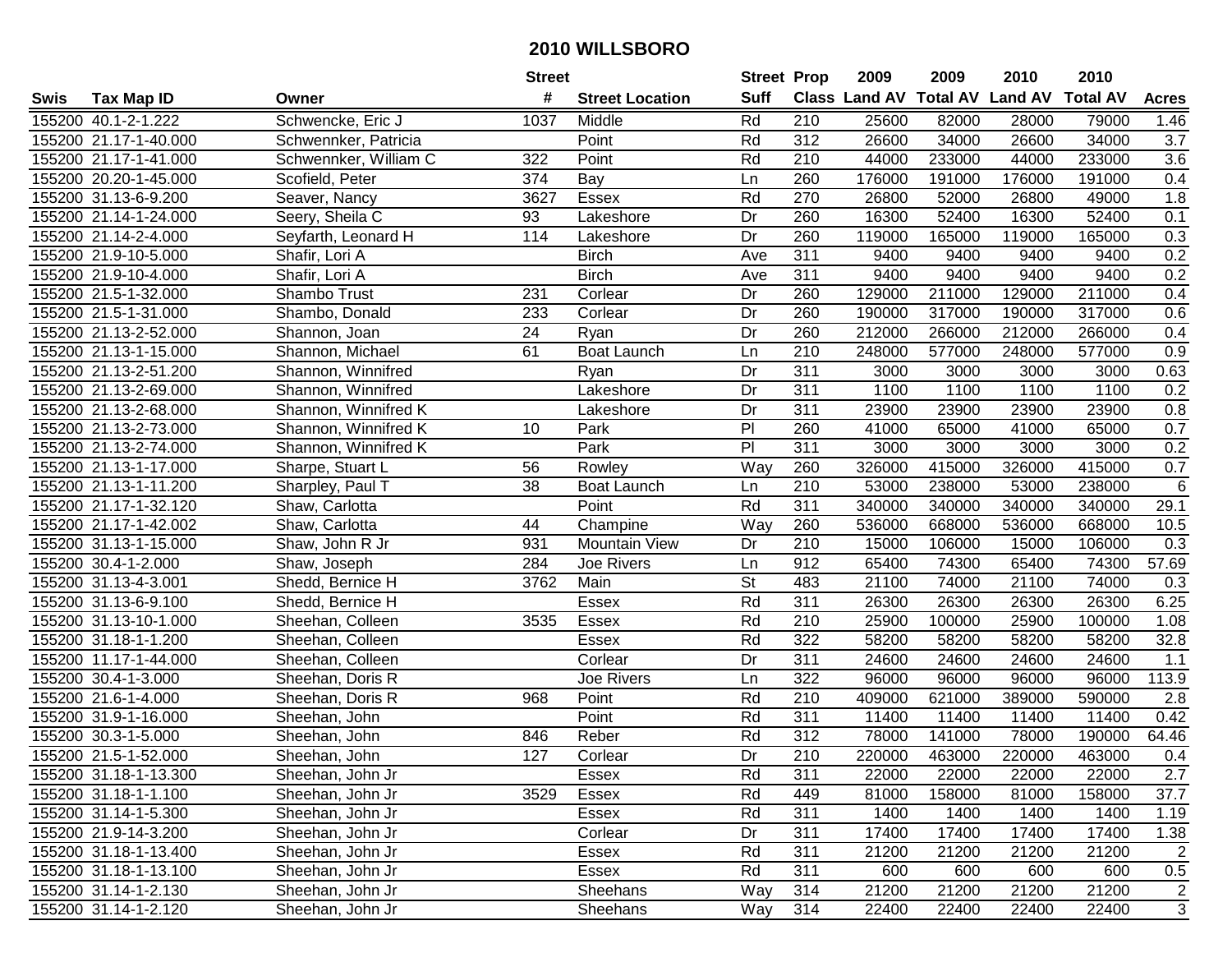# 2010 WILLSBORO

| Swis | Tax Map ID | Owner | Street # | Street Location | Street Suff | Prop Class | 2009 Land AV | 2009 Total AV | 2010 Land AV | 2010 Total AV | Acres |
|---|---|---|---|---|---|---|---|---|---|---|---|
| 155200 | 40.1-2-1.222 | Schwencke, Eric J | 1037 | Middle | Rd | 210 | 25600 | 82000 | 28000 | 79000 | 1.46 |
| 155200 | 21.17-1-40.000 | Schwennker, Patricia | | Point | Rd | 312 | 26600 | 34000 | 26600 | 34000 | 3.7 |
| 155200 | 21.17-1-41.000 | Schwennker, William C | 322 | Point | Rd | 210 | 44000 | 233000 | 44000 | 233000 | 3.6 |
| 155200 | 20.20-1-45.000 | Scofield, Peter | 374 | Bay | Ln | 260 | 176000 | 191000 | 176000 | 191000 | 0.4 |
| 155200 | 31.13-6-9.200 | Seaver, Nancy | 3627 | Essex | Rd | 270 | 26800 | 52000 | 26800 | 49000 | 1.8 |
| 155200 | 21.14-1-24.000 | Seery, Sheila C | 93 | Lakeshore | Dr | 260 | 16300 | 52400 | 16300 | 52400 | 0.1 |
| 155200 | 21.14-2-4.000 | Seyfarth, Leonard H | 114 | Lakeshore | Dr | 260 | 119000 | 165000 | 119000 | 165000 | 0.3 |
| 155200 | 21.9-10-5.000 | Shafir, Lori A | | Birch | Ave | 311 | 9400 | 9400 | 9400 | 9400 | 0.2 |
| 155200 | 21.9-10-4.000 | Shafir, Lori A | | Birch | Ave | 311 | 9400 | 9400 | 9400 | 9400 | 0.2 |
| 155200 | 21.5-1-32.000 | Shambo Trust | 231 | Corlear | Dr | 260 | 129000 | 211000 | 129000 | 211000 | 0.4 |
| 155200 | 21.5-1-31.000 | Shambo, Donald | 233 | Corlear | Dr | 260 | 190000 | 317000 | 190000 | 317000 | 0.6 |
| 155200 | 21.13-2-52.000 | Shannon, Joan | 24 | Ryan | Dr | 260 | 212000 | 266000 | 212000 | 266000 | 0.4 |
| 155200 | 21.13-1-15.000 | Shannon, Michael | 61 | Boat Launch | Ln | 210 | 248000 | 577000 | 248000 | 577000 | 0.9 |
| 155200 | 21.13-2-51.200 | Shannon, Winnifred | | Ryan | Dr | 311 | 3000 | 3000 | 3000 | 3000 | 0.63 |
| 155200 | 21.13-2-69.000 | Shannon, Winnifred | | Lakeshore | Dr | 311 | 1100 | 1100 | 1100 | 1100 | 0.2 |
| 155200 | 21.13-2-68.000 | Shannon, Winnifred K | | Lakeshore | Dr | 311 | 23900 | 23900 | 23900 | 23900 | 0.8 |
| 155200 | 21.13-2-73.000 | Shannon, Winnifred K | 10 | Park | Pl | 260 | 41000 | 65000 | 41000 | 65000 | 0.7 |
| 155200 | 21.13-2-74.000 | Shannon, Winnifred K | | Park | Pl | 311 | 3000 | 3000 | 3000 | 3000 | 0.2 |
| 155200 | 21.13-1-17.000 | Sharpe, Stuart L | 56 | Rowley | Way | 260 | 326000 | 415000 | 326000 | 415000 | 0.7 |
| 155200 | 21.13-1-11.200 | Sharpley, Paul T | 38 | Boat Launch | Ln | 210 | 53000 | 238000 | 53000 | 238000 | 6 |
| 155200 | 21.17-1-32.120 | Shaw, Carlotta | | Point | Rd | 311 | 340000 | 340000 | 340000 | 340000 | 29.1 |
| 155200 | 21.17-1-42.002 | Shaw, Carlotta | 44 | Champine | Way | 260 | 536000 | 668000 | 536000 | 668000 | 10.5 |
| 155200 | 31.13-1-15.000 | Shaw, John R Jr | 931 | Mountain View | Dr | 210 | 15000 | 106000 | 15000 | 106000 | 0.3 |
| 155200 | 30.4-1-2.000 | Shaw, Joseph | 284 | Joe Rivers | Ln | 912 | 65400 | 74300 | 65400 | 74300 | 57.69 |
| 155200 | 31.13-4-3.001 | Shedd, Bernice H | 3762 | Main | St | 483 | 21100 | 74000 | 21100 | 74000 | 0.3 |
| 155200 | 31.13-6-9.100 | Shedd, Bernice H | | Essex | Rd | 311 | 26300 | 26300 | 26300 | 26300 | 6.25 |
| 155200 | 31.13-10-1.000 | Sheehan, Colleen | 3535 | Essex | Rd | 210 | 25900 | 100000 | 25900 | 100000 | 1.08 |
| 155200 | 31.18-1-1.200 | Sheehan, Colleen | | Essex | Rd | 322 | 58200 | 58200 | 58200 | 58200 | 32.8 |
| 155200 | 11.17-1-44.000 | Sheehan, Colleen | | Corlear | Dr | 311 | 24600 | 24600 | 24600 | 24600 | 1.1 |
| 155200 | 30.4-1-3.000 | Sheehan, Doris R | | Joe Rivers | Ln | 322 | 96000 | 96000 | 96000 | 96000 | 113.9 |
| 155200 | 21.6-1-4.000 | Sheehan, Doris R | 968 | Point | Rd | 210 | 409000 | 621000 | 389000 | 590000 | 2.8 |
| 155200 | 31.9-1-16.000 | Sheehan, John | | Point | Rd | 311 | 11400 | 11400 | 11400 | 11400 | 0.42 |
| 155200 | 30.3-1-5.000 | Sheehan, John | 846 | Reber | Rd | 312 | 78000 | 141000 | 78000 | 190000 | 64.46 |
| 155200 | 21.5-1-52.000 | Sheehan, John | 127 | Corlear | Dr | 210 | 220000 | 463000 | 220000 | 463000 | 0.4 |
| 155200 | 31.18-1-13.300 | Sheehan, John Jr | | Essex | Rd | 311 | 22000 | 22000 | 22000 | 22000 | 2.7 |
| 155200 | 31.18-1-1.100 | Sheehan, John Jr | 3529 | Essex | Rd | 449 | 81000 | 158000 | 81000 | 158000 | 37.7 |
| 155200 | 31.14-1-5.300 | Sheehan, John Jr | | Essex | Rd | 311 | 1400 | 1400 | 1400 | 1400 | 1.19 |
| 155200 | 21.9-14-3.200 | Sheehan, John Jr | | Corlear | Dr | 311 | 17400 | 17400 | 17400 | 17400 | 1.38 |
| 155200 | 31.18-1-13.400 | Sheehan, John Jr | | Essex | Rd | 311 | 21200 | 21200 | 21200 | 21200 | 2 |
| 155200 | 31.18-1-13.100 | Sheehan, John Jr | | Essex | Rd | 311 | 600 | 600 | 600 | 600 | 0.5 |
| 155200 | 31.14-1-2.130 | Sheehan, John Jr | | Sheehans | Way | 314 | 21200 | 21200 | 21200 | 21200 | 2 |
| 155200 | 31.14-1-2.120 | Sheehan, John Jr | | Sheehans | Way | 314 | 22400 | 22400 | 22400 | 22400 | 3 |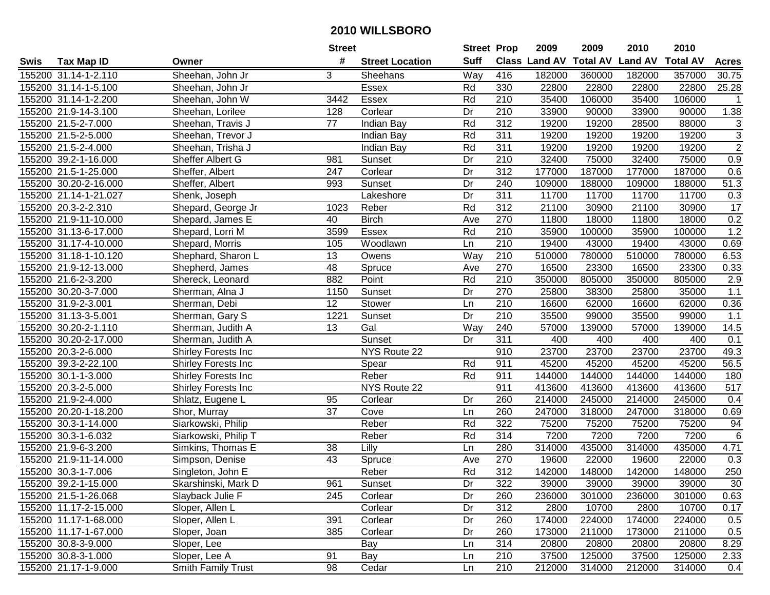# 2010 WILLSBORO

| Swis | Tax Map ID | Owner | Street # | Street Location | Street Suff | Prop Class | 2009 Land AV | 2009 Total AV | 2010 Land AV | 2010 Total AV | Acres |
|---|---|---|---|---|---|---|---|---|---|---|---|
| 155200 | 31.14-1-2.110 | Sheehan, John Jr | 3 | Sheehans | Way | 416 | 182000 | 360000 | 182000 | 357000 | 30.75 |
| 155200 | 31.14-1-5.100 | Sheehan, John Jr | | Essex | Rd | 330 | 22800 | 22800 | 22800 | 22800 | 25.28 |
| 155200 | 31.14-1-2.200 | Sheehan, John W | 3442 | Essex | Rd | 210 | 35400 | 106000 | 35400 | 106000 | 1 |
| 155200 | 21.9-14-3.100 | Sheehan, Lorilee | 128 | Corlear | Dr | 210 | 33900 | 90000 | 33900 | 90000 | 1.38 |
| 155200 | 21.5-2-7.000 | Sheehan, Travis J | 77 | Indian Bay | Rd | 312 | 19200 | 19200 | 28500 | 88000 | 3 |
| 155200 | 21.5-2-5.000 | Sheehan, Trevor J | | Indian Bay | Rd | 311 | 19200 | 19200 | 19200 | 19200 | 3 |
| 155200 | 21.5-2-4.000 | Sheehan, Trisha J | | Indian Bay | Rd | 311 | 19200 | 19200 | 19200 | 19200 | 2 |
| 155200 | 39.2-1-16.000 | Sheffer Albert G | 981 | Sunset | Dr | 210 | 32400 | 75000 | 32400 | 75000 | 0.9 |
| 155200 | 21.5-1-25.000 | Sheffer, Albert | 247 | Corlear | Dr | 312 | 177000 | 187000 | 177000 | 187000 | 0.6 |
| 155200 | 30.20-2-16.000 | Sheffer, Albert | 993 | Sunset | Dr | 240 | 109000 | 188000 | 109000 | 188000 | 51.3 |
| 155200 | 21.14-1-21.027 | Shenk, Joseph | | Lakeshore | Dr | 311 | 11700 | 11700 | 11700 | 11700 | 0.3 |
| 155200 | 20.3-2-2.310 | Shepard, George Jr | 1023 | Reber | Rd | 312 | 21100 | 30900 | 21100 | 30900 | 17 |
| 155200 | 21.9-11-10.000 | Shepard, James E | 40 | Birch | Ave | 270 | 11800 | 18000 | 11800 | 18000 | 0.2 |
| 155200 | 31.13-6-17.000 | Shepard, Lorri M | 3599 | Essex | Rd | 210 | 35900 | 100000 | 35900 | 100000 | 1.2 |
| 155200 | 31.17-4-10.000 | Shepard, Morris | 105 | Woodlawn | Ln | 210 | 19400 | 43000 | 19400 | 43000 | 0.69 |
| 155200 | 31.18-1-10.120 | Shephard, Sharon L | 13 | Owens | Way | 210 | 510000 | 780000 | 510000 | 780000 | 6.53 |
| 155200 | 21.9-12-13.000 | Shepherd, James | 48 | Spruce | Ave | 270 | 16500 | 23300 | 16500 | 23300 | 0.33 |
| 155200 | 21.6-2-3.200 | Shereck, Leonard | 882 | Point | Rd | 210 | 350000 | 805000 | 350000 | 805000 | 2.9 |
| 155200 | 30.20-3-7.000 | Sherman, Alna J | 1150 | Sunset | Dr | 270 | 25800 | 38300 | 25800 | 35000 | 1.1 |
| 155200 | 31.9-2-3.001 | Sherman, Debi | 12 | Stower | Ln | 210 | 16600 | 62000 | 16600 | 62000 | 0.36 |
| 155200 | 31.13-3-5.001 | Sherman, Gary S | 1221 | Sunset | Dr | 210 | 35500 | 99000 | 35500 | 99000 | 1.1 |
| 155200 | 30.20-2-1.110 | Sherman, Judith A | 13 | Gal | Way | 240 | 57000 | 139000 | 57000 | 139000 | 14.5 |
| 155200 | 30.20-2-17.000 | Sherman, Judith A | | Sunset | Dr | 311 | 400 | 400 | 400 | 400 | 0.1 |
| 155200 | 20.3-2-6.000 | Shirley Forests Inc | | NYS Route 22 | | 910 | 23700 | 23700 | 23700 | 23700 | 49.3 |
| 155200 | 39.3-2-22.100 | Shirley Forests Inc | | Spear | Rd | 911 | 45200 | 45200 | 45200 | 45200 | 56.5 |
| 155200 | 30.1-1-3.000 | Shirley Forests Inc | | Reber | Rd | 911 | 144000 | 144000 | 144000 | 144000 | 180 |
| 155200 | 20.3-2-5.000 | Shirley Forests Inc | | NYS Route 22 | | 911 | 413600 | 413600 | 413600 | 413600 | 517 |
| 155200 | 21.9-2-4.000 | Shlatz, Eugene L | 95 | Corlear | Dr | 260 | 214000 | 245000 | 214000 | 245000 | 0.4 |
| 155200 | 20.20-1-18.200 | Shor, Murray | 37 | Cove | Ln | 260 | 247000 | 318000 | 247000 | 318000 | 0.69 |
| 155200 | 30.3-1-14.000 | Siarkowski, Philip | | Reber | Rd | 322 | 75200 | 75200 | 75200 | 75200 | 94 |
| 155200 | 30.3-1-6.032 | Siarkowski, Philip T | | Reber | Rd | 314 | 7200 | 7200 | 7200 | 7200 | 6 |
| 155200 | 21.9-6-3.200 | Simkins, Thomas E | 38 | Lilly | Ln | 280 | 314000 | 435000 | 314000 | 435000 | 4.71 |
| 155200 | 21.9-11-14.000 | Simpson, Denise | 43 | Spruce | Ave | 270 | 19600 | 22000 | 19600 | 22000 | 0.3 |
| 155200 | 30.3-1-7.006 | Singleton, John E | | Reber | Rd | 312 | 142000 | 148000 | 142000 | 148000 | 250 |
| 155200 | 39.2-1-15.000 | Skarshinski, Mark D | 961 | Sunset | Dr | 322 | 39000 | 39000 | 39000 | 39000 | 30 |
| 155200 | 21.5-1-26.068 | Slayback Julie F | 245 | Corlear | Dr | 260 | 236000 | 301000 | 236000 | 301000 | 0.63 |
| 155200 | 11.17-2-15.000 | Sloper, Allen L | | Corlear | Dr | 312 | 2800 | 10700 | 2800 | 10700 | 0.17 |
| 155200 | 11.17-1-68.000 | Sloper, Allen L | 391 | Corlear | Dr | 260 | 174000 | 224000 | 174000 | 224000 | 0.5 |
| 155200 | 11.17-1-67.000 | Sloper, Joan | 385 | Corlear | Dr | 260 | 173000 | 211000 | 173000 | 211000 | 0.5 |
| 155200 | 30.8-3-9.000 | Sloper, Lee | | Bay | Ln | 314 | 20800 | 20800 | 20800 | 20800 | 8.29 |
| 155200 | 30.8-3-1.000 | Sloper, Lee A | 91 | Bay | Ln | 210 | 37500 | 125000 | 37500 | 125000 | 2.33 |
| 155200 | 21.17-1-9.000 | Smith Family Trust | 98 | Cedar | Ln | 210 | 212000 | 314000 | 212000 | 314000 | 0.4 |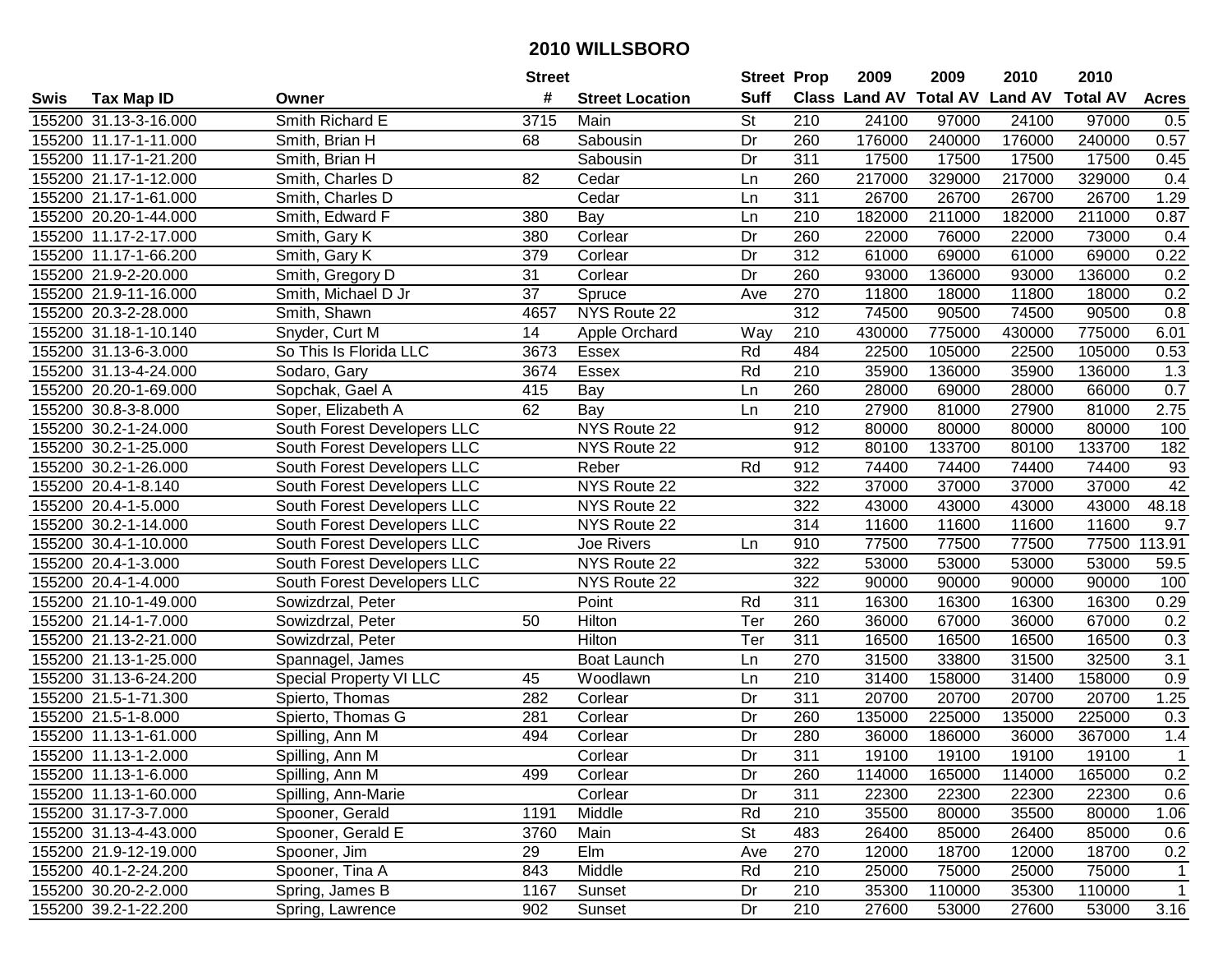# 2010 WILLSBORO

| Swis | Tax Map ID | Owner | Street # | Street Location | Street Suff | Prop Class | 2009 Land AV | 2009 Total AV | 2010 Land AV | 2010 Total AV | Acres |
|---|---|---|---|---|---|---|---|---|---|---|---|
| 155200 | 31.13-3-16.000 | Smith Richard E | 3715 | Main | St | 210 | 24100 | 97000 | 24100 | 97000 | 0.5 |
| 155200 | 11.17-1-11.000 | Smith, Brian H | 68 | Sabousin | Dr | 260 | 176000 | 240000 | 176000 | 240000 | 0.57 |
| 155200 | 11.17-1-21.200 | Smith, Brian H | | Sabousin | Dr | 311 | 17500 | 17500 | 17500 | 17500 | 0.45 |
| 155200 | 21.17-1-12.000 | Smith, Charles D | 82 | Cedar | Ln | 260 | 217000 | 329000 | 217000 | 329000 | 0.4 |
| 155200 | 21.17-1-61.000 | Smith, Charles D | | Cedar | Ln | 311 | 26700 | 26700 | 26700 | 26700 | 1.29 |
| 155200 | 20.20-1-44.000 | Smith, Edward F | 380 | Bay | Ln | 210 | 182000 | 211000 | 182000 | 211000 | 0.87 |
| 155200 | 11.17-2-17.000 | Smith, Gary K | 380 | Corlear | Dr | 260 | 22000 | 76000 | 22000 | 73000 | 0.4 |
| 155200 | 11.17-1-66.200 | Smith, Gary K | 379 | Corlear | Dr | 312 | 61000 | 69000 | 61000 | 69000 | 0.22 |
| 155200 | 21.9-2-20.000 | Smith, Gregory D | 31 | Corlear | Dr | 260 | 93000 | 136000 | 93000 | 136000 | 0.2 |
| 155200 | 21.9-11-16.000 | Smith, Michael D Jr | 37 | Spruce | Ave | 270 | 11800 | 18000 | 11800 | 18000 | 0.2 |
| 155200 | 20.3-2-28.000 | Smith, Shawn | 4657 | NYS Route 22 | | 312 | 74500 | 90500 | 74500 | 90500 | 0.8 |
| 155200 | 31.18-1-10.140 | Snyder, Curt M | 14 | Apple Orchard | Way | 210 | 430000 | 775000 | 430000 | 775000 | 6.01 |
| 155200 | 31.13-6-3.000 | So This Is Florida LLC | 3673 | Essex | Rd | 484 | 22500 | 105000 | 22500 | 105000 | 0.53 |
| 155200 | 31.13-4-24.000 | Sodaro, Gary | 3674 | Essex | Rd | 210 | 35900 | 136000 | 35900 | 136000 | 1.3 |
| 155200 | 20.20-1-69.000 | Sopchak, Gael A | 415 | Bay | Ln | 260 | 28000 | 69000 | 28000 | 66000 | 0.7 |
| 155200 | 30.8-3-8.000 | Soper, Elizabeth A | 62 | Bay | Ln | 210 | 27900 | 81000 | 27900 | 81000 | 2.75 |
| 155200 | 30.2-1-24.000 | South Forest Developers LLC | | NYS Route 22 | | 912 | 80000 | 80000 | 80000 | 80000 | 100 |
| 155200 | 30.2-1-25.000 | South Forest Developers LLC | | NYS Route 22 | | 912 | 80100 | 133700 | 80100 | 133700 | 182 |
| 155200 | 30.2-1-26.000 | South Forest Developers LLC | | Reber | Rd | 912 | 74400 | 74400 | 74400 | 74400 | 93 |
| 155200 | 20.4-1-8.140 | South Forest Developers LLC | | NYS Route 22 | | 322 | 37000 | 37000 | 37000 | 37000 | 42 |
| 155200 | 20.4-1-5.000 | South Forest Developers LLC | | NYS Route 22 | | 322 | 43000 | 43000 | 43000 | 43000 | 48.18 |
| 155200 | 30.2-1-14.000 | South Forest Developers LLC | | NYS Route 22 | | 314 | 11600 | 11600 | 11600 | 11600 | 9.7 |
| 155200 | 30.4-1-10.000 | South Forest Developers LLC | | Joe Rivers | Ln | 910 | 77500 | 77500 | 77500 | 77500 | 113.91 |
| 155200 | 20.4-1-3.000 | South Forest Developers LLC | | NYS Route 22 | | 322 | 53000 | 53000 | 53000 | 53000 | 59.5 |
| 155200 | 20.4-1-4.000 | South Forest Developers LLC | | NYS Route 22 | | 322 | 90000 | 90000 | 90000 | 90000 | 100 |
| 155200 | 21.10-1-49.000 | Sowizdrzal, Peter | | Point | Rd | 311 | 16300 | 16300 | 16300 | 16300 | 0.29 |
| 155200 | 21.14-1-7.000 | Sowizdrzal, Peter | 50 | Hilton | Ter | 260 | 36000 | 67000 | 36000 | 67000 | 0.2 |
| 155200 | 21.13-2-21.000 | Sowizdrzal, Peter | | Hilton | Ter | 311 | 16500 | 16500 | 16500 | 16500 | 0.3 |
| 155200 | 21.13-1-25.000 | Spannagel, James | | Boat Launch | Ln | 270 | 31500 | 33800 | 31500 | 32500 | 3.1 |
| 155200 | 31.13-6-24.200 | Special Property VI LLC | 45 | Woodlawn | Ln | 210 | 31400 | 158000 | 31400 | 158000 | 0.9 |
| 155200 | 21.5-1-71.300 | Spierto, Thomas | 282 | Corlear | Dr | 311 | 20700 | 20700 | 20700 | 20700 | 1.25 |
| 155200 | 21.5-1-8.000 | Spierto, Thomas G | 281 | Corlear | Dr | 260 | 135000 | 225000 | 135000 | 225000 | 0.3 |
| 155200 | 11.13-1-61.000 | Spilling, Ann M | 494 | Corlear | Dr | 280 | 36000 | 186000 | 36000 | 367000 | 1.4 |
| 155200 | 11.13-1-2.000 | Spilling, Ann M | | Corlear | Dr | 311 | 19100 | 19100 | 19100 | 19100 | 1 |
| 155200 | 11.13-1-6.000 | Spilling, Ann M | 499 | Corlear | Dr | 260 | 114000 | 165000 | 114000 | 165000 | 0.2 |
| 155200 | 11.13-1-60.000 | Spilling, Ann-Marie | | Corlear | Dr | 311 | 22300 | 22300 | 22300 | 22300 | 0.6 |
| 155200 | 31.17-3-7.000 | Spooner, Gerald | 1191 | Middle | Rd | 210 | 35500 | 80000 | 35500 | 80000 | 1.06 |
| 155200 | 31.13-4-43.000 | Spooner, Gerald E | 3760 | Main | St | 483 | 26400 | 85000 | 26400 | 85000 | 0.6 |
| 155200 | 21.9-12-19.000 | Spooner, Jim | 29 | Elm | Ave | 270 | 12000 | 18700 | 12000 | 18700 | 0.2 |
| 155200 | 40.1-2-24.200 | Spooner, Tina A | 843 | Middle | Rd | 210 | 25000 | 75000 | 25000 | 75000 | 1 |
| 155200 | 30.20-2-2.000 | Spring, James B | 1167 | Sunset | Dr | 210 | 35300 | 110000 | 35300 | 110000 | 1 |
| 155200 | 39.2-1-22.200 | Spring, Lawrence | 902 | Sunset | Dr | 210 | 27600 | 53000 | 27600 | 53000 | 3.16 |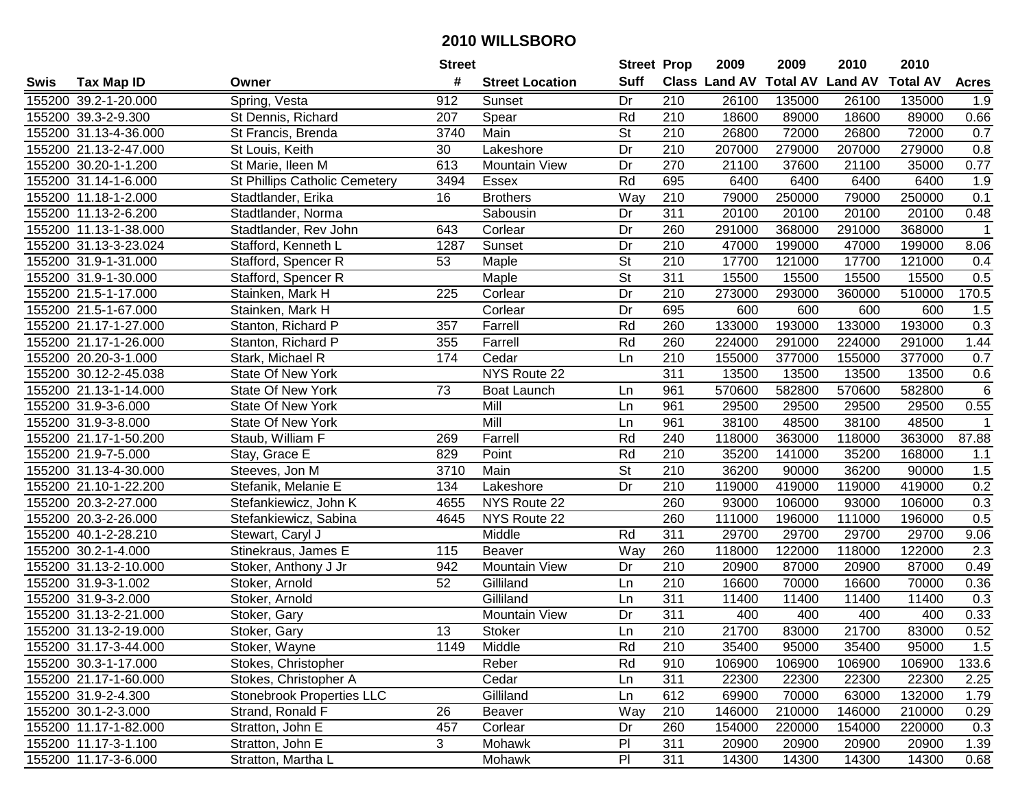# 2010 WILLSBORO

| Swis | Tax Map ID | Owner | Street # | Street Location | Street Suff | Prop Class | 2009 Land AV | 2009 Total AV | 2010 Land AV | 2010 Total AV | Acres |
|---|---|---|---|---|---|---|---|---|---|---|---|
| 155200 | 39.2-1-20.000 | Spring, Vesta | 912 | Sunset | Dr | 210 | 26100 | 135000 | 26100 | 135000 | 1.9 |
| 155200 | 39.3-2-9.300 | St Dennis, Richard | 207 | Spear | Rd | 210 | 18600 | 89000 | 18600 | 89000 | 0.66 |
| 155200 | 31.13-4-36.000 | St Francis, Brenda | 3740 | Main | St | 210 | 26800 | 72000 | 26800 | 72000 | 0.7 |
| 155200 | 21.13-2-47.000 | St Louis, Keith | 30 | Lakeshore | Dr | 210 | 207000 | 279000 | 207000 | 279000 | 0.8 |
| 155200 | 30.20-1-1.200 | St Marie, Ileen M | 613 | Mountain View | Dr | 270 | 21100 | 37600 | 21100 | 35000 | 0.77 |
| 155200 | 31.14-1-6.000 | St Phillips Catholic Cemetery | 3494 | Essex | Rd | 695 | 6400 | 6400 | 6400 | 6400 | 1.9 |
| 155200 | 11.18-1-2.000 | Stadtlander, Erika | 16 | Brothers | Way | 210 | 79000 | 250000 | 79000 | 250000 | 0.1 |
| 155200 | 11.13-2-6.200 | Stadtlander, Norma | | Sabousin | Dr | 311 | 20100 | 20100 | 20100 | 20100 | 0.48 |
| 155200 | 11.13-1-38.000 | Stadtlander, Rev John | 643 | Corlear | Dr | 260 | 291000 | 368000 | 291000 | 368000 | 1 |
| 155200 | 31.13-3-23.024 | Stafford, Kenneth L | 1287 | Sunset | Dr | 210 | 47000 | 199000 | 47000 | 199000 | 8.06 |
| 155200 | 31.9-1-31.000 | Stafford, Spencer R | 53 | Maple | St | 210 | 17700 | 121000 | 17700 | 121000 | 0.4 |
| 155200 | 31.9-1-30.000 | Stafford, Spencer R | | Maple | St | 311 | 15500 | 15500 | 15500 | 15500 | 0.5 |
| 155200 | 21.5-1-17.000 | Stainken, Mark H | 225 | Corlear | Dr | 210 | 273000 | 293000 | 360000 | 510000 | 170.5 |
| 155200 | 21.5-1-67.000 | Stainken, Mark H | | Corlear | Dr | 695 | 600 | 600 | 600 | 600 | 1.5 |
| 155200 | 21.17-1-27.000 | Stanton, Richard P | 357 | Farrell | Rd | 260 | 133000 | 193000 | 133000 | 193000 | 0.3 |
| 155200 | 21.17-1-26.000 | Stanton, Richard P | 355 | Farrell | Rd | 260 | 224000 | 291000 | 224000 | 291000 | 1.44 |
| 155200 | 20.20-3-1.000 | Stark, Michael R | 174 | Cedar | Ln | 210 | 155000 | 377000 | 155000 | 377000 | 0.7 |
| 155200 | 30.12-2-45.038 | State Of New York | | NYS Route 22 | | 311 | 13500 | 13500 | 13500 | 13500 | 0.6 |
| 155200 | 21.13-1-14.000 | State Of New York | 73 | Boat Launch | Ln | 961 | 570600 | 582800 | 570600 | 582800 | 6 |
| 155200 | 31.9-3-6.000 | State Of New York | | Mill | Ln | 961 | 29500 | 29500 | 29500 | 29500 | 0.55 |
| 155200 | 31.9-3-8.000 | State Of New York | | Mill | Ln | 961 | 38100 | 48500 | 38100 | 48500 | 1 |
| 155200 | 21.17-1-50.200 | Staub, William F | 269 | Farrell | Rd | 240 | 118000 | 363000 | 118000 | 363000 | 87.88 |
| 155200 | 21.9-7-5.000 | Stay, Grace E | 829 | Point | Rd | 210 | 35200 | 141000 | 35200 | 168000 | 1.1 |
| 155200 | 31.13-4-30.000 | Steeves, Jon M | 3710 | Main | St | 210 | 36200 | 90000 | 36200 | 90000 | 1.5 |
| 155200 | 21.10-1-22.200 | Stefanik, Melanie E | 134 | Lakeshore | Dr | 210 | 119000 | 419000 | 119000 | 419000 | 0.2 |
| 155200 | 20.3-2-27.000 | Stefankiewicz, John K | 4655 | NYS Route 22 | | 260 | 93000 | 106000 | 93000 | 106000 | 0.3 |
| 155200 | 20.3-2-26.000 | Stefankiewicz, Sabina | 4645 | NYS Route 22 | | 260 | 111000 | 196000 | 111000 | 196000 | 0.5 |
| 155200 | 40.1-2-28.210 | Stewart, Caryl J | | Middle | Rd | 311 | 29700 | 29700 | 29700 | 29700 | 9.06 |
| 155200 | 30.2-1-4.000 | Stinekraus, James E | 115 | Beaver | Way | 260 | 118000 | 122000 | 118000 | 122000 | 2.3 |
| 155200 | 31.13-2-10.000 | Stoker, Anthony J Jr | 942 | Mountain View | Dr | 210 | 20900 | 87000 | 20900 | 87000 | 0.49 |
| 155200 | 31.9-3-1.002 | Stoker, Arnold | 52 | Gilliland | Ln | 210 | 16600 | 70000 | 16600 | 70000 | 0.36 |
| 155200 | 31.9-3-2.000 | Stoker, Arnold | | Gilliland | Ln | 311 | 11400 | 11400 | 11400 | 11400 | 0.3 |
| 155200 | 31.13-2-21.000 | Stoker, Gary | | Mountain View | Dr | 311 | 400 | 400 | 400 | 400 | 0.33 |
| 155200 | 31.13-2-19.000 | Stoker, Gary | 13 | Stoker | Ln | 210 | 21700 | 83000 | 21700 | 83000 | 0.52 |
| 155200 | 31.17-3-44.000 | Stoker, Wayne | 1149 | Middle | Rd | 210 | 35400 | 95000 | 35400 | 95000 | 1.5 |
| 155200 | 30.3-1-17.000 | Stokes, Christopher | | Reber | Rd | 910 | 106900 | 106900 | 106900 | 106900 | 133.6 |
| 155200 | 21.17-1-60.000 | Stokes, Christopher A | | Cedar | Ln | 311 | 22300 | 22300 | 22300 | 22300 | 2.25 |
| 155200 | 31.9-2-4.300 | Stonebrook Properties LLC | | Gilliland | Ln | 612 | 69900 | 70000 | 63000 | 132000 | 1.79 |
| 155200 | 30.1-2-3.000 | Strand, Ronald F | 26 | Beaver | Way | 210 | 146000 | 210000 | 146000 | 210000 | 0.29 |
| 155200 | 11.17-1-82.000 | Stratton, John E | 457 | Corlear | Dr | 260 | 154000 | 220000 | 154000 | 220000 | 0.3 |
| 155200 | 11.17-3-1.100 | Stratton, John E | 3 | Mohawk | Pl | 311 | 20900 | 20900 | 20900 | 20900 | 1.39 |
| 155200 | 11.17-3-6.000 | Stratton, Martha L | | Mohawk | Pl | 311 | 14300 | 14300 | 14300 | 14300 | 0.68 |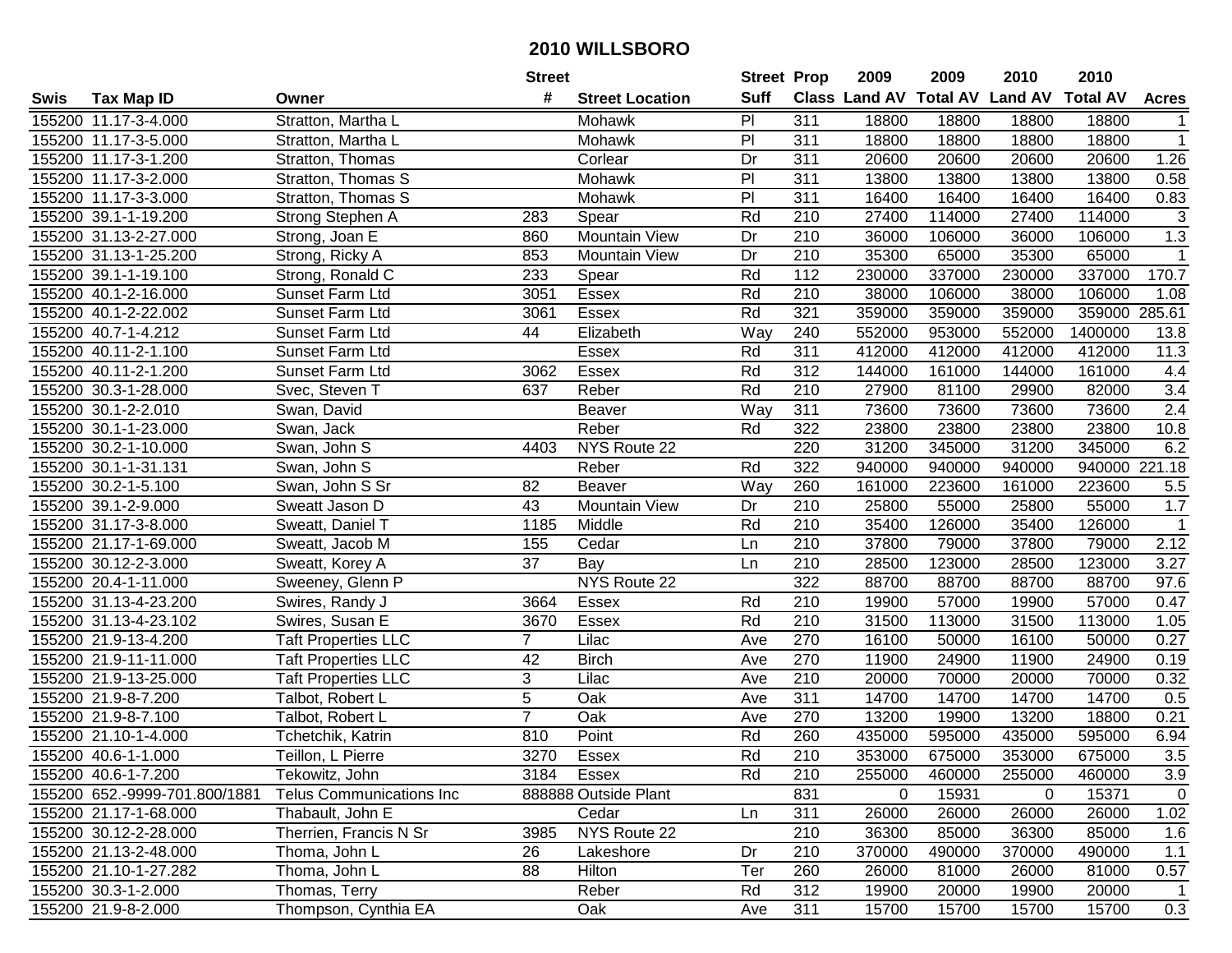# 2010 WILLSBORO

| Swis | Tax Map ID | Owner | Street # | Street Location | Street Suff | Prop Class | 2009 Land AV | 2009 Total AV | 2010 Land AV | 2010 Total AV | Acres |
|---|---|---|---|---|---|---|---|---|---|---|---|
| 155200 | 11.17-3-4.000 | Stratton, Martha L | | Mohawk | Pl | 311 | 18800 | 18800 | 18800 | 18800 | 1 |
| 155200 | 11.17-3-5.000 | Stratton, Martha L | | Mohawk | Pl | 311 | 18800 | 18800 | 18800 | 18800 | 1 |
| 155200 | 11.17-3-1.200 | Stratton, Thomas | | Corlear | Dr | 311 | 20600 | 20600 | 20600 | 20600 | 1.26 |
| 155200 | 11.17-3-2.000 | Stratton, Thomas S | | Mohawk | Pl | 311 | 13800 | 13800 | 13800 | 13800 | 0.58 |
| 155200 | 11.17-3-3.000 | Stratton, Thomas S | | Mohawk | Pl | 311 | 16400 | 16400 | 16400 | 16400 | 0.83 |
| 155200 | 39.1-1-19.200 | Strong Stephen A | 283 | Spear | Rd | 210 | 27400 | 114000 | 27400 | 114000 | 3 |
| 155200 | 31.13-2-27.000 | Strong, Joan E | 860 | Mountain View | Dr | 210 | 36000 | 106000 | 36000 | 106000 | 1.3 |
| 155200 | 31.13-1-25.200 | Strong, Ricky A | 853 | Mountain View | Dr | 210 | 35300 | 65000 | 35300 | 65000 | 1 |
| 155200 | 39.1-1-19.100 | Strong, Ronald C | 233 | Spear | Rd | 112 | 230000 | 337000 | 230000 | 337000 | 170.7 |
| 155200 | 40.1-2-16.000 | Sunset Farm Ltd | 3051 | Essex | Rd | 210 | 38000 | 106000 | 38000 | 106000 | 1.08 |
| 155200 | 40.1-2-22.002 | Sunset Farm Ltd | 3061 | Essex | Rd | 321 | 359000 | 359000 | 359000 | 359000 | 285.61 |
| 155200 | 40.7-1-4.212 | Sunset Farm Ltd | 44 | Elizabeth | Way | 240 | 552000 | 953000 | 552000 | 1400000 | 13.8 |
| 155200 | 40.11-2-1.100 | Sunset Farm Ltd | | Essex | Rd | 311 | 412000 | 412000 | 412000 | 412000 | 11.3 |
| 155200 | 40.11-2-1.200 | Sunset Farm Ltd | 3062 | Essex | Rd | 312 | 144000 | 161000 | 144000 | 161000 | 4.4 |
| 155200 | 30.3-1-28.000 | Svec, Steven T | 637 | Reber | Rd | 210 | 27900 | 81100 | 29900 | 82000 | 3.4 |
| 155200 | 30.1-2-2.010 | Swan, David | | Beaver | Way | 311 | 73600 | 73600 | 73600 | 73600 | 2.4 |
| 155200 | 30.1-1-23.000 | Swan, Jack | | Reber | Rd | 322 | 23800 | 23800 | 23800 | 23800 | 10.8 |
| 155200 | 30.2-1-10.000 | Swan, John S | 4403 | NYS Route 22 | | 220 | 31200 | 345000 | 31200 | 345000 | 6.2 |
| 155200 | 30.1-1-31.131 | Swan, John S | | Reber | Rd | 322 | 940000 | 940000 | 940000 | 940000 | 221.18 |
| 155200 | 30.2-1-5.100 | Swan, John S Sr | 82 | Beaver | Way | 260 | 161000 | 223600 | 161000 | 223600 | 5.5 |
| 155200 | 39.1-2-9.000 | Sweatt Jason D | 43 | Mountain View | Dr | 210 | 25800 | 55000 | 25800 | 55000 | 1.7 |
| 155200 | 31.17-3-8.000 | Sweatt, Daniel T | 1185 | Middle | Rd | 210 | 35400 | 126000 | 35400 | 126000 | 1 |
| 155200 | 21.17-1-69.000 | Sweatt, Jacob M | 155 | Cedar | Ln | 210 | 37800 | 79000 | 37800 | 79000 | 2.12 |
| 155200 | 30.12-2-3.000 | Sweatt, Korey A | 37 | Bay | Ln | 210 | 28500 | 123000 | 28500 | 123000 | 3.27 |
| 155200 | 20.4-1-11.000 | Sweeney, Glenn P | | NYS Route 22 | | 322 | 88700 | 88700 | 88700 | 88700 | 97.6 |
| 155200 | 31.13-4-23.200 | Swires, Randy J | 3664 | Essex | Rd | 210 | 19900 | 57000 | 19900 | 57000 | 0.47 |
| 155200 | 31.13-4-23.102 | Swires, Susan E | 3670 | Essex | Rd | 210 | 31500 | 113000 | 31500 | 113000 | 1.05 |
| 155200 | 21.9-13-4.200 | Taft Properties LLC | 7 | Lilac | Ave | 270 | 16100 | 50000 | 16100 | 50000 | 0.27 |
| 155200 | 21.9-11-11.000 | Taft Properties LLC | 42 | Birch | Ave | 270 | 11900 | 24900 | 11900 | 24900 | 0.19 |
| 155200 | 21.9-13-25.000 | Taft Properties LLC | 3 | Lilac | Ave | 210 | 20000 | 70000 | 20000 | 70000 | 0.32 |
| 155200 | 21.9-8-7.200 | Talbot, Robert L | 5 | Oak | Ave | 311 | 14700 | 14700 | 14700 | 14700 | 0.5 |
| 155200 | 21.9-8-7.100 | Talbot, Robert L | 7 | Oak | Ave | 270 | 13200 | 19900 | 13200 | 18800 | 0.21 |
| 155200 | 21.10-1-4.000 | Tchetchik, Katrin | 810 | Point | Rd | 260 | 435000 | 595000 | 435000 | 595000 | 6.94 |
| 155200 | 40.6-1-1.000 | Teillon, L Pierre | 3270 | Essex | Rd | 210 | 353000 | 675000 | 353000 | 675000 | 3.5 |
| 155200 | 40.6-1-7.200 | Tekowitz, John | 3184 | Essex | Rd | 210 | 255000 | 460000 | 255000 | 460000 | 3.9 |
| 155200 | 652.-9999-701.800/1881 | Telus Communications Inc | 888888 | Outside Plant | | 831 | 0 | 15931 | 0 | 15371 | 0 |
| 155200 | 21.17-1-68.000 | Thabault, John E | | Cedar | Ln | 311 | 26000 | 26000 | 26000 | 26000 | 1.02 |
| 155200 | 30.12-2-28.000 | Therrien, Francis N Sr | 3985 | NYS Route 22 | | 210 | 36300 | 85000 | 36300 | 85000 | 1.6 |
| 155200 | 21.13-2-48.000 | Thoma, John L | 26 | Lakeshore | Dr | 210 | 370000 | 490000 | 370000 | 490000 | 1.1 |
| 155200 | 21.10-1-27.282 | Thoma, John L | 88 | Hilton | Ter | 260 | 26000 | 81000 | 26000 | 81000 | 0.57 |
| 155200 | 30.3-1-2.000 | Thomas, Terry | | Reber | Rd | 312 | 19900 | 20000 | 19900 | 20000 | 1 |
| 155200 | 21.9-8-2.000 | Thompson, Cynthia EA | | Oak | Ave | 311 | 15700 | 15700 | 15700 | 15700 | 0.3 |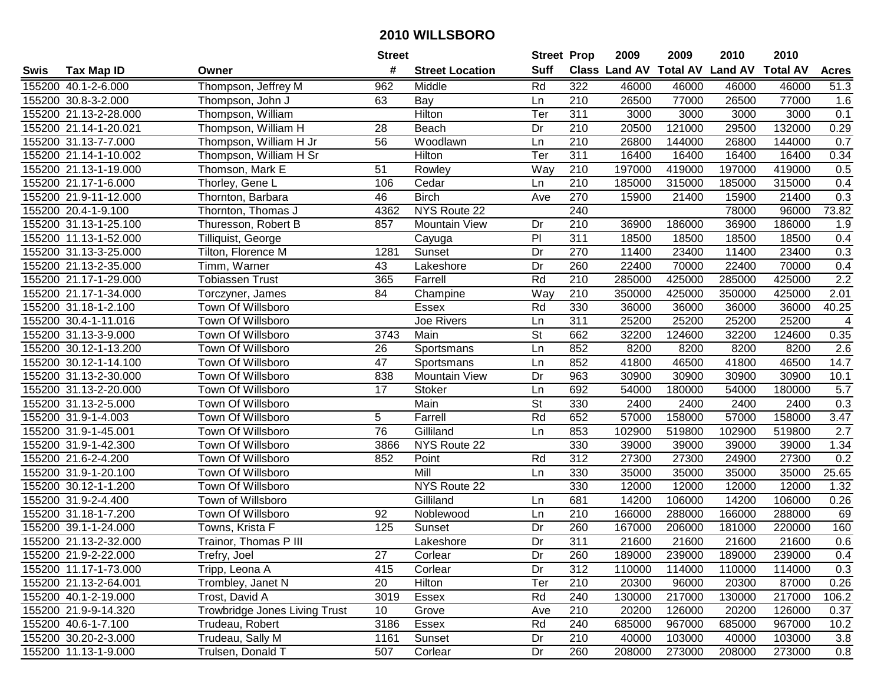# 2010 WILLSBORO

| Swis | Tax Map ID | Owner | Street # | Street Location | Street Suff | Prop Class | 2009 Land AV | 2009 Total AV | 2010 Land AV | 2010 Total AV | Acres |
|---|---|---|---|---|---|---|---|---|---|---|---|
| 155200 | 40.1-2-6.000 | Thompson, Jeffrey M | 962 | Middle | Rd | 322 | 46000 | 46000 | 46000 | 46000 | 51.3 |
| 155200 | 30.8-3-2.000 | Thompson, John J | 63 | Bay | Ln | 210 | 26500 | 77000 | 26500 | 77000 | 1.6 |
| 155200 | 21.13-2-28.000 | Thompson, William | | Hilton | Ter | 311 | 3000 | 3000 | 3000 | 3000 | 0.1 |
| 155200 | 21.14-1-20.021 | Thompson, William H | 28 | Beach | Dr | 210 | 20500 | 121000 | 29500 | 132000 | 0.29 |
| 155200 | 31.13-7-7.000 | Thompson, William H Jr | 56 | Woodlawn | Ln | 210 | 26800 | 144000 | 26800 | 144000 | 0.7 |
| 155200 | 21.14-1-10.002 | Thompson, William H Sr | | Hilton | Ter | 311 | 16400 | 16400 | 16400 | 16400 | 0.34 |
| 155200 | 21.13-1-19.000 | Thomson, Mark E | 51 | Rowley | Way | 210 | 197000 | 419000 | 197000 | 419000 | 0.5 |
| 155200 | 21.17-1-6.000 | Thorley, Gene L | 106 | Cedar | Ln | 210 | 185000 | 315000 | 185000 | 315000 | 0.4 |
| 155200 | 21.9-11-12.000 | Thornton, Barbara | 46 | Birch | Ave | 270 | 15900 | 21400 | 15900 | 21400 | 0.3 |
| 155200 | 20.4-1-9.100 | Thornton, Thomas J | 4362 | NYS Route 22 | | 240 | | | 78000 | 96000 | 73.82 |
| 155200 | 31.13-1-25.100 | Thuresson, Robert B | 857 | Mountain View | Dr | 210 | 36900 | 186000 | 36900 | 186000 | 1.9 |
| 155200 | 11.13-1-52.000 | Tilliquist, George | | Cayuga | Pl | 311 | 18500 | 18500 | 18500 | 18500 | 0.4 |
| 155200 | 31.13-3-25.000 | Tilton, Florence M | 1281 | Sunset | Dr | 270 | 11400 | 23400 | 11400 | 23400 | 0.3 |
| 155200 | 21.13-2-35.000 | Timm, Warner | 43 | Lakeshore | Dr | 260 | 22400 | 70000 | 22400 | 70000 | 0.4 |
| 155200 | 21.17-1-29.000 | Tobiassen Trust | 365 | Farrell | Rd | 210 | 285000 | 425000 | 285000 | 425000 | 2.2 |
| 155200 | 21.17-1-34.000 | Torczyner, James | 84 | Champine | Way | 210 | 350000 | 425000 | 350000 | 425000 | 2.01 |
| 155200 | 31.18-1-2.100 | Town Of Willsboro | | Essex | Rd | 330 | 36000 | 36000 | 36000 | 36000 | 40.25 |
| 155200 | 30.4-1-11.016 | Town Of Willsboro | | Joe Rivers | Ln | 311 | 25200 | 25200 | 25200 | 25200 | 4 |
| 155200 | 31.13-3-9.000 | Town Of Willsboro | 3743 | Main | St | 662 | 32200 | 124600 | 32200 | 124600 | 0.35 |
| 155200 | 30.12-1-13.200 | Town Of Willsboro | 26 | Sportsmans | Ln | 852 | 8200 | 8200 | 8200 | 8200 | 2.6 |
| 155200 | 30.12-1-14.100 | Town Of Willsboro | 47 | Sportsmans | Ln | 852 | 41800 | 46500 | 41800 | 46500 | 14.7 |
| 155200 | 31.13-2-30.000 | Town Of Willsboro | 838 | Mountain View | Dr | 963 | 30900 | 30900 | 30900 | 30900 | 10.1 |
| 155200 | 31.13-2-20.000 | Town Of Willsboro | 17 | Stoker | Ln | 692 | 54000 | 180000 | 54000 | 180000 | 5.7 |
| 155200 | 31.13-2-5.000 | Town Of Willsboro | | Main | St | 330 | 2400 | 2400 | 2400 | 2400 | 0.3 |
| 155200 | 31.9-1-4.003 | Town Of Willsboro | 5 | Farrell | Rd | 652 | 57000 | 158000 | 57000 | 158000 | 3.47 |
| 155200 | 31.9-1-45.001 | Town Of Willsboro | 76 | Gilliland | Ln | 853 | 102900 | 519800 | 102900 | 519800 | 2.7 |
| 155200 | 31.9-1-42.300 | Town Of Willsboro | 3866 | NYS Route 22 | | 330 | 39000 | 39000 | 39000 | 39000 | 1.34 |
| 155200 | 21.6-2-4.200 | Town Of Willsboro | 852 | Point | Rd | 312 | 27300 | 27300 | 24900 | 27300 | 0.2 |
| 155200 | 31.9-1-20.100 | Town Of Willsboro | | Mill | Ln | 330 | 35000 | 35000 | 35000 | 35000 | 25.65 |
| 155200 | 30.12-1-1.200 | Town Of Willsboro | | NYS Route 22 | | 330 | 12000 | 12000 | 12000 | 12000 | 1.32 |
| 155200 | 31.9-2-4.400 | Town of Willsboro | | Gilliland | Ln | 681 | 14200 | 106000 | 14200 | 106000 | 0.26 |
| 155200 | 31.18-1-7.200 | Town Of Willsboro | 92 | Noblewood | Ln | 210 | 166000 | 288000 | 166000 | 288000 | 69 |
| 155200 | 39.1-1-24.000 | Towns, Krista F | 125 | Sunset | Dr | 260 | 167000 | 206000 | 181000 | 220000 | 160 |
| 155200 | 21.13-2-32.000 | Trainor, Thomas P III | | Lakeshore | Dr | 311 | 21600 | 21600 | 21600 | 21600 | 0.6 |
| 155200 | 21.9-2-22.000 | Trefry, Joel | 27 | Corlear | Dr | 260 | 189000 | 239000 | 189000 | 239000 | 0.4 |
| 155200 | 11.17-1-73.000 | Tripp, Leona A | 415 | Corlear | Dr | 312 | 110000 | 114000 | 110000 | 114000 | 0.3 |
| 155200 | 21.13-2-64.001 | Trombley, Janet N | 20 | Hilton | Ter | 210 | 20300 | 96000 | 20300 | 87000 | 0.26 |
| 155200 | 40.1-2-19.000 | Trost, David A | 3019 | Essex | Rd | 240 | 130000 | 217000 | 130000 | 217000 | 106.2 |
| 155200 | 21.9-9-14.320 | Trowbridge Jones Living Trust | 10 | Grove | Ave | 210 | 20200 | 126000 | 20200 | 126000 | 0.37 |
| 155200 | 40.6-1-7.100 | Trudeau, Robert | 3186 | Essex | Rd | 240 | 685000 | 967000 | 685000 | 967000 | 10.2 |
| 155200 | 30.20-2-3.000 | Trudeau, Sally M | 1161 | Sunset | Dr | 210 | 40000 | 103000 | 40000 | 103000 | 3.8 |
| 155200 | 11.13-1-9.000 | Trulsen, Donald T | 507 | Corlear | Dr | 260 | 208000 | 273000 | 208000 | 273000 | 0.8 |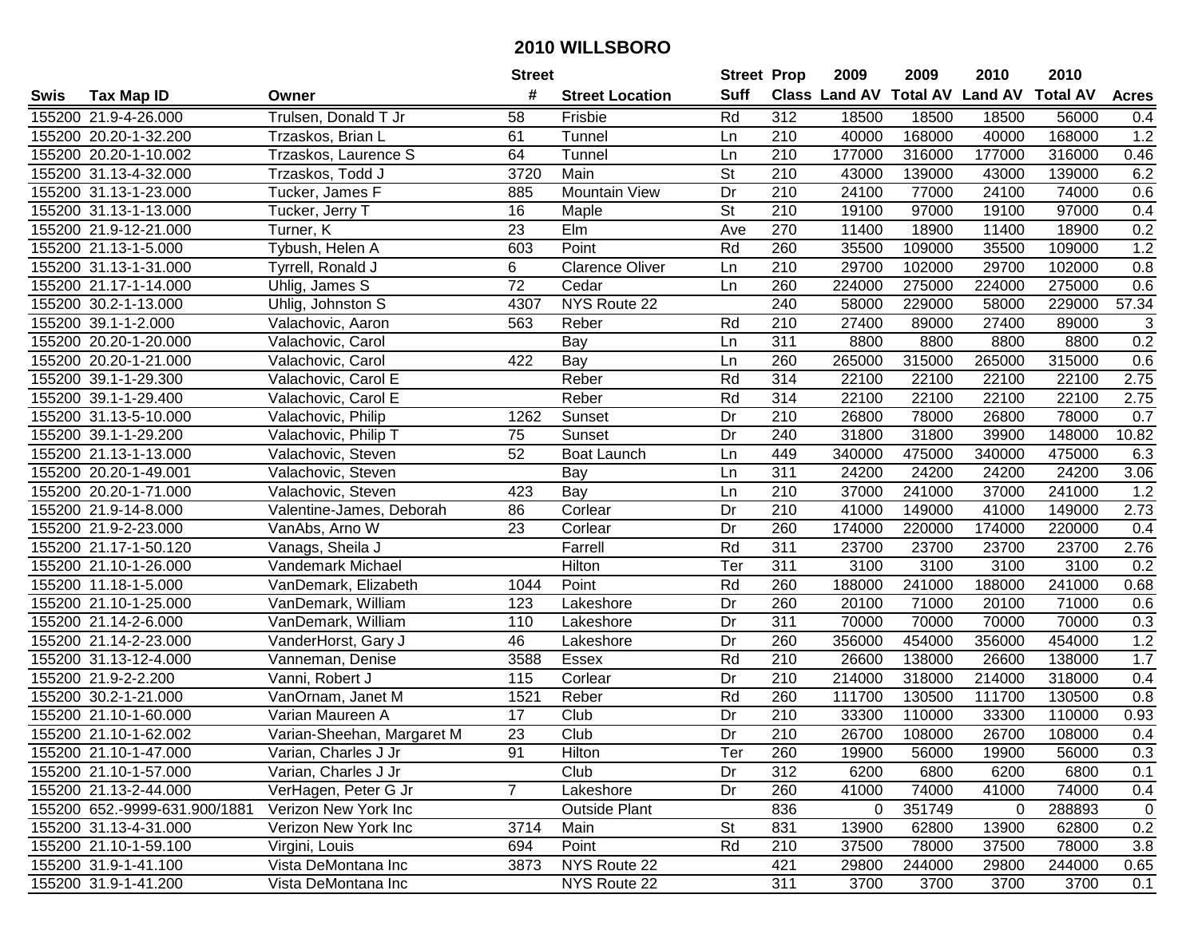# 2010 WILLSBORO

| Swis | Tax Map ID | Owner | Street # | Street Location | Street Suff | Prop Class | 2009 Land AV | 2009 Total AV | 2010 Land AV | 2010 Total AV | Acres |
|---|---|---|---|---|---|---|---|---|---|---|---|
| 155200 | 21.9-4-26.000 | Trulsen, Donald T Jr | 58 | Frisbie | Rd | 312 | 18500 | 18500 | 18500 | 56000 | 0.4 |
| 155200 | 20.20-1-32.200 | Trzaskos, Brian L | 61 | Tunnel | Ln | 210 | 40000 | 168000 | 40000 | 168000 | 1.2 |
| 155200 | 20.20-1-10.002 | Trzaskos, Laurence S | 64 | Tunnel | Ln | 210 | 177000 | 316000 | 177000 | 316000 | 0.46 |
| 155200 | 31.13-4-32.000 | Trzaskos, Todd J | 3720 | Main | St | 210 | 43000 | 139000 | 43000 | 139000 | 6.2 |
| 155200 | 31.13-1-23.000 | Tucker, James F | 885 | Mountain View | Dr | 210 | 24100 | 77000 | 24100 | 74000 | 0.6 |
| 155200 | 31.13-1-13.000 | Tucker, Jerry T | 16 | Maple | St | 210 | 19100 | 97000 | 19100 | 97000 | 0.4 |
| 155200 | 21.9-12-21.000 | Turner, K | 23 | Elm | Ave | 270 | 11400 | 18900 | 11400 | 18900 | 0.2 |
| 155200 | 21.13-1-5.000 | Tybush, Helen A | 603 | Point | Rd | 260 | 35500 | 109000 | 35500 | 109000 | 1.2 |
| 155200 | 31.13-1-31.000 | Tyrrell, Ronald J | 6 | Clarence Oliver | Ln | 210 | 29700 | 102000 | 29700 | 102000 | 0.8 |
| 155200 | 21.17-1-14.000 | Uhlig, James S | 72 | Cedar | Ln | 260 | 224000 | 275000 | 224000 | 275000 | 0.6 |
| 155200 | 30.2-1-13.000 | Uhlig, Johnston S | 4307 | NYS Route 22 | | 240 | 58000 | 229000 | 58000 | 229000 | 57.34 |
| 155200 | 39.1-1-2.000 | Valachovic, Aaron | 563 | Reber | Rd | 210 | 27400 | 89000 | 27400 | 89000 | 3 |
| 155200 | 20.20-1-20.000 | Valachovic, Carol | | Bay | Ln | 311 | 8800 | 8800 | 8800 | 8800 | 0.2 |
| 155200 | 20.20-1-21.000 | Valachovic, Carol | 422 | Bay | Ln | 260 | 265000 | 315000 | 265000 | 315000 | 0.6 |
| 155200 | 39.1-1-29.300 | Valachovic, Carol E | | Reber | Rd | 314 | 22100 | 22100 | 22100 | 22100 | 2.75 |
| 155200 | 39.1-1-29.400 | Valachovic, Carol E | | Reber | Rd | 314 | 22100 | 22100 | 22100 | 22100 | 2.75 |
| 155200 | 31.13-5-10.000 | Valachovic, Philip | 1262 | Sunset | Dr | 210 | 26800 | 78000 | 26800 | 78000 | 0.7 |
| 155200 | 39.1-1-29.200 | Valachovic, Philip T | 75 | Sunset | Dr | 240 | 31800 | 31800 | 39900 | 148000 | 10.82 |
| 155200 | 21.13-1-13.000 | Valachovic, Steven | 52 | Boat Launch | Ln | 449 | 340000 | 475000 | 340000 | 475000 | 6.3 |
| 155200 | 20.20-1-49.001 | Valachovic, Steven | | Bay | Ln | 311 | 24200 | 24200 | 24200 | 24200 | 3.06 |
| 155200 | 20.20-1-71.000 | Valachovic, Steven | 423 | Bay | Ln | 210 | 37000 | 241000 | 37000 | 241000 | 1.2 |
| 155200 | 21.9-14-8.000 | Valentine-James, Deborah | 86 | Corlear | Dr | 210 | 41000 | 149000 | 41000 | 149000 | 2.73 |
| 155200 | 21.9-2-23.000 | VanAbs, Arno W | 23 | Corlear | Dr | 260 | 174000 | 220000 | 174000 | 220000 | 0.4 |
| 155200 | 21.17-1-50.120 | Vanags, Sheila J | | Farrell | Rd | 311 | 23700 | 23700 | 23700 | 23700 | 2.76 |
| 155200 | 21.10-1-26.000 | Vandemark Michael | | Hilton | Ter | 311 | 3100 | 3100 | 3100 | 3100 | 0.2 |
| 155200 | 11.18-1-5.000 | VanDemark, Elizabeth | 1044 | Point | Rd | 260 | 188000 | 241000 | 188000 | 241000 | 0.68 |
| 155200 | 21.10-1-25.000 | VanDemark, William | 123 | Lakeshore | Dr | 260 | 20100 | 71000 | 20100 | 71000 | 0.6 |
| 155200 | 21.14-2-6.000 | VanDemark, William | 110 | Lakeshore | Dr | 311 | 70000 | 70000 | 70000 | 70000 | 0.3 |
| 155200 | 21.14-2-23.000 | VanderHorst, Gary J | 46 | Lakeshore | Dr | 260 | 356000 | 454000 | 356000 | 454000 | 1.2 |
| 155200 | 31.13-12-4.000 | Vanneman, Denise | 3588 | Essex | Rd | 210 | 26600 | 138000 | 26600 | 138000 | 1.7 |
| 155200 | 21.9-2-2.200 | Vanni, Robert J | 115 | Corlear | Dr | 210 | 214000 | 318000 | 214000 | 318000 | 0.4 |
| 155200 | 30.2-1-21.000 | VanOrnam, Janet M | 1521 | Reber | Rd | 260 | 111700 | 130500 | 111700 | 130500 | 0.8 |
| 155200 | 21.10-1-60.000 | Varian Maureen A | 17 | Club | Dr | 210 | 33300 | 110000 | 33300 | 110000 | 0.93 |
| 155200 | 21.10-1-62.002 | Varian-Sheehan, Margaret M | 23 | Club | Dr | 210 | 26700 | 108000 | 26700 | 108000 | 0.4 |
| 155200 | 21.10-1-47.000 | Varian, Charles J Jr | 91 | Hilton | Ter | 260 | 19900 | 56000 | 19900 | 56000 | 0.3 |
| 155200 | 21.10-1-57.000 | Varian, Charles J Jr | | Club | Dr | 312 | 6200 | 6800 | 6200 | 6800 | 0.1 |
| 155200 | 21.13-2-44.000 | VerHagen, Peter G Jr | 7 | Lakeshore | Dr | 260 | 41000 | 74000 | 41000 | 74000 | 0.4 |
| 155200 | 652.-9999-631.900/1881 | Verizon New York Inc | | Outside Plant | | 836 | 0 | 351749 | 0 | 288893 | 0 |
| 155200 | 31.13-4-31.000 | Verizon New York Inc | 3714 | Main | St | 831 | 13900 | 62800 | 13900 | 62800 | 0.2 |
| 155200 | 21.10-1-59.100 | Virgini, Louis | 694 | Point | Rd | 210 | 37500 | 78000 | 37500 | 78000 | 3.8 |
| 155200 | 31.9-1-41.100 | Vista DeMontana Inc | 3873 | NYS Route 22 | | 421 | 29800 | 244000 | 29800 | 244000 | 0.65 |
| 155200 | 31.9-1-41.200 | Vista DeMontana Inc | | NYS Route 22 | | 311 | 3700 | 3700 | 3700 | 3700 | 0.1 |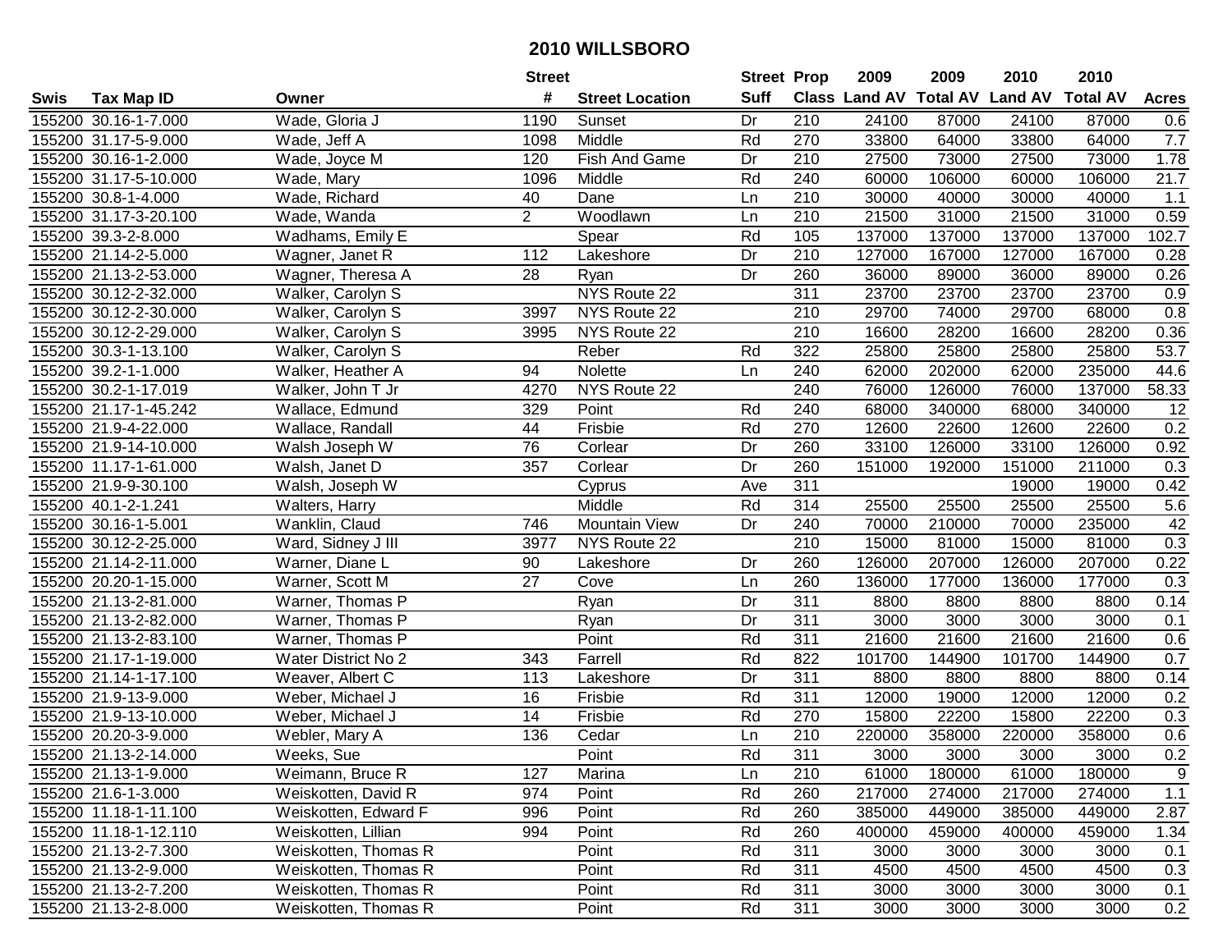# 2010 WILLSBORO

| Swis | Tax Map ID | Owner | Street # | Street Location | Street Suff | Prop Class | 2009 Land AV | 2009 Total AV | 2010 Land AV | 2010 Total AV | Acres |
|---|---|---|---|---|---|---|---|---|---|---|---|
| 155200 | 30.16-1-7.000 | Wade, Gloria J | 1190 | Sunset | Dr | 210 | 24100 | 87000 | 24100 | 87000 | 0.6 |
| 155200 | 31.17-5-9.000 | Wade, Jeff A | 1098 | Middle | Rd | 270 | 33800 | 64000 | 33800 | 64000 | 7.7 |
| 155200 | 30.16-1-2.000 | Wade, Joyce M | 120 | Fish And Game | Dr | 210 | 27500 | 73000 | 27500 | 73000 | 1.78 |
| 155200 | 31.17-5-10.000 | Wade, Mary | 1096 | Middle | Rd | 240 | 60000 | 106000 | 60000 | 106000 | 21.7 |
| 155200 | 30.8-1-4.000 | Wade, Richard | 40 | Dane | Ln | 210 | 30000 | 40000 | 30000 | 40000 | 1.1 |
| 155200 | 31.17-3-20.100 | Wade, Wanda | 2 | Woodlawn | Ln | 210 | 21500 | 31000 | 21500 | 31000 | 0.59 |
| 155200 | 39.3-2-8.000 | Wadhams, Emily E | | Spear | Rd | 105 | 137000 | 137000 | 137000 | 137000 | 102.7 |
| 155200 | 21.14-2-5.000 | Wagner, Janet R | 112 | Lakeshore | Dr | 210 | 127000 | 167000 | 127000 | 167000 | 0.28 |
| 155200 | 21.13-2-53.000 | Wagner, Theresa A | 28 | Ryan | Dr | 260 | 36000 | 89000 | 36000 | 89000 | 0.26 |
| 155200 | 30.12-2-32.000 | Walker, Carolyn S | | NYS Route 22 | | 311 | 23700 | 23700 | 23700 | 23700 | 0.9 |
| 155200 | 30.12-2-30.000 | Walker, Carolyn S | 3997 | NYS Route 22 | | 210 | 29700 | 74000 | 29700 | 68000 | 0.8 |
| 155200 | 30.12-2-29.000 | Walker, Carolyn S | 3995 | NYS Route 22 | | 210 | 16600 | 28200 | 16600 | 28200 | 0.36 |
| 155200 | 30.3-1-13.100 | Walker, Carolyn S | | Reber | Rd | 322 | 25800 | 25800 | 25800 | 25800 | 53.7 |
| 155200 | 39.2-1-1.000 | Walker, Heather A | 94 | Nolette | Ln | 240 | 62000 | 202000 | 62000 | 235000 | 44.6 |
| 155200 | 30.2-1-17.019 | Walker, John T Jr | 4270 | NYS Route 22 | | 240 | 76000 | 126000 | 76000 | 137000 | 58.33 |
| 155200 | 21.17-1-45.242 | Wallace, Edmund | 329 | Point | Rd | 240 | 68000 | 340000 | 68000 | 340000 | 12 |
| 155200 | 21.9-4-22.000 | Wallace, Randall | 44 | Frisbie | Rd | 270 | 12600 | 22600 | 12600 | 22600 | 0.2 |
| 155200 | 21.9-14-10.000 | Walsh Joseph W | 76 | Corlear | Dr | 260 | 33100 | 126000 | 33100 | 126000 | 0.92 |
| 155200 | 11.17-1-61.000 | Walsh, Janet D | 357 | Corlear | Dr | 260 | 151000 | 192000 | 151000 | 211000 | 0.3 |
| 155200 | 21.9-9-30.100 | Walsh, Joseph W | | Cyprus | Ave | 311 | | | 19000 | 19000 | 0.42 |
| 155200 | 40.1-2-1.241 | Walters, Harry | | Middle | Rd | 314 | 25500 | 25500 | 25500 | 25500 | 5.6 |
| 155200 | 30.16-1-5.001 | Wanklin, Claud | 746 | Mountain View | Dr | 240 | 70000 | 210000 | 70000 | 235000 | 42 |
| 155200 | 30.12-2-25.000 | Ward, Sidney J III | 3977 | NYS Route 22 | | 210 | 15000 | 81000 | 15000 | 81000 | 0.3 |
| 155200 | 21.14-2-11.000 | Warner, Diane L | 90 | Lakeshore | Dr | 260 | 126000 | 207000 | 126000 | 207000 | 0.22 |
| 155200 | 20.20-1-15.000 | Warner, Scott M | 27 | Cove | Ln | 260 | 136000 | 177000 | 136000 | 177000 | 0.3 |
| 155200 | 21.13-2-81.000 | Warner, Thomas P | | Ryan | Dr | 311 | 8800 | 8800 | 8800 | 8800 | 0.14 |
| 155200 | 21.13-2-82.000 | Warner, Thomas P | | Ryan | Dr | 311 | 3000 | 3000 | 3000 | 3000 | 0.1 |
| 155200 | 21.13-2-83.100 | Warner, Thomas P | | Point | Rd | 311 | 21600 | 21600 | 21600 | 21600 | 0.6 |
| 155200 | 21.17-1-19.000 | Water District No 2 | 343 | Farrell | Rd | 822 | 101700 | 144900 | 101700 | 144900 | 0.7 |
| 155200 | 21.14-1-17.100 | Weaver, Albert C | 113 | Lakeshore | Dr | 311 | 8800 | 8800 | 8800 | 8800 | 0.14 |
| 155200 | 21.9-13-9.000 | Weber, Michael J | 16 | Frisbie | Rd | 311 | 12000 | 19000 | 12000 | 12000 | 0.2 |
| 155200 | 21.9-13-10.000 | Weber, Michael J | 14 | Frisbie | Rd | 270 | 15800 | 22200 | 15800 | 22200 | 0.3 |
| 155200 | 20.20-3-9.000 | Webler, Mary A | 136 | Cedar | Ln | 210 | 220000 | 358000 | 220000 | 358000 | 0.6 |
| 155200 | 21.13-2-14.000 | Weeks, Sue | | Point | Rd | 311 | 3000 | 3000 | 3000 | 3000 | 0.2 |
| 155200 | 21.13-1-9.000 | Weimann, Bruce R | 127 | Marina | Ln | 210 | 61000 | 180000 | 61000 | 180000 | 9 |
| 155200 | 21.6-1-3.000 | Weiskotten, David R | 974 | Point | Rd | 260 | 217000 | 274000 | 217000 | 274000 | 1.1 |
| 155200 | 11.18-1-11.100 | Weiskotten, Edward F | 996 | Point | Rd | 260 | 385000 | 449000 | 385000 | 449000 | 2.87 |
| 155200 | 11.18-1-12.110 | Weiskotten, Lillian | 994 | Point | Rd | 260 | 400000 | 459000 | 400000 | 459000 | 1.34 |
| 155200 | 21.13-2-7.300 | Weiskotten, Thomas R | | Point | Rd | 311 | 3000 | 3000 | 3000 | 3000 | 0.1 |
| 155200 | 21.13-2-9.000 | Weiskotten, Thomas R | | Point | Rd | 311 | 4500 | 4500 | 4500 | 4500 | 0.3 |
| 155200 | 21.13-2-7.200 | Weiskotten, Thomas R | | Point | Rd | 311 | 3000 | 3000 | 3000 | 3000 | 0.1 |
| 155200 | 21.13-2-8.000 | Weiskotten, Thomas R | | Point | Rd | 311 | 3000 | 3000 | 3000 | 3000 | 0.2 |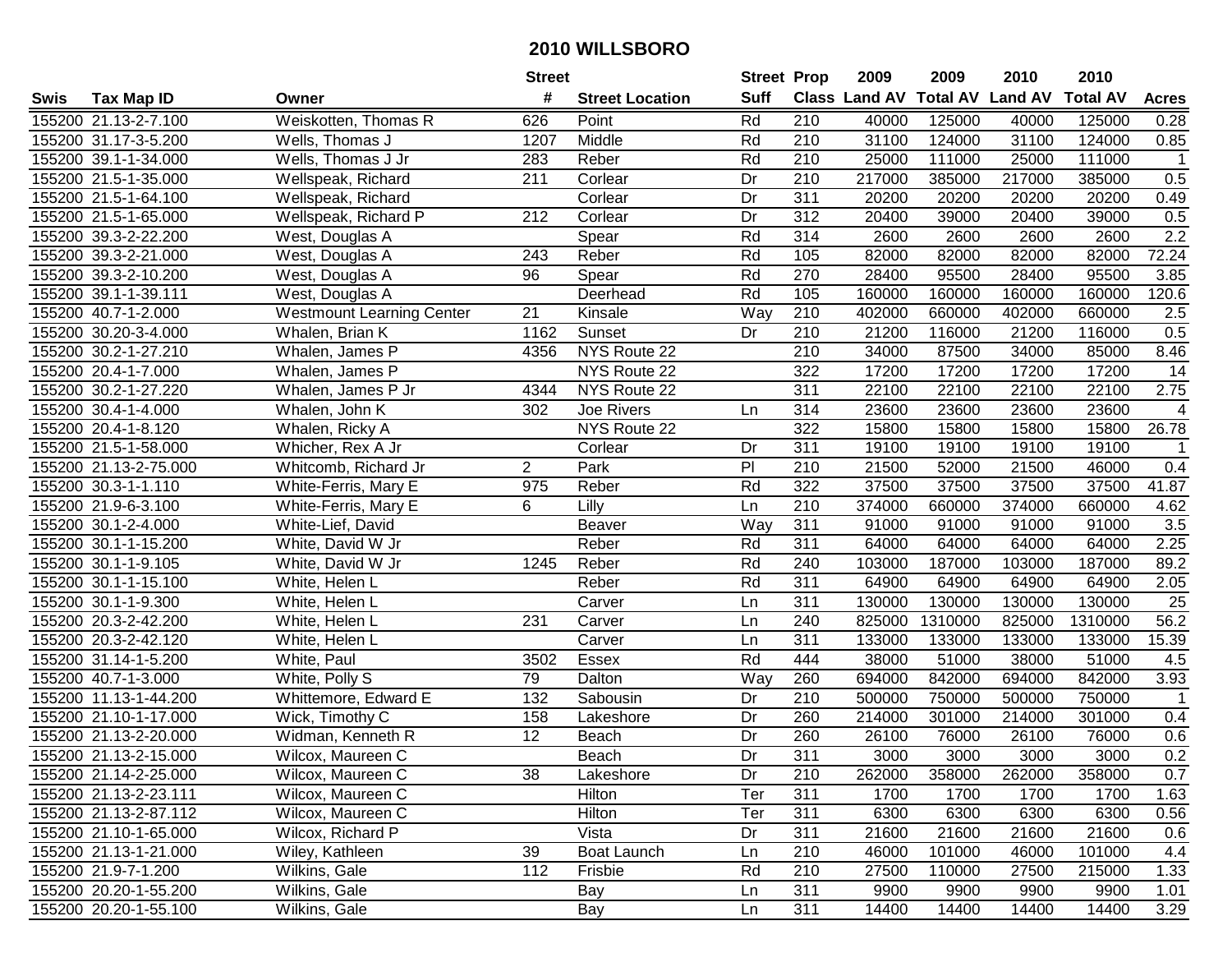# 2010 WILLSBORO

| Swis | Tax Map ID | Owner | Street # | Street Location | Street Suff | Prop Class | 2009 Land AV | 2009 Total AV | 2010 Land AV | 2010 Total AV | Acres |
|---|---|---|---|---|---|---|---|---|---|---|---|
| 155200 | 21.13-2-7.100 | Weiskotten, Thomas R | 626 | Point | Rd | 210 | 40000 | 125000 | 40000 | 125000 | 0.28 |
| 155200 | 31.17-3-5.200 | Wells, Thomas J | 1207 | Middle | Rd | 210 | 31100 | 124000 | 31100 | 124000 | 0.85 |
| 155200 | 39.1-1-34.000 | Wells, Thomas J Jr | 283 | Reber | Rd | 210 | 25000 | 111000 | 25000 | 111000 | 1 |
| 155200 | 21.5-1-35.000 | Wellspeak, Richard | 211 | Corlear | Dr | 210 | 217000 | 385000 | 217000 | 385000 | 0.5 |
| 155200 | 21.5-1-64.100 | Wellspeak, Richard | | Corlear | Dr | 311 | 20200 | 20200 | 20200 | 20200 | 0.49 |
| 155200 | 21.5-1-65.000 | Wellspeak, Richard P | 212 | Corlear | Dr | 312 | 20400 | 39000 | 20400 | 39000 | 0.5 |
| 155200 | 39.3-2-22.200 | West, Douglas A | | Spear | Rd | 314 | 2600 | 2600 | 2600 | 2600 | 2.2 |
| 155200 | 39.3-2-21.000 | West, Douglas A | 243 | Reber | Rd | 105 | 82000 | 82000 | 82000 | 82000 | 72.24 |
| 155200 | 39.3-2-10.200 | West, Douglas A | 96 | Spear | Rd | 270 | 28400 | 95500 | 28400 | 95500 | 3.85 |
| 155200 | 39.1-1-39.111 | West, Douglas A | | Deerhead | Rd | 105 | 160000 | 160000 | 160000 | 160000 | 120.6 |
| 155200 | 40.7-1-2.000 | Westmount Learning Center | 21 | Kinsale | Way | 210 | 402000 | 660000 | 402000 | 660000 | 2.5 |
| 155200 | 30.20-3-4.000 | Whalen, Brian K | 1162 | Sunset | Dr | 210 | 21200 | 116000 | 21200 | 116000 | 0.5 |
| 155200 | 30.2-1-27.210 | Whalen, James P | 4356 | NYS Route 22 | | 210 | 34000 | 87500 | 34000 | 85000 | 8.46 |
| 155200 | 20.4-1-7.000 | Whalen, James P | | NYS Route 22 | | 322 | 17200 | 17200 | 17200 | 17200 | 14 |
| 155200 | 30.2-1-27.220 | Whalen, James P Jr | 4344 | NYS Route 22 | | 311 | 22100 | 22100 | 22100 | 22100 | 2.75 |
| 155200 | 30.4-1-4.000 | Whalen, John K | 302 | Joe Rivers | Ln | 314 | 23600 | 23600 | 23600 | 23600 | 4 |
| 155200 | 20.4-1-8.120 | Whalen, Ricky A | | NYS Route 22 | | 322 | 15800 | 15800 | 15800 | 15800 | 26.78 |
| 155200 | 21.5-1-58.000 | Whicher, Rex A Jr | | Corlear | Dr | 311 | 19100 | 19100 | 19100 | 19100 | 1 |
| 155200 | 21.13-2-75.000 | Whitcomb, Richard Jr | 2 | Park | Pl | 210 | 21500 | 52000 | 21500 | 46000 | 0.4 |
| 155200 | 30.3-1-1.110 | White-Ferris, Mary E | 975 | Reber | Rd | 322 | 37500 | 37500 | 37500 | 37500 | 41.87 |
| 155200 | 21.9-6-3.100 | White-Ferris, Mary E | 6 | Lilly | Ln | 210 | 374000 | 660000 | 374000 | 660000 | 4.62 |
| 155200 | 30.1-2-4.000 | White-Lief, David | | Beaver | Way | 311 | 91000 | 91000 | 91000 | 91000 | 3.5 |
| 155200 | 30.1-1-15.200 | White, David W Jr | | Reber | Rd | 311 | 64000 | 64000 | 64000 | 64000 | 2.25 |
| 155200 | 30.1-1-9.105 | White, David W Jr | 1245 | Reber | Rd | 240 | 103000 | 187000 | 103000 | 187000 | 89.2 |
| 155200 | 30.1-1-15.100 | White, Helen L | | Reber | Rd | 311 | 64900 | 64900 | 64900 | 64900 | 2.05 |
| 155200 | 30.1-1-9.300 | White, Helen L | | Carver | Ln | 311 | 130000 | 130000 | 130000 | 130000 | 25 |
| 155200 | 20.3-2-42.200 | White, Helen L | 231 | Carver | Ln | 240 | 825000 | 1310000 | 825000 | 1310000 | 56.2 |
| 155200 | 20.3-2-42.120 | White, Helen L | | Carver | Ln | 311 | 133000 | 133000 | 133000 | 133000 | 15.39 |
| 155200 | 31.14-1-5.200 | White, Paul | 3502 | Essex | Rd | 444 | 38000 | 51000 | 38000 | 51000 | 4.5 |
| 155200 | 40.7-1-3.000 | White, Polly S | 79 | Dalton | Way | 260 | 694000 | 842000 | 694000 | 842000 | 3.93 |
| 155200 | 11.13-1-44.200 | Whittemore, Edward E | 132 | Sabousin | Dr | 210 | 500000 | 750000 | 500000 | 750000 | 1 |
| 155200 | 21.10-1-17.000 | Wick, Timothy C | 158 | Lakeshore | Dr | 260 | 214000 | 301000 | 214000 | 301000 | 0.4 |
| 155200 | 21.13-2-20.000 | Widman, Kenneth R | 12 | Beach | Dr | 260 | 26100 | 76000 | 26100 | 76000 | 0.6 |
| 155200 | 21.13-2-15.000 | Wilcox, Maureen C | | Beach | Dr | 311 | 3000 | 3000 | 3000 | 3000 | 0.2 |
| 155200 | 21.14-2-25.000 | Wilcox, Maureen C | 38 | Lakeshore | Dr | 210 | 262000 | 358000 | 262000 | 358000 | 0.7 |
| 155200 | 21.13-2-23.111 | Wilcox, Maureen C | | Hilton | Ter | 311 | 1700 | 1700 | 1700 | 1700 | 1.63 |
| 155200 | 21.13-2-87.112 | Wilcox, Maureen C | | Hilton | Ter | 311 | 6300 | 6300 | 6300 | 6300 | 0.56 |
| 155200 | 21.10-1-65.000 | Wilcox, Richard P | | Vista | Dr | 311 | 21600 | 21600 | 21600 | 21600 | 0.6 |
| 155200 | 21.13-1-21.000 | Wiley, Kathleen | 39 | Boat Launch | Ln | 210 | 46000 | 101000 | 46000 | 101000 | 4.4 |
| 155200 | 21.9-7-1.200 | Wilkins, Gale | 112 | Frisbie | Rd | 210 | 27500 | 110000 | 27500 | 215000 | 1.33 |
| 155200 | 20.20-1-55.200 | Wilkins, Gale | | Bay | Ln | 311 | 9900 | 9900 | 9900 | 9900 | 1.01 |
| 155200 | 20.20-1-55.100 | Wilkins, Gale | | Bay | Ln | 311 | 14400 | 14400 | 14400 | 14400 | 3.29 |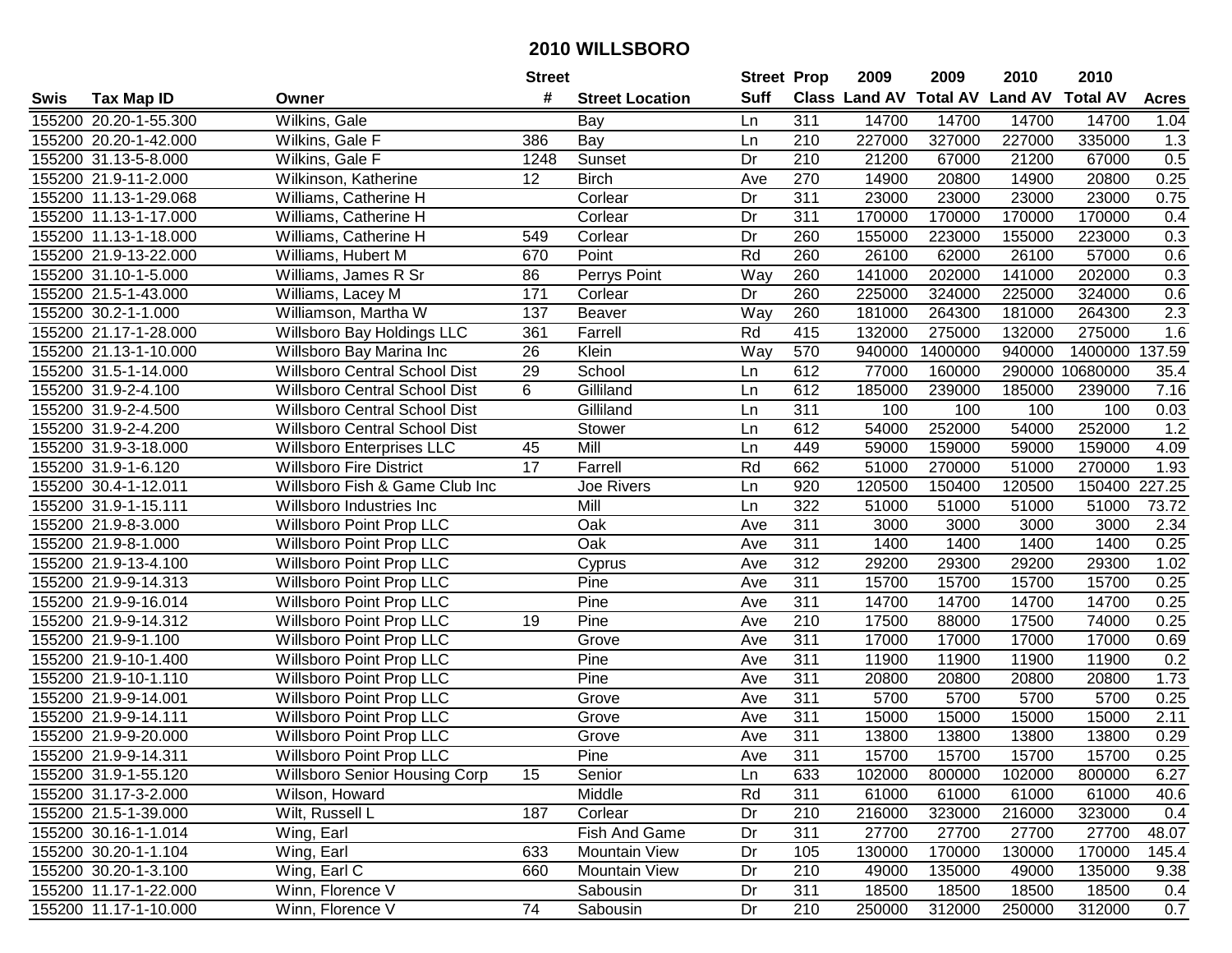# 2010 WILLSBORO

| Swis | Tax Map ID | Owner | Street # | Street Location | Street Suff | Prop Class | 2009 Land AV | 2009 Total AV | 2010 Land AV | 2010 Total AV | Acres |
|---|---|---|---|---|---|---|---|---|---|---|---|
| 155200 | 20.20-1-55.300 | Wilkins, Gale | | Bay | Ln | 311 | 14700 | 14700 | 14700 | 14700 | 1.04 |
| 155200 | 20.20-1-42.000 | Wilkins, Gale F | 386 | Bay | Ln | 210 | 227000 | 327000 | 227000 | 335000 | 1.3 |
| 155200 | 31.13-5-8.000 | Wilkins, Gale F | 1248 | Sunset | Dr | 210 | 21200 | 67000 | 21200 | 67000 | 0.5 |
| 155200 | 21.9-11-2.000 | Wilkinson, Katherine | 12 | Birch | Ave | 270 | 14900 | 20800 | 14900 | 20800 | 0.25 |
| 155200 | 11.13-1-29.068 | Williams, Catherine H | | Corlear | Dr | 311 | 23000 | 23000 | 23000 | 23000 | 0.75 |
| 155200 | 11.13-1-17.000 | Williams, Catherine H | | Corlear | Dr | 311 | 170000 | 170000 | 170000 | 170000 | 0.4 |
| 155200 | 11.13-1-18.000 | Williams, Catherine H | 549 | Corlear | Dr | 260 | 155000 | 223000 | 155000 | 223000 | 0.3 |
| 155200 | 21.9-13-22.000 | Williams, Hubert M | 670 | Point | Rd | 260 | 26100 | 62000 | 26100 | 57000 | 0.6 |
| 155200 | 31.10-1-5.000 | Williams, James R Sr | 86 | Perrys Point | Way | 260 | 141000 | 202000 | 141000 | 202000 | 0.3 |
| 155200 | 21.5-1-43.000 | Williams, Lacey M | 171 | Corlear | Dr | 260 | 225000 | 324000 | 225000 | 324000 | 0.6 |
| 155200 | 30.2-1-1.000 | Williamson, Martha W | 137 | Beaver | Way | 260 | 181000 | 264300 | 181000 | 264300 | 2.3 |
| 155200 | 21.17-1-28.000 | Willsboro Bay Holdings LLC | 361 | Farrell | Rd | 415 | 132000 | 275000 | 132000 | 275000 | 1.6 |
| 155200 | 21.13-1-10.000 | Willsboro Bay Marina Inc | 26 | Klein | Way | 570 | 940000 | 1400000 | 940000 | 1400000 | 137.59 |
| 155200 | 31.5-1-14.000 | Willsboro Central School Dist | 29 | School | Ln | 612 | 77000 | 160000 | 290000 | 10680000 | 35.4 |
| 155200 | 31.9-2-4.100 | Willsboro Central School Dist | 6 | Gilliland | Ln | 612 | 185000 | 239000 | 185000 | 239000 | 7.16 |
| 155200 | 31.9-2-4.500 | Willsboro Central School Dist | | Gilliland | Ln | 311 | 100 | 100 | 100 | 100 | 0.03 |
| 155200 | 31.9-2-4.200 | Willsboro Central School Dist | | Stower | Ln | 612 | 54000 | 252000 | 54000 | 252000 | 1.2 |
| 155200 | 31.9-3-18.000 | Willsboro Enterprises LLC | 45 | Mill | Ln | 449 | 59000 | 159000 | 59000 | 159000 | 4.09 |
| 155200 | 31.9-1-6.120 | Willsboro Fire District | 17 | Farrell | Rd | 662 | 51000 | 270000 | 51000 | 270000 | 1.93 |
| 155200 | 30.4-1-12.011 | Willsboro Fish & Game Club Inc | | Joe Rivers | Ln | 920 | 120500 | 150400 | 120500 | 150400 | 227.25 |
| 155200 | 31.9-1-15.111 | Willsboro Industries Inc | | Mill | Ln | 322 | 51000 | 51000 | 51000 | 51000 | 73.72 |
| 155200 | 21.9-8-3.000 | Willsboro Point Prop LLC | | Oak | Ave | 311 | 3000 | 3000 | 3000 | 3000 | 2.34 |
| 155200 | 21.9-8-1.000 | Willsboro Point Prop LLC | | Oak | Ave | 311 | 1400 | 1400 | 1400 | 1400 | 0.25 |
| 155200 | 21.9-13-4.100 | Willsboro Point Prop LLC | | Cyprus | Ave | 312 | 29200 | 29300 | 29200 | 29300 | 1.02 |
| 155200 | 21.9-9-14.313 | Willsboro Point Prop LLC | | Pine | Ave | 311 | 15700 | 15700 | 15700 | 15700 | 0.25 |
| 155200 | 21.9-9-16.014 | Willsboro Point Prop LLC | | Pine | Ave | 311 | 14700 | 14700 | 14700 | 14700 | 0.25 |
| 155200 | 21.9-9-14.312 | Willsboro Point Prop LLC | 19 | Pine | Ave | 210 | 17500 | 88000 | 17500 | 74000 | 0.25 |
| 155200 | 21.9-9-1.100 | Willsboro Point Prop LLC | | Grove | Ave | 311 | 17000 | 17000 | 17000 | 17000 | 0.69 |
| 155200 | 21.9-10-1.400 | Willsboro Point Prop LLC | | Pine | Ave | 311 | 11900 | 11900 | 11900 | 11900 | 0.2 |
| 155200 | 21.9-10-1.110 | Willsboro Point Prop LLC | | Pine | Ave | 311 | 20800 | 20800 | 20800 | 20800 | 1.73 |
| 155200 | 21.9-9-14.001 | Willsboro Point Prop LLC | | Grove | Ave | 311 | 5700 | 5700 | 5700 | 5700 | 0.25 |
| 155200 | 21.9-9-14.111 | Willsboro Point Prop LLC | | Grove | Ave | 311 | 15000 | 15000 | 15000 | 15000 | 2.11 |
| 155200 | 21.9-9-20.000 | Willsboro Point Prop LLC | | Grove | Ave | 311 | 13800 | 13800 | 13800 | 13800 | 0.29 |
| 155200 | 21.9-9-14.311 | Willsboro Point Prop LLC | | Pine | Ave | 311 | 15700 | 15700 | 15700 | 15700 | 0.25 |
| 155200 | 31.9-1-55.120 | Willsboro Senior Housing Corp | 15 | Senior | Ln | 633 | 102000 | 800000 | 102000 | 800000 | 6.27 |
| 155200 | 31.17-3-2.000 | Wilson, Howard | | Middle | Rd | 311 | 61000 | 61000 | 61000 | 61000 | 40.6 |
| 155200 | 21.5-1-39.000 | Wilt, Russell L | 187 | Corlear | Dr | 210 | 216000 | 323000 | 216000 | 323000 | 0.4 |
| 155200 | 30.16-1-1.014 | Wing, Earl | | Fish And Game | Dr | 311 | 27700 | 27700 | 27700 | 27700 | 48.07 |
| 155200 | 30.20-1-1.104 | Wing, Earl | 633 | Mountain View | Dr | 105 | 130000 | 170000 | 130000 | 170000 | 145.4 |
| 155200 | 30.20-1-3.100 | Wing, Earl C | 660 | Mountain View | Dr | 210 | 49000 | 135000 | 49000 | 135000 | 9.38 |
| 155200 | 11.17-1-22.000 | Winn, Florence V | | Sabousin | Dr | 311 | 18500 | 18500 | 18500 | 18500 | 0.4 |
| 155200 | 11.17-1-10.000 | Winn, Florence V | 74 | Sabousin | Dr | 210 | 250000 | 312000 | 250000 | 312000 | 0.7 |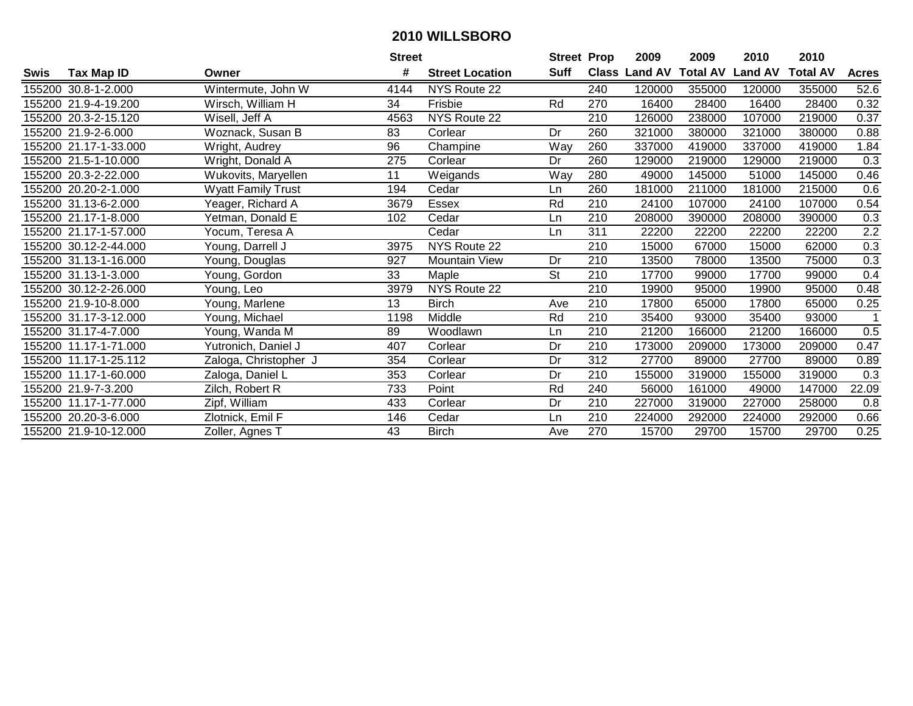## 2010 WILLSBORO

| Swis | Tax Map ID | Owner | Street # | Street Location | Street Suff | Prop Class | 2009 Land AV | 2009 Total AV | 2010 Land AV | 2010 Total AV | Acres |
|---|---|---|---|---|---|---|---|---|---|---|---|
| 155200 | 30.8-1-2.000 | Wintermute, John W | 4144 | NYS Route 22 | | 240 | 120000 | 355000 | 120000 | 355000 | 52.6 |
| 155200 | 21.9-4-19.200 | Wirsch, William H | 34 | Frisbie | Rd | 270 | 16400 | 28400 | 16400 | 28400 | 0.32 |
| 155200 | 20.3-2-15.120 | Wisell, Jeff A | 4563 | NYS Route 22 | | 210 | 126000 | 238000 | 107000 | 219000 | 0.37 |
| 155200 | 21.9-2-6.000 | Woznack, Susan B | 83 | Corlear | Dr | 260 | 321000 | 380000 | 321000 | 380000 | 0.88 |
| 155200 | 21.17-1-33.000 | Wright, Audrey | 96 | Champine | Way | 260 | 337000 | 419000 | 337000 | 419000 | 1.84 |
| 155200 | 21.5-1-10.000 | Wright, Donald A | 275 | Corlear | Dr | 260 | 129000 | 219000 | 129000 | 219000 | 0.3 |
| 155200 | 20.3-2-22.000 | Wukovits, Maryellen | 11 | Weigands | Way | 280 | 49000 | 145000 | 51000 | 145000 | 0.46 |
| 155200 | 20.20-2-1.000 | Wyatt Family Trust | 194 | Cedar | Ln | 260 | 181000 | 211000 | 181000 | 215000 | 0.6 |
| 155200 | 31.13-6-2.000 | Yeager, Richard A | 3679 | Essex | Rd | 210 | 24100 | 107000 | 24100 | 107000 | 0.54 |
| 155200 | 21.17-1-8.000 | Yetman, Donald E | 102 | Cedar | Ln | 210 | 208000 | 390000 | 208000 | 390000 | 0.3 |
| 155200 | 21.17-1-57.000 | Yocum, Teresa A | | Cedar | Ln | 311 | 22200 | 22200 | 22200 | 22200 | 2.2 |
| 155200 | 30.12-2-44.000 | Young, Darrell J | 3975 | NYS Route 22 | | 210 | 15000 | 67000 | 15000 | 62000 | 0.3 |
| 155200 | 31.13-1-16.000 | Young, Douglas | 927 | Mountain View | Dr | 210 | 13500 | 78000 | 13500 | 75000 | 0.3 |
| 155200 | 31.13-1-3.000 | Young, Gordon | 33 | Maple | St | 210 | 17700 | 99000 | 17700 | 99000 | 0.4 |
| 155200 | 30.12-2-26.000 | Young, Leo | 3979 | NYS Route 22 | | 210 | 19900 | 95000 | 19900 | 95000 | 0.48 |
| 155200 | 21.9-10-8.000 | Young, Marlene | 13 | Birch | Ave | 210 | 17800 | 65000 | 17800 | 65000 | 0.25 |
| 155200 | 31.17-3-12.000 | Young, Michael | 1198 | Middle | Rd | 210 | 35400 | 93000 | 35400 | 93000 | 1 |
| 155200 | 31.17-4-7.000 | Young, Wanda M | 89 | Woodlawn | Ln | 210 | 21200 | 166000 | 21200 | 166000 | 0.5 |
| 155200 | 11.17-1-71.000 | Yutronich, Daniel J | 407 | Corlear | Dr | 210 | 173000 | 209000 | 173000 | 209000 | 0.47 |
| 155200 | 11.17-1-25.112 | Zaloga, Christopher J | 354 | Corlear | Dr | 312 | 27700 | 89000 | 27700 | 89000 | 0.89 |
| 155200 | 11.17-1-60.000 | Zaloga, Daniel L | 353 | Corlear | Dr | 210 | 155000 | 319000 | 155000 | 319000 | 0.3 |
| 155200 | 21.9-7-3.200 | Zilch, Robert R | 733 | Point | Rd | 240 | 56000 | 161000 | 49000 | 147000 | 22.09 |
| 155200 | 11.17-1-77.000 | Zipf, William | 433 | Corlear | Dr | 210 | 227000 | 319000 | 227000 | 258000 | 0.8 |
| 155200 | 20.20-3-6.000 | Zlotnick, Emil F | 146 | Cedar | Ln | 210 | 224000 | 292000 | 224000 | 292000 | 0.66 |
| 155200 | 21.9-10-12.000 | Zoller, Agnes T | 43 | Birch | Ave | 270 | 15700 | 29700 | 15700 | 29700 | 0.25 |